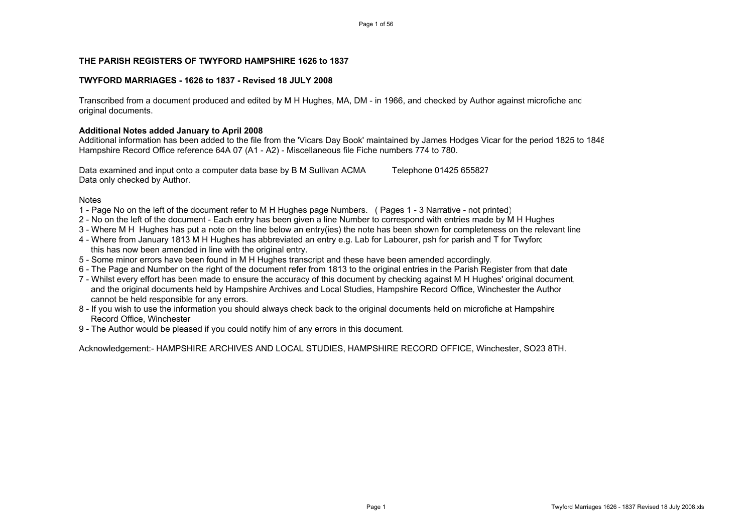## THE PARISH REGISTERS OF TWYFORD HAMPSHIRE 1626 to 1837

### TWYFORD MARRIAGES - 1626 to 1837 - Revised 18 JULY 2008

Transcribed from a document produced and edited by M H Hughes, MA, DM - in 1966, and checked by Author against microfiche and original documents.

**Additional Notes added January to April 2008**
Additional information has been added to the file from the 'Vicars Day Book' maintained by James Hodges Vicar for the period 1825 to 1848 Hampshire Record Office reference 64A 07 (A1 - A2) - Miscellaneous file Fiche numbers 774 to 780.

Data examined and input onto a computer data base by B M Sullivan ACMA    Telephone 01425 655827
Data only checked by Author.

Notes

1 - Page No on the left of the document refer to M H Hughes page Numbers.  ( Pages 1 - 3 Narrative - not printed)
2 - No on the left of the document - Each entry has been given a line Number to correspond with entries made by M H Hughes
3 - Where M H  Hughes has put a note on the line below an entry(ies) the note has been shown for completeness on the relevant line
4 - Where from January 1813 M H Hughes has abbreviated an entry e.g. Lab for Labourer, psh for parish and T for Twyford this has now been amended in line with the original entry.
5 - Some minor errors have been found in M H Hughes transcript and these have been amended accordingly.
6 - The Page and Number on the right of the document refer from 1813 to the original entries in the Parish Register from that date
7 - Whilst every effort has been made to ensure the accuracy of this document by checking against M H Hughes' original document, and the original documents held by Hampshire Archives and Local Studies, Hampshire Record Office, Winchester the Author cannot be held responsible for any errors.
8 - If you wish to use the information you should always check back to the original documents held on microfiche at Hampshire Record Office, Winchester
9 - The Author would be pleased if you could notify him of any errors in this document.

Acknowledgement:- HAMPSHIRE ARCHIVES AND LOCAL STUDIES, HAMPSHIRE RECORD OFFICE, Winchester, SO23 8TH.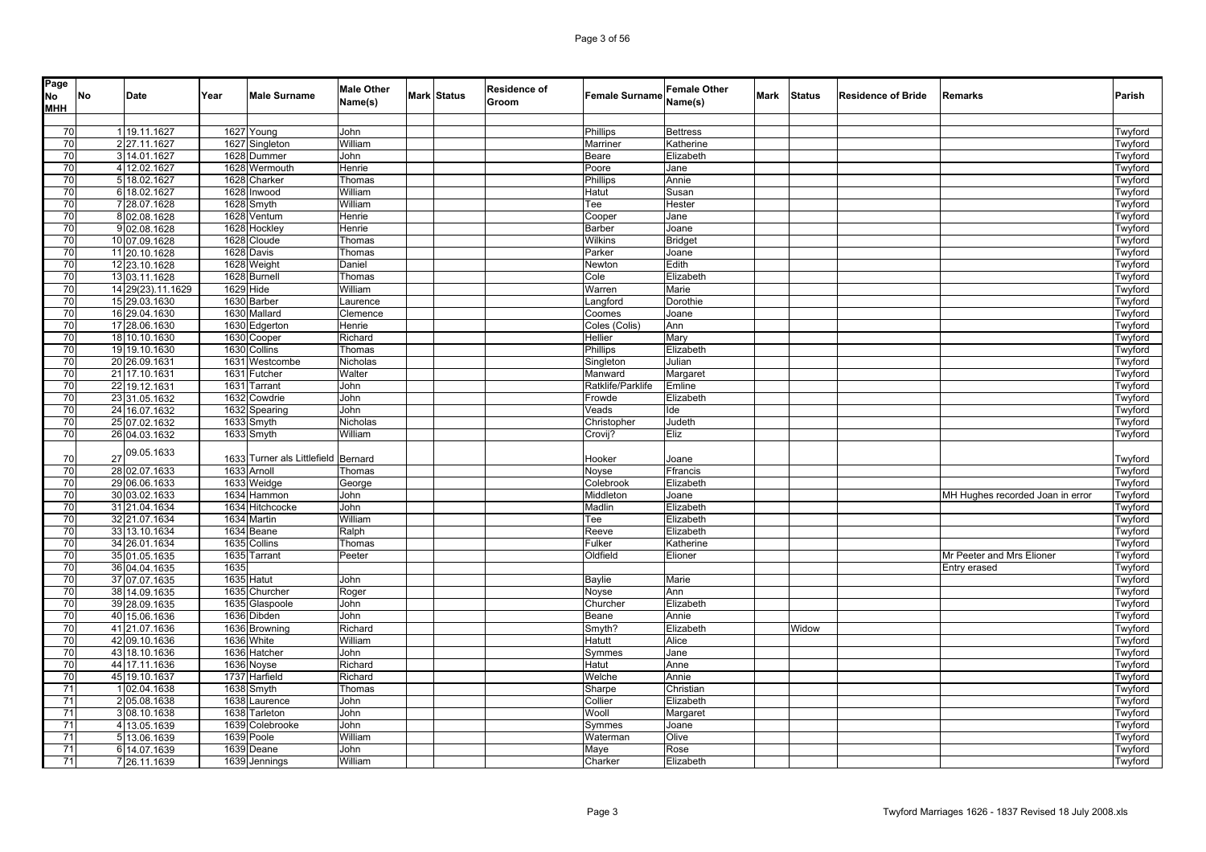| Page No MHH | No | Date | Year | Male Surname | Male Other Name(s) | Mark | Status | Residence of Groom | Female Surname | Female Other Name(s) | Mark | Status | Residence of Bride | Remarks | Parish |
|---|---|---|---|---|---|---|---|---|---|---|---|---|---|---|---|
| 70 | 1 | 19.11.1627 | 1627 | Young | John | | | | Phillips | Bettress | | | | | Twyford |
| 70 | 2 | 27.11.1627 | 1627 | Singleton | William | | | | Marriner | Katherine | | | | | Twyford |
| 70 | 3 | 14.01.1627 | 1628 | Dummer | John | | | | Beare | Elizabeth | | | | | Twyford |
| 70 | 4 | 12.02.1627 | 1628 | Wermouth | Henrie | | | | Poore | Jane | | | | | Twyford |
| 70 | 5 | 18.02.1627 | 1628 | Charker | Thomas | | | | Phillips | Annie | | | | | Twyford |
| 70 | 6 | 18.02.1627 | 1628 | Inwood | William | | | | Hatut | Susan | | | | | Twyford |
| 70 | 7 | 28.07.1628 | 1628 | Smyth | William | | | | Tee | Hester | | | | | Twyford |
| 70 | 8 | 02.08.1628 | 1628 | Ventum | Henrie | | | | Cooper | Jane | | | | | Twyford |
| 70 | 9 | 02.08.1628 | 1628 | Hockley | Henrie | | | | Barber | Joane | | | | | Twyford |
| 70 | 10 | 07.09.1628 | 1628 | Cloude | Thomas | | | | Wilkins | Bridget | | | | | Twyford |
| 70 | 11 | 20.10.1628 | 1628 | Davis | Thomas | | | | Parker | Joane | | | | | Twyford |
| 70 | 12 | 23.10.1628 | 1628 | Weight | Daniel | | | | Newton | Edith | | | | | Twyford |
| 70 | 13 | 03.11.1628 | 1628 | Burnell | Thomas | | | | Cole | Elizabeth | | | | | Twyford |
| 70 | 14 | 29(23).11.1629 | 1629 | Hide | William | | | | Warren | Marie | | | | | Twyford |
| 70 | 15 | 29.03.1630 | 1630 | Barber | Laurence | | | | Langford | Dorothie | | | | | Twyford |
| 70 | 16 | 29.04.1630 | 1630 | Mallard | Clemence | | | | Coomes | Joane | | | | | Twyford |
| 70 | 17 | 28.06.1630 | 1630 | Edgerton | Henrie | | | | Coles (Colis) | Ann | | | | | Twyford |
| 70 | 18 | 10.10.1630 | 1630 | Cooper | Richard | | | | Hellier | Mary | | | | | Twyford |
| 70 | 19 | 19.10.1630 | 1630 | Collins | Thomas | | | | Phillips | Elizabeth | | | | | Twyford |
| 70 | 20 | 26.09.1631 | 1631 | Westcombe | Nicholas | | | | Singleton | Julian | | | | | Twyford |
| 70 | 21 | 17.10.1631 | 1631 | Futcher | Walter | | | | Manward | Margaret | | | | | Twyford |
| 70 | 22 | 19.12.1631 | 1631 | Tarrant | John | | | | Ratklife/Parklife | Emline | | | | | Twyford |
| 70 | 23 | 31.05.1632 | 1632 | Cowdrie | John | | | | Frowde | Elizabeth | | | | | Twyford |
| 70 | 24 | 16.07.1632 | 1632 | Spearing | John | | | | Veads | Ide | | | | | Twyford |
| 70 | 25 | 07.02.1632 | 1633 | Smyth | Nicholas | | | | Christopher | Judeth | | | | | Twyford |
| 70 | 26 | 04.03.1632 | 1633 | Smyth | William | | | | Crovij? | Eliz | | | | | Twyford |
| 70 | 27 | 09.05.1633 | 1633 | Turner als Littlefield | Bernard | | | | Hooker | Joane | | | | | Twyford |
| 70 | 28 | 02.07.1633 | 1633 | Arnoll | Thomas | | | | Noyse | Ffrancis | | | | | Twyford |
| 70 | 29 | 06.06.1633 | 1633 | Weidge | George | | | | Colebrook | Elizabeth | | | | | Twyford |
| 70 | 30 | 03.02.1633 | 1634 | Hammon | John | | | | Middleton | Joane | | | | MH Hughes recorded Joan in error | Twyford |
| 70 | 31 | 21.04.1634 | 1634 | Hitchcocke | John | | | | Madlin | Elizabeth | | | | | Twyford |
| 70 | 32 | 21.07.1634 | 1634 | Martin | William | | | | Tee | Elizabeth | | | | | Twyford |
| 70 | 33 | 13.10.1634 | 1634 | Beane | Ralph | | | | Reeve | Elizabeth | | | | | Twyford |
| 70 | 34 | 26.01.1634 | 1635 | Collins | Thomas | | | | Fulker | Katherine | | | | | Twyford |
| 70 | 35 | 01.05.1635 | 1635 | Tarrant | Peeter | | | | Oldfield | Elioner | | | | Mr Peeter and Mrs Elioner | Twyford |
| 70 | 36 | 04.04.1635 | 1635 | | | | | | | | | | | Entry erased | Twyford |
| 70 | 37 | 07.07.1635 | 1635 | Hatut | John | | | | Baylie | Marie | | | | | Twyford |
| 70 | 38 | 14.09.1635 | 1635 | Churcher | Roger | | | | Noyse | Ann | | | | | Twyford |
| 70 | 39 | 28.09.1635 | 1635 | Glaspoole | John | | | | Churcher | Elizabeth | | | | | Twyford |
| 70 | 40 | 15.06.1636 | 1636 | Dibden | John | | | | Beane | Annie | | | | | Twyford |
| 70 | 41 | 21.07.1636 | 1636 | Browning | Richard | | | | Smyth? | Elizabeth | | Widow | | | Twyford |
| 70 | 42 | 09.10.1636 | 1636 | White | William | | | | Hatutt | Alice | | | | | Twyford |
| 70 | 43 | 18.10.1636 | 1636 | Hatcher | John | | | | Symmes | Jane | | | | | Twyford |
| 70 | 44 | 17.11.1636 | 1636 | Noyse | Richard | | | | Hatut | Anne | | | | | Twyford |
| 70 | 45 | 19.10.1637 | 1737 | Harfield | Richard | | | | Welche | Annie | | | | | Twyford |
| 71 | 1 | 02.04.1638 | 1638 | Smyth | Thomas | | | | Sharpe | Christian | | | | | Twyford |
| 71 | 2 | 05.08.1638 | 1638 | Laurence | John | | | | Collier | Elizabeth | | | | | Twyford |
| 71 | 3 | 08.10.1638 | 1638 | Tarleton | John | | | | Wooll | Margaret | | | | | Twyford |
| 71 | 4 | 13.05.1639 | 1639 | Colebrooke | John | | | | Symmes | Joane | | | | | Twyford |
| 71 | 5 | 13.06.1639 | 1639 | Poole | William | | | | Waterman | Olive | | | | | Twyford |
| 71 | 6 | 14.07.1639 | 1639 | Deane | John | | | | Maye | Rose | | | | | Twyford |
| 71 | 7 | 26.11.1639 | 1639 | Jennings | William | | | | Charker | Elizabeth | | | | | Twyford |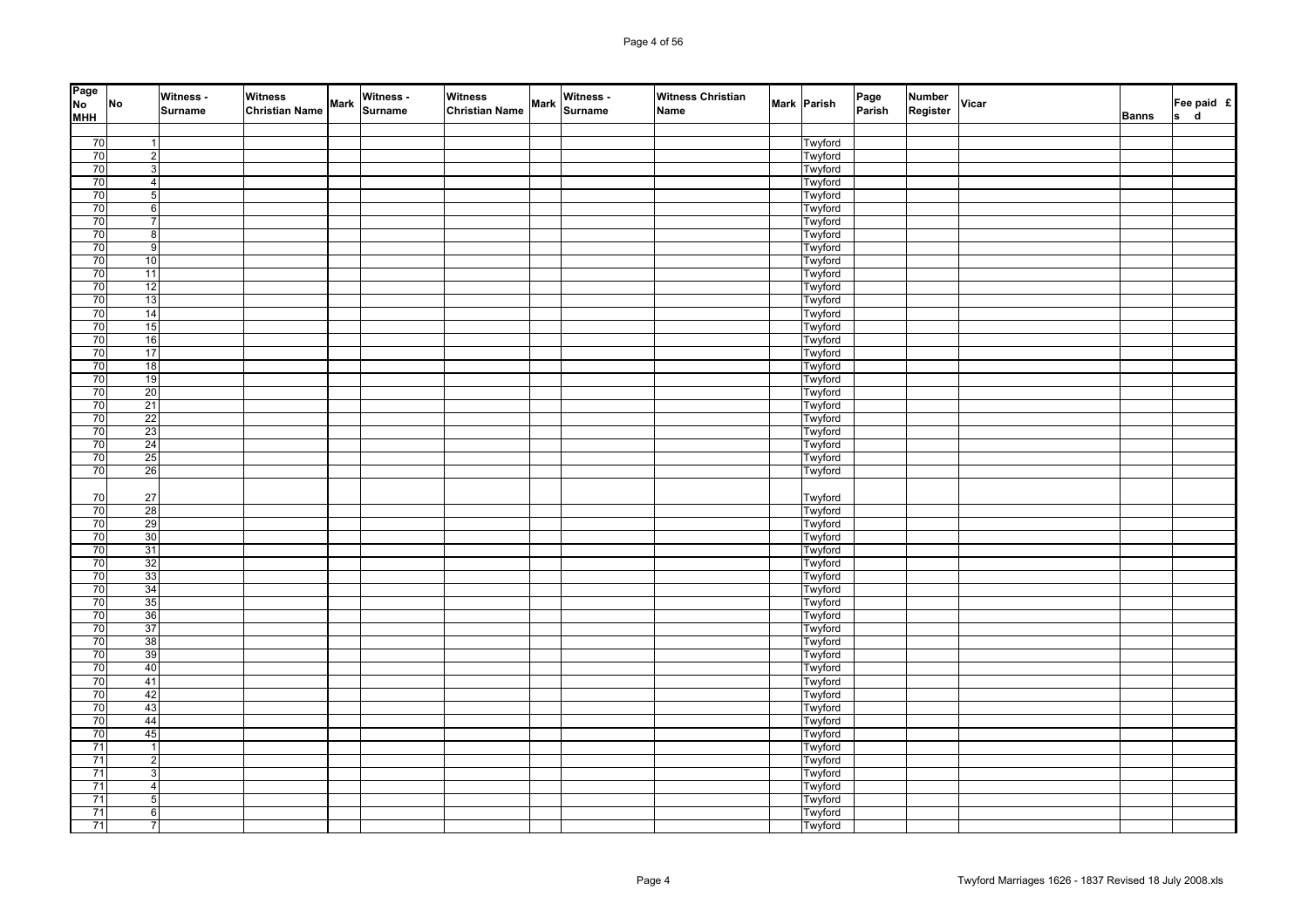| Page No MHH | No | Witness - Surname | Witness Christian Name | Mark | Witness - Surname | Witness Christian Name | Mark | Witness - Surname | Witness Christian Name | Mark | Parish | Page Parish | Number Register | Vicar | Banns | Fee paid £ s d |
|---|---|---|---|---|---|---|---|---|---|---|---|---|---|---|---|---|
| 70 | 1 | | | | | | | | | | Twyford | | | | | |
| 70 | 2 | | | | | | | | | | Twyford | | | | | |
| 70 | 3 | | | | | | | | | | Twyford | | | | | |
| 70 | 4 | | | | | | | | | | Twyford | | | | | |
| 70 | 5 | | | | | | | | | | Twyford | | | | | |
| 70 | 6 | | | | | | | | | | Twyford | | | | | |
| 70 | 7 | | | | | | | | | | Twyford | | | | | |
| 70 | 8 | | | | | | | | | | Twyford | | | | | |
| 70 | 9 | | | | | | | | | | Twyford | | | | | |
| 70 | 10 | | | | | | | | | | Twyford | | | | | |
| 70 | 11 | | | | | | | | | | Twyford | | | | | |
| 70 | 12 | | | | | | | | | | Twyford | | | | | |
| 70 | 13 | | | | | | | | | | Twyford | | | | | |
| 70 | 14 | | | | | | | | | | Twyford | | | | | |
| 70 | 15 | | | | | | | | | | Twyford | | | | | |
| 70 | 16 | | | | | | | | | | Twyford | | | | | |
| 70 | 17 | | | | | | | | | | Twyford | | | | | |
| 70 | 18 | | | | | | | | | | Twyford | | | | | |
| 70 | 19 | | | | | | | | | | Twyford | | | | | |
| 70 | 20 | | | | | | | | | | Twyford | | | | | |
| 70 | 21 | | | | | | | | | | Twyford | | | | | |
| 70 | 22 | | | | | | | | | | Twyford | | | | | |
| 70 | 23 | | | | | | | | | | Twyford | | | | | |
| 70 | 24 | | | | | | | | | | Twyford | | | | | |
| 70 | 25 | | | | | | | | | | Twyford | | | | | |
| 70 | 26 | | | | | | | | | | Twyford | | | | | |
| 70 | 27 | | | | | | | | | | Twyford | | | | | |
| 70 | 28 | | | | | | | | | | Twyford | | | | | |
| 70 | 29 | | | | | | | | | | Twyford | | | | | |
| 70 | 30 | | | | | | | | | | Twyford | | | | | |
| 70 | 31 | | | | | | | | | | Twyford | | | | | |
| 70 | 32 | | | | | | | | | | Twyford | | | | | |
| 70 | 33 | | | | | | | | | | Twyford | | | | | |
| 70 | 34 | | | | | | | | | | Twyford | | | | | |
| 70 | 35 | | | | | | | | | | Twyford | | | | | |
| 70 | 36 | | | | | | | | | | Twyford | | | | | |
| 70 | 37 | | | | | | | | | | Twyford | | | | | |
| 70 | 38 | | | | | | | | | | Twyford | | | | | |
| 70 | 39 | | | | | | | | | | Twyford | | | | | |
| 70 | 40 | | | | | | | | | | Twyford | | | | | |
| 70 | 41 | | | | | | | | | | Twyford | | | | | |
| 70 | 42 | | | | | | | | | | Twyford | | | | | |
| 70 | 43 | | | | | | | | | | Twyford | | | | | |
| 70 | 44 | | | | | | | | | | Twyford | | | | | |
| 70 | 45 | | | | | | | | | | Twyford | | | | | |
| 71 | 1 | | | | | | | | | | Twyford | | | | | |
| 71 | 2 | | | | | | | | | | Twyford | | | | | |
| 71 | 3 | | | | | | | | | | Twyford | | | | | |
| 71 | 4 | | | | | | | | | | Twyford | | | | | |
| 71 | 5 | | | | | | | | | | Twyford | | | | | |
| 71 | 6 | | | | | | | | | | Twyford | | | | | |
| 71 | 7 | | | | | | | | | | Twyford | | | | | |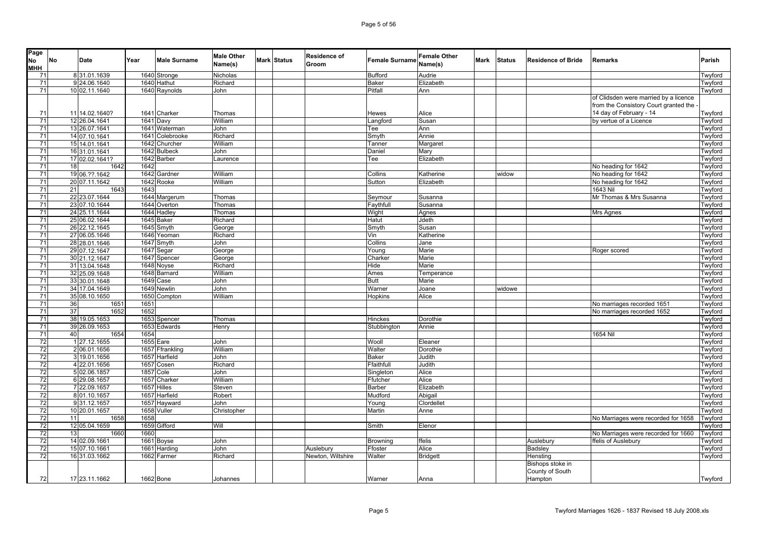| Page No MHH | No | Date | Year | Male Surname | Male Other Name(s) | Mark | Status | Residence of Groom | Female Surname | Female Other Name(s) | Mark | Status | Residence of Bride | Remarks | Parish |
|---|---|---|---|---|---|---|---|---|---|---|---|---|---|---|---|
| 71 | 8 | 31.01.1639 | 1640 | Stronge | Nicholas | | | | Bufford | Audrie | | | | | Twyford |
| 71 | 9 | 24.06.1640 | 1640 | Hathut | Richard | | | | Baker | Elizabeth | | | | | Twyford |
| 71 | 10 | 02.11.1640 | 1640 | Raynolds | John | | | | Pitfall | Ann | | | | | Twyford |
| 71 | 11 | 14.02.1640? | 1641 | Charker | Thomas | | | | Hewes | Alice | | | | of Clidsden were married by a licence from the Consistory Court granted the - 14 day of February - 14 | Twyford |
| 71 | 12 | 26.04.1641 | 1641 | Davy | William | | | | Langford | Susan | | | | by vertue of a Licence | Twyford |
| 71 | 13 | 26.07.1641 | 1641 | Waterman | John | | | | Tee | Ann | | | | | Twyford |
| 71 | 14 | 07.10.1641 | 1641 | Colebrooke | Richard | | | | Smyth | Annie | | | | | Twyford |
| 71 | 15 | 14.01.1641 | 1642 | Churcher | William | | | | Tanner | Margaret | | | | | Twyford |
| 71 | 16 | 31.01.1641 | 1642 | Bulbeck | John | | | | Daniel | Mary | | | | | Twyford |
| 71 | 17 | 02.02.1641? | 1642 | Barber | Laurence | | | | Tee | Elizabeth | | | | | Twyford |
| 71 | 18 | 1642 | 1642 | | | | | | | | | | | No heading for 1642 | Twyford |
| 71 | 19 | 06.??.1642 | 1642 | Gardner | William | | | | Collins | Katherine | | widow | | No heading for 1642 | Twyford |
| 71 | 20 | 07.11.1642 | 1642 | Rooke | William | | | | Sutton | Elizabeth | | | | No heading for 1642 | Twyford |
| 71 | 21 | 1643 | 1643 | | | | | | | | | | | 1643 Nil | Twyford |
| 71 | 22 | 23.07.1644 | 1644 | Margerum | Thomas | | | | Seymour | Susanna | | | | Mr Thomas & Mrs Susanna | Twyford |
| 71 | 23 | 07.10.1644 | 1644 | Overton | Thomas | | | | Faythfull | Susanna | | | | | Twyford |
| 71 | 24 | 25.11.1644 | 1644 | Hadley | Thomas | | | | Wight | Agnes | | | | Mrs Agnes | Twyford |
| 71 | 25 | 06.02.1644 | 1645 | Baker | Richard | | | | Hatut | Jdeth | | | | | Twyford |
| 71 | 26 | 22.12.1645 | 1645 | Smyth | George | | | | Smyth | Susan | | | | | Twyford |
| 71 | 27 | 06.05.1646 | 1646 | Yeoman | Richard | | | | Vin | Katherine | | | | | Twyford |
| 71 | 28 | 28.01.1646 | 1647 | Smyth | John | | | | Collins | Jane | | | | | Twyford |
| 71 | 29 | 07.12.1647 | 1647 | Segar | George | | | | Young | Marie | | | | Roger scored | Twyford |
| 71 | 30 | 21.12.1647 | 1647 | Spencer | George | | | | Charker | Marie | | | | | Twyford |
| 71 | 31 | 13.04.1648 | 1648 | Noyse | Richard | | | | Hide | Marie | | | | | Twyford |
| 71 | 32 | 25.09.1648 | 1648 | Barnard | William | | | | Ames | Temperance | | | | | Twyford |
| 71 | 33 | 30.01.1648 | 1649 | Case | John | | | | Butt | Marie | | | | | Twyford |
| 71 | 34 | 17.04.1649 | 1649 | Newlin | John | | | | Warner | Joane | | widowe | | | Twyford |
| 71 | 35 | 08.10.1650 | 1650 | Compton | William | | | | Hopkins | Alice | | | | | Twyford |
| 71 | 36 | 1651 | 1651 | | | | | | | | | | | No marriages recorded 1651 | Twyford |
| 71 | 37 | 1652 | 1652 | | | | | | | | | | | No marriages recorded 1652 | Twyford |
| 71 | 38 | 19.05.1653 | 1653 | Spencer | Thomas | | | | Hinckes | Dorothie | | | | | Twyford |
| 71 | 39 | 26.09.1653 | 1653 | Edwards | Henry | | | | Stubbington | Annie | | | | | Twyford |
| 71 | 40 | 1654 | 1654 | | | | | | | | | | | 1654 Nil | Twyford |
| 72 | 1 | 27.12.1655 | 1655 | Eare | John | | | | Wooll | Eleaner | | | | | Twyford |
| 72 | 2 | 06.01.1656 | 1657 | Ffrankling | William | | | | Walter | Dorothie | | | | | Twyford |
| 72 | 3 | 19.01.1656 | 1657 | Harfield | John | | | | Baker | Judith | | | | | Twyford |
| 72 | 4 | 22.01.1656 | 1657 | Cosen | Richard | | | | Ffaithfull | Judith | | | | | Twyford |
| 72 | 5 | 02.06.1857 | 1857 | Cole | John | | | | Singleton | Alice | | | | | Twyford |
| 72 | 6 | 29.08.1657 | 1657 | Charker | William | | | | Ffutcher | Alice | | | | | Twyford |
| 72 | 7 | 22.09.1657 | 1657 | Hilles | Steven | | | | Barber | Elizabeth | | | | | Twyford |
| 72 | 8 | 01.10.1657 | 1657 | Harfield | Robert | | | | Mudford | Abigail | | | | | Twyford |
| 72 | 9 | 31.12.1657 | 1657 | Hayward | John | | | | Young | Clordellet | | | | | Twyford |
| 72 | 10 | 20.01.1657 | 1658 | Vuller | Christopher | | | | Martin | Anne | | | | | Twyford |
| 72 | 11 | 1658 | 1658 | | | | | | | | | | | No Marriages were recorded for 1658 | Twyford |
| 72 | 12 | 05.04.1659 | 1659 | Gifford | Will | | | | Smith | Elenor | | | | | Twyford |
| 72 | 13 | 1660 | 1660 | | | | | | | | | | | No Marriages were recorded for 1660 | Twyford |
| 72 | 14 | 02.09.1661 | 1661 | Boyse | John | | | | Browning | ffelis | | | Auslebury | ffelis of Auslebury | Twyford |
| 72 | 15 | 07.10.1661 | 1661 | Harding | John | | | Auslebury | Ffoster | Alice | | | Badsley | | Twyford |
| 72 | 16 | 31.03.1662 | 1662 | Farmer | Richard | | | Newton, Wiltshire | Walter | Bridgett | | | Hensting | | Twyford |
| 72 | 17 | 23.11.1662 | 1662 | Bone | Johannes | | | | Warner | Anna | | | Bishops stoke in County of South Hampton | | Twyford |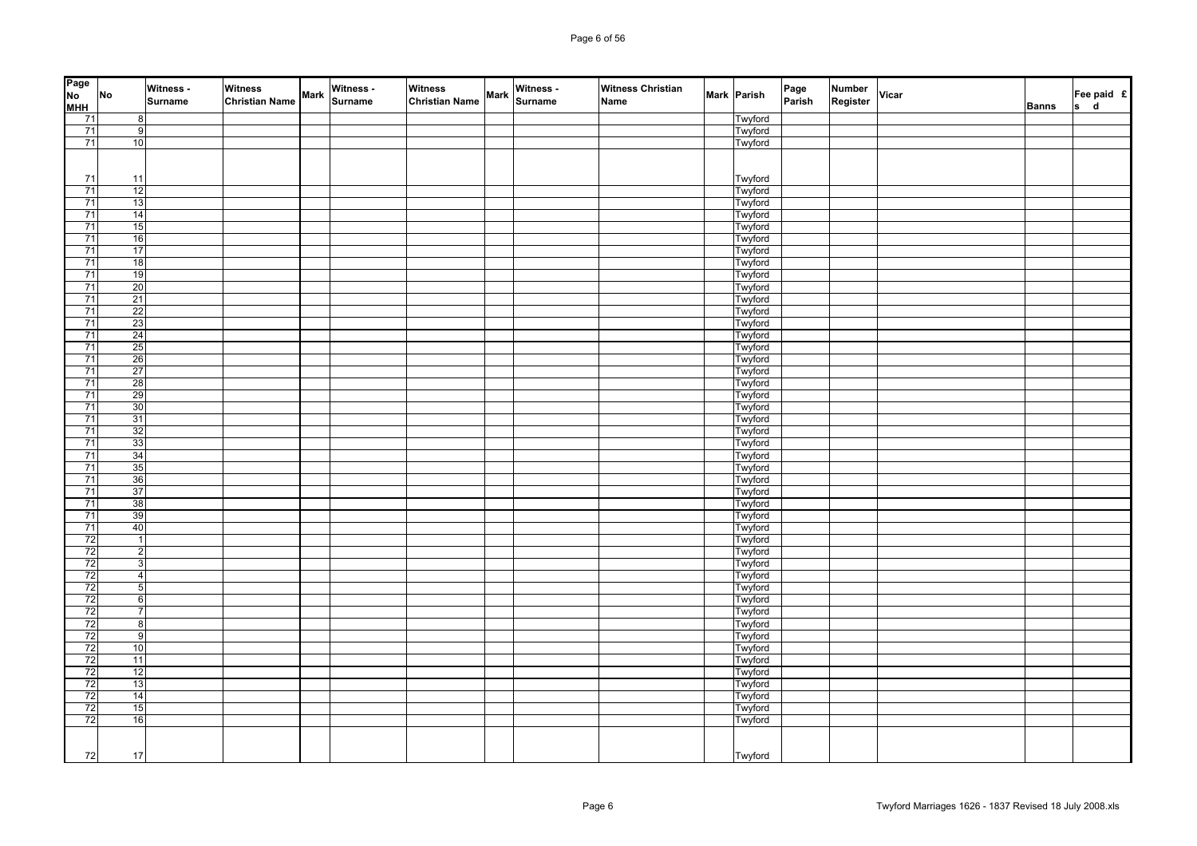| Page No MHH | No | Witness - Surname | Witness Christian Name | Mark | Witness - Surname | Witness Christian Name | Mark | Witness - Surname | Witness Christian Name | Mark | Parish | Page Parish | Number Register | Vicar | Banns | Fee paid £ s d |
|---|---|---|---|---|---|---|---|---|---|---|---|---|---|---|---|---|
| 71 | 8 | | | | | | | | | | Twyford | | | | | |
| 71 | 9 | | | | | | | | | | Twyford | | | | | |
| 71 | 10 | | | | | | | | | | Twyford | | | | | |
| 71 | 11 | | | | | | | | | | Twyford | | | | | |
| 71 | 12 | | | | | | | | | | Twyford | | | | | |
| 71 | 13 | | | | | | | | | | Twyford | | | | | |
| 71 | 14 | | | | | | | | | | Twyford | | | | | |
| 71 | 15 | | | | | | | | | | Twyford | | | | | |
| 71 | 16 | | | | | | | | | | Twyford | | | | | |
| 71 | 17 | | | | | | | | | | Twyford | | | | | |
| 71 | 18 | | | | | | | | | | Twyford | | | | | |
| 71 | 19 | | | | | | | | | | Twyford | | | | | |
| 71 | 20 | | | | | | | | | | Twyford | | | | | |
| 71 | 21 | | | | | | | | | | Twyford | | | | | |
| 71 | 22 | | | | | | | | | | Twyford | | | | | |
| 71 | 23 | | | | | | | | | | Twyford | | | | | |
| 71 | 24 | | | | | | | | | | Twyford | | | | | |
| 71 | 25 | | | | | | | | | | Twyford | | | | | |
| 71 | 26 | | | | | | | | | | Twyford | | | | | |
| 71 | 27 | | | | | | | | | | Twyford | | | | | |
| 71 | 28 | | | | | | | | | | Twyford | | | | | |
| 71 | 29 | | | | | | | | | | Twyford | | | | | |
| 71 | 30 | | | | | | | | | | Twyford | | | | | |
| 71 | 31 | | | | | | | | | | Twyford | | | | | |
| 71 | 32 | | | | | | | | | | Twyford | | | | | |
| 71 | 33 | | | | | | | | | | Twyford | | | | | |
| 71 | 34 | | | | | | | | | | Twyford | | | | | |
| 71 | 35 | | | | | | | | | | Twyford | | | | | |
| 71 | 36 | | | | | | | | | | Twyford | | | | | |
| 71 | 37 | | | | | | | | | | Twyford | | | | | |
| 71 | 38 | | | | | | | | | | Twyford | | | | | |
| 71 | 39 | | | | | | | | | | Twyford | | | | | |
| 71 | 40 | | | | | | | | | | Twyford | | | | | |
| 72 | 1 | | | | | | | | | | Twyford | | | | | |
| 72 | 2 | | | | | | | | | | Twyford | | | | | |
| 72 | 3 | | | | | | | | | | Twyford | | | | | |
| 72 | 4 | | | | | | | | | | Twyford | | | | | |
| 72 | 5 | | | | | | | | | | Twyford | | | | | |
| 72 | 6 | | | | | | | | | | Twyford | | | | | |
| 72 | 7 | | | | | | | | | | Twyford | | | | | |
| 72 | 8 | | | | | | | | | | Twyford | | | | | |
| 72 | 9 | | | | | | | | | | Twyford | | | | | |
| 72 | 10 | | | | | | | | | | Twyford | | | | | |
| 72 | 11 | | | | | | | | | | Twyford | | | | | |
| 72 | 12 | | | | | | | | | | Twyford | | | | | |
| 72 | 13 | | | | | | | | | | Twyford | | | | | |
| 72 | 14 | | | | | | | | | | Twyford | | | | | |
| 72 | 15 | | | | | | | | | | Twyford | | | | | |
| 72 | 16 | | | | | | | | | | Twyford | | | | | |
| 72 | 17 | | | | | | | | | | Twyford | | | | | |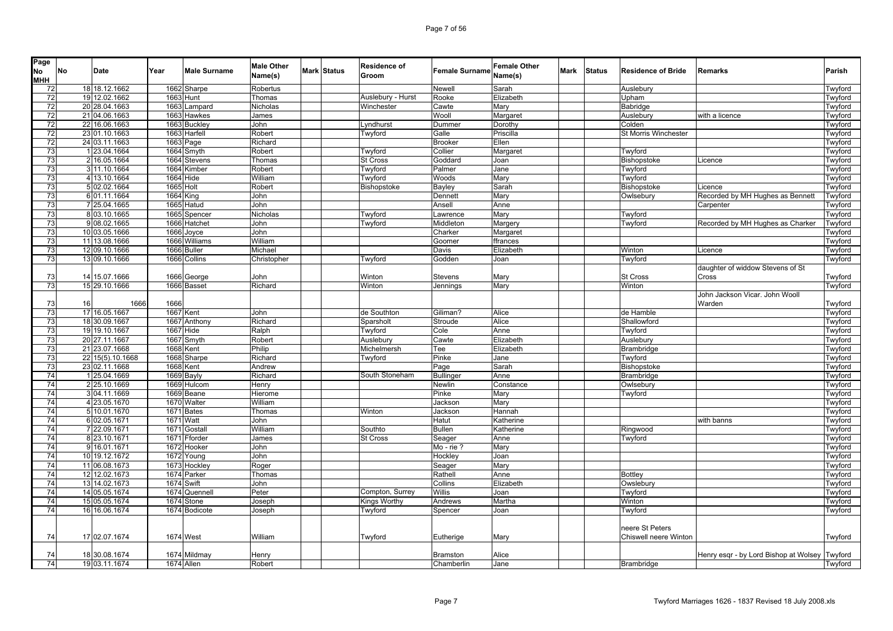| Page No MHH | No | Date | Year | Male Surname | Male Other Name(s) | Mark | Status | Residence of Groom | Female Surname | Female Other Name(s) | Mark | Status | Residence of Bride | Remarks | Parish |
|---|---|---|---|---|---|---|---|---|---|---|---|---|---|---|---|
| 72 | 18 | 18.12.1662 | 1662 | Sharpe | Robertus | | | | Newell | Sarah | | | Auslebury | | Twyford |
| 72 | 19 | 12.02.1662 | 1663 | Hunt | Thomas | | | Auslebury - Hurst | Rooke | Elizabeth | | | Upham | | Twyford |
| 72 | 20 | 28.04.1663 | 1663 | Lampard | Nicholas | | | Winchester | Cawte | Mary | | | Babridge | | Twyford |
| 72 | 21 | 04.06.1663 | 1663 | Hawkes | James | | | | Wooll | Margaret | | | Auslebury | with a licence | Twyford |
| 72 | 22 | 16.06.1663 | 1663 | Buckley | John | | | Lyndhurst | Dummer | Dorothy | | | Colden | | Twyford |
| 72 | 23 | 01.10.1663 | 1663 | Harfell | Robert | | | Twyford | Galle | Priscilla | | | St Morris Winchester | | Twyford |
| 72 | 24 | 03.11.1663 | 1663 | Page | Richard | | | | Brooker | Ellen | | | | | Twyford |
| 73 | 1 | 23.04.1664 | 1664 | Smyth | Robert | | | Twyford | Collier | Margaret | | | Twyford | | Twyford |
| 73 | 2 | 16.05.1664 | 1664 | Stevens | Thomas | | | St Cross | Goddard | Joan | | | Bishopstoke | Licence | Twyford |
| 73 | 3 | 11.10.1664 | 1664 | Kimber | Robert | | | Twyford | Palmer | Jane | | | Twyford | | Twyford |
| 73 | 4 | 13.10.1664 | 1664 | Hide | William | | | Twyford | Woods | Mary | | | Twyford | | Twyford |
| 73 | 5 | 02.02.1664 | 1665 | Holt | Robert | | | Bishopstoke | Bayley | Sarah | | | Bishopstoke | Licence | Twyford |
| 73 | 6 | 01.11.1664 | 1664 | King | John | | | | Dennett | Mary | | | Owlsebury | Recorded by MH Hughes as Bennett | Twyford |
| 73 | 7 | 25.04.1665 | 1665 | Hatud | John | | | | Ansell | Anne | | | | Carpenter | Twyford |
| 73 | 8 | 03.10.1665 | 1665 | Spencer | Nicholas | | | Twyford | Lawrence | Mary | | | Twyford | | Twyford |
| 73 | 9 | 08.02.1665 | 1666 | Hatchet | John | | | Twyford | Middleton | Margery | | | Twyford | Recorded by MH Hughes as Charker | Twyford |
| 73 | 10 | 03.05.1666 | 1666 | Joyce | John | | | | Charker | Margaret | | | | | Twyford |
| 73 | 11 | 13.08.1666 | 1666 | Williams | William | | | | Goomer | ffrances | | | | | Twyford |
| 73 | 12 | 09.10.1666 | 1666 | Buller | Michael | | | | Davis | Elizabeth | | | Winton | Licence | Twyford |
| 73 | 13 | 09.10.1666 | 1666 | Collins | Christopher | | | Twyford | Godden | Joan | | | Twyford | | Twyford |
| 73 | 14 | 15.07.1666 | 1666 | George | John | | | Winton | Stevens | Mary | | | St Cross | daughter of widdow Stevens of St Cross | Twyford |
| 73 | 15 | 29.10.1666 | 1666 | Basset | Richard | | | Winton | Jennings | Mary | | | Winton | | Twyford |
| 73 | 16 | 1666 | 1666 | | | | | | | | | | | John Jackson Vicar. John Wooll Warden | Twyford |
| 73 | 17 | 16.05.1667 | 1667 | Kent | John | | | de Southton | Giliman? | Alice | | | de Hamble | | Twyford |
| 73 | 18 | 30.09.1667 | 1667 | Anthony | Richard | | | Sparsholt | Stroude | Alice | | | Shallowford | | Twyford |
| 73 | 19 | 19.10.1667 | 1667 | Hide | Ralph | | | Twyford | Cole | Anne | | | Twyford | | Twyford |
| 73 | 20 | 27.11.1667 | 1667 | Smyth | Robert | | | Auslebury | Cawte | Elizabeth | | | Auslebury | | Twyford |
| 73 | 21 | 23.07.1668 | 1668 | Kent | Philip | | | Michelmersh | Tee | Elizabeth | | | Brambridge | | Twyford |
| 73 | 22 | 15(5).10.1668 | 1668 | Sharpe | Richard | | | Twyford | Pinke | Jane | | | Twyford | | Twyford |
| 73 | 23 | 02.11.1668 | 1668 | Kent | Andrew | | | | Page | Sarah | | | Bishopstoke | | Twyford |
| 74 | 1 | 25.04.1669 | 1669 | Bayly | Richard | | | South Stoneham | Bullinger | Anne | | | Brambridge | | Twyford |
| 74 | 2 | 25.10.1669 | 1669 | Hulcom | Henry | | | | Newlin | Constance | | | Owlsebury | | Twyford |
| 74 | 3 | 04.11.1669 | 1669 | Beane | Hierome | | | | Pinke | Mary | | | Twyford | | Twyford |
| 74 | 4 | 23.05.1670 | 1670 | Walter | William | | | | Jackson | Mary | | | | | Twyford |
| 74 | 5 | 10.01.1670 | 1671 | Bates | Thomas | | | Winton | Jackson | Hannah | | | | | Twyford |
| 74 | 6 | 02.05.1671 | 1671 | Watt | John | | | | Hatut | Katherine | | | | with banns | Twyford |
| 74 | 7 | 22.09.1671 | 1671 | Gostall | William | | | Southto | Bullen | Katherine | | | Ringwood | | Twyford |
| 74 | 8 | 23.10.1671 | 1671 | Fforder | James | | | St Cross | Seager | Anne | | | Twyford | | Twyford |
| 74 | 9 | 16.01.1671 | 1672 | Hooker | John | | | | Mo - rie ? | Mary | | | | | Twyford |
| 74 | 10 | 19.12.1672 | 1672 | Young | John | | | | Hockley | Joan | | | | | Twyford |
| 74 | 11 | 06.08.1673 | 1673 | Hockley | Roger | | | | Seager | Mary | | | | | Twyford |
| 74 | 12 | 12.02.1673 | 1674 | Parker | Thomas | | | | Rathell | Anne | | | Bottley | | Twyford |
| 74 | 13 | 14.02.1673 | 1674 | Swift | John | | | | Collins | Elizabeth | | | Owslebury | | Twyford |
| 74 | 14 | 05.05.1674 | 1674 | Quennell | Peter | | | Compton, Surrey | Willis | Joan | | | Twyford | | Twyford |
| 74 | 15 | 05.05.1674 | 1674 | Stone | Joseph | | | Kings Worthy | Andrews | Martha | | | Winton | | Twyford |
| 74 | 16 | 16.06.1674 | 1674 | Bodicote | Joseph | | | Twyford | Spencer | Joan | | | Twyford | | Twyford |
| 74 | 17 | 02.07.1674 | 1674 | West | William | | | Twyford | Eutherige | Mary | | | neere St Peters Chiswell neere Winton | | Twyford |
| 74 | 18 | 30.08.1674 | 1674 | Mildmay | Henry | | | | Bramston | Alice | | | | Henry esqr - by Lord Bishop at Wolsey | Twyford |
| 74 | 19 | 03.11.1674 | 1674 | Allen | Robert | | | | Chamberlin | Jane | | | Brambridge | | Twyford |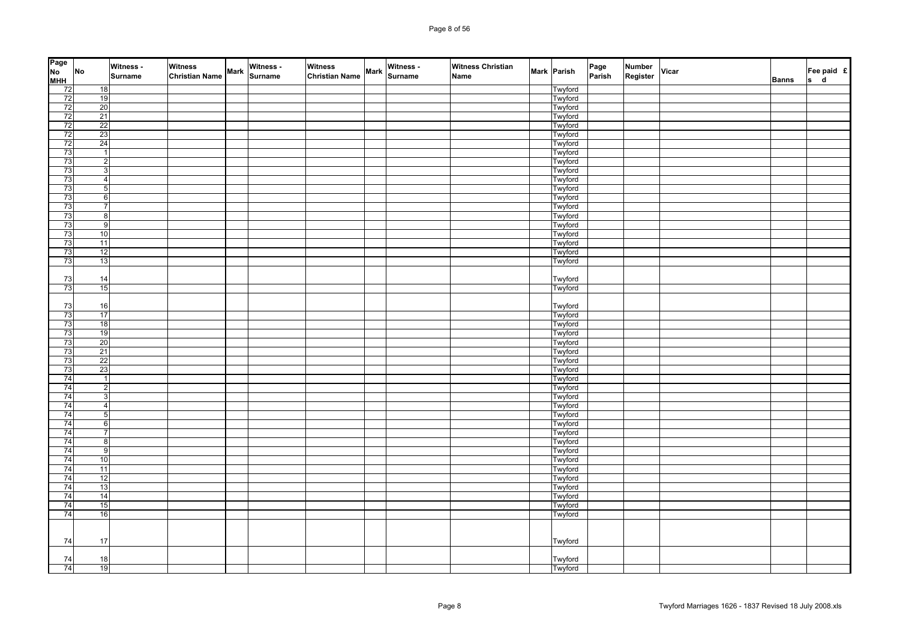| Page No MHH | No | Witness - Surname | Witness Christian Name | Mark | Witness - Surname | Witness Christian Name | Mark | Witness - Surname | Witness Christian Name | Mark | Parish | Page Parish | Number Register | Vicar | Banns | Fee paid £ s d |
|---|---|---|---|---|---|---|---|---|---|---|---|---|---|---|---|---|
| 72 | 18 | | | | | | | | | | Twyford | | | | | |
| 72 | 19 | | | | | | | | | | Twyford | | | | | |
| 72 | 20 | | | | | | | | | | Twyford | | | | | |
| 72 | 21 | | | | | | | | | | Twyford | | | | | |
| 72 | 22 | | | | | | | | | | Twyford | | | | | |
| 72 | 23 | | | | | | | | | | Twyford | | | | | |
| 72 | 24 | | | | | | | | | | Twyford | | | | | |
| 73 | 1 | | | | | | | | | | Twyford | | | | | |
| 73 | 2 | | | | | | | | | | Twyford | | | | | |
| 73 | 3 | | | | | | | | | | Twyford | | | | | |
| 73 | 4 | | | | | | | | | | Twyford | | | | | |
| 73 | 5 | | | | | | | | | | Twyford | | | | | |
| 73 | 6 | | | | | | | | | | Twyford | | | | | |
| 73 | 7 | | | | | | | | | | Twyford | | | | | |
| 73 | 8 | | | | | | | | | | Twyford | | | | | |
| 73 | 9 | | | | | | | | | | Twyford | | | | | |
| 73 | 10 | | | | | | | | | | Twyford | | | | | |
| 73 | 11 | | | | | | | | | | Twyford | | | | | |
| 73 | 12 | | | | | | | | | | Twyford | | | | | |
| 73 | 13 | | | | | | | | | | Twyford | | | | | |
| 73 | 14 | | | | | | | | | | Twyford | | | | | |
| 73 | 15 | | | | | | | | | | Twyford | | | | | |
| 73 | 16 | | | | | | | | | | Twyford | | | | | |
| 73 | 17 | | | | | | | | | | Twyford | | | | | |
| 73 | 18 | | | | | | | | | | Twyford | | | | | |
| 73 | 19 | | | | | | | | | | Twyford | | | | | |
| 73 | 20 | | | | | | | | | | Twyford | | | | | |
| 73 | 21 | | | | | | | | | | Twyford | | | | | |
| 73 | 22 | | | | | | | | | | Twyford | | | | | |
| 73 | 23 | | | | | | | | | | Twyford | | | | | |
| 74 | 1 | | | | | | | | | | Twyford | | | | | |
| 74 | 2 | | | | | | | | | | Twyford | | | | | |
| 74 | 3 | | | | | | | | | | Twyford | | | | | |
| 74 | 4 | | | | | | | | | | Twyford | | | | | |
| 74 | 5 | | | | | | | | | | Twyford | | | | | |
| 74 | 6 | | | | | | | | | | Twyford | | | | | |
| 74 | 7 | | | | | | | | | | Twyford | | | | | |
| 74 | 8 | | | | | | | | | | Twyford | | | | | |
| 74 | 9 | | | | | | | | | | Twyford | | | | | |
| 74 | 10 | | | | | | | | | | Twyford | | | | | |
| 74 | 11 | | | | | | | | | | Twyford | | | | | |
| 74 | 12 | | | | | | | | | | Twyford | | | | | |
| 74 | 13 | | | | | | | | | | Twyford | | | | | |
| 74 | 14 | | | | | | | | | | Twyford | | | | | |
| 74 | 15 | | | | | | | | | | Twyford | | | | | |
| 74 | 16 | | | | | | | | | | Twyford | | | | | |
| 74 | 17 | | | | | | | | | | Twyford | | | | | |
| 74 | 18 | | | | | | | | | | Twyford | | | | | |
| 74 | 19 | | | | | | | | | | Twyford | | | | | |

Twyford Marriages 1626 - 1837 Revised 18 July 2008.xls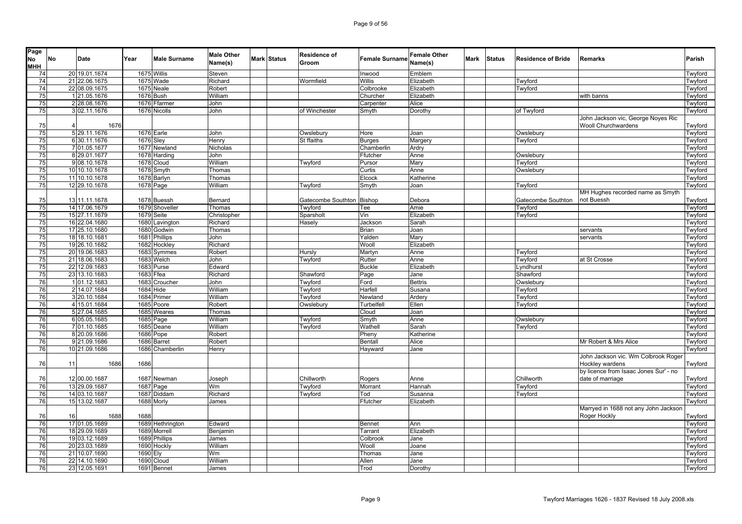| Page No MHH | No | Date | Year | Male Surname | Male Other Name(s) | Mark | Status | Residence of Groom | Female Surname | Female Other Name(s) | Mark | Status | Residence of Bride | Remarks | Parish |
|---|---|---|---|---|---|---|---|---|---|---|---|---|---|---|---|
| 74 | 20 | 19.01.1674 | 1675 | Willis | Steven | | | | Inwood | Emblem | | | | | Twyford |
| 74 | 21 | 22.06.1675 | 1675 | Wade | Richard | | | Wormfield | Willis | Elizabeth | | | Twyford | | Twyford |
| 74 | 22 | 08.09.1675 | 1675 | Neale | Robert | | | | Colbrooke | Elizabeth | | | Twyford | | Twyford |
| 75 | 1 | 21.05.1676 | 1676 | Bush | William | | | | Churcher | Elizabeth | | | | with banns | Twyford |
| 75 | 2 | 28.08.1676 | 1676 | Ffarmer | John | | | | Carpenter | Alice | | | | | Twyford |
| 75 | 3 | 02.11.1676 | 1676 | Nicolls | John | | | of Winchester | Smyth | Dorothy | | | of Twyford | | Twyford |
| 75 | 4 | 1676 | | | | | | | | | | | | John Jackson vic, George Noyes Ric Wooll Churchwardens | Twyford |
| 75 | 5 | 29.11.1676 | 1676 | Earle | John | | | Owslebury | Hore | Joan | | | Owslebury | | Twyford |
| 75 | 6 | 30.11.1676 | 1676 | Sley | Henry | | | St ffaiths | Burges | Margery | | | Twyford | | Twyford |
| 75 | 7 | 01.05.1677 | 1677 | Newland | Nicholas | | | | Chamberlin | Ardry | | | | | Twyford |
| 75 | 8 | 29.01.1677 | 1678 | Harding | John | | | | Ffutcher | Anne | | | Owslebury | | Twyford |
| 75 | 9 | 08.10.1678 | 1678 | Cloud | William | | | Twyford | Pursor | Mary | | | Twyford | | Twyford |
| 75 | 10 | 10.10.1678 | 1678 | Smyth | Thomas | | | | Curtis | Anne | | | Owslebury | | Twyford |
| 75 | 11 | 10.10.1678 | 1678 | Barlyn | Thomas | | | | Elcock | Katherine | | | | | Twyford |
| 75 | 12 | 29.10.1678 | 1678 | Page | William | | | Twyford | Smyth | Joan | | | Twyford | | Twyford |
| 75 | 13 | 11.11.1678 | 1678 | Buessh | Bernard | | | Gatecombe Southton | Bishop | Debora | | | Gatecombe Southton | MH Hughes recorded name as Smyth not Buessh | Twyford |
| 75 | 14 | 17.06.1679 | 1679 | Shoveller | Thomas | | | Twyford | Tee | Amie | | | Twyford | | Twyford |
| 75 | 15 | 27.11.1679 | 1679 | Seite | Christopher | | | Sparsholt | Vin | Elizabeth | | | Twyford | | Twyford |
| 75 | 16 | 22.04.1680 | 1680 | Lavington | Richard | | | Hasely | Jackson | Sarah | | | | | Twyford |
| 75 | 17 | 25.10.1680 | 1680 | Godwin | Thomas | | | | Brian | Joan | | | | servants | Twyford |
| 75 | 18 | 18.10.1681 | 1681 | Phillips | John | | | | Yalden | Mary | | | | servants | Twyford |
| 75 | 19 | 26.10.1682 | 1682 | Hockley | Richard | | | | Wooll | Elizabeth | | | | | Twyford |
| 75 | 20 | 19.06.1683 | 1683 | Symmes | Robert | | | Hursly | Martyn | Anne | | | Twyford | | Twyford |
| 75 | 21 | 18.06.1683 | 1683 | Welch | John | | | Twyford | Rutter | Anne | | | Twyford | at St Crosse | Twyford |
| 75 | 22 | 12.09.1683 | 1683 | Purse | Edward | | | | Buckle | Elizabeth | | | Lyndhurst | | Twyford |
| 75 | 23 | 13.10.1683 | 1683 | Ffea | Richard | | | Shawford | Page | Jane | | | Shawford | | Twyford |
| 76 | 1 | 01.12.1683 | 1683 | Croucher | John | | | Twyford | Ford | Bettris | | | Owslebury | | Twyford |
| 76 | 2 | 14.07.1684 | 1684 | Hide | William | | | Twyford | Harfell | Susana | | | Twyford | | Twyford |
| 76 | 3 | 20.10.1684 | 1684 | Primer | William | | | Twyford | Newland | Ardery | | | Twyford | | Twyford |
| 76 | 4 | 15.01.1684 | 1685 | Poore | Robert | | | Owslebury | Turbelfell | Ellen | | | Twyford | | Twyford |
| 76 | 5 | 27.04.1685 | 1685 | Weares | Thomas | | | | Cloud | Joan | | | | | Twyford |
| 76 | 6 | 05.05.1685 | 1685 | Page | William | | | Twyford | Smyth | Anne | | | Owslebury | | Twyford |
| 76 | 7 | 01.10.1685 | 1685 | Deane | William | | | Twyford | Wathell | Sarah | | | Twyford | | Twyford |
| 76 | 8 | 20.09.1686 | 1686 | Pope | Robert | | | | Pheny | Katherine | | | | | Twyford |
| 76 | 9 | 21.09.1686 | 1686 | Barret | Robert | | | | Bentall | Alice | | | | Mr Robert & Mrs Alice | Twyford |
| 76 | 10 | 21.09.1686 | 1686 | Chamberlin | Henry | | | | Hayward | Jane | | | | | Twyford |
| 76 | 11 | 1686 | 1686 | | | | | | | | | | | John Jackson vic. Wm Colbrook Roger Hockley wardens | Twyford |
| 76 | 12 | 00.00.1687 | 1687 | Newman | Joseph | | | Chillworth | Rogers | Anne | | | Chillworth | by licence from Isaac Jones Sur' - no date of marriage | Twyford |
| 76 | 13 | 29.09.1687 | 1687 | Page | Wm | | | Twyford | Morrant | Hannah | | | Twyford | | Twyford |
| 76 | 14 | 03.10.1687 | 1687 | Diddam | Richard | | | Twyford | Tod | Susanna | | | Twyford | | Twyford |
| 76 | 15 | 13.02.1687 | 1688 | Morly | James | | | | Ffutcher | Elizabeth | | | | | Twyford |
| 76 | 16 | 1688 | 1688 | | | | | | | | | | | Marryed in 1688 not any John Jackson Roger Hockly | Twyford |
| 76 | 17 | 01.05.1689 | 1689 | Hethrington | Edward | | | | Bennet | Ann | | | | | Twyford |
| 76 | 18 | 29.09.1689 | 1689 | Morrell | Benjamin | | | | Tarrant | Elizabeth | | | | | Twyford |
| 76 | 19 | 03.12.1689 | 1689 | Phillips | James | | | | Colbrook | Jane | | | | | Twyford |
| 76 | 20 | 23.03.1689 | 1690 | Hockly | William | | | | Wooll | Joane | | | | | Twyford |
| 76 | 21 | 10.07.1690 | 1690 | Ely | Wm | | | | Thomas | Jane | | | | | Twyford |
| 76 | 22 | 14.10.1690 | 1690 | Cloud | William | | | | Allen | Jane | | | | | Twyford |
| 76 | 23 | 12.05.1691 | 1691 | Bennet | James | | | | Trod | Dorothy | | | | | Twyford |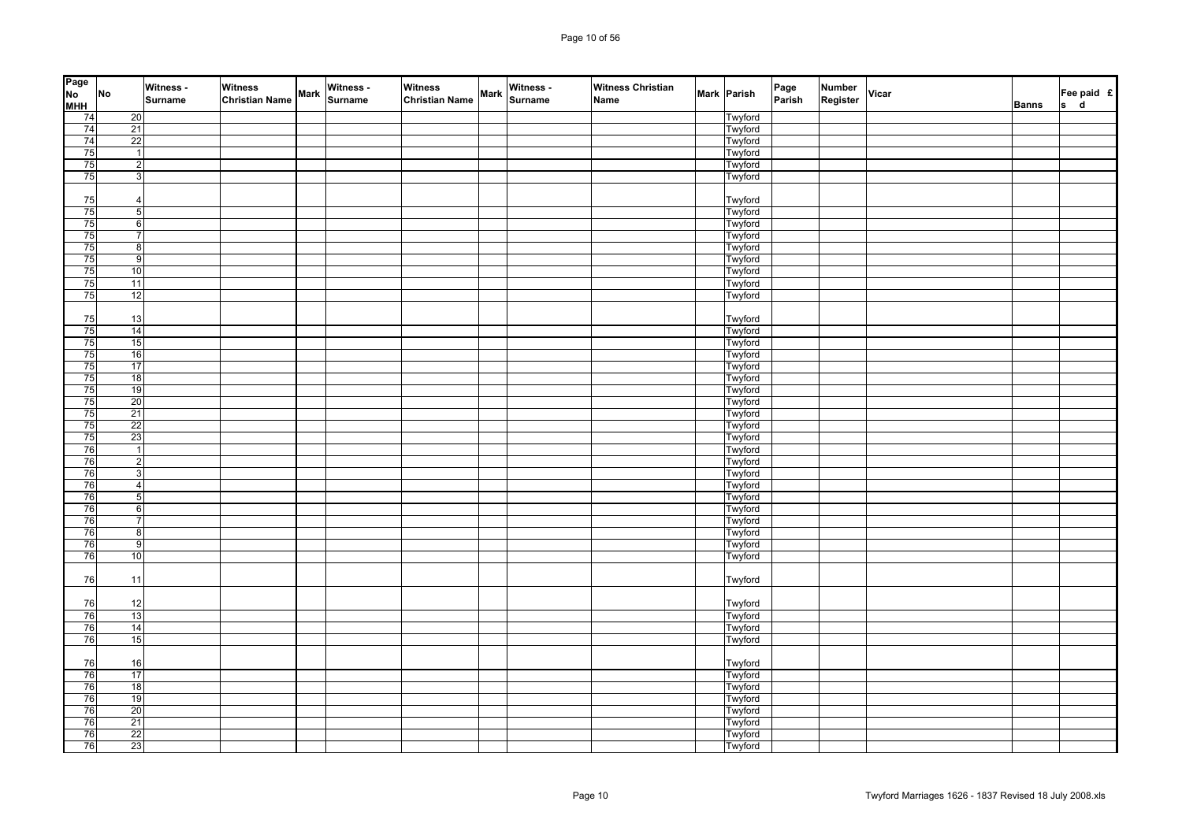| Page No MHH | No | Witness - Surname | Witness Christian Name | Mark | Witness - Surname | Witness Christian Name | Mark | Witness - Surname | Witness Christian Name | Mark | Parish | Page Parish | Number Register | Vicar | Banns | Fee paid £ s d |
|---|---|---|---|---|---|---|---|---|---|---|---|---|---|---|---|---|
| 74 | 20 | | | | | | | | | | Twyford | | | | | |
| 74 | 21 | | | | | | | | | | Twyford | | | | | |
| 74 | 22 | | | | | | | | | | Twyford | | | | | |
| 75 | 1 | | | | | | | | | | Twyford | | | | | |
| 75 | 2 | | | | | | | | | | Twyford | | | | | |
| 75 | 3 | | | | | | | | | | Twyford | | | | | |
| 75 | 4 | | | | | | | | | | Twyford | | | | | |
| 75 | 5 | | | | | | | | | | Twyford | | | | | |
| 75 | 6 | | | | | | | | | | Twyford | | | | | |
| 75 | 7 | | | | | | | | | | Twyford | | | | | |
| 75 | 8 | | | | | | | | | | Twyford | | | | | |
| 75 | 9 | | | | | | | | | | Twyford | | | | | |
| 75 | 10 | | | | | | | | | | Twyford | | | | | |
| 75 | 11 | | | | | | | | | | Twyford | | | | | |
| 75 | 12 | | | | | | | | | | Twyford | | | | | |
| 75 | 13 | | | | | | | | | | Twyford | | | | | |
| 75 | 14 | | | | | | | | | | Twyford | | | | | |
| 75 | 15 | | | | | | | | | | Twyford | | | | | |
| 75 | 16 | | | | | | | | | | Twyford | | | | | |
| 75 | 17 | | | | | | | | | | Twyford | | | | | |
| 75 | 18 | | | | | | | | | | Twyford | | | | | |
| 75 | 19 | | | | | | | | | | Twyford | | | | | |
| 75 | 20 | | | | | | | | | | Twyford | | | | | |
| 75 | 21 | | | | | | | | | | Twyford | | | | | |
| 75 | 22 | | | | | | | | | | Twyford | | | | | |
| 75 | 23 | | | | | | | | | | Twyford | | | | | |
| 76 | 1 | | | | | | | | | | Twyford | | | | | |
| 76 | 2 | | | | | | | | | | Twyford | | | | | |
| 76 | 3 | | | | | | | | | | Twyford | | | | | |
| 76 | 4 | | | | | | | | | | Twyford | | | | | |
| 76 | 5 | | | | | | | | | | Twyford | | | | | |
| 76 | 6 | | | | | | | | | | Twyford | | | | | |
| 76 | 7 | | | | | | | | | | Twyford | | | | | |
| 76 | 8 | | | | | | | | | | Twyford | | | | | |
| 76 | 9 | | | | | | | | | | Twyford | | | | | |
| 76 | 10 | | | | | | | | | | Twyford | | | | | |
| 76 | 11 | | | | | | | | | | Twyford | | | | | |
| 76 | 12 | | | | | | | | | | Twyford | | | | | |
| 76 | 13 | | | | | | | | | | Twyford | | | | | |
| 76 | 14 | | | | | | | | | | Twyford | | | | | |
| 76 | 15 | | | | | | | | | | Twyford | | | | | |
| 76 | 16 | | | | | | | | | | Twyford | | | | | |
| 76 | 17 | | | | | | | | | | Twyford | | | | | |
| 76 | 18 | | | | | | | | | | Twyford | | | | | |
| 76 | 19 | | | | | | | | | | Twyford | | | | | |
| 76 | 20 | | | | | | | | | | Twyford | | | | | |
| 76 | 21 | | | | | | | | | | Twyford | | | | | |
| 76 | 22 | | | | | | | | | | Twyford | | | | | |
| 76 | 23 | | | | | | | | | | Twyford | | | | | |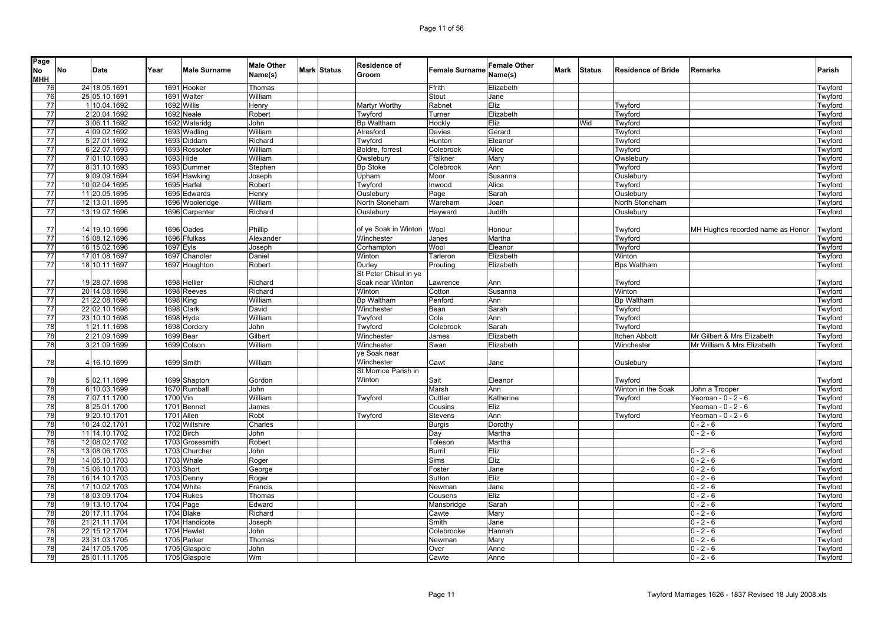| Page No MHH | No | Date | Year | Male Surname | Male Other Name(s) | Mark | Status | Residence of Groom | Female Surname | Female Other Name(s) | Mark | Status | Residence of Bride | Remarks | Parish |
|---|---|---|---|---|---|---|---|---|---|---|---|---|---|---|---|
| 76 | 24 | 18.05.1691 | 1691 | Hooker | Thomas | | | | Ffrith | Elizabeth | | | | | Twyford |
| 76 | 25 | 05.10.1691 | 1691 | Walter | William | | | | Stout | Jane | | | | | Twyford |
| 77 | 1 | 10.04.1692 | 1692 | Willis | Henry | | | Martyr Worthy | Rabnet | Eliz | | | Twyford | | Twyford |
| 77 | 2 | 20.04.1692 | 1692 | Neale | Robert | | | Twyford | Turner | Elizabeth | | | Twyford | | Twyford |
| 77 | 3 | 06.11.1692 | 1692 | Wateridg | John | | | Bp Waltham | Hockly | Eliz | | Wid | Twyford | | Twyford |
| 77 | 4 | 09.02.1692 | 1693 | Wadling | William | | | Alresford | Davies | Gerard | | | Twyford | | Twyford |
| 77 | 5 | 27.01.1692 | 1693 | Diddam | Richard | | | Twyford | Hunton | Eleanor | | | Twyford | | Twyford |
| 77 | 6 | 22.07.1693 | 1693 | Rossoter | William | | | Boldre, forrest | Colebrook | Alice | | | Twyford | | Twyford |
| 77 | 7 | 01.10.1693 | 1693 | Hide | William | | | Owslebury | Ffalkner | Mary | | | Owslebury | | Twyford |
| 77 | 8 | 31.10.1693 | 1693 | Dummer | Stephen | | | Bp Stoke | Colebrook | Ann | | | Twyford | | Twyford |
| 77 | 9 | 09.09.1694 | 1694 | Hawking | Joseph | | | Upham | Moor | Susanna | | | Ouslebury | | Twyford |
| 77 | 10 | 02.04.1695 | 1695 | Harfel | Robert | | | Twyford | Inwood | Alice | | | Twyford | | Twyford |
| 77 | 11 | 20.05.1695 | 1695 | Edwards | Henry | | | Ouslebury | Page | Sarah | | | Ouslebury | | Twyford |
| 77 | 12 | 13.01.1695 | 1696 | Wooleridge | William | | | North Stoneham | Wareham | Joan | | | North Stoneham | | Twyford |
| 77 | 13 | 19.07.1696 | 1696 | Carpenter | Richard | | | Ouslebury | Hayward | Judith | | | Ouslebury | | Twyford |
| 77 | 14 | 19.10.1696 | 1696 | Oades | Phillip | | | of ye Soak in Winton | Wool | Honour | | | Twyford | MH Hughes recorded name as Honor | Twyford |
| 77 | 15 | 08.12.1696 | 1696 | Ffulkas | Alexander | | | Winchester | Janes | Martha | | | Twyford | | Twyford |
| 77 | 16 | 15.02.1696 | 1697 | Eyls | Joseph | | | Corhampton | Wool | Eleanor | | | Twyford | | Twyford |
| 77 | 17 | 01.08.1697 | 1697 | Chandler | Daniel | | | Winton | Tarleron | Elizabeth | | | Winton | | Twyford |
| 77 | 18 | 10.11.1697 | 1697 | Houghton | Robert | | | Durley | Prouting | Elizabeth | | | Bps Waltham | | Twyford |
| 77 | 19 | 28.07.1698 | 1698 | Hellier | Richard | | | St Peter Chisul in ye Soak near Winton | Lawrence | Ann | | | Twyford | | Twyford |
| 77 | 20 | 14.08.1698 | 1698 | Reeves | Richard | | | Winton | Cotton | Susanna | | | Winton | | Twyford |
| 77 | 21 | 22.08.1698 | 1698 | King | William | | | Bp Waltham | Penford | Ann | | | Bp Waltham | | Twyford |
| 77 | 22 | 02.10.1698 | 1698 | Clark | David | | | Winchester | Bean | Sarah | | | Twyford | | Twyford |
| 77 | 23 | 10.10.1698 | 1698 | Hyde | William | | | Twyford | Cole | Ann | | | Twyford | | Twyford |
| 78 | 1 | 21.11.1698 | 1698 | Cordery | John | | | Twyford | Colebrook | Sarah | | | Twyford | | Twyford |
| 78 | 2 | 21.09.1699 | 1699 | Bear | Gilbert | | | Winchester | James | Elizabeth | | | Itchen Abbott | Mr Gilbert & Mrs Elizabeth | Twyford |
| 78 | 3 | 21.09.1699 | 1699 | Colson | William | | | Winchester | Swan | Elizabeth | | | Winchester | Mr William & Mrs Elizabeth | Twyford |
| 78 | 4 | 16.10.1699 | 1699 | Smith | William | | | ye Soak near Winchester | Cawt | Jane | | | Ouslebury | | Twyford |
| 78 | 5 | 02.11.1699 | 1699 | Shapton | Gordon | | | St Morrice Parish in Winton | Sait | Eleanor | | | Twyford | | Twyford |
| 78 | 6 | 10.03.1699 | 1670 | Rumball | John | | | | Marsh | Ann | | | Winton in the Soak | John a Trooper | Twyford |
| 78 | 7 | 07.11.1700 | 1700 | Vin | William | | | Twyford | Cuttler | Katherine | | | Twyford | Yeoman - 0 - 2 - 6 | Twyford |
| 78 | 8 | 25.01.1700 | 1701 | Bennet | James | | | | Cousins | Eliz | | | | Yeoman - 0 - 2 - 6 | Twyford |
| 78 | 9 | 20.10.1701 | 1701 | Allen | Robt | | | Twyford | Stevens | Ann | | | Twyford | Yeoman - 0 - 2 - 6 | Twyford |
| 78 | 10 | 24.02.1701 | 1702 | Wiltshire | Charles | | | | Burgis | Dorothy | | | | 0 - 2 - 6 | Twyford |
| 78 | 11 | 14.10.1702 | 1702 | Birch | John | | | | Day | Martha | | | | 0 - 2 - 6 | Twyford |
| 78 | 12 | 08.02.1702 | 1703 | Grosesmith | Robert | | | | Toleson | Martha | | | | | Twyford |
| 78 | 13 | 08.06.1703 | 1703 | Churcher | John | | | | Burril | Eliz | | | | 0 - 2 - 6 | Twyford |
| 78 | 14 | 05.10.1703 | 1703 | Whale | Roger | | | | Sims | Eliz | | | | 0 - 2 - 6 | Twyford |
| 78 | 15 | 06.10.1703 | 1703 | Short | George | | | | Foster | Jane | | | | 0 - 2 - 6 | Twyford |
| 78 | 16 | 14.10.1703 | 1703 | Denny | Roger | | | | Sutton | Eliz | | | | 0 - 2 - 6 | Twyford |
| 78 | 17 | 10.02.1703 | 1704 | White | Francis | | | | Newman | Jane | | | | 0 - 2 - 6 | Twyford |
| 78 | 18 | 03.09.1704 | 1704 | Rukes | Thomas | | | | Cousens | Eliz | | | | 0 - 2 - 6 | Twyford |
| 78 | 19 | 13.10.1704 | 1704 | Page | Edward | | | | Mansbridge | Sarah | | | | 0 - 2 - 6 | Twyford |
| 78 | 20 | 17.11.1704 | 1704 | Blake | Richard | | | | Cawte | Mary | | | | 0 - 2 - 6 | Twyford |
| 78 | 21 | 21.11.1704 | 1704 | Handicote | Joseph | | | | Smith | Jane | | | | 0 - 2 - 6 | Twyford |
| 78 | 22 | 15.12.1704 | 1704 | Hewlet | John | | | | Colebrooke | Hannah | | | | 0 - 2 - 6 | Twyford |
| 78 | 23 | 31.03.1705 | 1705 | Parker | Thomas | | | | Newman | Mary | | | | 0 - 2 - 6 | Twyford |
| 78 | 24 | 17.05.1705 | 1705 | Glaspole | John | | | | Over | Anne | | | | 0 - 2 - 6 | Twyford |
| 78 | 25 | 01.11.1705 | 1705 | Glaspole | Wm | | | | Cawte | Anne | | | | 0 - 2 - 6 | Twyford |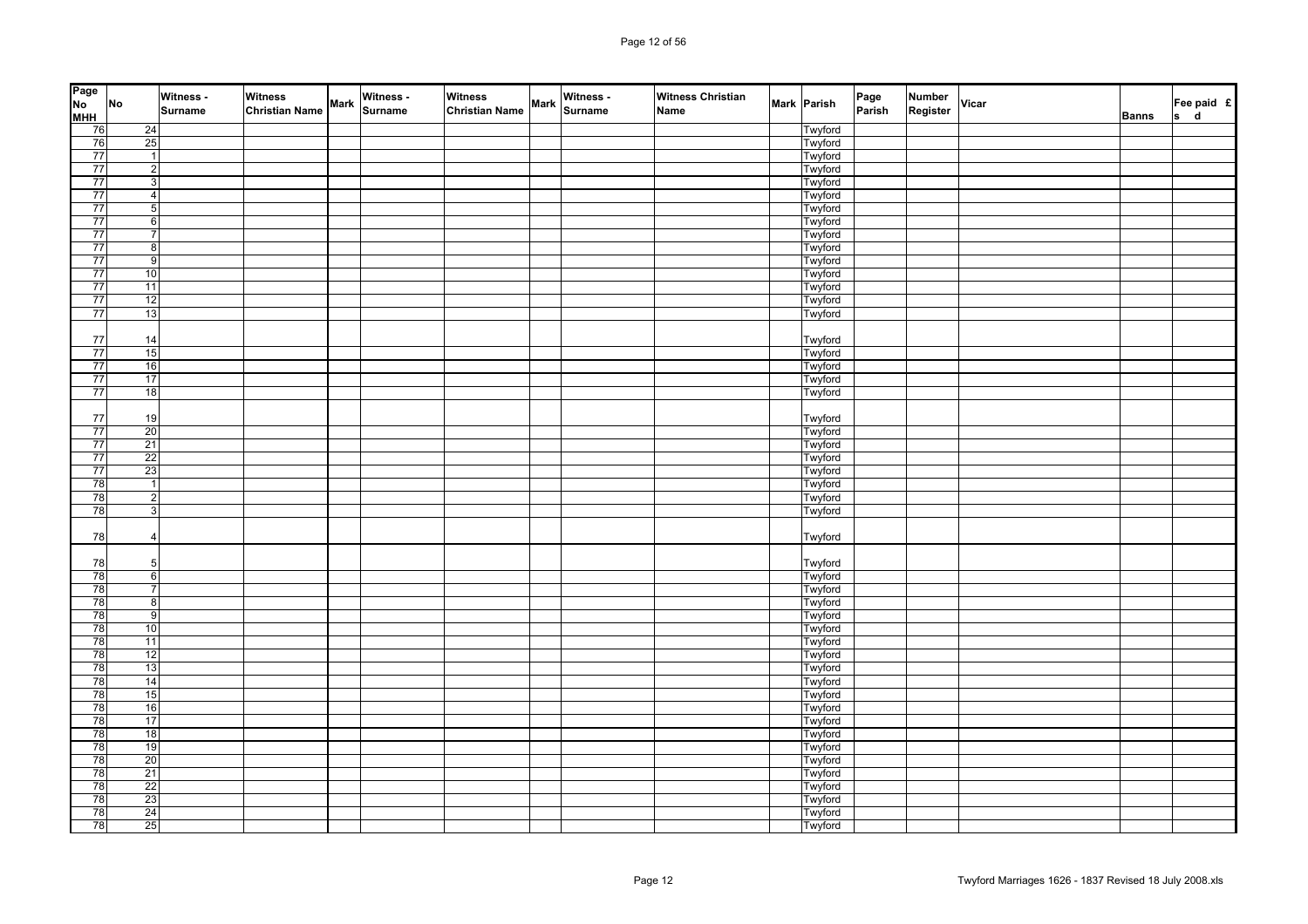| Page No MHH | No | Witness - Surname | Witness Christian Name | Mark | Witness - Surname | Witness Christian Name | Mark | Witness - Surname | Witness Christian Name | Mark | Parish | Page Parish | Number Register | Vicar | Banns | Fee paid £ s d |
|---|---|---|---|---|---|---|---|---|---|---|---|---|---|---|---|---|
| 76 | 24 | | | | | | | | | | Twyford | | | | | |
| 76 | 25 | | | | | | | | | | Twyford | | | | | |
| 77 | 1 | | | | | | | | | | Twyford | | | | | |
| 77 | 2 | | | | | | | | | | Twyford | | | | | |
| 77 | 3 | | | | | | | | | | Twyford | | | | | |
| 77 | 4 | | | | | | | | | | Twyford | | | | | |
| 77 | 5 | | | | | | | | | | Twyford | | | | | |
| 77 | 6 | | | | | | | | | | Twyford | | | | | |
| 77 | 7 | | | | | | | | | | Twyford | | | | | |
| 77 | 8 | | | | | | | | | | Twyford | | | | | |
| 77 | 9 | | | | | | | | | | Twyford | | | | | |
| 77 | 10 | | | | | | | | | | Twyford | | | | | |
| 77 | 11 | | | | | | | | | | Twyford | | | | | |
| 77 | 12 | | | | | | | | | | Twyford | | | | | |
| 77 | 13 | | | | | | | | | | Twyford | | | | | |
| 77 | 14 | | | | | | | | | | Twyford | | | | | |
| 77 | 15 | | | | | | | | | | Twyford | | | | | |
| 77 | 16 | | | | | | | | | | Twyford | | | | | |
| 77 | 17 | | | | | | | | | | Twyford | | | | | |
| 77 | 18 | | | | | | | | | | Twyford | | | | | |
| 77 | 19 | | | | | | | | | | Twyford | | | | | |
| 77 | 20 | | | | | | | | | | Twyford | | | | | |
| 77 | 21 | | | | | | | | | | Twyford | | | | | |
| 77 | 22 | | | | | | | | | | Twyford | | | | | |
| 77 | 23 | | | | | | | | | | Twyford | | | | | |
| 78 | 1 | | | | | | | | | | Twyford | | | | | |
| 78 | 2 | | | | | | | | | | Twyford | | | | | |
| 78 | 3 | | | | | | | | | | Twyford | | | | | |
| 78 | 4 | | | | | | | | | | Twyford | | | | | |
| 78 | 5 | | | | | | | | | | Twyford | | | | | |
| 78 | 6 | | | | | | | | | | Twyford | | | | | |
| 78 | 7 | | | | | | | | | | Twyford | | | | | |
| 78 | 8 | | | | | | | | | | Twyford | | | | | |
| 78 | 9 | | | | | | | | | | Twyford | | | | | |
| 78 | 10 | | | | | | | | | | Twyford | | | | | |
| 78 | 11 | | | | | | | | | | Twyford | | | | | |
| 78 | 12 | | | | | | | | | | Twyford | | | | | |
| 78 | 13 | | | | | | | | | | Twyford | | | | | |
| 78 | 14 | | | | | | | | | | Twyford | | | | | |
| 78 | 15 | | | | | | | | | | Twyford | | | | | |
| 78 | 16 | | | | | | | | | | Twyford | | | | | |
| 78 | 17 | | | | | | | | | | Twyford | | | | | |
| 78 | 18 | | | | | | | | | | Twyford | | | | | |
| 78 | 19 | | | | | | | | | | Twyford | | | | | |
| 78 | 20 | | | | | | | | | | Twyford | | | | | |
| 78 | 21 | | | | | | | | | | Twyford | | | | | |
| 78 | 22 | | | | | | | | | | Twyford | | | | | |
| 78 | 23 | | | | | | | | | | Twyford | | | | | |
| 78 | 24 | | | | | | | | | | Twyford | | | | | |
| 78 | 25 | | | | | | | | | | Twyford | | | | | |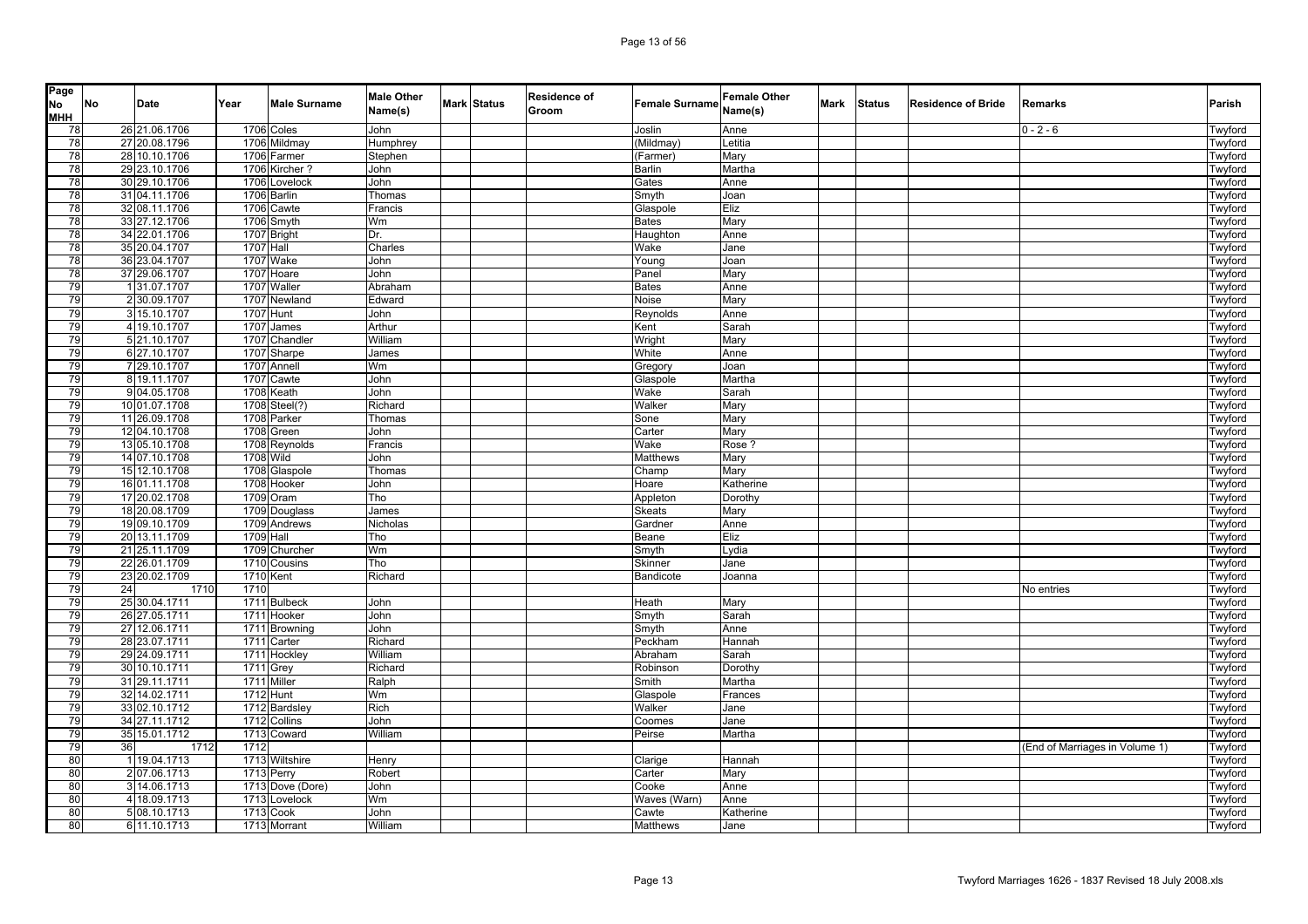| Page No MHH | No | Date | Year | Male Surname | Male Other Name(s) | Mark | Status | Residence of Groom | Female Surname | Female Other Name(s) | Mark | Status | Residence of Bride | Remarks | Parish |
|---|---|---|---|---|---|---|---|---|---|---|---|---|---|---|---|
| 78 | 26 | 21.06.1706 | 1706 | Coles | John | | | | Joslin | Anne | | | | 0 - 2 - 6 | Twyford |
| 78 | 27 | 20.08.1796 | 1706 | Mildmay | Humphrey | | | | (Mildmay) | Letitia | | | | | Twyford |
| 78 | 28 | 10.10.1706 | 1706 | Farmer | Stephen | | | | (Farmer) | Mary | | | | | Twyford |
| 78 | 29 | 23.10.1706 | 1706 | Kircher ? | John | | | | Barlin | Martha | | | | | Twyford |
| 78 | 30 | 29.10.1706 | 1706 | Lovelock | John | | | | Gates | Anne | | | | | Twyford |
| 78 | 31 | 04.11.1706 | 1706 | Barlin | Thomas | | | | Smyth | Joan | | | | | Twyford |
| 78 | 32 | 08.11.1706 | 1706 | Cawte | Francis | | | | Glaspole | Eliz | | | | | Twyford |
| 78 | 33 | 27.12.1706 | 1706 | Smyth | Wm | | | | Bates | Mary | | | | | Twyford |
| 78 | 34 | 22.01.1706 | 1707 | Bright | Dr. | | | | Haughton | Anne | | | | | Twyford |
| 78 | 35 | 20.04.1707 | 1707 | Hall | Charles | | | | Wake | Jane | | | | | Twyford |
| 78 | 36 | 23.04.1707 | 1707 | Wake | John | | | | Young | Joan | | | | | Twyford |
| 78 | 37 | 29.06.1707 | 1707 | Hoare | John | | | | Panel | Mary | | | | | Twyford |
| 79 | 1 | 31.07.1707 | 1707 | Waller | Abraham | | | | Bates | Anne | | | | | Twyford |
| 79 | 2 | 30.09.1707 | 1707 | Newland | Edward | | | | Noise | Mary | | | | | Twyford |
| 79 | 3 | 15.10.1707 | 1707 | Hunt | John | | | | Reynolds | Anne | | | | | Twyford |
| 79 | 4 | 19.10.1707 | 1707 | James | Arthur | | | | Kent | Sarah | | | | | Twyford |
| 79 | 5 | 21.10.1707 | 1707 | Chandler | William | | | | Wright | Mary | | | | | Twyford |
| 79 | 6 | 27.10.1707 | 1707 | Sharpe | James | | | | White | Anne | | | | | Twyford |
| 79 | 7 | 29.10.1707 | 1707 | Annell | Wm | | | | Gregory | Joan | | | | | Twyford |
| 79 | 8 | 19.11.1707 | 1707 | Cawte | John | | | | Glaspole | Martha | | | | | Twyford |
| 79 | 9 | 04.05.1708 | 1708 | Keath | John | | | | Wake | Sarah | | | | | Twyford |
| 79 | 10 | 01.07.1708 | 1708 | Steel(?) | Richard | | | | Walker | Mary | | | | | Twyford |
| 79 | 11 | 26.09.1708 | 1708 | Parker | Thomas | | | | Sone | Mary | | | | | Twyford |
| 79 | 12 | 04.10.1708 | 1708 | Green | John | | | | Carter | Mary | | | | | Twyford |
| 79 | 13 | 05.10.1708 | 1708 | Reynolds | Francis | | | | Wake | Rose ? | | | | | Twyford |
| 79 | 14 | 07.10.1708 | 1708 | Wild | John | | | | Matthews | Mary | | | | | Twyford |
| 79 | 15 | 12.10.1708 | 1708 | Glaspole | Thomas | | | | Champ | Mary | | | | | Twyford |
| 79 | 16 | 01.11.1708 | 1708 | Hooker | John | | | | Hoare | Katherine | | | | | Twyford |
| 79 | 17 | 20.02.1708 | 1709 | Oram | Tho | | | | Appleton | Dorothy | | | | | Twyford |
| 79 | 18 | 20.08.1709 | 1709 | Douglass | James | | | | Skeats | Mary | | | | | Twyford |
| 79 | 19 | 09.10.1709 | 1709 | Andrews | Nicholas | | | | Gardner | Anne | | | | | Twyford |
| 79 | 20 | 13.11.1709 | 1709 | Hall | Tho | | | | Beane | Eliz | | | | | Twyford |
| 79 | 21 | 25.11.1709 | 1709 | Churcher | Wm | | | | Smyth | Lydia | | | | | Twyford |
| 79 | 22 | 26.01.1709 | 1710 | Cousins | Tho | | | | Skinner | Jane | | | | | Twyford |
| 79 | 23 | 20.02.1709 | 1710 | Kent | Richard | | | | Bandicote | Joanna | | | | | Twyford |
| 79 | 24 | 1710 | 1710 | | | | | | | | | | | No entries | Twyford |
| 79 | 25 | 30.04.1711 | 1711 | Bulbeck | John | | | | Heath | Mary | | | | | Twyford |
| 79 | 26 | 27.05.1711 | 1711 | Hooker | John | | | | Smyth | Sarah | | | | | Twyford |
| 79 | 27 | 12.06.1711 | 1711 | Browning | John | | | | Smyth | Anne | | | | | Twyford |
| 79 | 28 | 23.07.1711 | 1711 | Carter | Richard | | | | Peckham | Hannah | | | | | Twyford |
| 79 | 29 | 24.09.1711 | 1711 | Hockley | William | | | | Abraham | Sarah | | | | | Twyford |
| 79 | 30 | 10.10.1711 | 1711 | Grey | Richard | | | | Robinson | Dorothy | | | | | Twyford |
| 79 | 31 | 29.11.1711 | 1711 | Miller | Ralph | | | | Smith | Martha | | | | | Twyford |
| 79 | 32 | 14.02.1711 | 1712 | Hunt | Wm | | | | Glaspole | Frances | | | | | Twyford |
| 79 | 33 | 02.10.1712 | 1712 | Bardsley | Rich | | | | Walker | Jane | | | | | Twyford |
| 79 | 34 | 27.11.1712 | 1712 | Collins | John | | | | Coomes | Jane | | | | | Twyford |
| 79 | 35 | 15.01.1712 | 1713 | Coward | William | | | | Peirse | Martha | | | | | Twyford |
| 79 | 36 | 1712 | 1712 | | | | | | | | | | | (End of Marriages in Volume 1) | Twyford |
| 80 | 1 | 19.04.1713 | 1713 | Wiltshire | Henry | | | | Clarige | Hannah | | | | | Twyford |
| 80 | 2 | 07.06.1713 | 1713 | Perry | Robert | | | | Carter | Mary | | | | | Twyford |
| 80 | 3 | 14.06.1713 | 1713 | Dove (Dore) | John | | | | Cooke | Anne | | | | | Twyford |
| 80 | 4 | 18.09.1713 | 1713 | Lovelock | Wm | | | | Waves (Warn) | Anne | | | | | Twyford |
| 80 | 5 | 08.10.1713 | 1713 | Cook | John | | | | Cawte | Katherine | | | | | Twyford |
| 80 | 6 | 11.10.1713 | 1713 | Morrant | William | | | | Matthews | Jane | | | | | Twyford |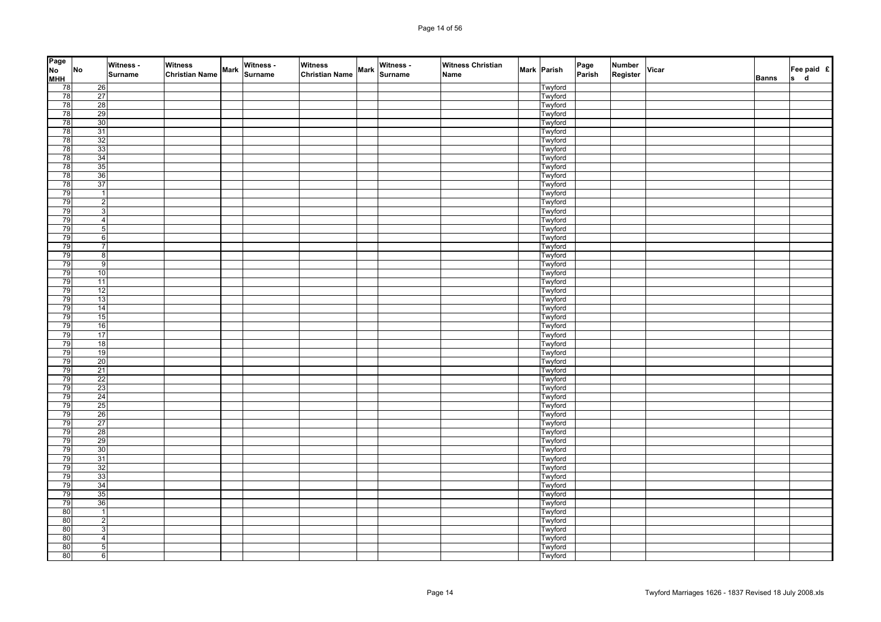| Page No MHH | No | Witness - Surname | Witness Christian Name | Mark | Witness - Surname | Witness Christian Name | Mark | Witness - Surname | Witness Christian Name | Mark | Parish | Page Parish | Number Register | Vicar | Banns | Fee paid £ s d |
|---|---|---|---|---|---|---|---|---|---|---|---|---|---|---|---|---|
| 78 | 26 | | | | | | | | | | Twyford | | | | | |
| 78 | 27 | | | | | | | | | | Twyford | | | | | |
| 78 | 28 | | | | | | | | | | Twyford | | | | | |
| 78 | 29 | | | | | | | | | | Twyford | | | | | |
| 78 | 30 | | | | | | | | | | Twyford | | | | | |
| 78 | 31 | | | | | | | | | | Twyford | | | | | |
| 78 | 32 | | | | | | | | | | Twyford | | | | | |
| 78 | 33 | | | | | | | | | | Twyford | | | | | |
| 78 | 34 | | | | | | | | | | Twyford | | | | | |
| 78 | 35 | | | | | | | | | | Twyford | | | | | |
| 78 | 36 | | | | | | | | | | Twyford | | | | | |
| 78 | 37 | | | | | | | | | | Twyford | | | | | |
| 79 | 1 | | | | | | | | | | Twyford | | | | | |
| 79 | 2 | | | | | | | | | | Twyford | | | | | |
| 79 | 3 | | | | | | | | | | Twyford | | | | | |
| 79 | 4 | | | | | | | | | | Twyford | | | | | |
| 79 | 5 | | | | | | | | | | Twyford | | | | | |
| 79 | 6 | | | | | | | | | | Twyford | | | | | |
| 79 | 7 | | | | | | | | | | Twyford | | | | | |
| 79 | 8 | | | | | | | | | | Twyford | | | | | |
| 79 | 9 | | | | | | | | | | Twyford | | | | | |
| 79 | 10 | | | | | | | | | | Twyford | | | | | |
| 79 | 11 | | | | | | | | | | Twyford | | | | | |
| 79 | 12 | | | | | | | | | | Twyford | | | | | |
| 79 | 13 | | | | | | | | | | Twyford | | | | | |
| 79 | 14 | | | | | | | | | | Twyford | | | | | |
| 79 | 15 | | | | | | | | | | Twyford | | | | | |
| 79 | 16 | | | | | | | | | | Twyford | | | | | |
| 79 | 17 | | | | | | | | | | Twyford | | | | | |
| 79 | 18 | | | | | | | | | | Twyford | | | | | |
| 79 | 19 | | | | | | | | | | Twyford | | | | | |
| 79 | 20 | | | | | | | | | | Twyford | | | | | |
| 79 | 21 | | | | | | | | | | Twyford | | | | | |
| 79 | 22 | | | | | | | | | | Twyford | | | | | |
| 79 | 23 | | | | | | | | | | Twyford | | | | | |
| 79 | 24 | | | | | | | | | | Twyford | | | | | |
| 79 | 25 | | | | | | | | | | Twyford | | | | | |
| 79 | 26 | | | | | | | | | | Twyford | | | | | |
| 79 | 27 | | | | | | | | | | Twyford | | | | | |
| 79 | 28 | | | | | | | | | | Twyford | | | | | |
| 79 | 29 | | | | | | | | | | Twyford | | | | | |
| 79 | 30 | | | | | | | | | | Twyford | | | | | |
| 79 | 31 | | | | | | | | | | Twyford | | | | | |
| 79 | 32 | | | | | | | | | | Twyford | | | | | |
| 79 | 33 | | | | | | | | | | Twyford | | | | | |
| 79 | 34 | | | | | | | | | | Twyford | | | | | |
| 79 | 35 | | | | | | | | | | Twyford | | | | | |
| 79 | 36 | | | | | | | | | | Twyford | | | | | |
| 80 | 1 | | | | | | | | | | Twyford | | | | | |
| 80 | 2 | | | | | | | | | | Twyford | | | | | |
| 80 | 3 | | | | | | | | | | Twyford | | | | | |
| 80 | 4 | | | | | | | | | | Twyford | | | | | |
| 80 | 5 | | | | | | | | | | Twyford | | | | | |
| 80 | 6 | | | | | | | | | | Twyford | | | | | |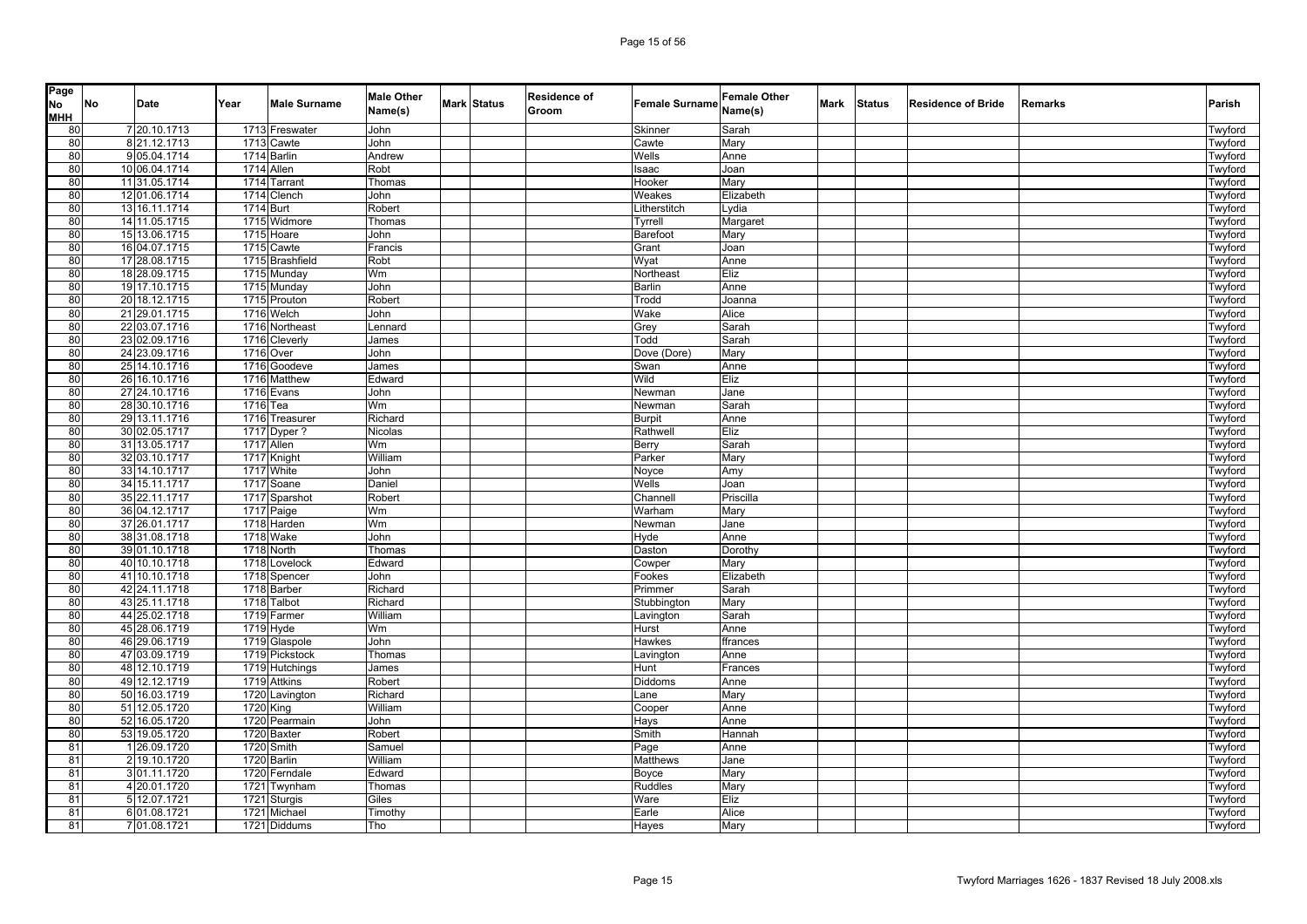| Page No MHH | No | Date | Year | Male Surname | Male Other Name(s) | Mark | Status | Residence of Groom | Female Surname | Female Other Name(s) | Mark | Status | Residence of Bride | Remarks | Parish |
|---|---|---|---|---|---|---|---|---|---|---|---|---|---|---|---|
| 80 | 7 | 20.10.1713 | 1713 | Freswater | John | | | | Skinner | Sarah | | | | | Twyford |
| 80 | 8 | 21.12.1713 | 1713 | Cawte | John | | | | Cawte | Mary | | | | | Twyford |
| 80 | 9 | 05.04.1714 | 1714 | Barlin | Andrew | | | | Wells | Anne | | | | | Twyford |
| 80 | 10 | 06.04.1714 | 1714 | Allen | Robt | | | | Isaac | Joan | | | | | Twyford |
| 80 | 11 | 31.05.1714 | 1714 | Tarrant | Thomas | | | | Hooker | Mary | | | | | Twyford |
| 80 | 12 | 01.06.1714 | 1714 | Clench | John | | | | Weakes | Elizabeth | | | | | Twyford |
| 80 | 13 | 16.11.1714 | 1714 | Burt | Robert | | | | Litherstitch | Lydia | | | | | Twyford |
| 80 | 14 | 11.05.1715 | 1715 | Widmore | Thomas | | | | Tyrrell | Margaret | | | | | Twyford |
| 80 | 15 | 13.06.1715 | 1715 | Hoare | John | | | | Barefoot | Mary | | | | | Twyford |
| 80 | 16 | 04.07.1715 | 1715 | Cawte | Francis | | | | Grant | Joan | | | | | Twyford |
| 80 | 17 | 28.08.1715 | 1715 | Brashfield | Robt | | | | Wyat | Anne | | | | | Twyford |
| 80 | 18 | 28.09.1715 | 1715 | Munday | Wm | | | | Northeast | Eliz | | | | | Twyford |
| 80 | 19 | 17.10.1715 | 1715 | Munday | John | | | | Barlin | Anne | | | | | Twyford |
| 80 | 20 | 18.12.1715 | 1715 | Prouton | Robert | | | | Trodd | Joanna | | | | | Twyford |
| 80 | 21 | 29.01.1715 | 1716 | Welch | John | | | | Wake | Alice | | | | | Twyford |
| 80 | 22 | 03.07.1716 | 1716 | Northeast | Lennard | | | | Grey | Sarah | | | | | Twyford |
| 80 | 23 | 02.09.1716 | 1716 | Cleverly | James | | | | Todd | Sarah | | | | | Twyford |
| 80 | 24 | 23.09.1716 | 1716 | Over | John | | | | Dove (Dore) | Mary | | | | | Twyford |
| 80 | 25 | 14.10.1716 | 1716 | Goodeve | James | | | | Swan | Anne | | | | | Twyford |
| 80 | 26 | 16.10.1716 | 1716 | Matthew | Edward | | | | Wild | Eliz | | | | | Twyford |
| 80 | 27 | 24.10.1716 | 1716 | Evans | John | | | | Newman | Jane | | | | | Twyford |
| 80 | 28 | 30.10.1716 | 1716 | Tea | Wm | | | | Newman | Sarah | | | | | Twyford |
| 80 | 29 | 13.11.1716 | 1716 | Treasurer | Richard | | | | Burpit | Anne | | | | | Twyford |
| 80 | 30 | 02.05.1717 | 1717 | Dyper ? | Nicolas | | | | Rathwell | Eliz | | | | | Twyford |
| 80 | 31 | 13.05.1717 | 1717 | Allen | Wm | | | | Berry | Sarah | | | | | Twyford |
| 80 | 32 | 03.10.1717 | 1717 | Knight | William | | | | Parker | Mary | | | | | Twyford |
| 80 | 33 | 14.10.1717 | 1717 | White | John | | | | Noyce | Amy | | | | | Twyford |
| 80 | 34 | 15.11.1717 | 1717 | Soane | Daniel | | | | Wells | Joan | | | | | Twyford |
| 80 | 35 | 22.11.1717 | 1717 | Sparshot | Robert | | | | Channell | Priscilla | | | | | Twyford |
| 80 | 36 | 04.12.1717 | 1717 | Paige | Wm | | | | Warham | Mary | | | | | Twyford |
| 80 | 37 | 26.01.1717 | 1718 | Harden | Wm | | | | Newman | Jane | | | | | Twyford |
| 80 | 38 | 31.08.1718 | 1718 | Wake | John | | | | Hyde | Anne | | | | | Twyford |
| 80 | 39 | 01.10.1718 | 1718 | North | Thomas | | | | Daston | Dorothy | | | | | Twyford |
| 80 | 40 | 10.10.1718 | 1718 | Lovelock | Edward | | | | Cowper | Mary | | | | | Twyford |
| 80 | 41 | 10.10.1718 | 1718 | Spencer | John | | | | Fookes | Elizabeth | | | | | Twyford |
| 80 | 42 | 24.11.1718 | 1718 | Barber | Richard | | | | Primmer | Sarah | | | | | Twyford |
| 80 | 43 | 25.11.1718 | 1718 | Talbot | Richard | | | | Stubbington | Mary | | | | | Twyford |
| 80 | 44 | 25.02.1718 | 1719 | Farmer | William | | | | Lavington | Sarah | | | | | Twyford |
| 80 | 45 | 28.06.1719 | 1719 | Hyde | Wm | | | | Hurst | Anne | | | | | Twyford |
| 80 | 46 | 29.06.1719 | 1719 | Glaspole | John | | | | Hawkes | ffrances | | | | | Twyford |
| 80 | 47 | 03.09.1719 | 1719 | Pickstock | Thomas | | | | Lavington | Anne | | | | | Twyford |
| 80 | 48 | 12.10.1719 | 1719 | Hutchings | James | | | | Hunt | Frances | | | | | Twyford |
| 80 | 49 | 12.12.1719 | 1719 | Attkins | Robert | | | | Diddoms | Anne | | | | | Twyford |
| 80 | 50 | 16.03.1719 | 1720 | Lavington | Richard | | | | Lane | Mary | | | | | Twyford |
| 80 | 51 | 12.05.1720 | 1720 | King | William | | | | Cooper | Anne | | | | | Twyford |
| 80 | 52 | 16.05.1720 | 1720 | Pearmain | John | | | | Hays | Anne | | | | | Twyford |
| 80 | 53 | 19.05.1720 | 1720 | Baxter | Robert | | | | Smith | Hannah | | | | | Twyford |
| 81 | 1 | 26.09.1720 | 1720 | Smith | Samuel | | | | Page | Anne | | | | | Twyford |
| 81 | 2 | 19.10.1720 | 1720 | Barlin | William | | | | Matthews | Jane | | | | | Twyford |
| 81 | 3 | 01.11.1720 | 1720 | Ferndale | Edward | | | | Boyce | Mary | | | | | Twyford |
| 81 | 4 | 20.01.1720 | 1721 | Twynham | Thomas | | | | Ruddles | Mary | | | | | Twyford |
| 81 | 5 | 12.07.1721 | 1721 | Sturgis | Giles | | | | Ware | Eliz | | | | | Twyford |
| 81 | 6 | 01.08.1721 | 1721 | Michael | Timothy | | | | Earle | Alice | | | | | Twyford |
| 81 | 7 | 01.08.1721 | 1721 | Diddums | Tho | | | | Hayes | Mary | | | | | Twyford |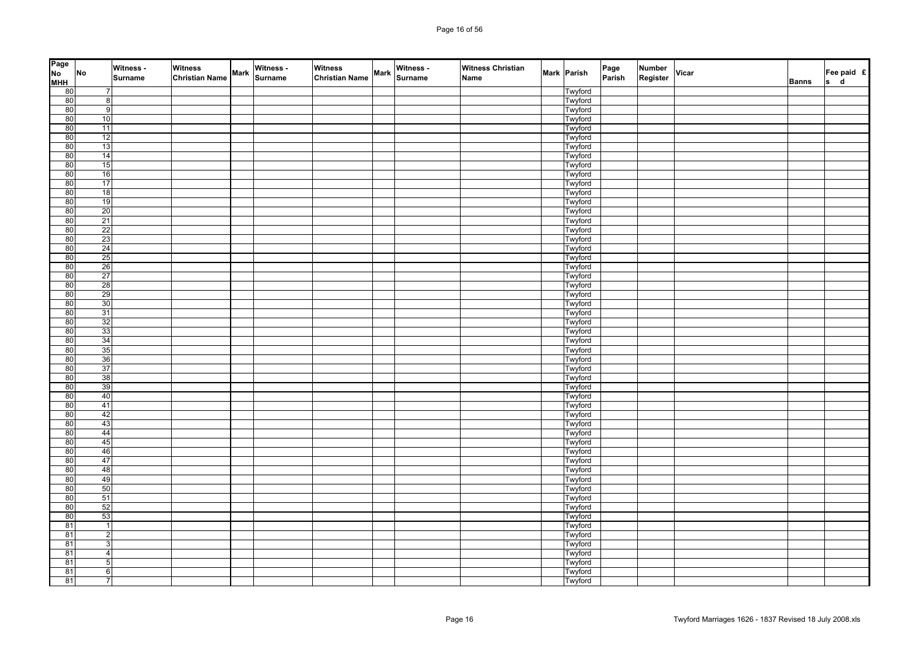| Page No MHH | No | Witness - Surname | Witness Christian Name | Mark | Witness - Surname | Witness Christian Name | Mark | Witness - Surname | Witness Christian Name | Mark | Parish | Page Parish | Number Register | Vicar | Banns | Fee paid £ s d |
|---|---|---|---|---|---|---|---|---|---|---|---|---|---|---|---|---|
| 80 | 7 | | | | | | | | | | Twyford | | | | | |
| 80 | 8 | | | | | | | | | | Twyford | | | | | |
| 80 | 9 | | | | | | | | | | Twyford | | | | | |
| 80 | 10 | | | | | | | | | | Twyford | | | | | |
| 80 | 11 | | | | | | | | | | Twyford | | | | | |
| 80 | 12 | | | | | | | | | | Twyford | | | | | |
| 80 | 13 | | | | | | | | | | Twyford | | | | | |
| 80 | 14 | | | | | | | | | | Twyford | | | | | |
| 80 | 15 | | | | | | | | | | Twyford | | | | | |
| 80 | 16 | | | | | | | | | | Twyford | | | | | |
| 80 | 17 | | | | | | | | | | Twyford | | | | | |
| 80 | 18 | | | | | | | | | | Twyford | | | | | |
| 80 | 19 | | | | | | | | | | Twyford | | | | | |
| 80 | 20 | | | | | | | | | | Twyford | | | | | |
| 80 | 21 | | | | | | | | | | Twyford | | | | | |
| 80 | 22 | | | | | | | | | | Twyford | | | | | |
| 80 | 23 | | | | | | | | | | Twyford | | | | | |
| 80 | 24 | | | | | | | | | | Twyford | | | | | |
| 80 | 25 | | | | | | | | | | Twyford | | | | | |
| 80 | 26 | | | | | | | | | | Twyford | | | | | |
| 80 | 27 | | | | | | | | | | Twyford | | | | | |
| 80 | 28 | | | | | | | | | | Twyford | | | | | |
| 80 | 29 | | | | | | | | | | Twyford | | | | | |
| 80 | 30 | | | | | | | | | | Twyford | | | | | |
| 80 | 31 | | | | | | | | | | Twyford | | | | | |
| 80 | 32 | | | | | | | | | | Twyford | | | | | |
| 80 | 33 | | | | | | | | | | Twyford | | | | | |
| 80 | 34 | | | | | | | | | | Twyford | | | | | |
| 80 | 35 | | | | | | | | | | Twyford | | | | | |
| 80 | 36 | | | | | | | | | | Twyford | | | | | |
| 80 | 37 | | | | | | | | | | Twyford | | | | | |
| 80 | 38 | | | | | | | | | | Twyford | | | | | |
| 80 | 39 | | | | | | | | | | Twyford | | | | | |
| 80 | 40 | | | | | | | | | | Twyford | | | | | |
| 80 | 41 | | | | | | | | | | Twyford | | | | | |
| 80 | 42 | | | | | | | | | | Twyford | | | | | |
| 80 | 43 | | | | | | | | | | Twyford | | | | | |
| 80 | 44 | | | | | | | | | | Twyford | | | | | |
| 80 | 45 | | | | | | | | | | Twyford | | | | | |
| 80 | 46 | | | | | | | | | | Twyford | | | | | |
| 80 | 47 | | | | | | | | | | Twyford | | | | | |
| 80 | 48 | | | | | | | | | | Twyford | | | | | |
| 80 | 49 | | | | | | | | | | Twyford | | | | | |
| 80 | 50 | | | | | | | | | | Twyford | | | | | |
| 80 | 51 | | | | | | | | | | Twyford | | | | | |
| 80 | 52 | | | | | | | | | | Twyford | | | | | |
| 80 | 53 | | | | | | | | | | Twyford | | | | | |
| 81 | 1 | | | | | | | | | | Twyford | | | | | |
| 81 | 2 | | | | | | | | | | Twyford | | | | | |
| 81 | 3 | | | | | | | | | | Twyford | | | | | |
| 81 | 4 | | | | | | | | | | Twyford | | | | | |
| 81 | 5 | | | | | | | | | | Twyford | | | | | |
| 81 | 6 | | | | | | | | | | Twyford | | | | | |
| 81 | 7 | | | | | | | | | | Twyford | | | | | |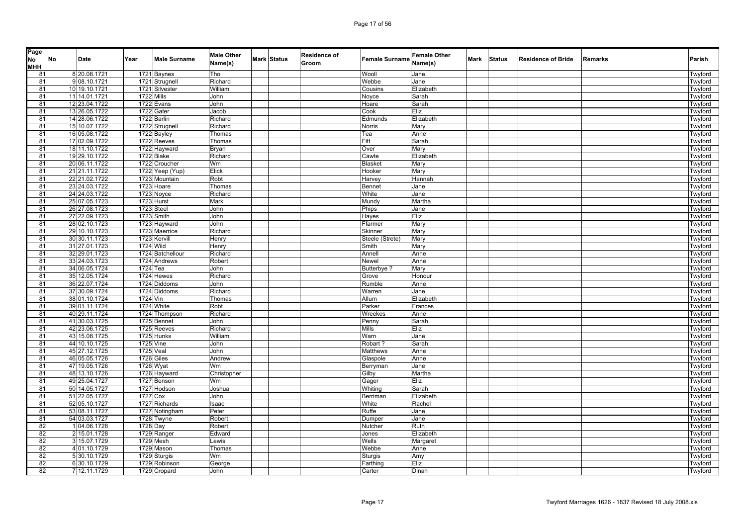| Page No MHH | No | Date | Year | Male Surname | Male Other Name(s) | Mark | Status | Residence of Groom | Female Surname | Female Other Name(s) | Mark | Status | Residence of Bride | Remarks | Parish |
|---|---|---|---|---|---|---|---|---|---|---|---|---|---|---|---|
| 81 | 8 | 20.08.1721 | 1721 | Baynes | Tho | | | | Wooll | Jane | | | | | Twyford |
| 81 | 9 | 08.10.1721 | 1721 | Strugnell | Richard | | | | Webbe | Jane | | | | | Twyford |
| 81 | 10 | 19.10.1721 | 1721 | Silvester | William | | | | Cousins | Elizabeth | | | | | Twyford |
| 81 | 11 | 14.01.1721 | 1722 | Mills | John | | | | Noyce | Sarah | | | | | Twyford |
| 81 | 12 | 23.04.1722 | 1722 | Evans | John | | | | Hoare | Sarah | | | | | Twyford |
| 81 | 13 | 26.05.1722 | 1722 | Gater | Jacob | | | | Cook | Eliz | | | | | Twyford |
| 81 | 14 | 28.06.1722 | 1722 | Barlin | Richard | | | | Edmunds | Elizabeth | | | | | Twyford |
| 81 | 15 | 10.07.1722 | 1722 | Strugnell | Richard | | | | Norris | Mary | | | | | Twyford |
| 81 | 16 | 05.08.1722 | 1722 | Bayley | Thomas | | | | Tea | Anne | | | | | Twyford |
| 81 | 17 | 02.09.1722 | 1722 | Reeves | Thomas | | | | Fitt | Sarah | | | | | Twyford |
| 81 | 18 | 11.10.1722 | 1722 | Hayward | Bryan | | | | Over | Mary | | | | | Twyford |
| 81 | 19 | 29.10.1722 | 1722 | Blake | Richard | | | | Cawte | Elizabeth | | | | | Twyford |
| 81 | 20 | 06.11.1722 | 1722 | Croucher | Wm | | | | Blasket | Mary | | | | | Twyford |
| 81 | 21 | 21.11.1722 | 1722 | Yeep (Yup) | Elick | | | | Hooker | Mary | | | | | Twyford |
| 81 | 22 | 21.02.1722 | 1723 | Mountain | Robt | | | | Harvey | Hannah | | | | | Twyford |
| 81 | 23 | 24.03.1722 | 1723 | Hoare | Thomas | | | | Bennet | Jane | | | | | Twyford |
| 81 | 24 | 24.03.1722 | 1723 | Noyce | Richard | | | | White | Jane | | | | | Twyford |
| 81 | 25 | 07.05.1723 | 1723 | Hurst | Mark | | | | Mundy | Martha | | | | | Twyford |
| 81 | 26 | 27.08.1723 | 1723 | Steel | John | | | | Phips | Jane | | | | | Twyford |
| 81 | 27 | 22.09.1723 | 1723 | Smith | John | | | | Hayes | Eliz | | | | | Twyford |
| 81 | 28 | 02.10.1723 | 1723 | Hayward | John | | | | Ffarmer | Mary | | | | | Twyford |
| 81 | 29 | 10.10.1723 | 1723 | Maerrice | Richard | | | | Skinner | Mary | | | | | Twyford |
| 81 | 30 | 30.11.1723 | 1723 | Kervill | Henry | | | | Steele (Strete) | Mary | | | | | Twyford |
| 81 | 31 | 27.01.1723 | 1724 | Wild | Henry | | | | Smith | Mary | | | | | Twyford |
| 81 | 32 | 29.01.1723 | 1724 | Batchellour | Richard | | | | Annell | Anne | | | | | Twyford |
| 81 | 33 | 24.03.1723 | 1724 | Andrews | Robert | | | | Newel | Anne | | | | | Twyford |
| 81 | 34 | 06.05.1724 | 1724 | Tea | John | | | | Butterbye ? | Mary | | | | | Twyford |
| 81 | 35 | 12.05.1724 | 1724 | Hewes | Richard | | | | Grove | Honour | | | | | Twyford |
| 81 | 36 | 22.07.1724 | 1724 | Diddoms | John | | | | Rumble | Anne | | | | | Twyford |
| 81 | 37 | 30.09.1724 | 1724 | Diddoms | Richard | | | | Warren | Jane | | | | | Twyford |
| 81 | 38 | 01.10.1724 | 1724 | Vin | Thomas | | | | Allum | Elizabeth | | | | | Twyford |
| 81 | 39 | 01.11.1724 | 1724 | White | Robt | | | | Parker | Frances | | | | | Twyford |
| 81 | 40 | 29.11.1724 | 1724 | Thompson | Richard | | | | Wreekes | Anne | | | | | Twyford |
| 81 | 41 | 30.03.1725 | 1725 | Bennet | John | | | | Penny | Sarah | | | | | Twyford |
| 81 | 42 | 23.06.1725 | 1725 | Reeves | Richard | | | | Mills | Eliz | | | | | Twyford |
| 81 | 43 | 15.08.1725 | 1725 | Hunks | William | | | | Warn | Jane | | | | | Twyford |
| 81 | 44 | 10.10.1725 | 1725 | Vine | John | | | | Robart ? | Sarah | | | | | Twyford |
| 81 | 45 | 27.12.1725 | 1725 | Veal | John | | | | Matthews | Anne | | | | | Twyford |
| 81 | 46 | 05.05.1726 | 1726 | Giles | Andrew | | | | Glaspole | Anne | | | | | Twyford |
| 81 | 47 | 19.05.1726 | 1726 | Wyat | Wm | | | | Berryman | Jane | | | | | Twyford |
| 81 | 48 | 13.10.1726 | 1726 | Hayward | Christopher | | | | Gilby | Martha | | | | | Twyford |
| 81 | 49 | 25.04.1727 | 1727 | Benson | Wm | | | | Gager | Eliz | | | | | Twyford |
| 81 | 50 | 14.05.1727 | 1727 | Hodson | Joshua | | | | Whiting | Sarah | | | | | Twyford |
| 81 | 51 | 22.05.1727 | 1727 | Cox | John | | | | Berriman | Elizabeth | | | | | Twyford |
| 81 | 52 | 05.10.1727 | 1727 | Richards | Isaac | | | | White | Rachel | | | | | Twyford |
| 81 | 53 | 08.11.1727 | 1727 | Notingham | Peter | | | | Ruffe | Jane | | | | | Twyford |
| 81 | 54 | 03.03.1727 | 1728 | Twyne | Robert | | | | Dumper | Jane | | | | | Twyford |
| 82 | 1 | 04.06.1728 | 1728 | Day | Robert | | | | Nutcher | Ruth | | | | | Twyford |
| 82 | 2 | 15.01.1728 | 1729 | Ranger | Edward | | | | Jones | Elizabeth | | | | | Twyford |
| 82 | 3 | 15.07.1729 | 1729 | Mesh | Lewis | | | | Wells | Margaret | | | | | Twyford |
| 82 | 4 | 01.10.1729 | 1729 | Mason | Thomas | | | | Webbe | Anne | | | | | Twyford |
| 82 | 5 | 30.10.1729 | 1729 | Sturgis | Wm | | | | Sturgis | Amy | | | | | Twyford |
| 82 | 6 | 30.10.1729 | 1729 | Robinson | George | | | | Farthing | Eliz | | | | | Twyford |
| 82 | 7 | 12.11.1729 | 1729 | Cropard | John | | | | Carter | Dinah | | | | | Twyford |

Twyford Marriages 1626 - 1837 Revised 18 July 2008.xls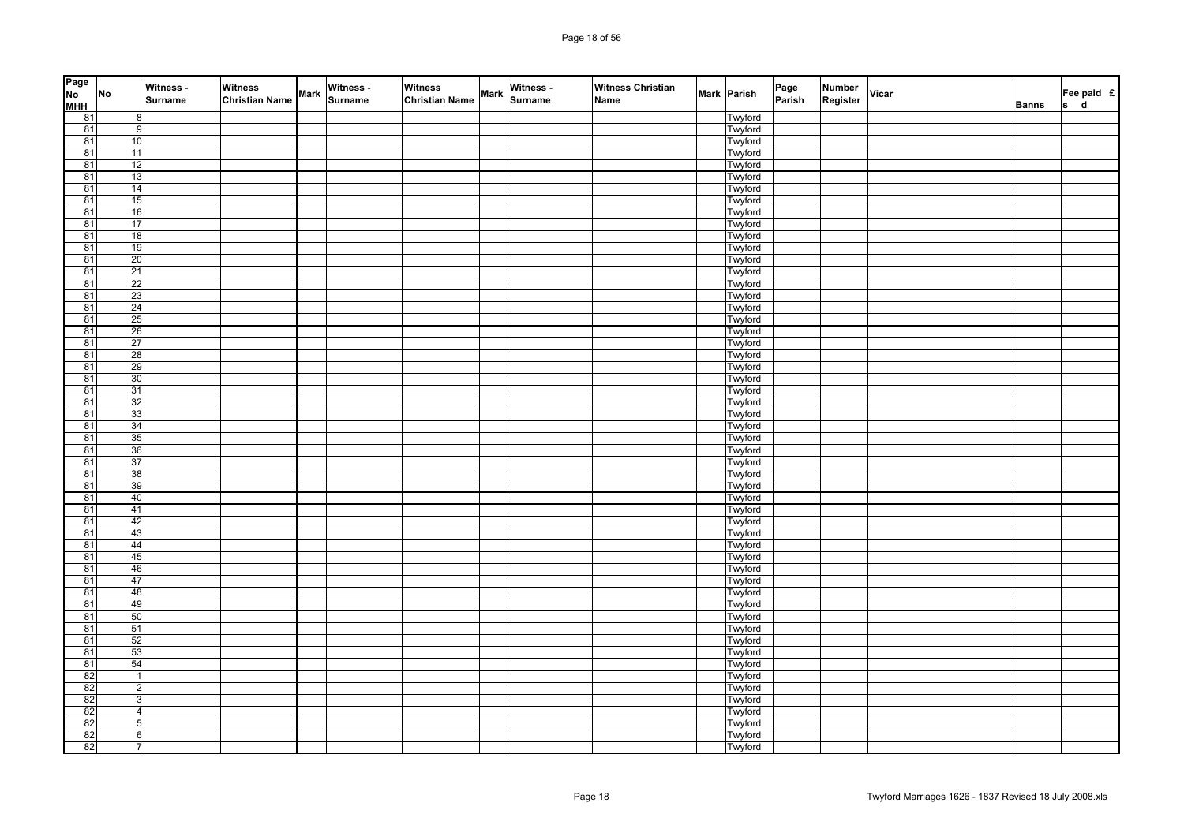| Page No MHH | No | Witness - Surname | Witness Christian Name | Mark | Witness - Surname | Witness Christian Name | Mark | Witness - Surname | Witness Christian Name | Mark | Parish | Page Parish | Number Register | Vicar | Banns | Fee paid £ s d |
|---|---|---|---|---|---|---|---|---|---|---|---|---|---|---|---|---|
| 81 | 8 | | | | | | | | | | Twyford | | | | | |
| 81 | 9 | | | | | | | | | | Twyford | | | | | |
| 81 | 10 | | | | | | | | | | Twyford | | | | | |
| 81 | 11 | | | | | | | | | | Twyford | | | | | |
| 81 | 12 | | | | | | | | | | Twyford | | | | | |
| 81 | 13 | | | | | | | | | | Twyford | | | | | |
| 81 | 14 | | | | | | | | | | Twyford | | | | | |
| 81 | 15 | | | | | | | | | | Twyford | | | | | |
| 81 | 16 | | | | | | | | | | Twyford | | | | | |
| 81 | 17 | | | | | | | | | | Twyford | | | | | |
| 81 | 18 | | | | | | | | | | Twyford | | | | | |
| 81 | 19 | | | | | | | | | | Twyford | | | | | |
| 81 | 20 | | | | | | | | | | Twyford | | | | | |
| 81 | 21 | | | | | | | | | | Twyford | | | | | |
| 81 | 22 | | | | | | | | | | Twyford | | | | | |
| 81 | 23 | | | | | | | | | | Twyford | | | | | |
| 81 | 24 | | | | | | | | | | Twyford | | | | | |
| 81 | 25 | | | | | | | | | | Twyford | | | | | |
| 81 | 26 | | | | | | | | | | Twyford | | | | | |
| 81 | 27 | | | | | | | | | | Twyford | | | | | |
| 81 | 28 | | | | | | | | | | Twyford | | | | | |
| 81 | 29 | | | | | | | | | | Twyford | | | | | |
| 81 | 30 | | | | | | | | | | Twyford | | | | | |
| 81 | 31 | | | | | | | | | | Twyford | | | | | |
| 81 | 32 | | | | | | | | | | Twyford | | | | | |
| 81 | 33 | | | | | | | | | | Twyford | | | | | |
| 81 | 34 | | | | | | | | | | Twyford | | | | | |
| 81 | 35 | | | | | | | | | | Twyford | | | | | |
| 81 | 36 | | | | | | | | | | Twyford | | | | | |
| 81 | 37 | | | | | | | | | | Twyford | | | | | |
| 81 | 38 | | | | | | | | | | Twyford | | | | | |
| 81 | 39 | | | | | | | | | | Twyford | | | | | |
| 81 | 40 | | | | | | | | | | Twyford | | | | | |
| 81 | 41 | | | | | | | | | | Twyford | | | | | |
| 81 | 42 | | | | | | | | | | Twyford | | | | | |
| 81 | 43 | | | | | | | | | | Twyford | | | | | |
| 81 | 44 | | | | | | | | | | Twyford | | | | | |
| 81 | 45 | | | | | | | | | | Twyford | | | | | |
| 81 | 46 | | | | | | | | | | Twyford | | | | | |
| 81 | 47 | | | | | | | | | | Twyford | | | | | |
| 81 | 48 | | | | | | | | | | Twyford | | | | | |
| 81 | 49 | | | | | | | | | | Twyford | | | | | |
| 81 | 50 | | | | | | | | | | Twyford | | | | | |
| 81 | 51 | | | | | | | | | | Twyford | | | | | |
| 81 | 52 | | | | | | | | | | Twyford | | | | | |
| 81 | 53 | | | | | | | | | | Twyford | | | | | |
| 81 | 54 | | | | | | | | | | Twyford | | | | | |
| 82 | 1 | | | | | | | | | | Twyford | | | | | |
| 82 | 2 | | | | | | | | | | Twyford | | | | | |
| 82 | 3 | | | | | | | | | | Twyford | | | | | |
| 82 | 4 | | | | | | | | | | Twyford | | | | | |
| 82 | 5 | | | | | | | | | | Twyford | | | | | |
| 82 | 6 | | | | | | | | | | Twyford | | | | | |
| 82 | 7 | | | | | | | | | | Twyford | | | | | |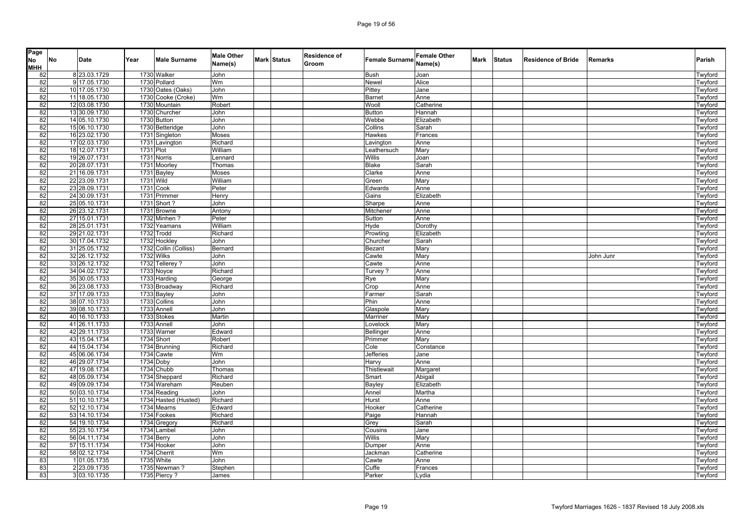| Page No MHH | No | Date | Year | Male Surname | Male Other Name(s) | Mark | Status | Residence of Groom | Female Surname | Female Other Name(s) | Mark | Status | Residence of Bride | Remarks | Parish |
|---|---|---|---|---|---|---|---|---|---|---|---|---|---|---|---|
| 82 | 8 | 23.03.1729 | 1730 | Walker | John | | | | Bush | Joan | | | | | Twyford |
| 82 | 9 | 17.05.1730 | 1730 | Pollard | Wm | | | | Newel | Alice | | | | | Twyford |
| 82 | 10 | 17.05.1730 | 1730 | Oates (Oaks) | John | | | | Pittey | Jane | | | | | Twyford |
| 82 | 11 | 18.05.1730 | 1730 | Cooke (Croke) | Wm | | | | Barnet | Anne | | | | | Twyford |
| 82 | 12 | 03.08.1730 | 1730 | Mountain | Robert | | | | Wooll | Catherine | | | | | Twyford |
| 82 | 13 | 30.09.1730 | 1730 | Churcher | John | | | | Button | Hannah | | | | | Twyford |
| 82 | 14 | 05.10.1730 | 1730 | Button | John | | | | Webbe | Elizabeth | | | | | Twyford |
| 82 | 15 | 06.10.1730 | 1730 | Betteridge | John | | | | Collins | Sarah | | | | | Twyford |
| 82 | 16 | 23.02.1730 | 1731 | Singleton | Moses | | | | Hawkes | Frances | | | | | Twyford |
| 82 | 17 | 02.03.1730 | 1731 | Lavington | Richard | | | | Lavington | Anne | | | | | Twyford |
| 82 | 18 | 12.07.1731 | 1731 | Plot | William | | | | Leathersuch | Mary | | | | | Twyford |
| 82 | 19 | 26.07.1731 | 1731 | Norris | Lennard | | | | Willis | Joan | | | | | Twyford |
| 82 | 20 | 28.07.1731 | 1731 | Moorley | Thomas | | | | Blake | Sarah | | | | | Twyford |
| 82 | 21 | 16.09.1731 | 1731 | Bayley | Moses | | | | Clarke | Anne | | | | | Twyford |
| 82 | 22 | 23.09.1731 | 1731 | Wild | William | | | | Green | Mary | | | | | Twyford |
| 82 | 23 | 28.09.1731 | 1731 | Cook | Peter | | | | Edwards | Anne | | | | | Twyford |
| 82 | 24 | 30.09.1731 | 1731 | Primmer | Henry | | | | Gains | Elizabeth | | | | | Twyford |
| 82 | 25 | 05.10.1731 | 1731 | Short ? | John | | | | Sharpe | Anne | | | | | Twyford |
| 82 | 26 | 23.12.1731 | 1731 | Browne | Antony | | | | Mitchener | Anne | | | | | Twyford |
| 82 | 27 | 15.01.1731 | 1732 | Minhen ? | Peter | | | | Sutton | Anne | | | | | Twyford |
| 82 | 28 | 25.01.1731 | 1732 | Yeamans | William | | | | Hyde | Dorothy | | | | | Twyford |
| 82 | 29 | 21.02.1731 | 1732 | Trodd | Richard | | | | Prowting | Elizabeth | | | | | Twyford |
| 82 | 30 | 17.04.1732 | 1732 | Hockley | John | | | | Churcher | Sarah | | | | | Twyford |
| 82 | 31 | 25.05.1732 | 1732 | Collin (Colliss) | Bernard | | | | Bezant | Mary | | | | | Twyford |
| 82 | 32 | 26.12.1732 | 1732 | Wilks | John | | | | Cawte | Mary | | | | John Junr | Twyford |
| 82 | 33 | 26.12.1732 | 1732 | Tellerey ? | John | | | | Cawte | Anne | | | | | Twyford |
| 82 | 34 | 04.02.1732 | 1733 | Noyce | Richard | | | | Turvey ? | Anne | | | | | Twyford |
| 82 | 35 | 30.05.1733 | 1733 | Harding | George | | | | Rye | Mary | | | | | Twyford |
| 82 | 36 | 23.08.1733 | 1733 | Broadway | Richard | | | | Crop | Anne | | | | | Twyford |
| 82 | 37 | 17.09.1733 | 1733 | Bayley | John | | | | Farmer | Sarah | | | | | Twyford |
| 82 | 38 | 07.10.1733 | 1733 | Collins | John | | | | Phin | Anne | | | | | Twyford |
| 82 | 39 | 08.10.1733 | 1733 | Annell | John | | | | Glaspole | Mary | | | | | Twyford |
| 82 | 40 | 16.10.1733 | 1733 | Stokes | Martin | | | | Marriner | Mary | | | | | Twyford |
| 82 | 41 | 26.11.1733 | 1733 | Annell | John | | | | Lovelock | Mary | | | | | Twyford |
| 82 | 42 | 29.11.1733 | 1733 | Warner | Edward | | | | Bellinger | Anne | | | | | Twyford |
| 82 | 43 | 15.04.1734 | 1734 | Short | Robert | | | | Primmer | Mary | | | | | Twyford |
| 82 | 44 | 15.04.1734 | 1734 | Brunning | Richard | | | | Cole | Constance | | | | | Twyford |
| 82 | 45 | 06.06.1734 | 1734 | Cawte | Wm | | | | Jefferies | Jane | | | | | Twyford |
| 82 | 46 | 29.07.1734 | 1734 | Doby | John | | | | Harvy | Anne | | | | | Twyford |
| 82 | 47 | 19.08.1734 | 1734 | Chubb | Thomas | | | | Thistlewait | Margaret | | | | | Twyford |
| 82 | 48 | 05.09.1734 | 1734 | Sheppard | Richard | | | | Smart | Abigail | | | | | Twyford |
| 82 | 49 | 09.09.1734 | 1734 | Wareham | Reuben | | | | Bayley | Elizabeth | | | | | Twyford |
| 82 | 50 | 03.10.1734 | 1734 | Reading | John | | | | Annel | Martha | | | | | Twyford |
| 82 | 51 | 10.10.1734 | 1734 | Hasted (Husted) | Richard | | | | Hurst | Anne | | | | | Twyford |
| 82 | 52 | 12.10.1734 | 1734 | Mearns | Edward | | | | Hooker | Catherine | | | | | Twyford |
| 82 | 53 | 14.10.1734 | 1734 | Fookes | Richard | | | | Paige | Hannah | | | | | Twyford |
| 82 | 54 | 19.10.1734 | 1734 | Gregory | Richard | | | | Grey | Sarah | | | | | Twyford |
| 82 | 55 | 23.10.1734 | 1734 | Lambel | John | | | | Cousins | Jane | | | | | Twyford |
| 82 | 56 | 04.11.1734 | 1734 | Berry | John | | | | Willis | Mary | | | | | Twyford |
| 82 | 57 | 15.11.1734 | 1734 | Hooker | John | | | | Dumper | Anne | | | | | Twyford |
| 82 | 58 | 02.12.1734 | 1734 | Cherrit | Wm | | | | Jackman | Catherine | | | | | Twyford |
| 83 | 1 | 01.05.1735 | 1735 | White | John | | | | Cawte | Anne | | | | | Twyford |
| 83 | 2 | 23.09.1735 | 1735 | Newman ? | Stephen | | | | Cuffe | Frances | | | | | Twyford |
| 83 | 3 | 03.10.1735 | 1735 | Piercy ? | James | | | | Parker | Lydia | | | | | Twyford |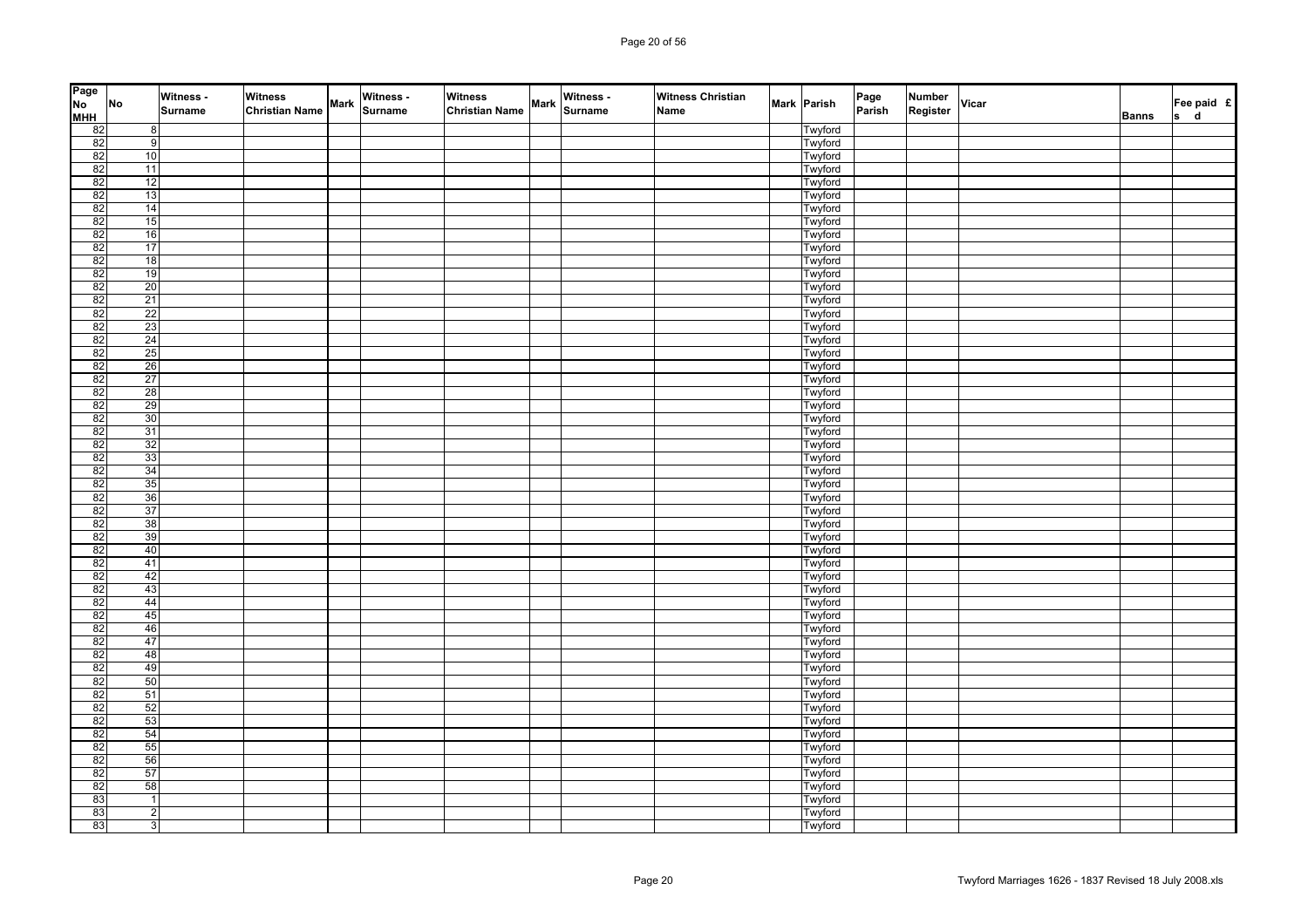| Page No MHH | No | Witness - Surname | Witness Christian Name | Mark | Witness - Surname | Witness Christian Name | Mark | Witness - Surname | Witness Christian Name | Mark | Parish | Page Parish | Number Register | Vicar | Banns | Fee paid £ s d |
|---|---|---|---|---|---|---|---|---|---|---|---|---|---|---|---|---|
| 82 | 8 | | | | | | | | | | Twyford | | | | | |
| 82 | 9 | | | | | | | | | | Twyford | | | | | |
| 82 | 10 | | | | | | | | | | Twyford | | | | | |
| 82 | 11 | | | | | | | | | | Twyford | | | | | |
| 82 | 12 | | | | | | | | | | Twyford | | | | | |
| 82 | 13 | | | | | | | | | | Twyford | | | | | |
| 82 | 14 | | | | | | | | | | Twyford | | | | | |
| 82 | 15 | | | | | | | | | | Twyford | | | | | |
| 82 | 16 | | | | | | | | | | Twyford | | | | | |
| 82 | 17 | | | | | | | | | | Twyford | | | | | |
| 82 | 18 | | | | | | | | | | Twyford | | | | | |
| 82 | 19 | | | | | | | | | | Twyford | | | | | |
| 82 | 20 | | | | | | | | | | Twyford | | | | | |
| 82 | 21 | | | | | | | | | | Twyford | | | | | |
| 82 | 22 | | | | | | | | | | Twyford | | | | | |
| 82 | 23 | | | | | | | | | | Twyford | | | | | |
| 82 | 24 | | | | | | | | | | Twyford | | | | | |
| 82 | 25 | | | | | | | | | | Twyford | | | | | |
| 82 | 26 | | | | | | | | | | Twyford | | | | | |
| 82 | 27 | | | | | | | | | | Twyford | | | | | |
| 82 | 28 | | | | | | | | | | Twyford | | | | | |
| 82 | 29 | | | | | | | | | | Twyford | | | | | |
| 82 | 30 | | | | | | | | | | Twyford | | | | | |
| 82 | 31 | | | | | | | | | | Twyford | | | | | |
| 82 | 32 | | | | | | | | | | Twyford | | | | | |
| 82 | 33 | | | | | | | | | | Twyford | | | | | |
| 82 | 34 | | | | | | | | | | Twyford | | | | | |
| 82 | 35 | | | | | | | | | | Twyford | | | | | |
| 82 | 36 | | | | | | | | | | Twyford | | | | | |
| 82 | 37 | | | | | | | | | | Twyford | | | | | |
| 82 | 38 | | | | | | | | | | Twyford | | | | | |
| 82 | 39 | | | | | | | | | | Twyford | | | | | |
| 82 | 40 | | | | | | | | | | Twyford | | | | | |
| 82 | 41 | | | | | | | | | | Twyford | | | | | |
| 82 | 42 | | | | | | | | | | Twyford | | | | | |
| 82 | 43 | | | | | | | | | | Twyford | | | | | |
| 82 | 44 | | | | | | | | | | Twyford | | | | | |
| 82 | 45 | | | | | | | | | | Twyford | | | | | |
| 82 | 46 | | | | | | | | | | Twyford | | | | | |
| 82 | 47 | | | | | | | | | | Twyford | | | | | |
| 82 | 48 | | | | | | | | | | Twyford | | | | | |
| 82 | 49 | | | | | | | | | | Twyford | | | | | |
| 82 | 50 | | | | | | | | | | Twyford | | | | | |
| 82 | 51 | | | | | | | | | | Twyford | | | | | |
| 82 | 52 | | | | | | | | | | Twyford | | | | | |
| 82 | 53 | | | | | | | | | | Twyford | | | | | |
| 82 | 54 | | | | | | | | | | Twyford | | | | | |
| 82 | 55 | | | | | | | | | | Twyford | | | | | |
| 82 | 56 | | | | | | | | | | Twyford | | | | | |
| 82 | 57 | | | | | | | | | | Twyford | | | | | |
| 82 | 58 | | | | | | | | | | Twyford | | | | | |
| 83 | 1 | | | | | | | | | | Twyford | | | | | |
| 83 | 2 | | | | | | | | | | Twyford | | | | | |
| 83 | 3 | | | | | | | | | | Twyford | | | | | |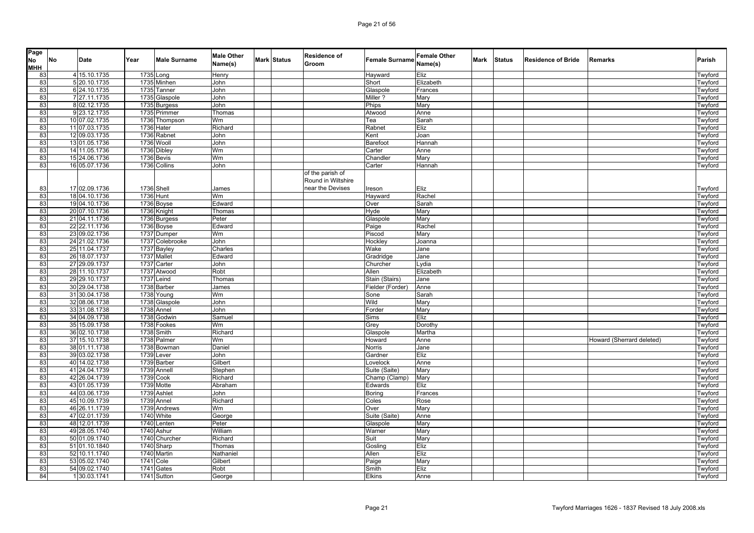| Page No MHH | No | Date | Year | Male Surname | Male Other Name(s) | Mark | Status | Residence of Groom | Female Surname | Female Other Name(s) | Mark | Status | Residence of Bride | Remarks | Parish |
|---|---|---|---|---|---|---|---|---|---|---|---|---|---|---|---|
| 83 | 4 | 15.10.1735 | 1735 | Long | Henry | | | | Hayward | Eliz | | | | | Twyford |
| 83 | 5 | 20.10.1735 | 1735 | Minhen | John | | | | Short | Elizabeth | | | | | Twyford |
| 83 | 6 | 24.10.1735 | 1735 | Tanner | John | | | | Glaspole | Frances | | | | | Twyford |
| 83 | 7 | 27.11.1735 | 1735 | Glaspole | John | | | | Miller ? | Mary | | | | | Twyford |
| 83 | 8 | 02.12.1735 | 1735 | Burgess | John | | | | Phips | Mary | | | | | Twyford |
| 83 | 9 | 23.12.1735 | 1735 | Primmer | Thomas | | | | Atwood | Anne | | | | | Twyford |
| 83 | 10 | 07.02.1735 | 1736 | Thompson | Wm | | | | Tea | Sarah | | | | | Twyford |
| 83 | 11 | 07.03.1735 | 1736 | Hater | Richard | | | | Rabnet | Eliz | | | | | Twyford |
| 83 | 12 | 09.03.1735 | 1736 | Rabnet | John | | | | Kent | Joan | | | | | Twyford |
| 83 | 13 | 01.05.1736 | 1736 | Wooll | John | | | | Barefoot | Hannah | | | | | Twyford |
| 83 | 14 | 11.05.1736 | 1736 | Dibley | Wm | | | | Carter | Anne | | | | | Twyford |
| 83 | 15 | 24.06.1736 | 1736 | Bevis | Wm | | | | Chandler | Mary | | | | | Twyford |
| 83 | 16 | 05.07.1736 | 1736 | Collins | John | | | | Carter | Hannah | | | | | Twyford |
| 83 | 17 | 02.09.1736 | 1736 | Shell | James | | | of the parish of Round in Wiltshire near the Devises | Ireson | Eliz | | | | | Twyford |
| 83 | 18 | 04.10.1736 | 1736 | Hunt | Wm | | | | Hayward | Rachel | | | | | Twyford |
| 83 | 19 | 04.10.1736 | 1736 | Boyse | Edward | | | | Over | Sarah | | | | | Twyford |
| 83 | 20 | 07.10.1736 | 1736 | Knight | Thomas | | | | Hyde | Mary | | | | | Twyford |
| 83 | 21 | 04.11.1736 | 1736 | Burgess | Peter | | | | Glaspole | Mary | | | | | Twyford |
| 83 | 22 | 22.11.1736 | 1736 | Boyse | Edward | | | | Paige | Rachel | | | | | Twyford |
| 83 | 23 | 09.02.1736 | 1737 | Dumper | Wm | | | | Piscod | Mary | | | | | Twyford |
| 83 | 24 | 21.02.1736 | 1737 | Colebrooke | John | | | | Hockley | Joanna | | | | | Twyford |
| 83 | 25 | 11.04.1737 | 1737 | Bayley | Charles | | | | Wake | Jane | | | | | Twyford |
| 83 | 26 | 18.07.1737 | 1737 | Mallet | Edward | | | | Gradridge | Jane | | | | | Twyford |
| 83 | 27 | 29.09.1737 | 1737 | Carter | John | | | | Churcher | Lydia | | | | | Twyford |
| 83 | 28 | 11.10.1737 | 1737 | Atwood | Robt | | | | Allen | Elizabeth | | | | | Twyford |
| 83 | 29 | 29.10.1737 | 1737 | Leind | Thomas | | | | Stain (Stairs) | Jane | | | | | Twyford |
| 83 | 30 | 29.04.1738 | 1738 | Barber | James | | | | Fielder (Forder) | Anne | | | | | Twyford |
| 83 | 31 | 30.04.1738 | 1738 | Young | Wm | | | | Sone | Sarah | | | | | Twyford |
| 83 | 32 | 08.06.1738 | 1738 | Glaspole | John | | | | Wild | Mary | | | | | Twyford |
| 83 | 33 | 31.08.1738 | 1738 | Annel | John | | | | Forder | Mary | | | | | Twyford |
| 83 | 34 | 04.09.1738 | 1738 | Godwin | Samuel | | | | Sims | Eliz | | | | | Twyford |
| 83 | 35 | 15.09.1738 | 1738 | Fookes | Wm | | | | Grey | Dorothy | | | | | Twyford |
| 83 | 36 | 02.10.1738 | 1738 | Smith | Richard | | | | Glaspole | Martha | | | | | Twyford |
| 83 | 37 | 15.10.1738 | 1738 | Palmer | Wm | | | | Howard | Anne | | | | Howard (Sherrard deleted) | Twyford |
| 83 | 38 | 01.11.1738 | 1738 | Bowman | Daniel | | | | Norris | Jane | | | | | Twyford |
| 83 | 39 | 03.02.1738 | 1739 | Lever | John | | | | Gardner | Eliz | | | | | Twyford |
| 83 | 40 | 14.02.1738 | 1739 | Barber | Gilbert | | | | Lovelock | Anne | | | | | Twyford |
| 83 | 41 | 24.04.1739 | 1739 | Annell | Stephen | | | | Suite (Saite) | Mary | | | | | Twyford |
| 83 | 42 | 26.04.1739 | 1739 | Cook | Richard | | | | Champ (Clamp) | Mary | | | | | Twyford |
| 83 | 43 | 01.05.1739 | 1739 | Motte | Abraham | | | | Edwards | Eliz | | | | | Twyford |
| 83 | 44 | 03.06.1739 | 1739 | Ashlet | John | | | | Boring | Frances | | | | | Twyford |
| 83 | 45 | 10.09.1739 | 1739 | Annel | Richard | | | | Coles | Rose | | | | | Twyford |
| 83 | 46 | 26.11.1739 | 1739 | Andrews | Wm | | | | Over | Mary | | | | | Twyford |
| 83 | 47 | 02.01.1739 | 1740 | White | George | | | | Suite (Saite) | Anne | | | | | Twyford |
| 83 | 48 | 12.01.1739 | 1740 | Lenten | Peter | | | | Glaspole | Mary | | | | | Twyford |
| 83 | 49 | 28.05.1740 | 1740 | Ashur | William | | | | Warner | Mary | | | | | Twyford |
| 83 | 50 | 01.09.1740 | 1740 | Churcher | Richard | | | | Suit | Mary | | | | | Twyford |
| 83 | 51 | 01.10.1840 | 1740 | Sharp | Thomas | | | | Gosling | Eliz | | | | | Twyford |
| 83 | 52 | 10.11.1740 | 1740 | Martin | Nathaniel | | | | Allen | Eliz | | | | | Twyford |
| 83 | 53 | 05.02.1740 | 1741 | Cole | Gilbert | | | | Paige | Mary | | | | | Twyford |
| 83 | 54 | 09.02.1740 | 1741 | Gates | Robt | | | | Smith | Eliz | | | | | Twyford |
| 84 | 1 | 30.03.1741 | 1741 | Sutton | George | | | | Elkins | Anne | | | | | Twyford |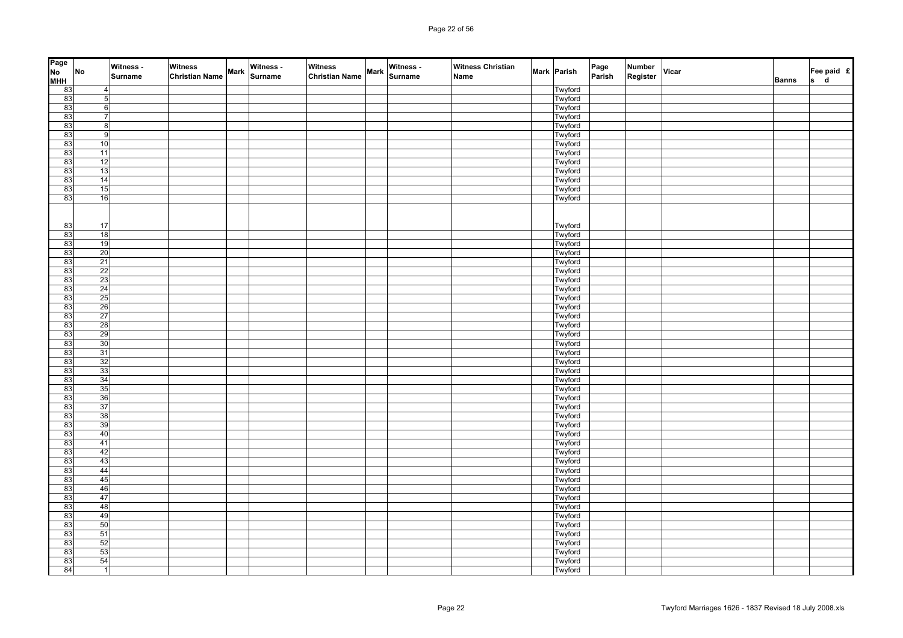| Page No MHH | No | Witness - Surname | Witness Christian Name | Mark | Witness - Surname | Witness Christian Name | Mark | Witness - Surname | Witness Christian Name | Mark | Parish | Page Parish | Number Register | Vicar | Banns | Fee paid £ s d |
|---|---|---|---|---|---|---|---|---|---|---|---|---|---|---|---|---|
| 83 | 4 | | | | | | | | | | Twyford | | | | | |
| 83 | 5 | | | | | | | | | | Twyford | | | | | |
| 83 | 6 | | | | | | | | | | Twyford | | | | | |
| 83 | 7 | | | | | | | | | | Twyford | | | | | |
| 83 | 8 | | | | | | | | | | Twyford | | | | | |
| 83 | 9 | | | | | | | | | | Twyford | | | | | |
| 83 | 10 | | | | | | | | | | Twyford | | | | | |
| 83 | 11 | | | | | | | | | | Twyford | | | | | |
| 83 | 12 | | | | | | | | | | Twyford | | | | | |
| 83 | 13 | | | | | | | | | | Twyford | | | | | |
| 83 | 14 | | | | | | | | | | Twyford | | | | | |
| 83 | 15 | | | | | | | | | | Twyford | | | | | |
| 83 | 16 | | | | | | | | | | Twyford | | | | | |
| 83 | 17 | | | | | | | | | | Twyford | | | | | |
| 83 | 18 | | | | | | | | | | Twyford | | | | | |
| 83 | 19 | | | | | | | | | | Twyford | | | | | |
| 83 | 20 | | | | | | | | | | Twyford | | | | | |
| 83 | 21 | | | | | | | | | | Twyford | | | | | |
| 83 | 22 | | | | | | | | | | Twyford | | | | | |
| 83 | 23 | | | | | | | | | | Twyford | | | | | |
| 83 | 24 | | | | | | | | | | Twyford | | | | | |
| 83 | 25 | | | | | | | | | | Twyford | | | | | |
| 83 | 26 | | | | | | | | | | Twyford | | | | | |
| 83 | 27 | | | | | | | | | | Twyford | | | | | |
| 83 | 28 | | | | | | | | | | Twyford | | | | | |
| 83 | 29 | | | | | | | | | | Twyford | | | | | |
| 83 | 30 | | | | | | | | | | Twyford | | | | | |
| 83 | 31 | | | | | | | | | | Twyford | | | | | |
| 83 | 32 | | | | | | | | | | Twyford | | | | | |
| 83 | 33 | | | | | | | | | | Twyford | | | | | |
| 83 | 34 | | | | | | | | | | Twyford | | | | | |
| 83 | 35 | | | | | | | | | | Twyford | | | | | |
| 83 | 36 | | | | | | | | | | Twyford | | | | | |
| 83 | 37 | | | | | | | | | | Twyford | | | | | |
| 83 | 38 | | | | | | | | | | Twyford | | | | | |
| 83 | 39 | | | | | | | | | | Twyford | | | | | |
| 83 | 40 | | | | | | | | | | Twyford | | | | | |
| 83 | 41 | | | | | | | | | | Twyford | | | | | |
| 83 | 42 | | | | | | | | | | Twyford | | | | | |
| 83 | 43 | | | | | | | | | | Twyford | | | | | |
| 83 | 44 | | | | | | | | | | Twyford | | | | | |
| 83 | 45 | | | | | | | | | | Twyford | | | | | |
| 83 | 46 | | | | | | | | | | Twyford | | | | | |
| 83 | 47 | | | | | | | | | | Twyford | | | | | |
| 83 | 48 | | | | | | | | | | Twyford | | | | | |
| 83 | 49 | | | | | | | | | | Twyford | | | | | |
| 83 | 50 | | | | | | | | | | Twyford | | | | | |
| 83 | 51 | | | | | | | | | | Twyford | | | | | |
| 83 | 52 | | | | | | | | | | Twyford | | | | | |
| 83 | 53 | | | | | | | | | | Twyford | | | | | |
| 83 | 54 | | | | | | | | | | Twyford | | | | | |
| 84 | 1 | | | | | | | | | | Twyford | | | | | |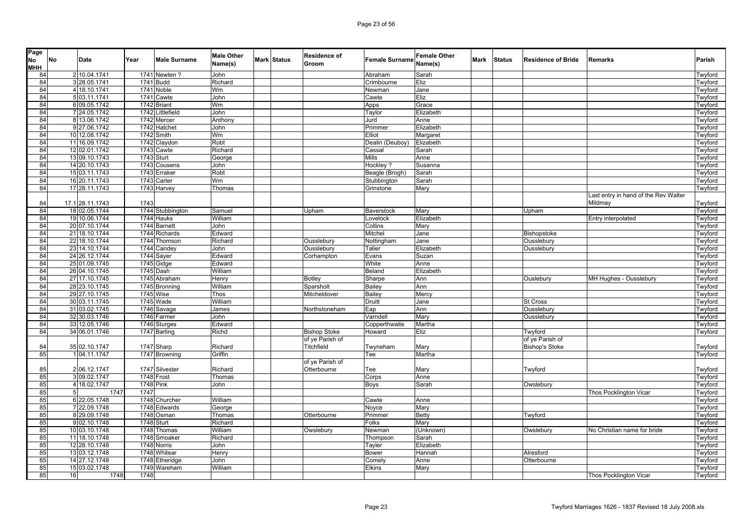| Page No MHH | No | Date | Year | Male Surname | Male Other Name(s) | Mark | Status | Residence of Groom | Female Surname | Female Other Name(s) | Mark | Status | Residence of Bride | Remarks | Parish |
|---|---|---|---|---|---|---|---|---|---|---|---|---|---|---|---|
| 84 | 2 | 10.04.1741 | 1741 | Newten ? | John | | | | Abraham | Sarah | | | | | Twyford |
| 84 | 3 | 28.05.1741 | 1741 | Budd | Richard | | | | Crimbourne | Eliz | | | | | Twyford |
| 84 | 4 | 18.10.1741 | 1741 | Noble | Wm | | | | Newman | Jane | | | | | Twyford |
| 84 | 5 | 03.11.1741 | 1741 | Cawte | John | | | | Cawte | Eliz | | | | | Twyford |
| 84 | 6 | 09.05.1742 | 1742 | Briant | Wm | | | | Apps | Grace | | | | | Twyford |
| 84 | 7 | 24.05.1742 | 1742 | Littlefield | John | | | | Taylor | Elizabeth | | | | | Twyford |
| 84 | 8 | 13.06.1742 | 1742 | Mercer | Anthony | | | | Jurd | Anne | | | | | Twyford |
| 84 | 9 | 27.06.1742 | 1742 | Hatchet | John | | | | Primmer | Elizabeth | | | | | Twyford |
| 84 | 10 | 12.08.1742 | 1742 | Smith | Wm | | | | Elliot | Margaret | | | | | Twyford |
| 84 | 11 | 16.09.1742 | 1742 | Claydon | Robt | | | | Dealin (Deuboy) | Elizabeth | | | | | Twyford |
| 84 | 12 | 02.01.1742 | 1743 | Cawte | Richard | | | | Cassal | Sarah | | | | | Twyford |
| 84 | 13 | 09.10.1743 | 1743 | Sturt | George | | | | Mills | Anne | | | | | Twyford |
| 84 | 14 | 20.10.1743 | 1743 | Cousens | John | | | | Hockley ? | Susanna | | | | | Twyford |
| 84 | 15 | 03.11.1743 | 1743 | Erraker | Robt | | | | Beagle (Brogh) | Sarah | | | | | Twyford |
| 84 | 16 | 20.11.1743 | 1743 | Carter | Wm | | | | Stubbington | Sarah | | | | | Twyford |
| 84 | 17 | 28.11.1743 | 1743 | Harvey | Thomas | | | | Grinstone | Mary | | | | | Twyford |
| 84 | 17.1 | 28.11.1743 | 1743 | | | | | | | | | | | Last entry in hand of the Rev Walter Mildmay | Twyford |
| 84 | 18 | 02.05.1744 | 1744 | Stubbington | Samuel | | | Upham | Baverstock | Mary | | | Upham | | Twyford |
| 84 | 19 | 10.06.1744 | 1744 | Hauks | William | | | | Lovelock | Elizabeth | | | | Entry interpolated | Twyford |
| 84 | 20 | 07.10.1744 | 1744 | Barnett | John | | | | Collins | Mary | | | | | Twyford |
| 84 | 21 | 18.10.1744 | 1744 | Richards | Edward | | | | Mitchel | Jane | | | Bishopstoke | | Twyford |
| 84 | 22 | 18.10.1744 | 1744 | Thomson | Richard | | | Ousslebury | Nottingham | Jane | | | Ousslebury | | Twyford |
| 84 | 23 | 14.10.1744 | 1744 | Candey | John | | | Ousslebury | Talier | Elizabeth | | | Ousslebury | | Twyford |
| 84 | 24 | 26.12.1744 | 1744 | Sayer | Edward | | | Corhampton | Evans | Suzan | | | | | Twyford |
| 84 | 25 | 01.09.1745 | 1745 | Gidge | Edward | | | | White | Anne | | | | | Twyford |
| 84 | 26 | 04.10.1745 | 1745 | Dash | William | | | | Beland | Elizabeth | | | | | Twyford |
| 84 | 27 | 17.10.1745 | 1745 | Abraham | Henry | | | Botley | Sharpe | Ann | | | Ouslebury | MH Hughes - Ousslebury | Twyford |
| 84 | 28 | 23.10.1745 | 1745 | Bronning | William | | | Sparsholt | Bailey | Ann | | | | | Twyford |
| 84 | 29 | 27.10.1745 | 1745 | Wise | Thos | | | Mitcheldover | Bailey | Mercy | | | | | Twyford |
| 84 | 30 | 03.11.1745 | 1745 | Wade | William | | | | Druitt | Jane | | | St Cross | | Twyford |
| 84 | 31 | 03.02.1745 | 1746 | Savage | James | | | Northstoneham | Eap | Ann | | | Ousslebury | | Twyford |
| 84 | 32 | 30.03.1746 | 1746 | Farmer | John | | | | Varndell | Mary | | | Ousslebury | | Twyford |
| 84 | 33 | 12.05.1746 | 1746 | Sturges | Edward | | | | Copperthwaite | Martha | | | | | Twyford |
| 84 | 34 | 06.01.1746 | 1747 | Barling | Richd | | | Bishop Stoke | Howard | Eliz | | | Twyford | | Twyford |
| 84 | 35 | 02.10.1747 | 1747 | Sharp | Richard | | | of ye Parish of Titchfield | Twyneham | Mary | | | of ye Parish of Bishop's Stoke | | Twyford |
| 85 | 1 | 04.11.1747 | 1747 | Browning | Griffin | | | | Tee | Martha | | | | | Twyford |
| 85 | 2 | 06.12.1747 | 1747 | Silvester | Richard | | | of ye Parish of Otterbourne | Tee | Mary | | | Twyford | | Twyford |
| 85 | 3 | 09.02.1747 | 1748 | Frost | Thomas | | | | Corps | Anne | | | | | Twyford |
| 85 | 4 | 18.02.1747 | 1748 | Pink | John | | | | Boys | Sarah | | | Owslebury | | Twyford |
| 85 | 5 | 1747 | 1747 | | | | | | | | | | | Thos Pocklington Vicar | Twyford |
| 85 | 6 | 22.05.1748 | 1748 | Churcher | William | | | | Cawte | Anne | | | | | Twyford |
| 85 | 7 | 22.09.1748 | 1748 | Edwards | George | | | | Noyce | Mary | | | | | Twyford |
| 85 | 8 | 29.09.1748 | 1748 | Osman | Thomas | | | Otterbourne | Primmer | Betty | | | Twyford | | Twyford |
| 85 | 9 | 02.10.1748 | 1748 | Sturt | Richard | | | | Folks | Mary | | | | | Twyford |
| 85 | 10 | 03.10.1748 | 1748 | Thomas | William | | | Owslebury | Newman | (Unknown) | | | Owslebury | No Christian name for bride | Twyford |
| 85 | 11 | 18.10.1748 | 1748 | Smoaker | Richard | | | | Thompson | Sarah | | | | | Twyford |
| 85 | 12 | 28.10.1748 | 1748 | Norris | John | | | | Tayler | Elizabeth | | | | | Twyford |
| 85 | 13 | 03.12.1748 | 1748 | Whitear | Henry | | | | Bower | Hannah | | | Alresford | | Twyford |
| 85 | 14 | 27.12.1748 | 1748 | Etheridge | John | | | | Comely | Anne | | | Otterbourne | | Twyford |
| 85 | 15 | 03.02.1748 | 1749 | Wareham | William | | | | Elkins | Mary | | | | | Twyford |
| 85 | 16 | 1748 | 1748 | | | | | | | | | | | Thos Pocklington Vicar | Twyford |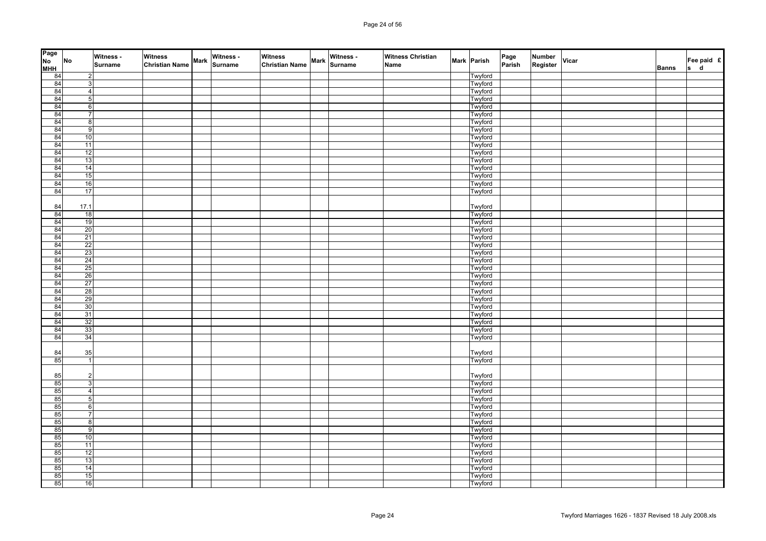| Page No MHH | No | Witness - Surname | Witness Christian Name | Mark | Witness - Surname | Witness Christian Name | Mark | Witness - Surname | Witness Christian Name | Mark | Parish | Page Parish | Number Register | Vicar | Banns | Fee paid £ s d |
|---|---|---|---|---|---|---|---|---|---|---|---|---|---|---|---|---|
| 84 | 2 | | | | | | | | | | Twyford | | | | | |
| 84 | 3 | | | | | | | | | | Twyford | | | | | |
| 84 | 4 | | | | | | | | | | Twyford | | | | | |
| 84 | 5 | | | | | | | | | | Twyford | | | | | |
| 84 | 6 | | | | | | | | | | Twyford | | | | | |
| 84 | 7 | | | | | | | | | | Twyford | | | | | |
| 84 | 8 | | | | | | | | | | Twyford | | | | | |
| 84 | 9 | | | | | | | | | | Twyford | | | | | |
| 84 | 10 | | | | | | | | | | Twyford | | | | | |
| 84 | 11 | | | | | | | | | | Twyford | | | | | |
| 84 | 12 | | | | | | | | | | Twyford | | | | | |
| 84 | 13 | | | | | | | | | | Twyford | | | | | |
| 84 | 14 | | | | | | | | | | Twyford | | | | | |
| 84 | 15 | | | | | | | | | | Twyford | | | | | |
| 84 | 16 | | | | | | | | | | Twyford | | | | | |
| 84 | 17 | | | | | | | | | | Twyford | | | | | |
| 84 | 17.1 | | | | | | | | | | Twyford | | | | | |
| 84 | 18 | | | | | | | | | | Twyford | | | | | |
| 84 | 19 | | | | | | | | | | Twyford | | | | | |
| 84 | 20 | | | | | | | | | | Twyford | | | | | |
| 84 | 21 | | | | | | | | | | Twyford | | | | | |
| 84 | 22 | | | | | | | | | | Twyford | | | | | |
| 84 | 23 | | | | | | | | | | Twyford | | | | | |
| 84 | 24 | | | | | | | | | | Twyford | | | | | |
| 84 | 25 | | | | | | | | | | Twyford | | | | | |
| 84 | 26 | | | | | | | | | | Twyford | | | | | |
| 84 | 27 | | | | | | | | | | Twyford | | | | | |
| 84 | 28 | | | | | | | | | | Twyford | | | | | |
| 84 | 29 | | | | | | | | | | Twyford | | | | | |
| 84 | 30 | | | | | | | | | | Twyford | | | | | |
| 84 | 31 | | | | | | | | | | Twyford | | | | | |
| 84 | 32 | | | | | | | | | | Twyford | | | | | |
| 84 | 33 | | | | | | | | | | Twyford | | | | | |
| 84 | 34 | | | | | | | | | | Twyford | | | | | |
| 84 | 35 | | | | | | | | | | Twyford | | | | | |
| 85 | 1 | | | | | | | | | | Twyford | | | | | |
| 85 | 2 | | | | | | | | | | Twyford | | | | | |
| 85 | 3 | | | | | | | | | | Twyford | | | | | |
| 85 | 4 | | | | | | | | | | Twyford | | | | | |
| 85 | 5 | | | | | | | | | | Twyford | | | | | |
| 85 | 6 | | | | | | | | | | Twyford | | | | | |
| 85 | 7 | | | | | | | | | | Twyford | | | | | |
| 85 | 8 | | | | | | | | | | Twyford | | | | | |
| 85 | 9 | | | | | | | | | | Twyford | | | | | |
| 85 | 10 | | | | | | | | | | Twyford | | | | | |
| 85 | 11 | | | | | | | | | | Twyford | | | | | |
| 85 | 12 | | | | | | | | | | Twyford | | | | | |
| 85 | 13 | | | | | | | | | | Twyford | | | | | |
| 85 | 14 | | | | | | | | | | Twyford | | | | | |
| 85 | 15 | | | | | | | | | | Twyford | | | | | |
| 85 | 16 | | | | | | | | | | Twyford | | | | | |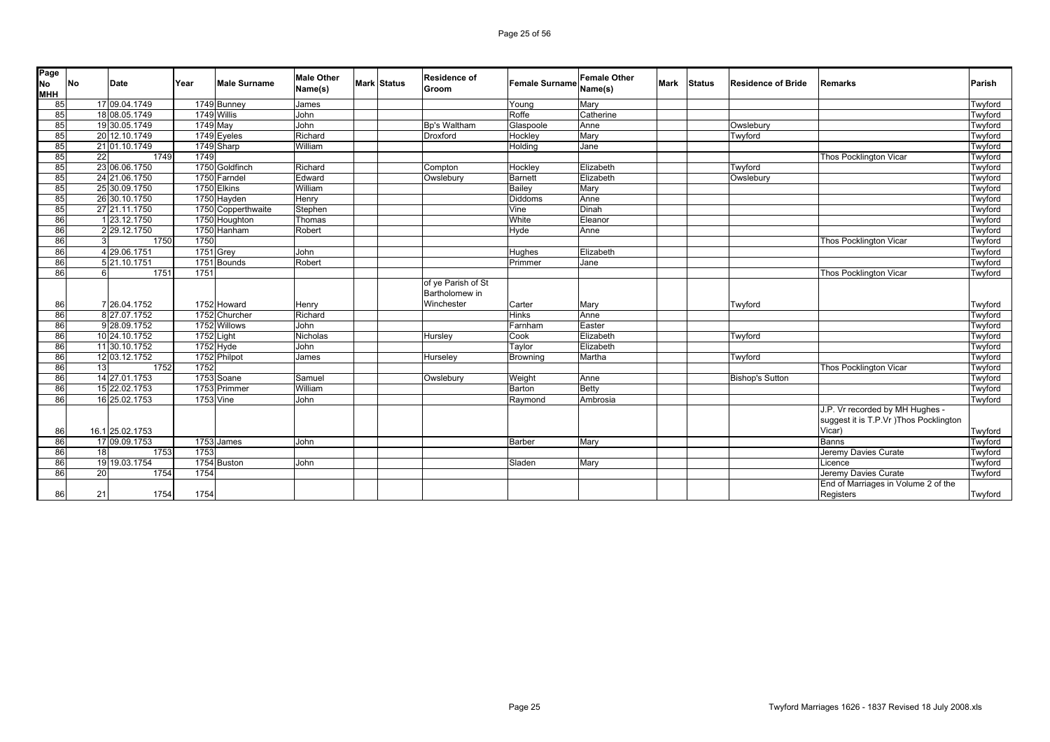| Page No MHH | No | Date | Year | Male Surname | Male Other Name(s) | Mark | Status | Residence of Groom | Female Surname | Female Other Name(s) | Mark | Status | Residence of Bride | Remarks | Parish |
|---|---|---|---|---|---|---|---|---|---|---|---|---|---|---|---|
| 85 | 17 | 09.04.1749 | 1749 | Bunney | James | | | | Young | Mary | | | | | Twyford |
| 85 | 18 | 08.05.1749 | 1749 | Willis | John | | | | Roffe | Catherine | | | | | Twyford |
| 85 | 19 | 30.05.1749 | 1749 | May | John | | | Bp's Waltham | Glaspoole | Anne | | | Owslebury | | Twyford |
| 85 | 20 | 12.10.1749 | 1749 | Eyeles | Richard | | | Droxford | Hockley | Mary | | | Twyford | | Twyford |
| 85 | 21 | 01.10.1749 | 1749 | Sharp | William | | | | Holding | Jane | | | | | Twyford |
| 85 | 22 | 1749 | 1749 | | | | | | | | | | | Thos Pocklington Vicar | Twyford |
| 85 | 23 | 06.06.1750 | 1750 | Goldfinch | Richard | | | Compton | Hockley | Elizabeth | | | Twyford | | Twyford |
| 85 | 24 | 21.06.1750 | 1750 | Farndel | Edward | | | Owslebury | Barnett | Elizabeth | | | Owslebury | | Twyford |
| 85 | 25 | 30.09.1750 | 1750 | Elkins | William | | | | Bailey | Mary | | | | | Twyford |
| 85 | 26 | 30.10.1750 | 1750 | Hayden | Henry | | | | Diddoms | Anne | | | | | Twyford |
| 85 | 27 | 21.11.1750 | 1750 | Copperthwaite | Stephen | | | | Vine | Dinah | | | | | Twyford |
| 86 | 1 | 23.12.1750 | 1750 | Houghton | Thomas | | | | White | Eleanor | | | | | Twyford |
| 86 | 2 | 29.12.1750 | 1750 | Hanham | Robert | | | | Hyde | Anne | | | | | Twyford |
| 86 | 3 | 1750 | 1750 | | | | | | | | | | | Thos Pocklington Vicar | Twyford |
| 86 | 4 | 29.06.1751 | 1751 | Grey | John | | | | Hughes | Elizabeth | | | | | Twyford |
| 86 | 5 | 21.10.1751 | 1751 | Bounds | Robert | | | | Primmer | Jane | | | | | Twyford |
| 86 | 6 | 1751 | 1751 | | | | | | | | | | | Thos Pocklington Vicar | Twyford |
| 86 | 7 | 26.04.1752 | 1752 | Howard | Henry | | | of ye Parish of St Bartholomew in Winchester | Carter | Mary | | | Twyford | | Twyford |
| 86 | 8 | 27.07.1752 | 1752 | Churcher | Richard | | | | Hinks | Anne | | | | | Twyford |
| 86 | 9 | 28.09.1752 | 1752 | Willows | John | | | | Farnham | Easter | | | | | Twyford |
| 86 | 10 | 24.10.1752 | 1752 | Light | Nicholas | | | Hursley | Cook | Elizabeth | | | Twyford | | Twyford |
| 86 | 11 | 30.10.1752 | 1752 | Hyde | John | | | | Taylor | Elizabeth | | | | | Twyford |
| 86 | 12 | 03.12.1752 | 1752 | Philpot | James | | | Hurseley | Browning | Martha | | | Twyford | | Twyford |
| 86 | 13 | 1752 | 1752 | | | | | | | | | | | Thos Pocklington Vicar | Twyford |
| 86 | 14 | 27.01.1753 | 1753 | Soane | Samuel | | | Owslebury | Weight | Anne | | | Bishop's Sutton | | Twyford |
| 86 | 15 | 22.02.1753 | 1753 | Primmer | William | | | | Barton | Betty | | | | | Twyford |
| 86 | 16 | 25.02.1753 | 1753 | Vine | John | | | | Raymond | Ambrosia | | | | | Twyford |
| 86 | 16.1 | 25.02.1753 | | | | | | | | | | | | J.P. Vr recorded by MH Hughes - suggest it is T.P.Vr )Thos Pocklington Vicar) | Twyford |
| 86 | 17 | 09.09.1753 | 1753 | James | John | | | | Barber | Mary | | | | Banns | Twyford |
| 86 | 18 | 1753 | 1753 | | | | | | | | | | | Jeremy Davies Curate | Twyford |
| 86 | 19 | 19.03.1754 | 1754 | Buston | John | | | | Sladen | Mary | | | | Licence | Twyford |
| 86 | 20 | 1754 | 1754 | | | | | | | | | | | Jeremy Davies Curate | Twyford |
| 86 | 21 | 1754 | 1754 | | | | | | | | | | | End of Marriages in Volume 2 of the Registers | Twyford |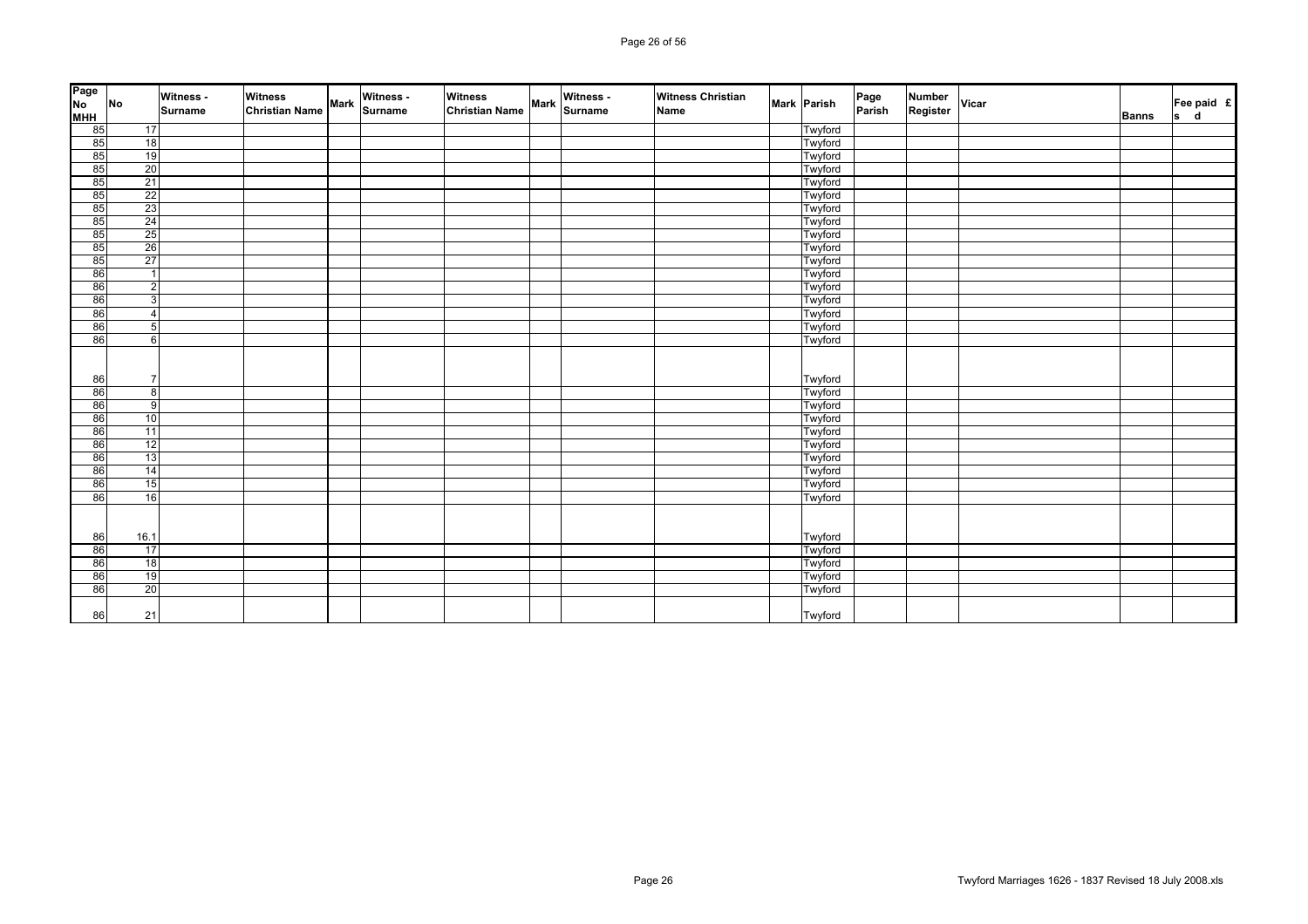| Page No MHH | No | Witness - Surname | Witness Christian Name | Mark | Witness - Surname | Witness Christian Name | Mark | Witness - Surname | Witness Christian Name | Mark | Parish | Page Parish | Number Register | Vicar | Banns | Fee paid £ s d |
|---|---|---|---|---|---|---|---|---|---|---|---|---|---|---|---|---|
| 85 | 17 | | | | | | | | | | Twyford | | | | | |
| 85 | 18 | | | | | | | | | | Twyford | | | | | |
| 85 | 19 | | | | | | | | | | Twyford | | | | | |
| 85 | 20 | | | | | | | | | | Twyford | | | | | |
| 85 | 21 | | | | | | | | | | Twyford | | | | | |
| 85 | 22 | | | | | | | | | | Twyford | | | | | |
| 85 | 23 | | | | | | | | | | Twyford | | | | | |
| 85 | 24 | | | | | | | | | | Twyford | | | | | |
| 85 | 25 | | | | | | | | | | Twyford | | | | | |
| 85 | 26 | | | | | | | | | | Twyford | | | | | |
| 85 | 27 | | | | | | | | | | Twyford | | | | | |
| 86 | 1 | | | | | | | | | | Twyford | | | | | |
| 86 | 2 | | | | | | | | | | Twyford | | | | | |
| 86 | 3 | | | | | | | | | | Twyford | | | | | |
| 86 | 4 | | | | | | | | | | Twyford | | | | | |
| 86 | 5 | | | | | | | | | | Twyford | | | | | |
| 86 | 6 | | | | | | | | | | Twyford | | | | | |
| 86 | 7 | | | | | | | | | | Twyford | | | | | |
| 86 | 8 | | | | | | | | | | Twyford | | | | | |
| 86 | 9 | | | | | | | | | | Twyford | | | | | |
| 86 | 10 | | | | | | | | | | Twyford | | | | | |
| 86 | 11 | | | | | | | | | | Twyford | | | | | |
| 86 | 12 | | | | | | | | | | Twyford | | | | | |
| 86 | 13 | | | | | | | | | | Twyford | | | | | |
| 86 | 14 | | | | | | | | | | Twyford | | | | | |
| 86 | 15 | | | | | | | | | | Twyford | | | | | |
| 86 | 16 | | | | | | | | | | Twyford | | | | | |
| 86 | 16.1 | | | | | | | | | | Twyford | | | | | |
| 86 | 17 | | | | | | | | | | Twyford | | | | | |
| 86 | 18 | | | | | | | | | | Twyford | | | | | |
| 86 | 19 | | | | | | | | | | Twyford | | | | | |
| 86 | 20 | | | | | | | | | | Twyford | | | | | |
| 86 | 21 | | | | | | | | | | Twyford | | | | | |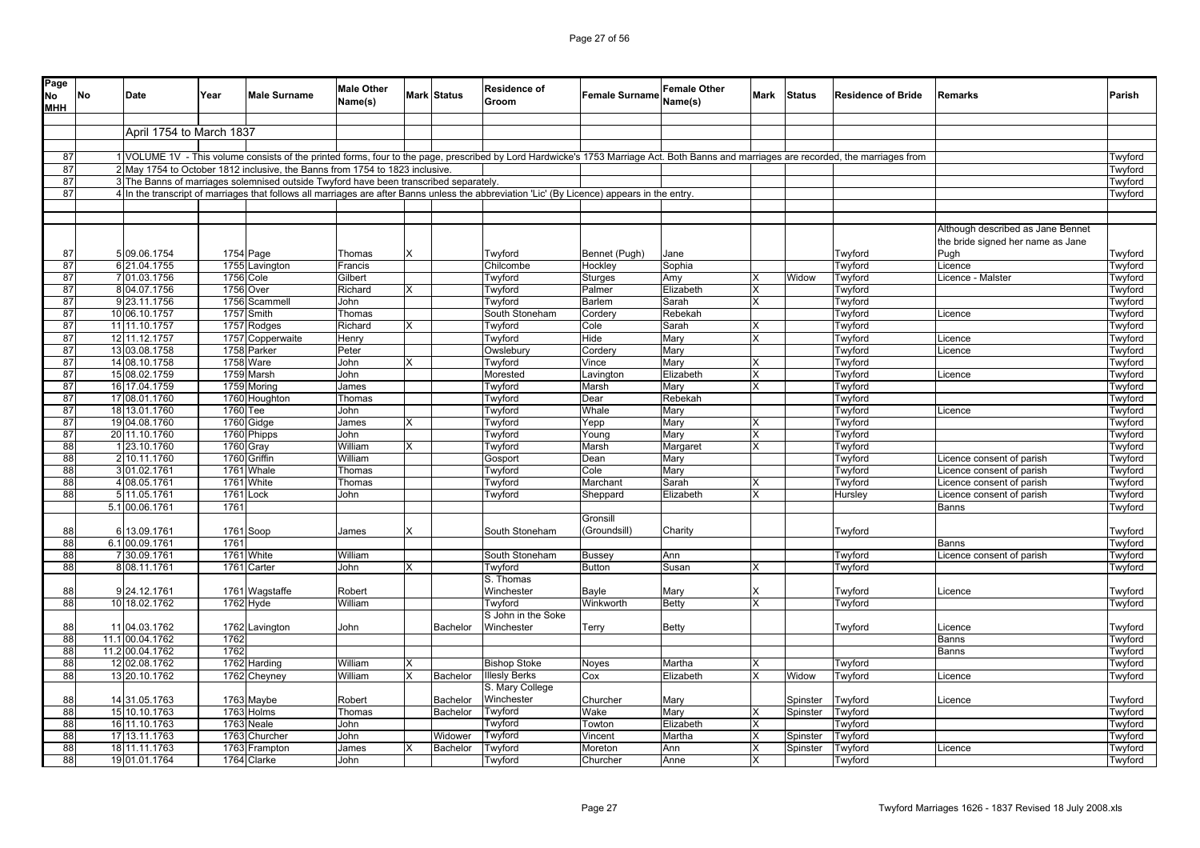| Page No MHH | No | Date | Year | Male Surname | Male Other Name(s) | Mark | Status | Residence of Groom | Female Surname | Female Other Name(s) | Mark | Status | Residence of Bride | Remarks | Parish |
|---|---|---|---|---|---|---|---|---|---|---|---|---|---|---|---|
| | | April 1754 to March 1837 | | | | | | | | | | | | | |
| 87 | 1 | VOLUME 1V - This volume consists of the printed forms, four to the page, prescribed by Lord Hardwicke's 1753 Marriage Act. Both Banns and marriages are recorded, the marriages from | | | | | | | | | | | | | Twyford |
| 87 | 2 | May 1754 to October 1812 inclusive, the Banns from 1754 to 1823 inclusive. | | | | | | | | | | | | | Twyford |
| 87 | 3 | The Banns of marriages solemnised outside Twyford have been transcribed separately. | | | | | | | | | | | | | Twyford |
| 87 | 4 | In the transcript of marriages that follows all marriages are after Banns unless the abbreviation 'Lic' (By Licence) appears in the entry. | | | | | | | | | | | | | Twyford |
| 87 | 5 | 09.06.1754 | 1754 | Page | Thomas | X | | Twyford | Bennet (Pugh) | Jane | | | Twyford | Although described as Jane Bennet the bride signed her name as Jane Pugh | Twyford |
| 87 | 6 | 21.04.1755 | 1755 | Lavington | Francis | | | Chilcombe | Hockley | Sophia | | | Twyford | Licence | Twyford |
| 87 | 7 | 01.03.1756 | 1756 | Cole | Gilbert | | | Twyford | Sturges | Amy | X | Widow | Twyford | Licence - Malster | Twyford |
| 87 | 8 | 04.07.1756 | 1756 | Over | Richard | X | | Twyford | Palmer | Elizabeth | X | | Twyford | | Twyford |
| 87 | 9 | 23.11.1756 | 1756 | Scammell | John | | | Twyford | Barlem | Sarah | X | | Twyford | | Twyford |
| 87 | 10 | 06.10.1757 | 1757 | Smith | Thomas | | | South Stoneham | Cordery | Rebekah | | | Twyford | Licence | Twyford |
| 87 | 11 | 11.10.1757 | 1757 | Rodges | Richard | X | | Twyford | Cole | Sarah | X | | Twyford | | Twyford |
| 87 | 12 | 11.12.1757 | 1757 | Copperwaite | Henry | | | Twyford | Hide | Mary | X | | Twyford | Licence | Twyford |
| 87 | 13 | 03.08.1758 | 1758 | Parker | Peter | | | Owslebury | Cordery | Mary | | | Twyford | Licence | Twyford |
| 87 | 14 | 08.10.1758 | 1758 | Ware | John | X | | Twyford | Vince | Mary | X | | Twyford | | Twyford |
| 87 | 15 | 08.02.1759 | 1759 | Marsh | John | | | Morested | Lavington | Elizabeth | X | | Twyford | Licence | Twyford |
| 87 | 16 | 17.04.1759 | 1759 | Moring | James | | | Twyford | Marsh | Mary | X | | Twyford | | Twyford |
| 87 | 17 | 08.01.1760 | 1760 | Houghton | Thomas | | | Twyford | Dear | Rebekah | | | Twyford | | Twyford |
| 87 | 18 | 13.01.1760 | 1760 | Tee | John | | | Twyford | Whale | Mary | | | Twyford | Licence | Twyford |
| 87 | 19 | 04.08.1760 | 1760 | Gidge | James | X | | Twyford | Yepp | Mary | X | | Twyford | | Twyford |
| 87 | 20 | 11.10.1760 | 1760 | Phipps | John | | | Twyford | Young | Mary | X | | Twyford | | Twyford |
| 88 | 1 | 23.10.1760 | 1760 | Gray | William | X | | Twyford | Marsh | Margaret | X | | Twyford | | Twyford |
| 88 | 2 | 10.11.1760 | 1760 | Griffin | William | | | Gosport | Dean | Mary | | | Twyford | Licence consent of parish | Twyford |
| 88 | 3 | 01.02.1761 | 1761 | Whale | Thomas | | | Twyford | Cole | Mary | | | Twyford | Licence consent of parish | Twyford |
| 88 | 4 | 08.05.1761 | 1761 | White | Thomas | | | Twyford | Marchant | Sarah | X | | Twyford | Licence consent of parish | Twyford |
| 88 | 5 | 11.05.1761 | 1761 | Lock | John | | | Twyford | Sheppard | Elizabeth | X | | Hursley | Licence consent of parish | Twyford |
| | 5.1 | 00.06.1761 | 1761 | | | | | | | | | | | Banns | Twyford |
| 88 | 6 | 13.09.1761 | 1761 | Soop | James | X | | South Stoneham | Gronsill (Groundsill) | Charity | | | Twyford | | Twyford |
| 88 | 6.1 | 00.09.1761 | 1761 | | | | | | | | | | | Banns | Twyford |
| 88 | 7 | 30.09.1761 | 1761 | White | William | | | South Stoneham | Bussey | Ann | | | Twyford | Licence consent of parish | Twyford |
| 88 | 8 | 08.11.1761 | 1761 | Carter | John | X | | Twyford | Button | Susan | X | | Twyford | | Twyford |
| 88 | 9 | 24.12.1761 | 1761 | Wagstaffe | Robert | | | S. Thomas Winchester | Bayle | Mary | X | | Twyford | Licence | Twyford |
| 88 | 10 | 18.02.1762 | 1762 | Hyde | William | | | Twyford | Winkworth | Betty | X | | Twyford | | Twyford |
| 88 | 11 | 04.03.1762 | 1762 | Lavington | John | | Bachelor | S John in the Soke Winchester | Terry | Betty | | | Twyford | Licence | Twyford |
| 88 | 11.1 | 00.04.1762 | 1762 | | | | | | | | | | | Banns | Twyford |
| 88 | 11.2 | 00.04.1762 | 1762 | | | | | | | | | | | Banns | Twyford |
| 88 | 12 | 02.08.1762 | 1762 | Harding | William | X | | Bishop Stoke | Noyes | Martha | X | | Twyford | | Twyford |
| 88 | 13 | 20.10.1762 | 1762 | Cheyney | William | X | Bachelor | Illesly Berks | Cox | Elizabeth | X | Widow | Twyford | Licence | Twyford |
| 88 | 14 | 31.05.1763 | 1763 | Maybe | Robert | | Bachelor | S. Mary College Winchester | Churcher | Mary | | Spinster | Twyford | Licence | Twyford |
| 88 | 15 | 10.10.1763 | 1763 | Holms | Thomas | | Bachelor | Twyford | Wake | Mary | X | Spinster | Twyford | | Twyford |
| 88 | 16 | 11.10.1763 | 1763 | Neale | John | | | Twyford | Towton | Elizabeth | X | | Twyford | | Twyford |
| 88 | 17 | 13.11.1763 | 1763 | Churcher | John | | Widower | Twyford | Vincent | Martha | X | Spinster | Twyford | | Twyford |
| 88 | 18 | 11.11.1763 | 1763 | Frampton | James | X | Bachelor | Twyford | Moreton | Ann | X | Spinster | Twyford | Licence | Twyford |
| 88 | 19 | 01.01.1764 | 1764 | Clarke | John | | | Twyford | Churcher | Anne | X | | Twyford | | Twyford |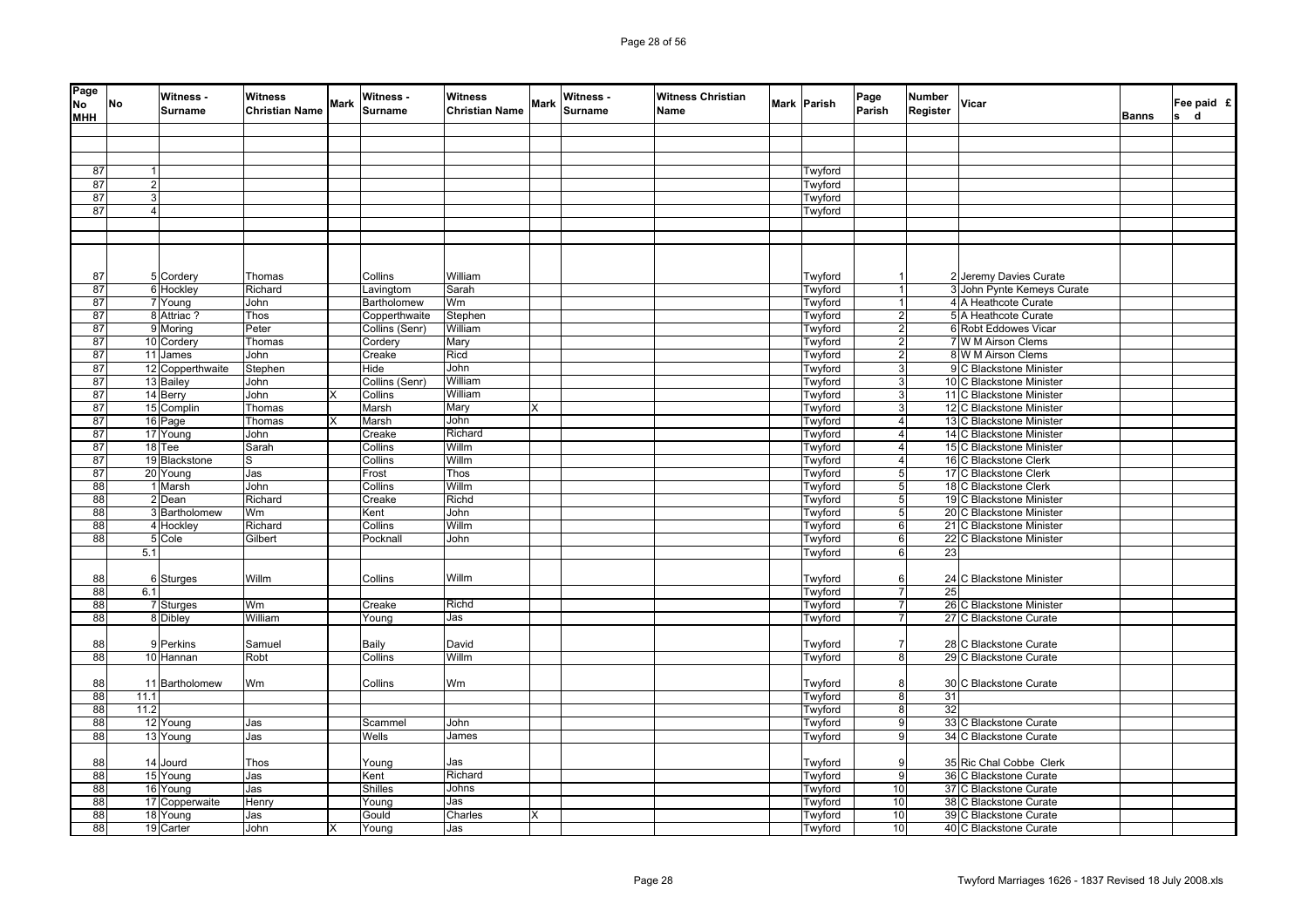| Page No MHH | No | Witness - Surname | Witness Christian Name | Mark | Witness - Surname | Witness Christian Name | Mark | Witness - Surname | Witness Christian Name | Mark | Parish | Page Parish | Number Register | Vicar | Banns | Fee paid £ s d |
|---|---|---|---|---|---|---|---|---|---|---|---|---|---|---|---|---|
| | | | | | | | | | | | | | | | | |
| 87 | 1 | | | | | | | | | | Twyford | | | | | |
| 87 | 2 | | | | | | | | | | Twyford | | | | | |
| 87 | 3 | | | | | | | | | | Twyford | | | | | |
| 87 | 4 | | | | | | | | | | Twyford | | | | | |
| | | | | | | | | | | | | | | | | |
| 87 | 5 | Cordery | Thomas | | Collins | William | | | | | Twyford | 1 | 2 | Jeremy Davies Curate | | |
| 87 | 6 | Hockley | Richard | | Lavingtom | Sarah | | | | | Twyford | 1 | 3 | John Pynte Kemeys Curate | | |
| 87 | 7 | Young | John | | Bartholomew | Wm | | | | | Twyford | 1 | 4 | A Heathcote Curate | | |
| 87 | 8 | Attriac ? | Thos | | Copperthwaite | Stephen | | | | | Twyford | 2 | 5 | A Heathcote Curate | | |
| 87 | 9 | Moring | Peter | | Collins (Senr) | William | | | | | Twyford | 2 | 6 | Robt Eddowes Vicar | | |
| 87 | 10 | Cordery | Thomas | | Cordery | Mary | | | | | Twyford | 2 | 7 | W M Airson Clems | | |
| 87 | 11 | James | John | | Creake | Ricd | | | | | Twyford | 2 | 8 | W M Airson Clems | | |
| 87 | 12 | Copperthwaite | Stephen | | Hide | John | | | | | Twyford | 3 | 9 | C Blackstone Minister | | |
| 87 | 13 | Bailey | John | | Collins (Senr) | William | | | | | Twyford | 3 | 10 | C Blackstone Minister | | |
| 87 | 14 | Berry | John | X | Collins | William | | | | | Twyford | 3 | 11 | C Blackstone Minister | | |
| 87 | 15 | Complin | Thomas | | Marsh | Mary | X | | | | Twyford | 3 | 12 | C Blackstone Minister | | |
| 87 | 16 | Page | Thomas | X | Marsh | John | | | | | Twyford | 4 | 13 | C Blackstone Minister | | |
| 87 | 17 | Young | John | | Creake | Richard | | | | | Twyford | 4 | 14 | C Blackstone Minister | | |
| 87 | 18 | Tee | Sarah | | Collins | Willm | | | | | Twyford | 4 | 15 | C Blackstone Minister | | |
| 87 | 19 | Blackstone | S | | Collins | Willm | | | | | Twyford | 4 | 16 | C Blackstone Clerk | | |
| 87 | 20 | Young | Jas | | Frost | Thos | | | | | Twyford | 5 | 17 | C Blackstone Clerk | | |
| 88 | 1 | Marsh | John | | Collins | Willm | | | | | Twyford | 5 | 18 | C Blackstone Clerk | | |
| 88 | 2 | Dean | Richard | | Creake | Richd | | | | | Twyford | 5 | 19 | C Blackstone Minister | | |
| 88 | 3 | Bartholomew | Wm | | Kent | John | | | | | Twyford | 5 | 20 | C Blackstone Minister | | |
| 88 | 4 | Hockley | Richard | | Collins | Willm | | | | | Twyford | 6 | 21 | C Blackstone Minister | | |
| 88 | 5 | Cole | Gilbert | | Pocknall | John | | | | | Twyford | 6 | 22 | C Blackstone Minister | | |
| | 5.1 | | | | | | | | | | Twyford | 6 | 23 | | | |
| 88 | 6 | Sturges | Willm | | Collins | Willm | | | | | Twyford | 6 | 24 | C Blackstone Minister | | |
| 88 | 6.1 | | | | | | | | | | Twyford | 7 | 25 | | | |
| 88 | 7 | Sturges | Wm | | Creake | Richd | | | | | Twyford | 7 | 26 | C Blackstone Minister | | |
| 88 | 8 | Dibley | William | | Young | Jas | | | | | Twyford | 7 | 27 | C Blackstone Curate | | |
| 88 | 9 | Perkins | Samuel | | Baily | David | | | | | Twyford | 7 | 28 | C Blackstone Curate | | |
| 88 | 10 | Hannan | Robt | | Collins | Willm | | | | | Twyford | 8 | 29 | C Blackstone Curate | | |
| 88 | 11 | Bartholomew | Wm | | Collins | Wm | | | | | Twyford | 8 | 30 | C Blackstone Curate | | |
| 88 | 11.1 | | | | | | | | | | Twyford | 8 | 31 | | | |
| 88 | 11.2 | | | | | | | | | | Twyford | 8 | 32 | | | |
| 88 | 12 | Young | Jas | | Scammel | John | | | | | Twyford | 9 | 33 | C Blackstone Curate | | |
| 88 | 13 | Young | Jas | | Wells | James | | | | | Twyford | 9 | 34 | C Blackstone Curate | | |
| 88 | 14 | Jourd | Thos | | Young | Jas | | | | | Twyford | 9 | 35 | Ric Chal Cobbe Clerk | | |
| 88 | 15 | Young | Jas | | Kent | Richard | | | | | Twyford | 9 | 36 | C Blackstone Curate | | |
| 88 | 16 | Young | Jas | | Shilles | Johns | | | | | Twyford | 10 | 37 | C Blackstone Curate | | |
| 88 | 17 | Copperwaite | Henry | | Young | Jas | | | | | Twyford | 10 | 38 | C Blackstone Curate | | |
| 88 | 18 | Young | Jas | | Gould | Charles | X | | | | Twyford | 10 | 39 | C Blackstone Curate | | |
| 88 | 19 | Carter | John | X | Young | Jas | | | | | Twyford | 10 | 40 | C Blackstone Curate | | |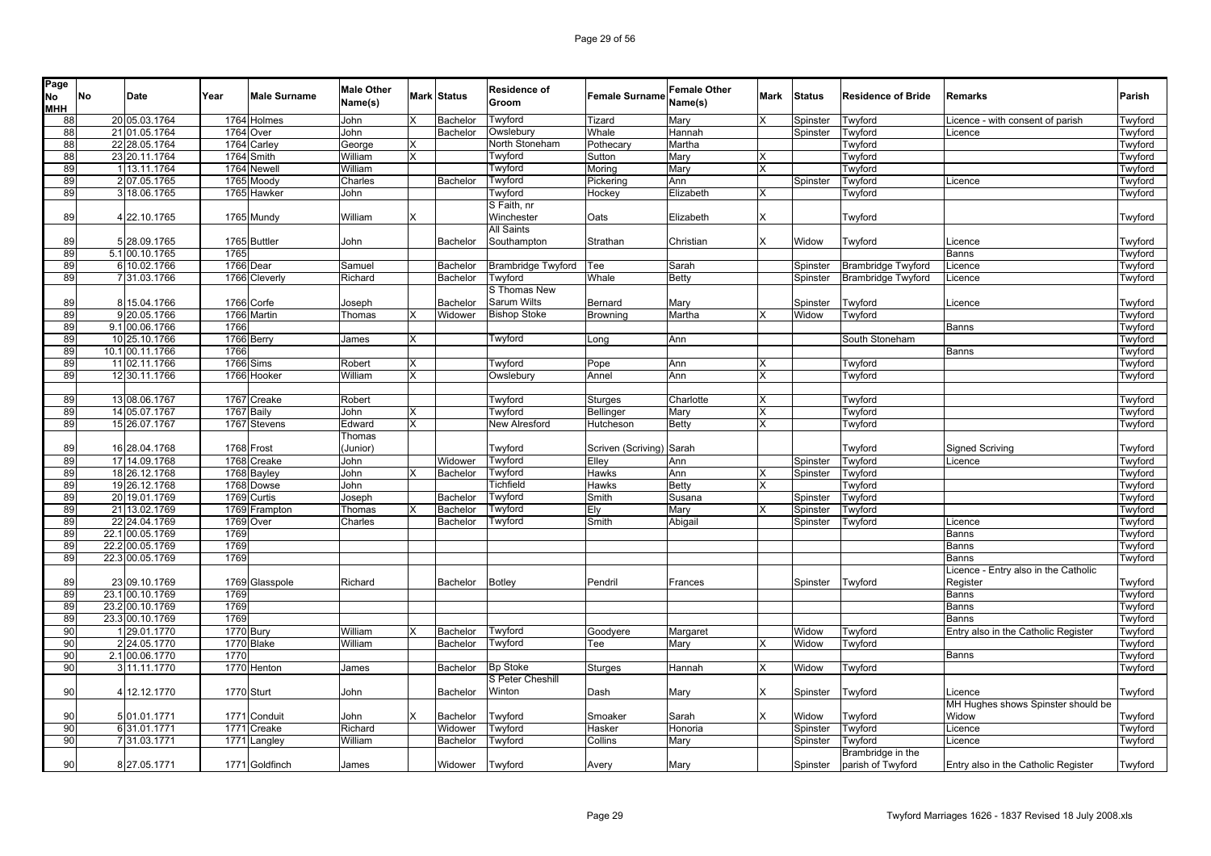| Page No MHH | No | Date | Year | Male Surname | Male Other Name(s) | Mark | Status | Residence of Groom | Female Surname | Female Other Name(s) | Mark | Status | Residence of Bride | Remarks | Parish |
|---|---|---|---|---|---|---|---|---|---|---|---|---|---|---|---|
| 88 | 20 | 05.03.1764 | 1764 | Holmes | John | X | Bachelor | Twyford | Tizard | Mary | X | Spinster | Twyford | Licence - with consent of parish | Twyford |
| 88 | 21 | 01.05.1764 | 1764 | Over | John | | Bachelor | Owslebury | Whale | Hannah | | Spinster | Twyford | Licence | Twyford |
| 88 | 22 | 28.05.1764 | 1764 | Carley | George | X | | North Stoneham | Pothecary | Martha | | | Twyford | | Twyford |
| 88 | 23 | 20.11.1764 | 1764 | Smith | William | X | | Twyford | Sutton | Mary | X | | Twyford | | Twyford |
| 89 | 1 | 13.11.1764 | 1764 | Newell | William | | | Twyford | Moring | Mary | X | | Twyford | | Twyford |
| 89 | 2 | 07.05.1765 | 1765 | Moody | Charles | | Bachelor | Twyford | Pickering | Ann | | Spinster | Twyford | Licence | Twyford |
| 89 | 3 | 18.06.1765 | 1765 | Hawker | John | | | Twyford | Hockey | Elizabeth | X | | Twyford | | Twyford |
| 89 | 4 | 22.10.1765 | 1765 | Mundy | William | X | | S Faith, nr Winchester | Oats | Elizabeth | X | | Twyford | | Twyford |
| 89 | 5 | 28.09.1765 | 1765 | Buttler | John | | Bachelor | All Saints Southampton | Strathan | Christian | X | Widow | Twyford | Licence | Twyford |
| 89 | 5.1 | 00.10.1765 | 1765 | | | | | | | | | | | Banns | Twyford |
| 89 | 6 | 10.02.1766 | 1766 | Dear | Samuel | | Bachelor | Brambridge Twyford | Tee | Sarah | | Spinster | Brambridge Twyford | Licence | Twyford |
| 89 | 7 | 31.03.1766 | 1766 | Cleverly | Richard | | Bachelor | Twyford | Whale | Betty | | Spinster | Brambridge Twyford | Licence | Twyford |
| 89 | 8 | 15.04.1766 | 1766 | Corfe | Joseph | | Bachelor | S Thomas New Sarum Wilts | Bernard | Mary | | Spinster | Twyford | Licence | Twyford |
| 89 | 9 | 20.05.1766 | 1766 | Martin | Thomas | X | Widower | Bishop Stoke | Browning | Martha | X | Widow | Twyford | | Twyford |
| 89 | 9.1 | 00.06.1766 | 1766 | | | | | | | | | | | Banns | Twyford |
| 89 | 10 | 25.10.1766 | 1766 | Berry | James | X | | Twyford | Long | Ann | | | South Stoneham | | Twyford |
| 89 | 10.1 | 00.11.1766 | 1766 | | | | | | | | | | | Banns | Twyford |
| 89 | 11 | 02.11.1766 | 1766 | Sims | Robert | X | | Twyford | Pope | Ann | X | | Twyford | | Twyford |
| 89 | 12 | 30.11.1766 | 1766 | Hooker | William | X | | Owslebury | Annel | Ann | X | | Twyford | | Twyford |
| | | | | | | | | | | | | | | | |
| 89 | 13 | 08.06.1767 | 1767 | Creake | Robert | | | Twyford | Sturges | Charlotte | X | | Twyford | | Twyford |
| 89 | 14 | 05.07.1767 | 1767 | Baily | John | X | | Twyford | Bellinger | Mary | X | | Twyford | | Twyford |
| 89 | 15 | 26.07.1767 | 1767 | Stevens | Edward | X | | New Alresford | Hutcheson | Betty | X | | Twyford | | Twyford |
| 89 | 16 | 28.04.1768 | 1768 | Frost | Thomas (Junior) | | | Twyford | Scriven (Scriving) | Sarah | | | Twyford | Signed Scriving | Twyford |
| 89 | 17 | 14.09.1768 | 1768 | Creake | John | | Widower | Twyford | Elley | Ann | | Spinster | Twyford | Licence | Twyford |
| 89 | 18 | 26.12.1768 | 1768 | Bayley | John | X | Bachelor | Twyford | Hawks | Ann | X | Spinster | Twyford | | Twyford |
| 89 | 19 | 26.12.1768 | 1768 | Dowse | John | | | Tichfield | Hawks | Betty | X | | Twyford | | Twyford |
| 89 | 20 | 19.01.1769 | 1769 | Curtis | Joseph | | Bachelor | Twyford | Smith | Susana | | Spinster | Twyford | | Twyford |
| 89 | 21 | 13.02.1769 | 1769 | Frampton | Thomas | X | Bachelor | Twyford | Ely | Mary | X | Spinster | Twyford | | Twyford |
| 89 | 22 | 24.04.1769 | 1769 | Over | Charles | | Bachelor | Twyford | Smith | Abigail | | Spinster | Twyford | Licence | Twyford |
| 89 | 22.1 | 00.05.1769 | 1769 | | | | | | | | | | | Banns | Twyford |
| 89 | 22.2 | 00.05.1769 | 1769 | | | | | | | | | | | Banns | Twyford |
| 89 | 22.3 | 00.05.1769 | 1769 | | | | | | | | | | | Banns | Twyford |
| 89 | 23 | 09.10.1769 | 1769 | Glasspole | Richard | | Bachelor | Botley | Pendril | Frances | | Spinster | Twyford | Licence - Entry also in the Catholic Register | Twyford |
| 89 | 23.1 | 00.10.1769 | 1769 | | | | | | | | | | | Banns | Twyford |
| 89 | 23.2 | 00.10.1769 | 1769 | | | | | | | | | | | Banns | Twyford |
| 89 | 23.3 | 00.10.1769 | 1769 | | | | | | | | | | | Banns | Twyford |
| 90 | 1 | 29.01.1770 | 1770 | Bury | William | X | Bachelor | Twyford | Goodyere | Margaret | | Widow | Twyford | Entry also in the Catholic Register | Twyford |
| 90 | 2 | 24.05.1770 | 1770 | Blake | William | | Bachelor | Twyford | Tee | Mary | X | Widow | Twyford | | Twyford |
| 90 | 2.1 | 00.06.1770 | 1770 | | | | | | | | | | | Banns | Twyford |
| 90 | 3 | 11.11.1770 | 1770 | Henton | James | | Bachelor | Bp Stoke | Sturges | Hannah | X | Widow | Twyford | | Twyford |
| 90 | 4 | 12.12.1770 | 1770 | Sturt | John | | Bachelor | S Peter Cheshill Winton | Dash | Mary | X | Spinster | Twyford | Licence | Twyford |
| 90 | 5 | 01.01.1771 | 1771 | Conduit | John | X | Bachelor | Twyford | Smoaker | Sarah | X | Widow | Twyford | MH Hughes shows Spinster should be Widow | Twyford |
| 90 | 6 | 31.01.1771 | 1771 | Creake | Richard | | Widower | Twyford | Hasker | Honoria | | Spinster | Twyford | Licence | Twyford |
| 90 | 7 | 31.03.1771 | 1771 | Langley | William | | Bachelor | Twyford | Collins | Mary | | Spinster | Twyford | Licence | Twyford |
| 90 | 8 | 27.05.1771 | 1771 | Goldfinch | James | | Widower | Twyford | Avery | Mary | | Spinster | Brambridge in the parish of Twyford | Entry also in the Catholic Register | Twyford |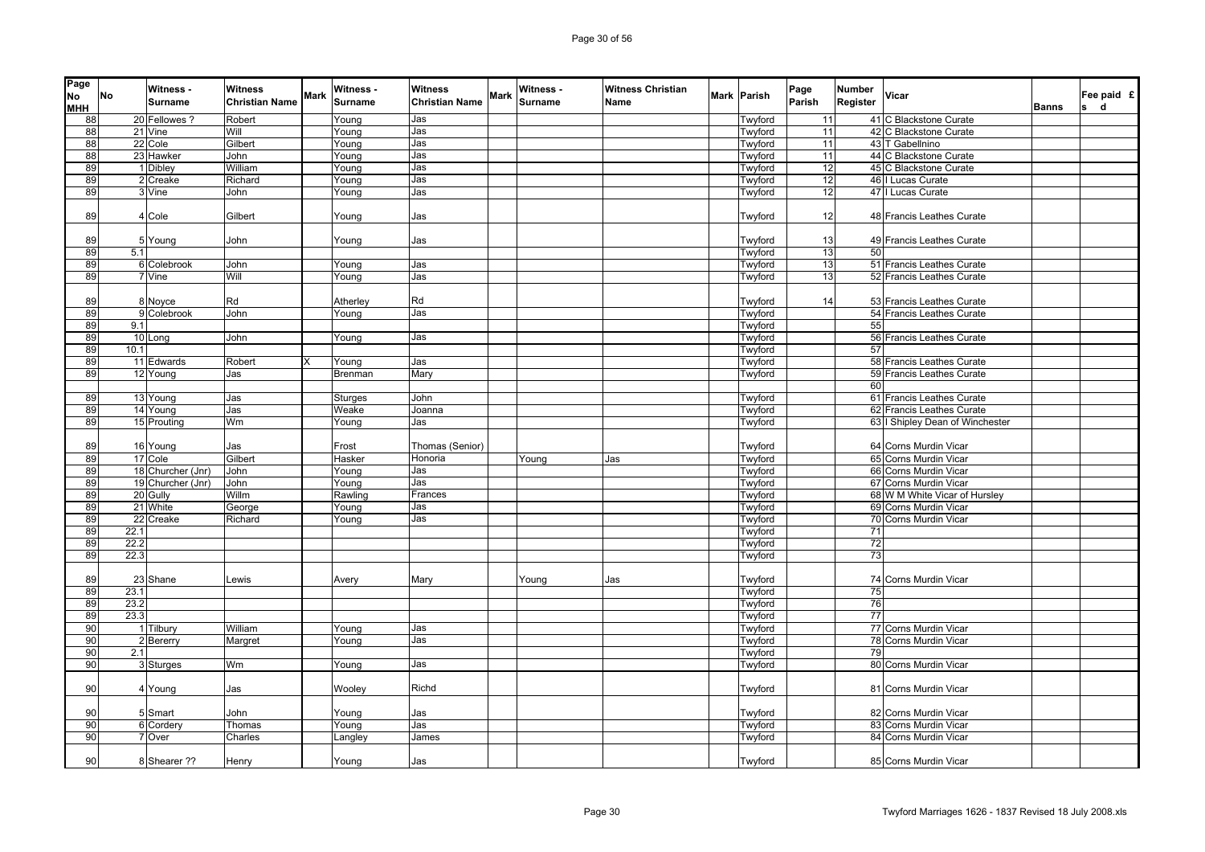| Page No MHH | No | Witness - Surname | Witness Christian Name | Mark | Witness - Surname | Witness Christian Name | Mark | Witness - Surname | Witness Christian Name | Mark | Parish | Page Parish | Number Register | Vicar | Banns | Fee paid £ s d |
|---|---|---|---|---|---|---|---|---|---|---|---|---|---|---|---|---|
| 88 | 20 | Fellowes ? | Robert | | Young | Jas | | | | | Twyford | 11 | 41 | C Blackstone Curate | | |
| 88 | 21 | Vine | Will | | Young | Jas | | | | | Twyford | 11 | 42 | C Blackstone Curate | | |
| 88 | 22 | Cole | Gilbert | | Young | Jas | | | | | Twyford | 11 | 43 | T Gabellnino | | |
| 88 | 23 | Hawker | John | | Young | Jas | | | | | Twyford | 11 | 44 | C Blackstone Curate | | |
| 89 | 1 | Dibley | William | | Young | Jas | | | | | Twyford | 12 | 45 | C Blackstone Curate | | |
| 89 | 2 | Creake | Richard | | Young | Jas | | | | | Twyford | 12 | 46 | I Lucas Curate | | |
| 89 | 3 | Vine | John | | Young | Jas | | | | | Twyford | 12 | 47 | I Lucas Curate | | |
| 89 | 4 | Cole | Gilbert | | Young | Jas | | | | | Twyford | 12 | 48 | Francis Leathes Curate | | |
| 89 | 5 | Young | John | | Young | Jas | | | | | Twyford | 13 | 49 | Francis Leathes Curate | | |
| 89 | 5.1 | | | | | | | | | | Twyford | 13 | 50 | | | |
| 89 | 6 | Colebrook | John | | Young | Jas | | | | | Twyford | 13 | 51 | Francis Leathes Curate | | |
| 89 | 7 | Vine | Will | | Young | Jas | | | | | Twyford | 13 | 52 | Francis Leathes Curate | | |
| 89 | 8 | Noyce | Rd | | Atherley | Rd | | | | | Twyford | 14 | 53 | Francis Leathes Curate | | |
| 89 | 9 | Colebrook | John | | Young | Jas | | | | | Twyford | | 54 | Francis Leathes Curate | | |
| 89 | 9.1 | | | | | | | | | | Twyford | | 55 | | | |
| 89 | 10 | Long | John | | Young | Jas | | | | | Twyford | | 56 | Francis Leathes Curate | | |
| 89 | 10.1 | | | | | | | | | | Twyford | | 57 | | | |
| 89 | 11 | Edwards | Robert | X | Young | Jas | | | | | Twyford | | 58 | Francis Leathes Curate | | |
| 89 | 12 | Young | Jas | | Brenman | Mary | | | | | Twyford | | 59 | Francis Leathes Curate | | |
| | | | | | | | | | | | | | 60 | | | |
| 89 | 13 | Young | Jas | | Sturges | John | | | | | Twyford | | 61 | Francis Leathes Curate | | |
| 89 | 14 | Young | Jas | | Weake | Joanna | | | | | Twyford | | 62 | Francis Leathes Curate | | |
| 89 | 15 | Prouting | Wm | | Young | Jas | | | | | Twyford | | 63 | I Shipley Dean of Winchester | | |
| 89 | 16 | Young | Jas | | Frost | Thomas (Senior) | | | | | Twyford | | 64 | Corns Murdin Vicar | | |
| 89 | 17 | Cole | Gilbert | | Hasker | Honoria | | Young | Jas | | Twyford | | 65 | Corns Murdin Vicar | | |
| 89 | 18 | Churcher (Jnr) | John | | Young | Jas | | | | | Twyford | | 66 | Corns Murdin Vicar | | |
| 89 | 19 | Churcher (Jnr) | John | | Young | Jas | | | | | Twyford | | 67 | Corns Murdin Vicar | | |
| 89 | 20 | Gully | Willm | | Rawling | Frances | | | | | Twyford | | 68 | W M White Vicar of Hursley | | |
| 89 | 21 | White | George | | Young | Jas | | | | | Twyford | | 69 | Corns Murdin Vicar | | |
| 89 | 22 | Creake | Richard | | Young | Jas | | | | | Twyford | | 70 | Corns Murdin Vicar | | |
| 89 | 22.1 | | | | | | | | | | Twyford | | 71 | | | |
| 89 | 22.2 | | | | | | | | | | Twyford | | 72 | | | |
| 89 | 22.3 | | | | | | | | | | Twyford | | 73 | | | |
| 89 | 23 | Shane | Lewis | | Avery | Mary | | Young | Jas | | Twyford | | 74 | Corns Murdin Vicar | | |
| 89 | 23.1 | | | | | | | | | | Twyford | | 75 | | | |
| 89 | 23.2 | | | | | | | | | | Twyford | | 76 | | | |
| 89 | 23.3 | | | | | | | | | | Twyford | | 77 | | | |
| 90 | 1 | Tilbury | William | | Young | Jas | | | | | Twyford | | 77 | Corns Murdin Vicar | | |
| 90 | 2 | Bererry | Margret | | Young | Jas | | | | | Twyford | | 78 | Corns Murdin Vicar | | |
| 90 | 2.1 | | | | | | | | | | Twyford | | 79 | | | |
| 90 | 3 | Sturges | Wm | | Young | Jas | | | | | Twyford | | 80 | Corns Murdin Vicar | | |
| 90 | 4 | Young | Jas | | Wooley | Richd | | | | | Twyford | | 81 | Corns Murdin Vicar | | |
| 90 | 5 | Smart | John | | Young | Jas | | | | | Twyford | | 82 | Corns Murdin Vicar | | |
| 90 | 6 | Cordery | Thomas | | Young | Jas | | | | | Twyford | | 83 | Corns Murdin Vicar | | |
| 90 | 7 | Over | Charles | | Langley | James | | | | | Twyford | | 84 | Corns Murdin Vicar | | |
| 90 | 8 | Shearer ?? | Henry | | Young | Jas | | | | | Twyford | | 85 | Corns Murdin Vicar | | |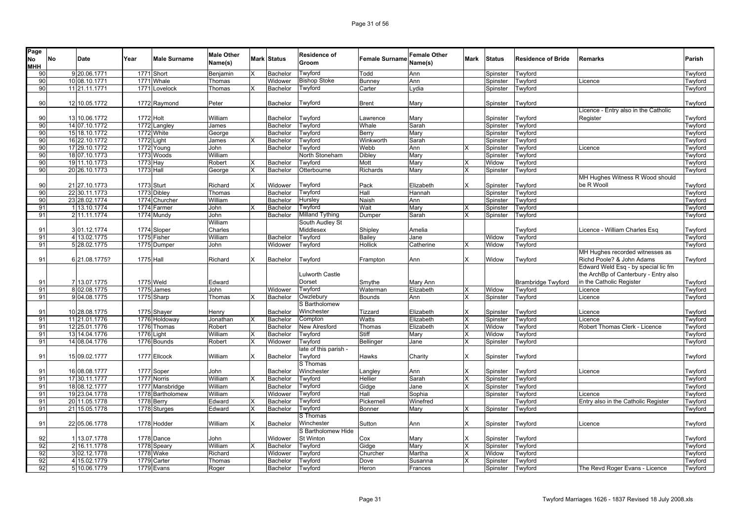| Page No MHH | No | Date | Year | Male Surname | Male Other Name(s) | Mark | Status | Residence of Groom | Female Surname | Female Other Name(s) | Mark | Status | Residence of Bride | Remarks | Parish |
|---|---|---|---|---|---|---|---|---|---|---|---|---|---|---|---|
| 90 | 9 | 20.06.1771 | 1771 | Short | Benjamin | X | Bachelor | Twyford | Todd | Ann | | Spinster | Twyford | | Twyford |
| 90 | 10 | 08.10.1771 | 1771 | Whale | Thomas | | Widower | Bishop Stoke | Bunney | Ann | | Spinster | Twyford | Licence | Twyford |
| 90 | 11 | 21.11.1771 | 1771 | Lovelock | Thomas | X | Bachelor | Twyford | Carter | Lydia | | Spinster | Twyford | | Twyford |
| 90 | 12 | 10.05.1772 | 1772 | Raymond | Peter | | Bachelor | Twyford | Brent | Mary | | Spinster | Twyford | | Twyford |
| 90 | 13 | 10.06.1772 | 1772 | Holt | William | | Bachelor | Twyford | Lawrence | Mary | | Spinster | Twyford | Licence - Entry also in the Catholic Register | Twyford |
| 90 | 14 | 07.10.1772 | 1772 | Langley | James | | Bachelor | Twyford | Whale | Sarah | | Spinster | Twyford | | Twyford |
| 90 | 15 | 18.10.1772 | 1772 | White | George | | Bachelor | Twyford | Berry | Mary | | Spinster | Twyford | | Twyford |
| 90 | 16 | 22.10.1772 | 1772 | Light | James | X | Bachelor | Twyford | Winkworth | Sarah | | Spinster | Twyford | | Twyford |
| 90 | 17 | 29.10.1772 | 1772 | Young | John | | Bachelor | Twyford | Webb | Ann | X | Spinster | Twyford | Licence | Twyford |
| 90 | 18 | 07.10.1773 | 1773 | Woods | William | | | North Stoneham | Dibley | Mary | | Spinster | Twyford | | Twyford |
| 90 | 19 | 11.10.1773 | 1773 | Hay | Robert | X | Bachelor | Twyford | Mott | Mary | X | Widow | Twyford | | Twyford |
| 90 | 20 | 26.10.1773 | 1773 | Hall | George | X | Bachelor | Otterbourne | Richards | Mary | X | Spinster | Twyford | | Twyford |
| 90 | 21 | 27.10.1773 | 1773 | Sturt | Richard | X | Widower | Twyford | Pack | Elizabeth | X | Spinster | Twyford | MH Hughes Witness R Wood should be R Wooll | Twyford |
| 90 | 22 | 30.11.1773 | 1773 | Dibley | Thomas | | Bachelor | Twyford | Hall | Hannah | | Spinster | Twyford | | Twyford |
| 90 | 23 | 28.02.1774 | 1774 | Churcher | William | | Bachelor | Hursley | Naish | Ann | | Spinster | Twyford | | Twyford |
| 91 | 1 | 13.10.1774 | 1774 | Farmer | John | X | Bachelor | Twyford | Wait | Mary | X | Spinster | Twyford | | Twyford |
| 91 | 2 | 11.11.1774 | 1774 | Mundy | John | | Bachelor | Milland Tything | Dumper | Sarah | X | Spinster | Twyford | | Twyford |
| 91 | 3 | 01.12.1774 | 1774 | Sloper | William Charles | | | South Audley St Middlesex | Shipley | Amelia | | | Twyford | Licence - William Charles Esq | Twyford |
| 91 | 4 | 13.02.1775 | 1775 | Fisher | William | | Bachelor | Twyford | Bailey | Jane | | Widow | Twyford | | Twyford |
| 91 | 5 | 28.02.1775 | 1775 | Dumper | John | | Widower | Twyford | Hollick | Catherine | X | Widow | Twyford | | Twyford |
| 91 | 6 | 21.08.1775? | 1775 | Hall | Richard | X | Bachelor | Twyford | Frampton | Ann | X | Widow | Twyford | MH Hughes recorded witnesses as Richd Poole? & John Adams | Twyford |
| 91 | 7 | 13.07.1775 | 1775 | Weld | Edward | | | Lulworth Castle Dorset | Smythe | Mary Ann | | | Brambridge Twyford | Edward Weld Esq - by special lic fm the ArchBp of Canterbury - Entry also in the Catholic Register | Twyford |
| 91 | 8 | 02.08.1775 | 1775 | James | John | | Widower | Twyford | Waterman | Elizabeth | X | Widow | Twyford | Licence | Twyford |
| 91 | 9 | 04.08.1775 | 1775 | Sharp | Thomas | X | Bachelor | Owzlebury | Bounds | Ann | X | Spinster | Twyford | Licence | Twyford |
| 91 | 10 | 28.08.1775 | 1775 | Shayer | Henry | | Bachelor | S Bartholomew Winchester | Tizzard | Elizabeth | X | Spinster | Twyford | Licence | Twyford |
| 91 | 11 | 21.01.1776 | 1776 | Holdoway | Jonathan | X | Bachelor | Compton | Watts | Elizabeth | X | Spinster | Twyford | Licence | Twyford |
| 91 | 12 | 25.01.1776 | 1776 | Thomas | Robert | | Bachelor | New Alresford | Thomas | Elizabeth | X | Widow | Twyford | Robert Thomas Clerk - Licence | Twyford |
| 91 | 13 | 14.04.1776 | 1776 | Light | William | X | Bachelor | Twyford | Stiff | Mary | X | Widow | Twyford | | Twyford |
| 91 | 14 | 08.04.1776 | 1776 | Bounds | Robert | X | Widower | Twyford | Bellinger | Jane | X | Spinster | Twyford | | Twyford |
| 91 | 15 | 09.02.1777 | 1777 | Ellcock | William | X | Bachelor | late of this parish - Twyford | Hawks | Charity | X | Spinster | Twyford | | Twyford |
| 91 | 16 | 08.08.1777 | 1777 | Soper | John | | Bachelor | S Thomas Winchester | Langley | Ann | X | Spinster | Twyford | Licence | Twyford |
| 91 | 17 | 30.11.1777 | 1777 | Norris | William | X | Bachelor | Twyford | Hellier | Sarah | X | Spinster | Twyford | | Twyford |
| 91 | 18 | 08.12.1777 | 1777 | Mansbridge | William | | Bachelor | Twyford | Gidge | Jane | X | Spinster | Twyford | | Twyford |
| 91 | 19 | 23.04.1778 | 1778 | Bartholomew | William | | Widower | Twyford | Hall | Sophia | | Spinster | Twyford | Licence | Twyford |
| 91 | 20 | 11.05.1778 | 1778 | Berry | Edward | X | Bachelor | Twyford | Pickernell | Winefred | | | Twyford | Entry also in the Catholic Register | Twyford |
| 91 | 21 | 15.05.1778 | 1778 | Sturges | Edward | X | Bachelor | Twyford | Bonner | Mary | X | Spinster | Twyford | | Twyford |
| 91 | 22 | 05.06.1778 | 1778 | Hodder | William | X | Bachelor | S Thomas Winchester | Sutton | Ann | X | Spinster | Twyford | Licence | Twyford |
| 92 | 1 | 13.07.1778 | 1778 | Dance | John | | Widower | S Bartholomew Hide St Winton | Cox | Mary | X | Spinster | Twyford | | Twyford |
| 92 | 2 | 16.11.1778 | 1778 | Speary | William | X | Bachelor | Twyford | Gidge | Mary | X | Spinster | Twyford | | Twyford |
| 92 | 3 | 02.12.1778 | 1778 | Wake | Richard | | Widower | Twyford | Churcher | Martha | X | Widow | Twyford | | Twyford |
| 92 | 4 | 15.02.1779 | 1779 | Carter | Thomas | | Bachelor | Twyford | Dove | Susanna | X | Spinster | Twyford | | Twyford |
| 92 | 5 | 10.06.1779 | 1779 | Evans | Roger | | Bachelor | Twyford | Heron | Frances | | Spinster | Twyford | The Revd Roger Evans - Licence | Twyford |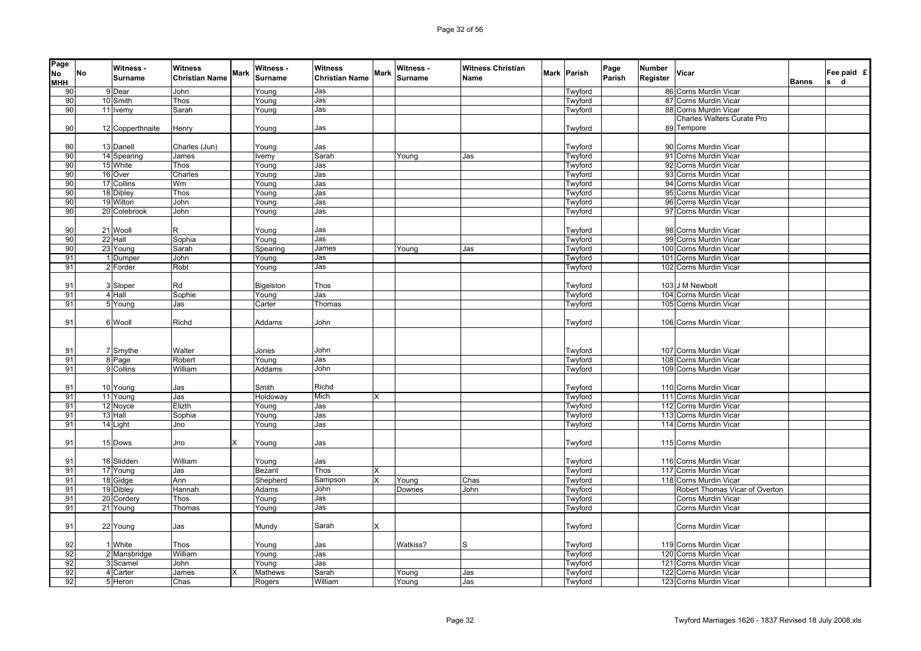| Page No MHH | No | Witness - Surname | Witness Christian Name | Mark | Witness - Surname | Witness Christian Name | Mark | Witness - Surname | Witness Christian Name | Mark | Parish | Page Parish | Number Register | Vicar | Banns | Fee paid £ s d |
|---|---|---|---|---|---|---|---|---|---|---|---|---|---|---|---|---|
| 90 | 9 | Dear | John | | Young | Jas | | | | | Twyford | | 86 | Corns Murdin Vicar | | |
| 90 | 10 | Smith | Thos | | Young | Jas | | | | | Twyford | | 87 | Corns Murdin Vicar | | |
| 90 | 11 | Ivemy | Sarah | | Young | Jas | | | | | Twyford | | 88 | Corns Murdin Vicar | | |
| 90 | 12 | Copperthnaite | Henry | | Young | Jas | | | | | Twyford | | 89 | Charles Walters Curate Pro Tempore | | |
| 90 | 13 | Danell | Charles (Jun) | | Young | Jas | | | | | Twyford | | 90 | Corns Murdin Vicar | | |
| 90 | 14 | Spearing | James | | Ivemy | Sarah | | Young | Jas | | Twyford | | 91 | Corns Murdin Vicar | | |
| 90 | 15 | White | Thos | | Young | Jas | | | | | Twyford | | 92 | Corns Murdin Vicar | | |
| 90 | 16 | Over | Charles | | Young | Jas | | | | | Twyford | | 93 | Corns Murdin Vicar | | |
| 90 | 17 | Collins | Wm | | Young | Jas | | | | | Twyford | | 94 | Corns Murdin Vicar | | |
| 90 | 18 | Dibley | Thos | | Young | Jas | | | | | Twyford | | 95 | Corns Murdin Vicar | | |
| 90 | 19 | Wilton | John | | Young | Jas | | | | | Twyford | | 96 | Corns Murdin Vicar | | |
| 90 | 20 | Colebrook | John | | Young | Jas | | | | | Twyford | | 97 | Corns Murdin Vicar | | |
| 90 | 21 | Wooll | R | | Young | Jas | | | | | Twyford | | 98 | Corns Murdin Vicar | | |
| 90 | 22 | Hall | Sophia | | Young | Jas | | | | | Twyford | | 99 | Corns Murdin Vicar | | |
| 90 | 23 | Young | Sarah | | Spearing | James | | Young | Jas | | Twyford | | 100 | Corns Murdin Vicar | | |
| 91 | 1 | Dumper | John | | Young | Jas | | | | | Twyford | | 101 | Corns Murdin Vicar | | |
| 91 | 2 | Forder | Robt | | Young | Jas | | | | | Twyford | | 102 | Corns Murdin Vicar | | |
| 91 | 3 | Sloper | Rd | | Bigelston | Thos | | | | | Twyford | | 103 | J M Newbolt | | |
| 91 | 4 | Hall | Sophie | | Young | Jas | | | | | Twyford | | 104 | Corns Murdin Vicar | | |
| 91 | 5 | Young | Jas | | Carter | Thomas | | | | | Twyford | | 105 | Corns Murdin Vicar | | |
| 91 | 6 | Wooll | Richd | | Addams | John | | | | | Twyford | | 106 | Corns Murdin Vicar | | |
| 91 | 7 | Smythe | Walter | | Jones | John | | | | | Twyford | | 107 | Corns Murdin Vicar | | |
| 91 | 8 | Page | Robert | | Young | Jas | | | | | Twyford | | 108 | Corns Murdin Vicar | | |
| 91 | 9 | Collins | William | | Addams | John | | | | | Twyford | | 109 | Corns Murdin Vicar | | |
| 91 | 10 | Young | Jas | | Smith | Richd | | | | | Twyford | | 110 | Corns Murdin Vicar | | |
| 91 | 11 | Young | Jas | | Holdoway | Mich | X | | | | Twyford | | 111 | Corns Murdin Vicar | | |
| 91 | 12 | Noyce | Elizth | | Young | Jas | | | | | Twyford | | 112 | Corns Murdin Vicar | | |
| 91 | 13 | Hall | Sophia | | Young | Jas | | | | | Twyford | | 113 | Corns Murdin Vicar | | |
| 91 | 14 | Light | Jno | | Young | Jas | | | | | Twyford | | 114 | Corns Murdin Vicar | | |
| 91 | 15 | Dows | Jno | X | Young | Jas | | | | | Twyford | | 115 | Corns Murdin | | |
| 91 | 16 | Slidden | William | | Young | Jas | | | | | Twyford | | 116 | Corns Murdin Vicar | | |
| 91 | 17 | Young | Jas | | Bezant | Thos | X | | | | Twyford | | 117 | Corns Murdin Vicar | | |
| 91 | 18 | Gidge | Ann | | Shepherd | Sampson | X | Young | Chas | | Twyford | | 118 | Corns Murdin Vicar | | |
| 91 | 19 | Dibley | Hannah | | Adams | John | | Downes | John | | Twyford | | | Robert Thomas Vicar of Overton | | |
| 91 | 20 | Cordery | Thos | | Young | Jas | | | | | Twyford | | | Corns Murdin Vicar | | |
| 91 | 21 | Young | Thomas | | Young | Jas | | | | | Twyford | | | Corns Murdin Vicar | | |
| 91 | 22 | Young | Jas | | Mundy | Sarah | X | | | | Twyford | | | Corns Murdin Vicar | | |
| 92 | 1 | White | Thos | | Young | Jas | | Watkiss? | S | | Twyford | | 119 | Corns Murdin Vicar | | |
| 92 | 2 | Mansbridge | William | | Young | Jas | | | | | Twyford | | 120 | Corns Murdin Vicar | | |
| 92 | 3 | Scamel | John | | Young | Jas | | | | | Twyford | | 121 | Corns Murdin Vicar | | |
| 92 | 4 | Carter | James | X | Mathews | Sarah | | Young | Jas | | Twyford | | 122 | Corns Murdin Vicar | | |
| 92 | 5 | Heron | Chas | | Rogers | William | | Young | Jas | | Twyford | | 123 | Corns Murdin Vicar | | |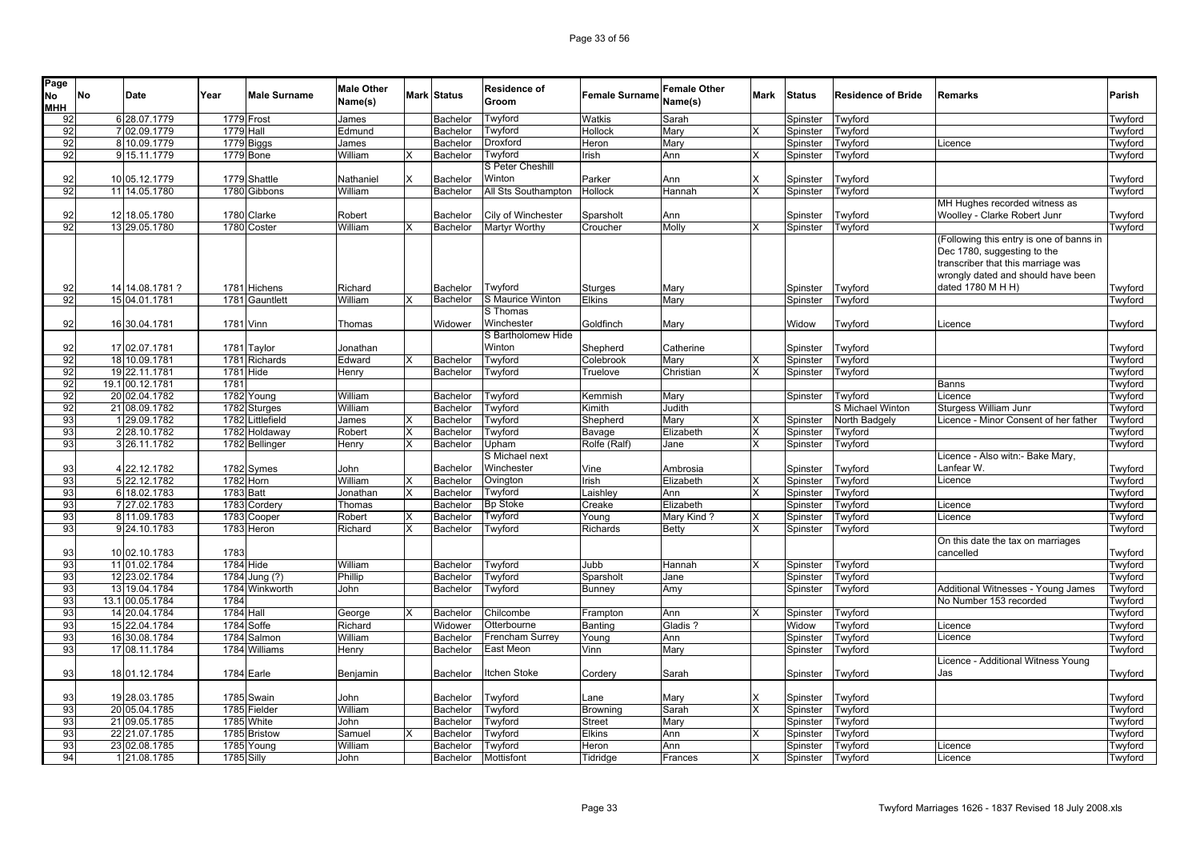| Page No MHH | No | Date | Year | Male Surname | Male Other Name(s) | Mark | Status | Residence of Groom | Female Surname | Female Other Name(s) | Mark | Status | Residence of Bride | Remarks | Parish |
|---|---|---|---|---|---|---|---|---|---|---|---|---|---|---|---|
| 92 | 6 | 28.07.1779 | 1779 | Frost | James | | Bachelor | Twyford | Watkis | Sarah | | Spinster | Twyford | | Twyford |
| 92 | 7 | 02.09.1779 | 1779 | Hall | Edmund | | Bachelor | Twyford | Hollock | Mary | X | Spinster | Twyford | | Twyford |
| 92 | 8 | 10.09.1779 | 1779 | Biggs | James | | Bachelor | Droxford | Heron | Mary | | Spinster | Twyford | Licence | Twyford |
| 92 | 9 | 15.11.1779 | 1779 | Bone | William | X | Bachelor | Twyford | Irish | Ann | X | Spinster | Twyford | | Twyford |
| 92 | 10 | 05.12.1779 | 1779 | Shattle | Nathaniel | X | Bachelor | S Peter Cheshill Winton | Parker | Ann | X | Spinster | Twyford | | Twyford |
| 92 | 11 | 14.05.1780 | 1780 | Gibbons | William | | Bachelor | All Sts Southampton | Hollock | Hannah | X | Spinster | Twyford | | Twyford |
| 92 | 12 | 18.05.1780 | 1780 | Clarke | Robert | | Bachelor | Cily of Winchester | Sparsholt | Ann | | Spinster | Twyford | MH Hughes recorded witness as Woolley - Clarke Robert Junr | Twyford |
| 92 | 13 | 29.05.1780 | 1780 | Coster | William | X | Bachelor | Martyr Worthy | Croucher | Molly | X | Spinster | Twyford | | Twyford |
| 92 | 14 | 14.08.1781 ? | 1781 | Hichens | Richard | | Bachelor | Twyford | Sturges | Mary | | Spinster | Twyford | (Following this entry is one of banns in Dec 1780, suggesting to the transcriber that this marriage was wrongly dated and should have been dated 1780 M H H) | Twyford |
| 92 | 15 | 04.01.1781 | 1781 | Gauntlett | William | X | Bachelor | S Maurice Winton | Elkins | Mary | | Spinster | Twyford | | Twyford |
| 92 | 16 | 30.04.1781 | 1781 | Vinn | Thomas | | Widower | S Thomas Winchester | Goldfinch | Mary | | Widow | Twyford | Licence | Twyford |
| 92 | 17 | 02.07.1781 | 1781 | Taylor | Jonathan | | | S Bartholomew Hide Winton | Shepherd | Catherine | | Spinster | Twyford | | Twyford |
| 92 | 18 | 10.09.1781 | 1781 | Richards | Edward | X | Bachelor | Twyford | Colebrook | Mary | X | Spinster | Twyford | | Twyford |
| 92 | 19 | 22.11.1781 | 1781 | Hide | Henry | | Bachelor | Twyford | Truelove | Christian | X | Spinster | Twyford | | Twyford |
| 92 | 19.1 | 00.12.1781 | 1781 | | | | | | | | | | | Banns | Twyford |
| 92 | 20 | 02.04.1782 | 1782 | Young | William | | Bachelor | Twyford | Kemmish | Mary | | Spinster | Twyford | Licence | Twyford |
| 92 | 21 | 08.09.1782 | 1782 | Sturges | William | | Bachelor | Twyford | Kimith | Judith | | | S Michael Winton | Sturgess William Junr | Twyford |
| 93 | 1 | 29.09.1782 | 1782 | Littlefield | James | X | Bachelor | Twyford | Shepherd | Mary | X | Spinster | North Badgely | Licence - Minor Consent of her father | Twyford |
| 93 | 2 | 28.10.1782 | 1782 | Holdaway | Robert | X | Bachelor | Twyford | Bavage | Elizabeth | X | Spinster | Twyford | | Twyford |
| 93 | 3 | 26.11.1782 | 1782 | Bellinger | Henry | X | Bachelor | Upham | Rolfe (Ralf) | Jane | X | Spinster | Twyford | | Twyford |
| 93 | 4 | 22.12.1782 | 1782 | Symes | John | | Bachelor | S Michael next Winchester | Vine | Ambrosia | | Spinster | Twyford | Licence - Also witn:- Bake Mary, Lanfear W. | Twyford |
| 93 | 5 | 22.12.1782 | 1782 | Horn | William | X | Bachelor | Ovington | Irish | Elizabeth | X | Spinster | Twyford | Licence | Twyford |
| 93 | 6 | 18.02.1783 | 1783 | Batt | Jonathan | X | Bachelor | Twyford | Laishley | Ann | X | Spinster | Twyford | | Twyford |
| 93 | 7 | 27.02.1783 | 1783 | Cordery | Thomas | | Bachelor | Bp Stoke | Creake | Elizabeth | | Spinster | Twyford | Licence | Twyford |
| 93 | 8 | 11.09.1783 | 1783 | Cooper | Robert | X | Bachelor | Twyford | Young | Mary Kind ? | X | Spinster | Twyford | Licence | Twyford |
| 93 | 9 | 24.10.1783 | 1783 | Heron | Richard | X | Bachelor | Twyford | Richards | Betty | X | Spinster | Twyford | | Twyford |
| 93 | 10 | 02.10.1783 | 1783 | | | | | | | | | | | On this date the tax on marriages cancelled | Twyford |
| 93 | 11 | 01.02.1784 | 1784 | Hide | William | | Bachelor | Twyford | Jubb | Hannah | X | Spinster | Twyford | | Twyford |
| 93 | 12 | 23.02.1784 | 1784 | Jung (?) | Phillip | | Bachelor | Twyford | Sparsholt | Jane | | Spinster | Twyford | | Twyford |
| 93 | 13 | 19.04.1784 | 1784 | Winkworth | John | | Bachelor | Twyford | Bunney | Amy | | Spinster | Twyford | Additional Witnesses - Young James | Twyford |
| 93 | 13.1 | 00.05.1784 | 1784 | | | | | | | | | | | No Number 153 recorded | Twyford |
| 93 | 14 | 20.04.1784 | 1784 | Hall | George | X | Bachelor | Chilcombe | Frampton | Ann | X | Spinster | Twyford | | Twyford |
| 93 | 15 | 22.04.1784 | 1784 | Soffe | Richard | | Widower | Otterbourne | Banting | Gladis ? | | Widow | Twyford | Licence | Twyford |
| 93 | 16 | 30.08.1784 | 1784 | Salmon | William | | Bachelor | Frencham Surrey | Young | Ann | | Spinster | Twyford | Licence | Twyford |
| 93 | 17 | 08.11.1784 | 1784 | Williams | Henry | | Bachelor | East Meon | Vinn | Mary | | Spinster | Twyford | | Twyford |
| 93 | 18 | 01.12.1784 | 1784 | Earle | Benjamin | | Bachelor | Itchen Stoke | Cordery | Sarah | | Spinster | Twyford | Licence - Additional Witness Young Jas | Twyford |
| 93 | 19 | 28.03.1785 | 1785 | Swain | John | | Bachelor | Twyford | Lane | Mary | X | Spinster | Twyford | | Twyford |
| 93 | 20 | 05.04.1785 | 1785 | Fielder | William | | Bachelor | Twyford | Browning | Sarah | X | Spinster | Twyford | | Twyford |
| 93 | 21 | 09.05.1785 | 1785 | White | John | | Bachelor | Twyford | Street | Mary | | Spinster | Twyford | | Twyford |
| 93 | 22 | 21.07.1785 | 1785 | Bristow | Samuel | X | Bachelor | Twyford | Elkins | Ann | X | Spinster | Twyford | | Twyford |
| 93 | 23 | 02.08.1785 | 1785 | Young | William | | Bachelor | Twyford | Heron | Ann | | Spinster | Twyford | Licence | Twyford |
| 94 | 1 | 21.08.1785 | 1785 | Silly | John | | Bachelor | Mottisfont | Tidridge | Frances | X | Spinster | Twyford | Licence | Twyford |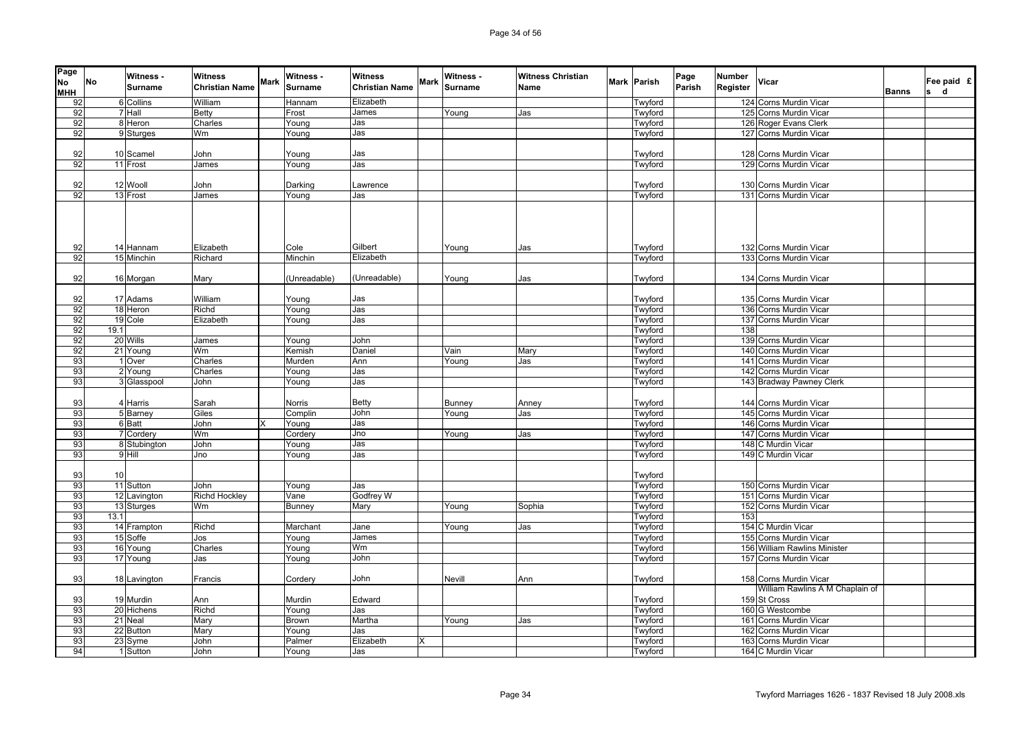| Page No MHH | No | Witness - Surname | Witness Christian Name | Mark | Witness - Surname | Witness Christian Name | Mark | Witness - Surname | Witness Christian Name | Mark | Parish | Page Parish | Number Register | Vicar | Banns | Fee paid £ s d |
|---|---|---|---|---|---|---|---|---|---|---|---|---|---|---|---|---|
| 92 | 6 | Collins | William | | Hannam | Elizabeth | | | | | Twyford | | 124 | Corns Murdin Vicar | | |
| 92 | 7 | Hall | Betty | | Frost | James | | Young | Jas | | Twyford | | 125 | Corns Murdin Vicar | | |
| 92 | 8 | Heron | Charles | | Young | Jas | | | | | Twyford | | 126 | Roger Evans Clerk | | |
| 92 | 9 | Sturges | Wm | | Young | Jas | | | | | Twyford | | 127 | Corns Murdin Vicar | | |
| 92 | 10 | Scamel | John | | Young | Jas | | | | | Twyford | | 128 | Corns Murdin Vicar | | |
| 92 | 11 | Frost | James | | Young | Jas | | | | | Twyford | | 129 | Corns Murdin Vicar | | |
| 92 | 12 | Wooll | John | | Darking | Lawrence | | | | | Twyford | | 130 | Corns Murdin Vicar | | |
| 92 | 13 | Frost | James | | Young | Jas | | | | | Twyford | | 131 | Corns Murdin Vicar | | |
| 92 | 14 | Hannam | Elizabeth | | Cole | Gilbert | | Young | Jas | | Twyford | | 132 | Corns Murdin Vicar | | |
| 92 | 15 | Minchin | Richard | | Minchin | Elizabeth | | | | | Twyford | | 133 | Corns Murdin Vicar | | |
| 92 | 16 | Morgan | Mary | | (Unreadable) | (Unreadable) | | Young | Jas | | Twyford | | 134 | Corns Murdin Vicar | | |
| 92 | 17 | Adams | William | | Young | Jas | | | | | Twyford | | 135 | Corns Murdin Vicar | | |
| 92 | 18 | Heron | Richd | | Young | Jas | | | | | Twyford | | 136 | Corns Murdin Vicar | | |
| 92 | 19 | Cole | Elizabeth | | Young | Jas | | | | | Twyford | | 137 | Corns Murdin Vicar | | |
| 92 | 19.1 | | | | | | | | | | Twyford | | 138 | | | |
| 92 | 20 | Wills | James | | Young | John | | | | | Twyford | | 139 | Corns Murdin Vicar | | |
| 92 | 21 | Young | Wm | | Kemish | Daniel | | Vain | Mary | | Twyford | | 140 | Corns Murdin Vicar | | |
| 93 | 1 | Over | Charles | | Murden | Ann | | Young | Jas | | Twyford | | 141 | Corns Murdin Vicar | | |
| 93 | 2 | Young | Charles | | Young | Jas | | | | | Twyford | | 142 | Corns Murdin Vicar | | |
| 93 | 3 | Glasspool | John | | Young | Jas | | | | | Twyford | | 143 | Bradway Pawney Clerk | | |
| 93 | 4 | Harris | Sarah | | Norris | Betty | | Bunney | Anney | | Twyford | | 144 | Corns Murdin Vicar | | |
| 93 | 5 | Barney | Giles | | Complin | John | | Young | Jas | | Twyford | | 145 | Corns Murdin Vicar | | |
| 93 | 6 | Batt | John | X | Young | Jas | | | | | Twyford | | 146 | Corns Murdin Vicar | | |
| 93 | 7 | Cordery | Wm | | Cordery | Jno | | Young | Jas | | Twyford | | 147 | Corns Murdin Vicar | | |
| 93 | 8 | Stubington | John | | Young | Jas | | | | | Twyford | | 148 | C Murdin Vicar | | |
| 93 | 9 | Hill | Jno | | Young | Jas | | | | | Twyford | | 149 | C Murdin Vicar | | |
| 93 | 10 | | | | | | | | | | Twyford | | | | | |
| 93 | 11 | Sutton | John | | Young | Jas | | | | | Twyford | | 150 | Corns Murdin Vicar | | |
| 93 | 12 | Lavington | Richd Hockley | | Vane | Godfrey W | | | | | Twyford | | 151 | Corns Murdin Vicar | | |
| 93 | 13 | Sturges | Wm | | Bunney | Mary | | Young | Sophia | | Twyford | | 152 | Corns Murdin Vicar | | |
| 93 | 13.1 | | | | | | | | | | Twyford | | 153 | | | |
| 93 | 14 | Frampton | Richd | | Marchant | Jane | | Young | Jas | | Twyford | | 154 | C Murdin Vicar | | |
| 93 | 15 | Soffe | Jos | | Young | James | | | | | Twyford | | 155 | Corns Murdin Vicar | | |
| 93 | 16 | Young | Charles | | Young | Wm | | | | | Twyford | | 156 | William Rawlins Minister | | |
| 93 | 17 | Young | Jas | | Young | John | | | | | Twyford | | 157 | Corns Murdin Vicar | | |
| 93 | 18 | Lavington | Francis | | Cordery | John | | Nevill | Ann | | Twyford | | 158 | Corns Murdin Vicar | | |
| 93 | 19 | Murdin | Ann | | Murdin | Edward | | | | | Twyford | | 159 | William Rawlins A M Chaplain of St Cross | | |
| 93 | 20 | Hichens | Richd | | Young | Jas | | | | | Twyford | | 160 | G Westcombe | | |
| 93 | 21 | Neal | Mary | | Brown | Martha | | Young | Jas | | Twyford | | 161 | Corns Murdin Vicar | | |
| 93 | 22 | Button | Mary | | Young | Jas | | | | | Twyford | | 162 | Corns Murdin Vicar | | |
| 93 | 23 | Syme | John | | Palmer | Elizabeth | X | | | | Twyford | | 163 | Corns Murdin Vicar | | |
| 94 | 1 | Sutton | John | | Young | Jas | | | | | Twyford | | 164 | C Murdin Vicar | | |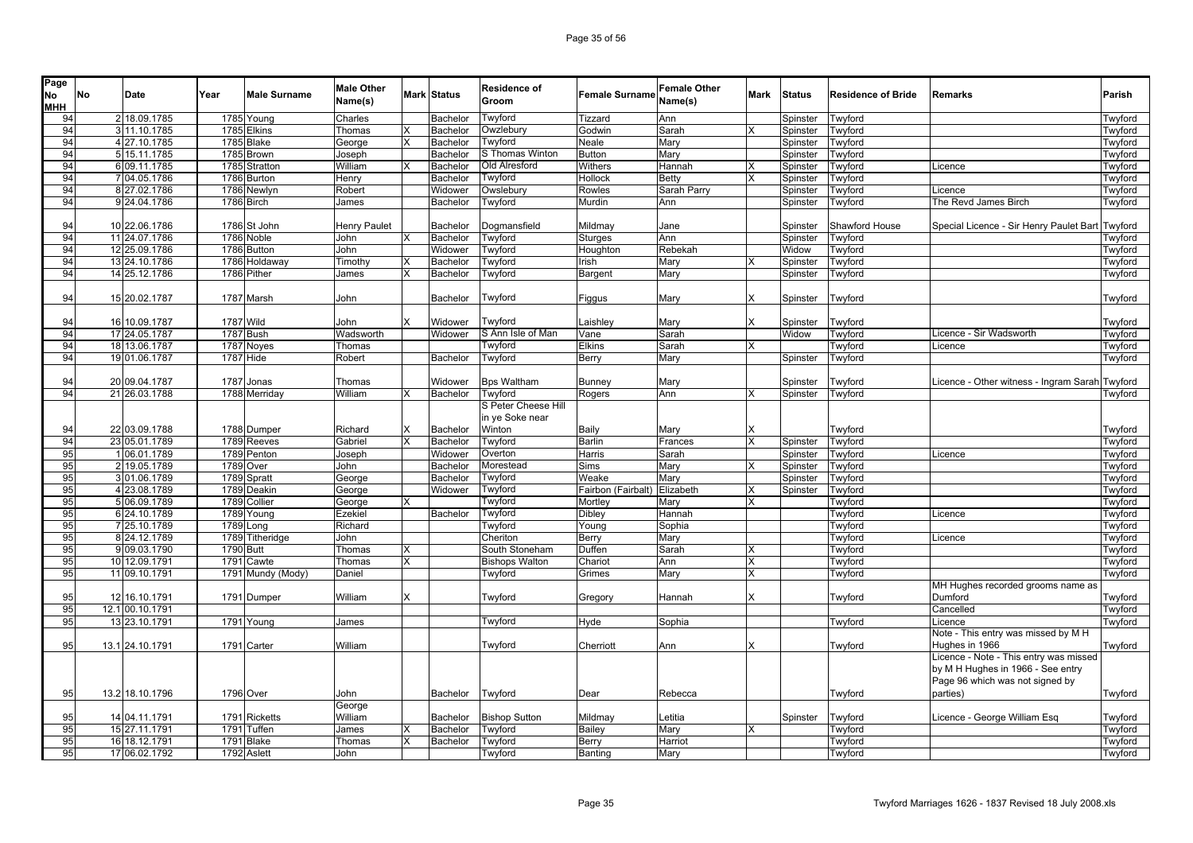| Page No MHH | No | Date | Year | Male Surname | Male Other Name(s) | Mark | Status | Residence of Groom | Female Surname | Female Other Name(s) | Mark | Status | Residence of Bride | Remarks | Parish |
|---|---|---|---|---|---|---|---|---|---|---|---|---|---|---|---|
| 94 | 2 | 18.09.1785 | 1785 | Young | Charles | | Bachelor | Twyford | Tizzard | Ann | | Spinster | Twyford | | Twyford |
| 94 | 3 | 11.10.1785 | 1785 | Elkins | Thomas | X | Bachelor | Owzlebury | Godwin | Sarah | X | Spinster | Twyford | | Twyford |
| 94 | 4 | 27.10.1785 | 1785 | Blake | George | X | Bachelor | Twyford | Neale | Mary | | Spinster | Twyford | | Twyford |
| 94 | 5 | 15.11.1785 | 1785 | Brown | Joseph | | Bachelor | S Thomas Winton | Button | Mary | | Spinster | Twyford | | Twyford |
| 94 | 6 | 09.11.1785 | 1785 | Stratton | William | X | Bachelor | Old Alresford | Withers | Hannah | X | Spinster | Twyford | Licence | Twyford |
| 94 | 7 | 04.05.1786 | 1786 | Burton | Henry | | Bachelor | Twyford | Hollock | Betty | X | Spinster | Twyford | | Twyford |
| 94 | 8 | 27.02.1786 | 1786 | Newlyn | Robert | | Widower | Owslebury | Rowles | Sarah Parry | | Spinster | Twyford | Licence | Twyford |
| 94 | 9 | 24.04.1786 | 1786 | Birch | James | | Bachelor | Twyford | Murdin | Ann | | Spinster | Twyford | The Revd James Birch | Twyford |
| 94 | 10 | 22.06.1786 | 1786 | St John | Henry Paulet | | Bachelor | Dogmansfield | Mildmay | Jane | | Spinster | Shawford House | Special Licence - Sir Henry Paulet Bart | Twyford |
| 94 | 11 | 24.07.1786 | 1786 | Noble | John | X | Bachelor | Twyford | Sturges | Ann | | Spinster | Twyford | | Twyford |
| 94 | 12 | 25.09.1786 | 1786 | Button | John | | Widower | Twyford | Houghton | Rebekah | | Widow | Twyford | | Twyford |
| 94 | 13 | 24.10.1786 | 1786 | Holdaway | Timothy | X | Bachelor | Twyford | Irish | Mary | X | Spinster | Twyford | | Twyford |
| 94 | 14 | 25.12.1786 | 1786 | Pither | James | X | Bachelor | Twyford | Bargent | Mary | | Spinster | Twyford | | Twyford |
| 94 | 15 | 20.02.1787 | 1787 | Marsh | John | | Bachelor | Twyford | Figgus | Mary | X | Spinster | Twyford | | Twyford |
| 94 | 16 | 10.09.1787 | 1787 | Wild | John | X | Widower | Twyford | Laishley | Mary | X | Spinster | Twyford | | Twyford |
| 94 | 17 | 24.05.1787 | 1787 | Bush | Wadsworth | | Widower | S Ann Isle of Man | Vane | Sarah | | Widow | Twyford | Licence - Sir Wadsworth | Twyford |
| 94 | 18 | 13.06.1787 | 1787 | Noyes | Thomas | | | Twyford | Elkins | Sarah | X | | Twyford | Licence | Twyford |
| 94 | 19 | 01.06.1787 | 1787 | Hide | Robert | | Bachelor | Twyford | Berry | Mary | | Spinster | Twyford | | Twyford |
| 94 | 20 | 09.04.1787 | 1787 | Jonas | Thomas | | Widower | Bps Waltham | Bunney | Mary | | Spinster | Twyford | Licence - Other witness - Ingram Sarah | Twyford |
| 94 | 21 | 26.03.1788 | 1788 | Merriday | William | X | Bachelor | Twyford | Rogers | Ann | X | Spinster | Twyford | | Twyford |
| 94 | 22 | 03.09.1788 | 1788 | Dumper | Richard | X | Bachelor | S Peter Cheese Hill in ye Soke near Winton | Baily | Mary | X | | Twyford | | Twyford |
| 94 | 23 | 05.01.1789 | 1789 | Reeves | Gabriel | X | Bachelor | Twyford | Barlin | Frances | X | Spinster | Twyford | | Twyford |
| 95 | 1 | 06.01.1789 | 1789 | Penton | Joseph | | Widower | Overton | Harris | Sarah | | Spinster | Twyford | Licence | Twyford |
| 95 | 2 | 19.05.1789 | 1789 | Over | John | | Bachelor | Morestead | Sims | Mary | X | Spinster | Twyford | | Twyford |
| 95 | 3 | 01.06.1789 | 1789 | Spratt | George | | Bachelor | Twyford | Weake | Mary | | Spinster | Twyford | | Twyford |
| 95 | 4 | 23.08.1789 | 1789 | Deakin | George | | Widower | Twyford | Fairbon (Fairbalt) | Elizabeth | X | Spinster | Twyford | | Twyford |
| 95 | 5 | 06.09.1789 | 1789 | Collier | George | X | | Twyford | Mortley | Mary | X | | Twyford | | Twyford |
| 95 | 6 | 24.10.1789 | 1789 | Young | Ezekiel | | Bachelor | Twyford | Dibley | Hannah | | | Twyford | Licence | Twyford |
| 95 | 7 | 25.10.1789 | 1789 | Long | Richard | | | Twyford | Young | Sophia | | | Twyford | | Twyford |
| 95 | 8 | 24.12.1789 | 1789 | Titheridge | John | | | Cheriton | Berry | Mary | | | Twyford | Licence | Twyford |
| 95 | 9 | 09.03.1790 | 1790 | Butt | Thomas | X | | South Stoneham | Duffen | Sarah | X | | Twyford | | Twyford |
| 95 | 10 | 12.09.1791 | 1791 | Cawte | Thomas | X | | Bishops Walton | Chariot | Ann | X | | Twyford | | Twyford |
| 95 | 11 | 09.10.1791 | 1791 | Mundy (Mody) | Daniel | | | Twyford | Grimes | Mary | X | | Twyford | | Twyford |
| 95 | 12 | 16.10.1791 | 1791 | Dumper | William | X | | Twyford | Gregory | Hannah | X | | Twyford | MH Hughes recorded grooms name as Dumford | Twyford |
| 95 | 12.1 | 00.10.1791 | | | | | | | | | | | | Cancelled | Twyford |
| 95 | 13 | 23.10.1791 | 1791 | Young | James | | | Twyford | Hyde | Sophia | | | Twyford | Licence | Twyford |
| 95 | 13.1 | 24.10.1791 | 1791 | Carter | William | | | Twyford | Cherriott | Ann | X | | Twyford | Note - This entry was missed by M H Hughes in 1966 | Twyford |
| 95 | 13.2 | 18.10.1796 | 1796 | Over | John | | Bachelor | Twyford | Dear | Rebecca | | | Twyford | Licence - Note - This entry was missed by M H Hughes in 1966 - See entry Page 96 which was not signed by parties) | Twyford |
| 95 | 14 | 04.11.1791 | 1791 | Ricketts | George William | | Bachelor | Bishop Sutton | Mildmay | Letitia | | Spinster | Twyford | Licence - George William Esq | Twyford |
| 95 | 15 | 27.11.1791 | 1791 | Tuffen | James | X | Bachelor | Twyford | Bailey | Mary | X | | Twyford | | Twyford |
| 95 | 16 | 18.12.1791 | 1791 | Blake | Thomas | X | Bachelor | Twyford | Berry | Harriot | | | Twyford | | Twyford |
| 95 | 17 | 06.02.1792 | 1792 | Aslett | John | | | Twyford | Banting | Mary | | | Twyford | | Twyford |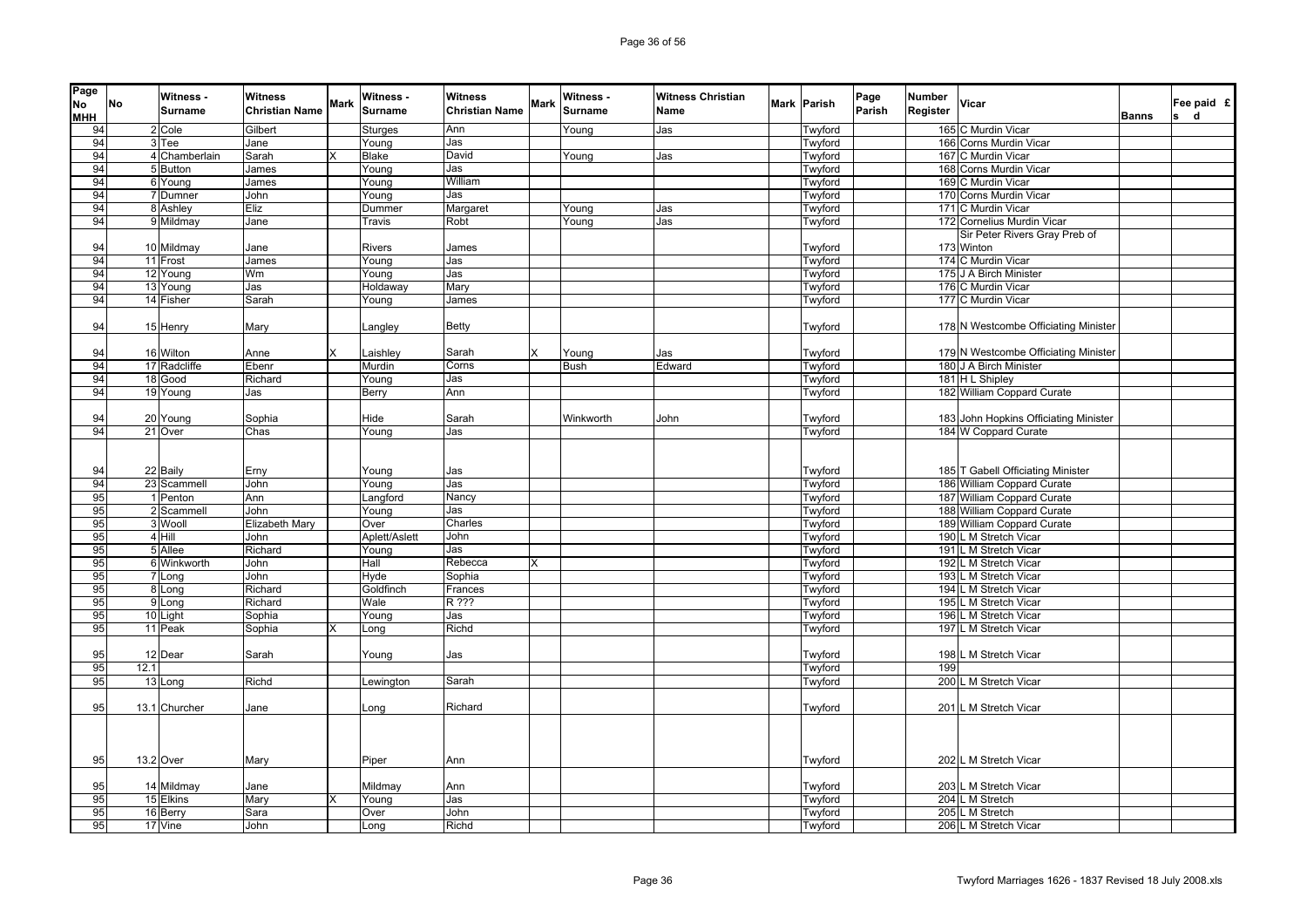| Page No MHH | No | Witness - Surname | Witness Christian Name | Mark | Witness - Surname | Witness Christian Name | Mark | Witness - Surname | Witness Christian Name | Mark | Parish | Page Parish | Number Register | Vicar | Banns | Fee paid £ s d |
|---|---|---|---|---|---|---|---|---|---|---|---|---|---|---|---|---|
| 94 | 2 | Cole | Gilbert | | Sturges | Ann | | Young | Jas | | Twyford | | 165 | C Murdin Vicar | | |
| 94 | 3 | Tee | Jane | | Young | Jas | | | | | Twyford | | 166 | Corns Murdin Vicar | | |
| 94 | 4 | Chamberlain | Sarah | X | Blake | David | | Young | Jas | | Twyford | | 167 | C Murdin Vicar | | |
| 94 | 5 | Button | James | | Young | Jas | | | | | Twyford | | 168 | Corns Murdin Vicar | | |
| 94 | 6 | Young | James | | Young | William | | | | | Twyford | | 169 | C Murdin Vicar | | |
| 94 | 7 | Dumner | John | | Young | Jas | | | | | Twyford | | 170 | Corns Murdin Vicar | | |
| 94 | 8 | Ashley | Eliz | | Dummer | Margaret | | Young | Jas | | Twyford | | 171 | C Murdin Vicar | | |
| 94 | 9 | Mildmay | Jane | | Travis | Robt | | Young | Jas | | Twyford | | 172 | Cornelius Murdin Vicar | | |
| 94 | 10 | Mildmay | Jane | | Rivers | James | | | | | Twyford | | 173 | Sir Peter Rivers Gray Preb of Winton | | |
| 94 | 11 | Frost | James | | Young | Jas | | | | | Twyford | | 174 | C Murdin Vicar | | |
| 94 | 12 | Young | Wm | | Young | Jas | | | | | Twyford | | 175 | J A Birch Minister | | |
| 94 | 13 | Young | Jas | | Holdaway | Mary | | | | | Twyford | | 176 | C Murdin Vicar | | |
| 94 | 14 | Fisher | Sarah | | Young | James | | | | | Twyford | | 177 | C Murdin Vicar | | |
| 94 | 15 | Henry | Mary | | Langley | Betty | | | | | Twyford | | 178 | N Westcombe Officiating Minister | | |
| 94 | 16 | Wilton | Anne | X | Laishley | Sarah | X | Young | Jas | | Twyford | | 179 | N Westcombe Officiating Minister | | |
| 94 | 17 | Radcliffe | Ebenr | | Murdin | Corns | | Bush | Edward | | Twyford | | 180 | J A Birch Minister | | |
| 94 | 18 | Good | Richard | | Young | Jas | | | | | Twyford | | 181 | H L Shipley | | |
| 94 | 19 | Young | Jas | | Berry | Ann | | | | | Twyford | | 182 | William Coppard Curate | | |
| 94 | 20 | Young | Sophia | | Hide | Sarah | | Winkworth | John | | Twyford | | 183 | John Hopkins Officiating Minister | | |
| 94 | 21 | Over | Chas | | Young | Jas | | | | | Twyford | | 184 | W Coppard Curate | | |
| 94 | 22 | Baily | Erny | | Young | Jas | | | | | Twyford | | 185 | T Gabell Officiating Minister | | |
| 94 | 23 | Scammell | John | | Young | Jas | | | | | Twyford | | 186 | William Coppard Curate | | |
| 95 | 1 | Penton | Ann | | Langford | Nancy | | | | | Twyford | | 187 | William Coppard Curate | | |
| 95 | 2 | Scammell | John | | Young | Jas | | | | | Twyford | | 188 | William Coppard Curate | | |
| 95 | 3 | Wooll | Elizabeth Mary | | Over | Charles | | | | | Twyford | | 189 | William Coppard Curate | | |
| 95 | 4 | Hill | John | | Aplett/Aslett | John | | | | | Twyford | | 190 | L M Stretch Vicar | | |
| 95 | 5 | Allee | Richard | | Young | Jas | | | | | Twyford | | 191 | L M Stretch Vicar | | |
| 95 | 6 | Winkworth | John | | Hall | Rebecca | X | | | | Twyford | | 192 | L M Stretch Vicar | | |
| 95 | 7 | Long | John | | Hyde | Sophia | | | | | Twyford | | 193 | L M Stretch Vicar | | |
| 95 | 8 | Long | Richard | | Goldfinch | Frances | | | | | Twyford | | 194 | L M Stretch Vicar | | |
| 95 | 9 | Long | Richard | | Wale | R ??? | | | | | Twyford | | 195 | L M Stretch Vicar | | |
| 95 | 10 | Light | Sophia | | Young | Jas | | | | | Twyford | | 196 | L M Stretch Vicar | | |
| 95 | 11 | Peak | Sophia | X | Long | Richd | | | | | Twyford | | 197 | L M Stretch Vicar | | |
| 95 | 12 | Dear | Sarah | | Young | Jas | | | | | Twyford | | 198 | L M Stretch Vicar | | |
| 95 | 12.1 | | | | | | | | | | Twyford | | 199 | | | |
| 95 | 13 | Long | Richd | | Lewington | Sarah | | | | | Twyford | | 200 | L M Stretch Vicar | | |
| 95 | 13.1 | Churcher | Jane | | Long | Richard | | | | | Twyford | | 201 | L M Stretch Vicar | | |
| 95 | 13.2 | Over | Mary | | Piper | Ann | | | | | Twyford | | 202 | L M Stretch Vicar | | |
| 95 | 14 | Mildmay | Jane | | Mildmay | Ann | | | | | Twyford | | 203 | L M Stretch Vicar | | |
| 95 | 15 | Elkins | Mary | X | Young | Jas | | | | | Twyford | | 204 | L M Stretch | | |
| 95 | 16 | Berry | Sara | | Over | John | | | | | Twyford | | 205 | L M Stretch | | |
| 95 | 17 | Vine | John | | Long | Richd | | | | | Twyford | | 206 | L M Stretch Vicar | | |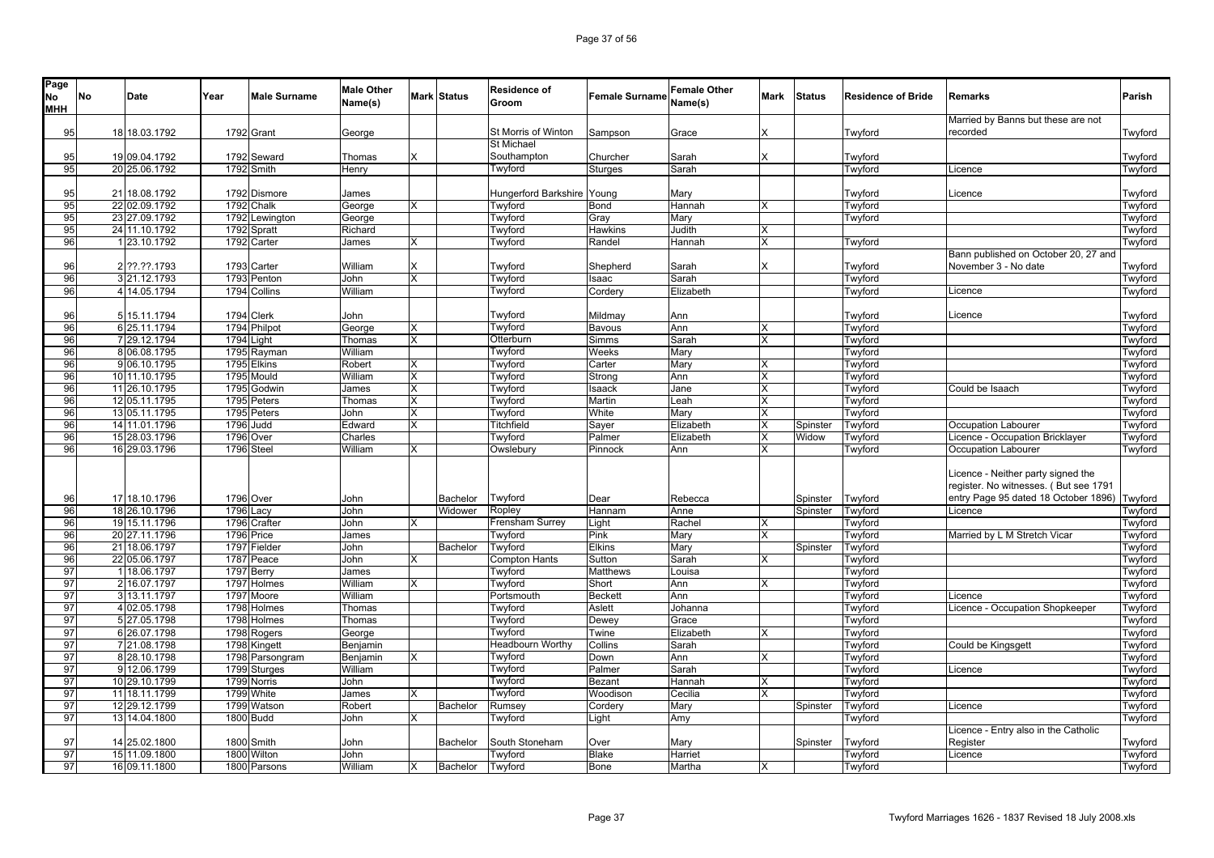| Page No MHH | No | Date | Year | Male Surname | Male Other Name(s) | Mark | Status | Residence of Groom | Female Surname | Female Other Name(s) | Mark | Status | Residence of Bride | Remarks | Parish |
|---|---|---|---|---|---|---|---|---|---|---|---|---|---|---|---|
| 95 | 18 | 18.03.1792 | 1792 | Grant | George | | | St Morris of Winton | Sampson | Grace | X | | Twyford | Married by Banns but these are not recorded | Twyford |
| 95 | 19 | 09.04.1792 | 1792 | Seward | Thomas | X | | St Michael Southampton | Churcher | Sarah | X | | Twyford | | Twyford |
| 95 | 20 | 25.06.1792 | 1792 | Smith | Henry | | | Twyford | Sturges | Sarah | | | Twyford | Licence | Twyford |
| 95 | 21 | 18.08.1792 | 1792 | Dismore | James | | | Hungerford Barkshire | Young | Mary | | | Twyford | Licence | Twyford |
| 95 | 22 | 02.09.1792 | 1792 | Chalk | George | X | | Twyford | Bond | Hannah | X | | Twyford | | Twyford |
| 95 | 23 | 27.09.1792 | 1792 | Lewington | George | | | Twyford | Gray | Mary | | | Twyford | | Twyford |
| 95 | 24 | 11.10.1792 | 1792 | Spratt | Richard | | | Twyford | Hawkins | Judith | X | | | | Twyford |
| 96 | 1 | 23.10.1792 | 1792 | Carter | James | X | | Twyford | Randel | Hannah | X | | Twyford | | Twyford |
| 96 | 2 | ??.??.1793 | 1793 | Carter | William | X | | Twyford | Shepherd | Sarah | X | | Twyford | Bann published on October 20, 27 and November 3 - No date | Twyford |
| 96 | 3 | 21.12.1793 | 1793 | Penton | John | X | | Twyford | Isaac | Sarah | | | Twyford | | Twyford |
| 96 | 4 | 14.05.1794 | 1794 | Collins | William | | | Twyford | Cordery | Elizabeth | | | Twyford | Licence | Twyford |
| 96 | 5 | 15.11.1794 | 1794 | Clerk | John | | | Twyford | Mildmay | Ann | | | Twyford | Licence | Twyford |
| 96 | 6 | 25.11.1794 | 1794 | Philpot | George | X | | Twyford | Bavous | Ann | X | | Twyford | | Twyford |
| 96 | 7 | 29.12.1794 | 1794 | Light | Thomas | X | | Otterburn | Simms | Sarah | X | | Twyford | | Twyford |
| 96 | 8 | 06.08.1795 | 1795 | Rayman | William | | | Twyford | Weeks | Mary | | | Twyford | | Twyford |
| 96 | 9 | 06.10.1795 | 1795 | Elkins | Robert | X | | Twyford | Carter | Mary | X | | Twyford | | Twyford |
| 96 | 10 | 11.10.1795 | 1795 | Mould | William | X | | Twyford | Strong | Ann | X | | Twyford | | Twyford |
| 96 | 11 | 26.10.1795 | 1795 | Godwin | James | X | | Twyford | Isaack | Jane | X | | Twyford | Could be Isaach | Twyford |
| 96 | 12 | 05.11.1795 | 1795 | Peters | Thomas | X | | Twyford | Martin | Leah | X | | Twyford | | Twyford |
| 96 | 13 | 05.11.1795 | 1795 | Peters | John | X | | Twyford | White | Mary | X | | Twyford | | Twyford |
| 96 | 14 | 11.01.1796 | 1796 | Judd | Edward | X | | Titchfield | Sayer | Elizabeth | X | Spinster | Twyford | Occupation Labourer | Twyford |
| 96 | 15 | 28.03.1796 | 1796 | Over | Charles | | | Twyford | Palmer | Elizabeth | X | Widow | Twyford | Licence - Occupation Bricklayer | Twyford |
| 96 | 16 | 29.03.1796 | 1796 | Steel | William | X | | Owslebury | Pinnock | Ann | X | | Twyford | Occupation Labourer | Twyford |
| 96 | 17 | 18.10.1796 | 1796 | Over | John | | Bachelor | Twyford | Dear | Rebecca | | Spinster | Twyford | Licence - Neither party signed the register. No witnesses. ( But see 1791 entry Page 95 dated 18 October 1896) | Twyford |
| 96 | 18 | 26.10.1796 | 1796 | Lacy | John | | Widower | Ropley | Hannam | Anne | | Spinster | Twyford | Licence | Twyford |
| 96 | 19 | 15.11.1796 | 1796 | Crafter | John | X | | Frensham Surrey | Light | Rachel | X | | Twyford | | Twyford |
| 96 | 20 | 27.11.1796 | 1796 | Price | James | | | Twyford | Pink | Mary | X | | Twyford | Married by L M Stretch Vicar | Twyford |
| 96 | 21 | 18.06.1797 | 1797 | Fielder | John | | Bachelor | Twyford | Elkins | Mary | | Spinster | Twyford | | Twyford |
| 96 | 22 | 05.06.1797 | 1787 | Peace | John | X | | Compton Hants | Sutton | Sarah | X | | Twyford | | Twyford |
| 97 | 1 | 18.06.1797 | 1797 | Berry | James | | | Twyford | Matthews | Louisa | | | Twyford | | Twyford |
| 97 | 2 | 16.07.1797 | 1797 | Holmes | William | X | | Twyford | Short | Ann | X | | Twyford | | Twyford |
| 97 | 3 | 13.11.1797 | 1797 | Moore | William | | | Portsmouth | Beckett | Ann | | | Twyford | Licence | Twyford |
| 97 | 4 | 02.05.1798 | 1798 | Holmes | Thomas | | | Twyford | Aslett | Johanna | | | Twyford | Licence - Occupation Shopkeeper | Twyford |
| 97 | 5 | 27.05.1798 | 1798 | Holmes | Thomas | | | Twyford | Dewey | Grace | | | Twyford | | Twyford |
| 97 | 6 | 26.07.1798 | 1798 | Rogers | George | | | Twyford | Twine | Elizabeth | X | | Twyford | | Twyford |
| 97 | 7 | 21.08.1798 | 1798 | Kingett | Benjamin | | | Headbourn Worthy | Collins | Sarah | | | Twyford | Could be Kingsgett | Twyford |
| 97 | 8 | 28.10.1798 | 1798 | Parsongram | Benjamin | X | | Twyford | Down | Ann | X | | Twyford | | Twyford |
| 97 | 9 | 12.06.1799 | 1799 | Sturges | William | | | Twyford | Palmer | Sarah | | | Twyford | Licence | Twyford |
| 97 | 10 | 29.10.1799 | 1799 | Norris | John | | | Twyford | Bezant | Hannah | X | | Twyford | | Twyford |
| 97 | 11 | 18.11.1799 | 1799 | White | James | X | | Twyford | Woodison | Cecilia | X | | Twyford | | Twyford |
| 97 | 12 | 29.12.1799 | 1799 | Watson | Robert | | Bachelor | Rumsey | Cordery | Mary | | Spinster | Twyford | Licence | Twyford |
| 97 | 13 | 14.04.1800 | 1800 | Budd | John | X | | Twyford | Light | Amy | | | Twyford | | Twyford |
| 97 | 14 | 25.02.1800 | 1800 | Smith | John | | Bachelor | South Stoneham | Over | Mary | | Spinster | Twyford | Licence - Entry also in the Catholic Register | Twyford |
| 97 | 15 | 11.09.1800 | 1800 | Wilton | John | | | Twyford | Blake | Harriet | | | Twyford | Licence | Twyford |
| 97 | 16 | 09.11.1800 | 1800 | Parsons | William | X | Bachelor | Twyford | Bone | Martha | X | | Twyford | | Twyford |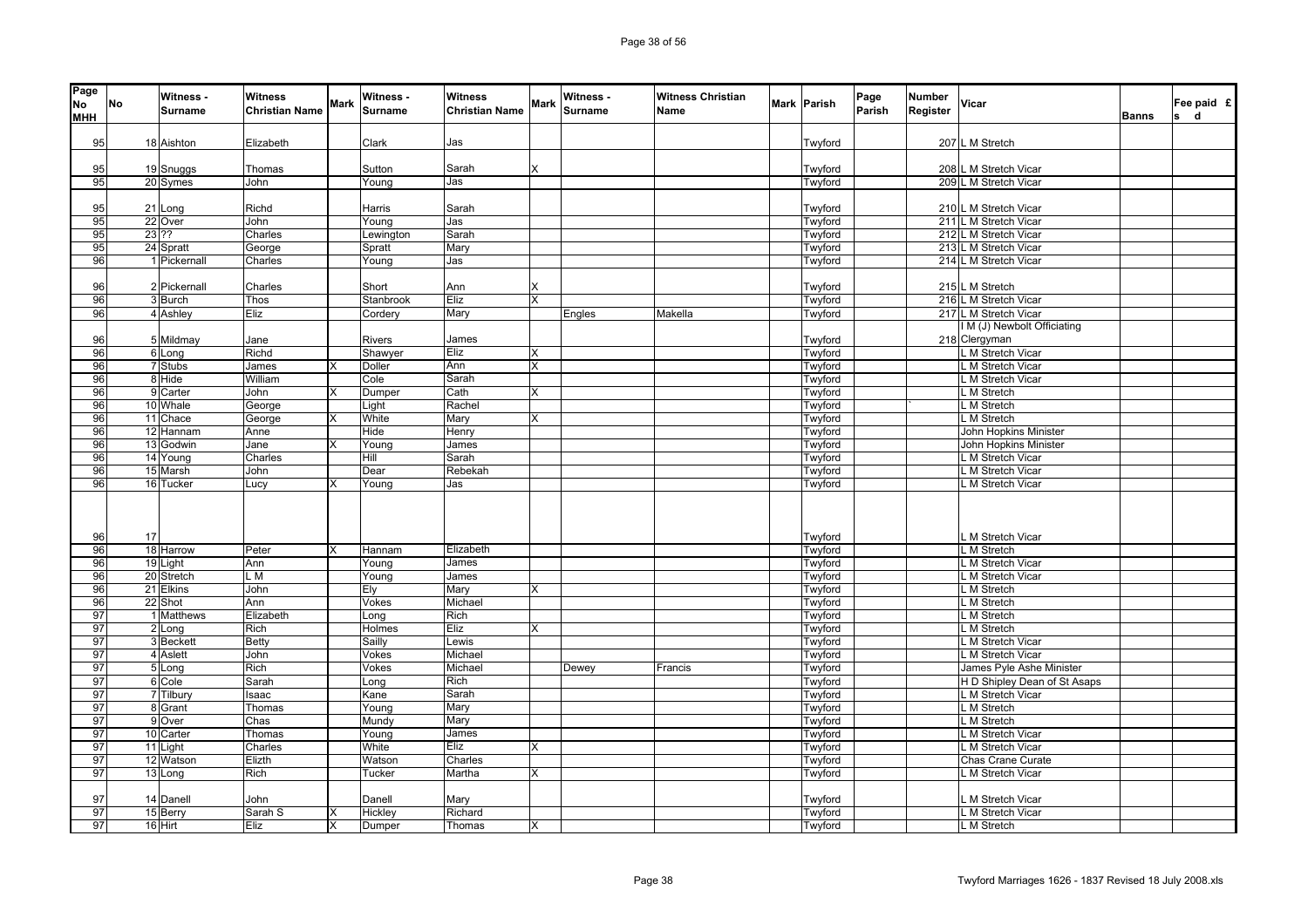| Page No MHH | No | Witness - Surname | Witness Christian Name | Mark | Witness - Surname | Witness Christian Name | Mark | Witness - Surname | Witness Christian Name | Mark | Parish | Page Parish | Number Register | Vicar | Banns | Fee paid £ s d |
|---|---|---|---|---|---|---|---|---|---|---|---|---|---|---|---|---|
| 95 | 18 | Aishton | Elizabeth | | Clark | Jas | | | | | Twyford | | 207 | L M Stretch | | |
| 95 | 19 | Snuggs | Thomas | | Sutton | Sarah | X | | | | Twyford | | 208 | L M Stretch Vicar | | |
| 95 | 20 | Symes | John | | Young | Jas | | | | | Twyford | | 209 | L M Stretch Vicar | | |
| 95 | 21 | Long | Richd | | Harris | Sarah | | | | | Twyford | | 210 | L M Stretch Vicar | | |
| 95 | 22 | Over | John | | Young | Jas | | | | | Twyford | | 211 | L M Stretch Vicar | | |
| 95 | 23 | ?? | Charles | | Lewington | Sarah | | | | | Twyford | | 212 | L M Stretch Vicar | | |
| 95 | 24 | Spratt | George | | Spratt | Mary | | | | | Twyford | | 213 | L M Stretch Vicar | | |
| 96 | 1 | Pickernall | Charles | | Young | Jas | | | | | Twyford | | 214 | L M Stretch Vicar | | |
| 96 | 2 | Pickernall | Charles | | Short | Ann | X | | | | Twyford | | 215 | L M Stretch | | |
| 96 | 3 | Burch | Thos | | Stanbrook | Eliz | X | | | | Twyford | | 216 | L M Stretch Vicar | | |
| 96 | 4 | Ashley | Eliz | | Cordery | Mary | | Engles | Makella | | Twyford | | 217 | L M Stretch Vicar | | |
| 96 | 5 | Mildmay | Jane | | Rivers | James | | | | | Twyford | | 218 | I M (J) Newbolt Officiating Clergyman | | |
| 96 | 6 | Long | Richd | | Shawyer | Eliz | X | | | | Twyford | | | L M Stretch Vicar | | |
| 96 | 7 | Stubs | James | X | Doller | Ann | X | | | | Twyford | | | L M Stretch Vicar | | |
| 96 | 8 | Hide | William | | Cole | Sarah | | | | | Twyford | | | L M Stretch Vicar | | |
| 96 | 9 | Carter | John | X | Dumper | Cath | X | | | | Twyford | | | L M Stretch | | |
| 96 | 10 | Whale | George | | Light | Rachel | | | | | Twyford | | ` | L M Stretch | | |
| 96 | 11 | Chace | George | X | White | Mary | X | | | | Twyford | | | L M Stretch | | |
| 96 | 12 | Hannam | Anne | | Hide | Henry | | | | | Twyford | | | John Hopkins Minister | | |
| 96 | 13 | Godwin | Jane | X | Young | James | | | | | Twyford | | | John Hopkins Minister | | |
| 96 | 14 | Young | Charles | | Hill | Sarah | | | | | Twyford | | | L M Stretch Vicar | | |
| 96 | 15 | Marsh | John | | Dear | Rebekah | | | | | Twyford | | | L M Stretch Vicar | | |
| 96 | 16 | Tucker | Lucy | X | Young | Jas | | | | | Twyford | | | L M Stretch Vicar | | |
| 96 | 17 | | | | | | | | | | Twyford | | | L M Stretch Vicar | | |
| 96 | 18 | Harrow | Peter | X | Hannam | Elizabeth | | | | | Twyford | | | L M Stretch | | |
| 96 | 19 | Light | Ann | | Young | James | | | | | Twyford | | | L M Stretch Vicar | | |
| 96 | 20 | Stretch | L M | | Young | James | | | | | Twyford | | | L M Stretch Vicar | | |
| 96 | 21 | Elkins | John | | Ely | Mary | X | | | | Twyford | | | L M Stretch | | |
| 96 | 22 | Shot | Ann | | Vokes | Michael | | | | | Twyford | | | L M Stretch | | |
| 97 | 1 | Matthews | Elizabeth | | Long | Rich | | | | | Twyford | | | L M Stretch | | |
| 97 | 2 | Long | Rich | | Holmes | Eliz | X | | | | Twyford | | | L M Stretch | | |
| 97 | 3 | Beckett | Betty | | Sailly | Lewis | | | | | Twyford | | | L M Stretch Vicar | | |
| 97 | 4 | Aslett | John | | Vokes | Michael | | | | | Twyford | | | L M Stretch Vicar | | |
| 97 | 5 | Long | Rich | | Vokes | Michael | | Dewey | Francis | | Twyford | | | James Pyle Ashe Minister | | |
| 97 | 6 | Cole | Sarah | | Long | Rich | | | | | Twyford | | | H D Shipley Dean of St Asaps | | |
| 97 | 7 | Tilbury | Isaac | | Kane | Sarah | | | | | Twyford | | | L M Stretch Vicar | | |
| 97 | 8 | Grant | Thomas | | Young | Mary | | | | | Twyford | | | L M Stretch | | |
| 97 | 9 | Over | Chas | | Mundy | Mary | | | | | Twyford | | | L M Stretch | | |
| 97 | 10 | Carter | Thomas | | Young | James | | | | | Twyford | | | L M Stretch Vicar | | |
| 97 | 11 | Light | Charles | | White | Eliz | X | | | | Twyford | | | L M Stretch Vicar | | |
| 97 | 12 | Watson | Elizth | | Watson | Charles | | | | | Twyford | | | Chas Crane Curate | | |
| 97 | 13 | Long | Rich | | Tucker | Martha | X | | | | Twyford | | | L M Stretch Vicar | | |
| 97 | 14 | Danell | John | | Danell | Mary | | | | | Twyford | | | L M Stretch Vicar | | |
| 97 | 15 | Berry | Sarah S | X | Hickley | Richard | | | | | Twyford | | | L M Stretch Vicar | | |
| 97 | 16 | Hirt | Eliz | X | Dumper | Thomas | X | | | | Twyford | | | L M Stretch | | |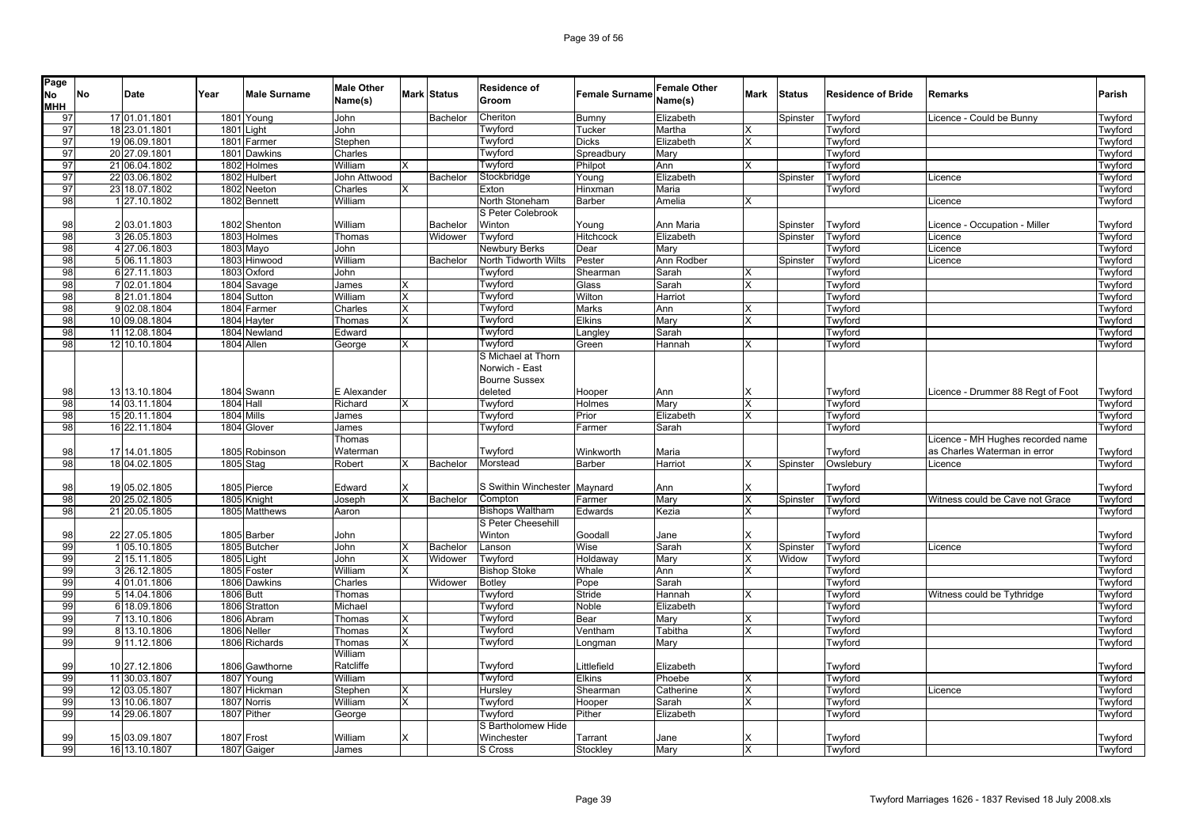| Page No MHH | No | Date | Year | Male Surname | Male Other Name(s) | Mark | Status | Residence of Groom | Female Surname | Female Other Name(s) | Mark | Status | Residence of Bride | Remarks | Parish |
|---|---|---|---|---|---|---|---|---|---|---|---|---|---|---|---|
| 97 | 17 | 01.01.1801 | 1801 | Young | John | | Bachelor | Cheriton | Bumny | Elizabeth | | Spinster | Twyford | Licence - Could be Bunny | Twyford |
| 97 | 18 | 23.01.1801 | 1801 | Light | John | | | Twyford | Tucker | Martha | X | | Twyford | | Twyford |
| 97 | 19 | 06.09.1801 | 1801 | Farmer | Stephen | | | Twyford | Dicks | Elizabeth | X | | Twyford | | Twyford |
| 97 | 20 | 27.09.1801 | 1801 | Dawkins | Charles | | | Twyford | Spreadbury | Mary | | | Twyford | | Twyford |
| 97 | 21 | 06.04.1802 | 1802 | Holmes | William | X | | Twyford | Philpot | Ann | X | | Twyford | | Twyford |
| 97 | 22 | 03.06.1802 | 1802 | Hulbert | John Attwood | | Bachelor | Stockbridge | Young | Elizabeth | | Spinster | Twyford | Licence | Twyford |
| 97 | 23 | 18.07.1802 | 1802 | Neeton | Charles | X | | Exton | Hinxman | Maria | | | Twyford | | Twyford |
| 98 | 1 | 27.10.1802 | 1802 | Bennett | William | | | North Stoneham | Barber | Amelia | X | | | Licence | Twyford |
| 98 | 2 | 03.01.1803 | 1802 | Shenton | William | | Bachelor | S Peter Colebrook Winton | Young | Ann Maria | | Spinster | Twyford | Licence - Occupation - Miller | Twyford |
| 98 | 3 | 26.05.1803 | 1803 | Holmes | Thomas | | Widower | Twyford | Hitchcock | Elizabeth | | Spinster | Twyford | Licence | Twyford |
| 98 | 4 | 27.06.1803 | 1803 | Mayo | John | | | Newbury Berks | Dear | Mary | | | Twyford | Licence | Twyford |
| 98 | 5 | 06.11.1803 | 1803 | Hinwood | William | | Bachelor | North Tidworth Wilts | Pester | Ann Rodber | | Spinster | Twyford | Licence | Twyford |
| 98 | 6 | 27.11.1803 | 1803 | Oxford | John | | | Twyford | Shearman | Sarah | X | | Twyford | | Twyford |
| 98 | 7 | 02.01.1804 | 1804 | Savage | James | X | | Twyford | Glass | Sarah | X | | Twyford | | Twyford |
| 98 | 8 | 21.01.1804 | 1804 | Sutton | William | X | | Twyford | Wilton | Harriot | | | Twyford | | Twyford |
| 98 | 9 | 02.08.1804 | 1804 | Farmer | Charles | X | | Twyford | Marks | Ann | X | | Twyford | | Twyford |
| 98 | 10 | 09.08.1804 | 1804 | Hayter | Thomas | X | | Twyford | Elkins | Mary | X | | Twyford | | Twyford |
| 98 | 11 | 12.08.1804 | 1804 | Newland | Edward | | | Twyford | Langley | Sarah | | | Twyford | | Twyford |
| 98 | 12 | 10.10.1804 | 1804 | Allen | George | X | | Twyford | Green | Hannah | X | | Twyford | | Twyford |
| 98 | 13 | 13.10.1804 | 1804 | Swann | E Alexander | | | S Michael at Thorn Norwich - East Bourne Sussex deleted | Hooper | Ann | X | | Twyford | Licence - Drummer 88 Regt of Foot | Twyford |
| 98 | 14 | 03.11.1804 | 1804 | Hall | Richard | X | | Twyford | Holmes | Mary | X | | Twyford | | Twyford |
| 98 | 15 | 20.11.1804 | 1804 | Mills | James | | | Twyford | Prior | Elizabeth | X | | Twyford | | Twyford |
| 98 | 16 | 22.11.1804 | 1804 | Glover | James | | | Twyford | Farmer | Sarah | | | Twyford | | Twyford |
| 98 | 17 | 14.01.1805 | 1805 | Robinson | Thomas Waterman | | | Twyford | Winkworth | Maria | | | Twyford | Licence - MH Hughes recorded name as Charles Waterman in error | Twyford |
| 98 | 18 | 04.02.1805 | 1805 | Stag | Robert | X | Bachelor | Morstead | Barber | Harriot | X | Spinster | Owslebury | Licence | Twyford |
| 98 | 19 | 05.02.1805 | 1805 | Pierce | Edward | X | | S Swithin Winchester | Maynard | Ann | X | | Twyford | | Twyford |
| 98 | 20 | 25.02.1805 | 1805 | Knight | Joseph | X | Bachelor | Compton | Farmer | Mary | X | Spinster | Twyford | Witness could be Cave not Grace | Twyford |
| 98 | 21 | 20.05.1805 | 1805 | Matthews | Aaron | | | Bishops Waltham | Edwards | Kezia | X | | Twyford | | Twyford |
| 98 | 22 | 27.05.1805 | 1805 | Barber | John | | | S Peter Cheesehill Winton | Goodall | Jane | X | | Twyford | | Twyford |
| 99 | 1 | 05.10.1805 | 1805 | Butcher | John | X | Bachelor | Lanson | Wise | Sarah | X | Spinster | Twyford | Licence | Twyford |
| 99 | 2 | 15.11.1805 | 1805 | Light | John | X | Widower | Twyford | Holdaway | Mary | X | Widow | Twyford | | Twyford |
| 99 | 3 | 26.12.1805 | 1805 | Foster | William | X | | Bishop Stoke | Whale | Ann | X | | Twyford | | Twyford |
| 99 | 4 | 01.01.1806 | 1806 | Dawkins | Charles | | Widower | Botley | Pope | Sarah | | | Twyford | | Twyford |
| 99 | 5 | 14.04.1806 | 1806 | Butt | Thomas | | | Twyford | Stride | Hannah | X | | Twyford | Witness could be Tythridge | Twyford |
| 99 | 6 | 18.09.1806 | 1806 | Stratton | Michael | | | Twyford | Noble | Elizabeth | | | Twyford | | Twyford |
| 99 | 7 | 13.10.1806 | 1806 | Abram | Thomas | X | | Twyford | Bear | Mary | X | | Twyford | | Twyford |
| 99 | 8 | 13.10.1806 | 1806 | Neller | Thomas | X | | Twyford | Ventham | Tabitha | X | | Twyford | | Twyford |
| 99 | 9 | 11.12.1806 | 1806 | Richards | Thomas | X | | Twyford | Longman | Mary | | | Twyford | | Twyford |
| 99 | 10 | 27.12.1806 | 1806 | Gawthorne | William Ratcliffe | | | Twyford | Littlefield | Elizabeth | | | Twyford | | Twyford |
| 99 | 11 | 30.03.1807 | 1807 | Young | William | | | Twyford | Elkins | Phoebe | X | | Twyford | | Twyford |
| 99 | 12 | 03.05.1807 | 1807 | Hickman | Stephen | X | | Hursley | Shearman | Catherine | X | | Twyford | Licence | Twyford |
| 99 | 13 | 10.06.1807 | 1807 | Norris | William | X | | Twyford | Hooper | Sarah | X | | Twyford | | Twyford |
| 99 | 14 | 29.06.1807 | 1807 | Pither | George | | | Twyford | Pither | Elizabeth | | | Twyford | | Twyford |
| 99 | 15 | 03.09.1807 | 1807 | Frost | William | X | | S Bartholomew Hide Winchester | Tarrant | Jane | X | | Twyford | | Twyford |
| 99 | 16 | 13.10.1807 | 1807 | Gaiger | James | | | S Cross | Stockley | Mary | X | | Twyford | | Twyford |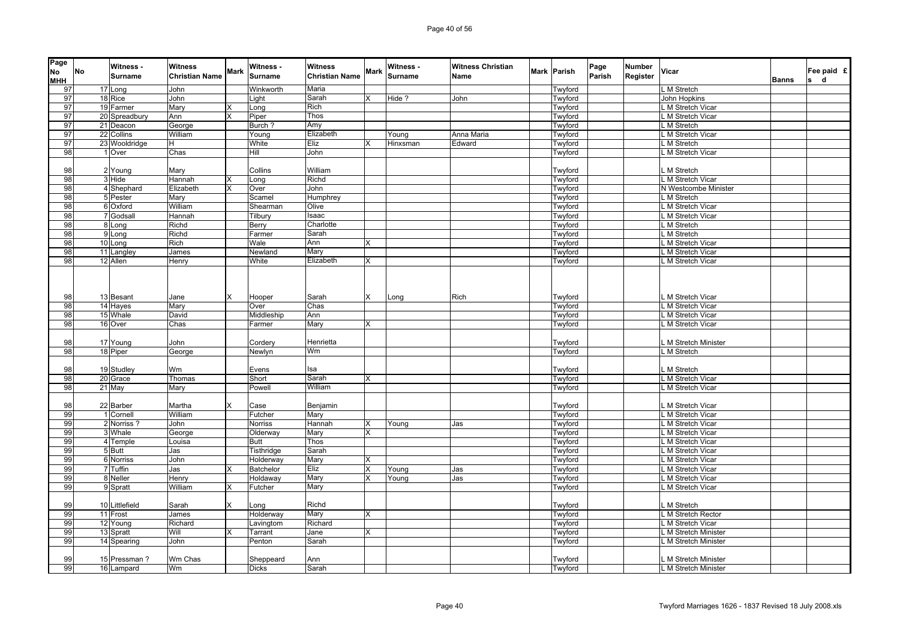| Page No MHH | No | Witness - Surname | Witness Christian Name | Mark | Witness - Surname | Witness Christian Name | Mark | Witness - Surname | Witness Christian Name | Mark | Parish | Page Parish | Number Register | Vicar | Banns | Fee paid £ s d |
|---|---|---|---|---|---|---|---|---|---|---|---|---|---|---|---|---|
| 97 | 17 | Long | John | | Winkworth | Maria | | | | | Twyford | | | L M Stretch | | |
| 97 | 18 | Rice | John | | Light | Sarah | X | Hide ? | John | | Twyford | | | John Hopkins | | |
| 97 | 19 | Farmer | Mary | X | Long | Rich | | | | | Twyford | | | L M Stretch Vicar | | |
| 97 | 20 | Spreadbury | Ann | X | Piper | Thos | | | | | Twyford | | | L M Stretch Vicar | | |
| 97 | 21 | Deacon | George | | Burch ? | Amy | | | | | Twyford | | | L M Stretch | | |
| 97 | 22 | Collins | William | | Young | Elizabeth | | Young | Anna Maria | | Twyford | | | L M Stretch Vicar | | |
| 97 | 23 | Wooldridge | H | | White | Eliz | X | Hinxsman | Edward | | Twyford | | | L M Stretch | | |
| 98 | 1 | Over | Chas | | Hill | John | | | | | Twyford | | | L M Stretch Vicar | | |
| 98 | 2 | Young | Mary | | Collins | William | | | | | Twyford | | | L M Stretch | | |
| 98 | 3 | Hide | Hannah | X | Long | Richd | | | | | Twyford | | | L M Stretch Vicar | | |
| 98 | 4 | Shephard | Elizabeth | X | Over | John | | | | | Twyford | | | N Westcombe Minister | | |
| 98 | 5 | Pester | Mary | | Scamel | Humphrey | | | | | Twyford | | | L M Stretch | | |
| 98 | 6 | Oxford | William | | Shearman | Olive | | | | | Twyford | | | L M Stretch Vicar | | |
| 98 | 7 | Godsall | Hannah | | Tilbury | Isaac | | | | | Twyford | | | L M Stretch Vicar | | |
| 98 | 8 | Long | Richd | | Berry | Charlotte | | | | | Twyford | | | L M Stretch | | |
| 98 | 9 | Long | Richd | | Farmer | Sarah | | | | | Twyford | | | L M Stretch | | |
| 98 | 10 | Long | Rich | | Wale | Ann | X | | | | Twyford | | | L M Stretch Vicar | | |
| 98 | 11 | Langley | James | | Newland | Mary | | | | | Twyford | | | L M Stretch Vicar | | |
| 98 | 12 | Allen | Henry | | White | Elizabeth | X | | | | Twyford | | | L M Stretch Vicar | | |
| 98 | 13 | Besant | Jane | X | Hooper | Sarah | X | Long | Rich | | Twyford | | | L M Stretch Vicar | | |
| 98 | 14 | Hayes | Mary | | Over | Chas | | | | | Twyford | | | L M Stretch Vicar | | |
| 98 | 15 | Whale | David | | Middleship | Ann | | | | | Twyford | | | L M Stretch Vicar | | |
| 98 | 16 | Over | Chas | | Farmer | Mary | X | | | | Twyford | | | L M Stretch Vicar | | |
| 98 | 17 | Young | John | | Cordery | Henrietta | | | | | Twyford | | | L M Stretch Minister | | |
| 98 | 18 | Piper | George | | Newlyn | Wm | | | | | Twyford | | | L M Stretch | | |
| 98 | 19 | Studley | Wm | | Evens | Isa | | | | | Twyford | | | L M Stretch | | |
| 98 | 20 | Grace | Thomas | | Short | Sarah | X | | | | Twyford | | | L M Stretch Vicar | | |
| 98 | 21 | May | Mary | | Powell | William | | | | | Twyford | | | L M Stretch Vicar | | |
| 98 | 22 | Barber | Martha | X | Case | Benjamin | | | | | Twyford | | | L M Stretch Vicar | | |
| 99 | 1 | Cornell | William | | Futcher | Mary | | | | | Twyford | | | L M Stretch Vicar | | |
| 99 | 2 | Norriss ? | John | | Norriss | Hannah | X | Young | Jas | | Twyford | | | L M Stretch Vicar | | |
| 99 | 3 | Whale | George | | Olderway | Mary | X | | | | Twyford | | | L M Stretch Vicar | | |
| 99 | 4 | Temple | Louisa | | Butt | Thos | | | | | Twyford | | | L M Stretch Vicar | | |
| 99 | 5 | Butt | Jas | | Tisthridge | Sarah | | | | | Twyford | | | L M Stretch Vicar | | |
| 99 | 6 | Norriss | John | | Holderway | Mary | X | | | | Twyford | | | L M Stretch Vicar | | |
| 99 | 7 | Tuffin | Jas | X | Batchelor | Eliz | X | Young | Jas | | Twyford | | | L M Stretch Vicar | | |
| 99 | 8 | Neller | Henry | | Holdaway | Mary | X | Young | Jas | | Twyford | | | L M Stretch Vicar | | |
| 99 | 9 | Spratt | William | X | Futcher | Mary | | | | | Twyford | | | L M Stretch Vicar | | |
| 99 | 10 | Littlefield | Sarah | X | Long | Richd | | | | | Twyford | | | L M Stretch | | |
| 99 | 11 | Frost | James | | Holderway | Mary | X | | | | Twyford | | | L M Stretch Rector | | |
| 99 | 12 | Young | Richard | | Lavingtom | Richard | | | | | Twyford | | | L M Stretch Vicar | | |
| 99 | 13 | Spratt | Will | X | Tarrant | Jane | X | | | | Twyford | | | L M Stretch Minister | | |
| 99 | 14 | Spearing | John | | Penton | Sarah | | | | | Twyford | | | L M Stretch Minister | | |
| 99 | 15 | Pressman ? | Wm Chas | | Sheppeard | Ann | | | | | Twyford | | | L M Stretch Minister | | |
| 99 | 16 | Lampard | Wm | | Dicks | Sarah | | | | | Twyford | | | L M Stretch Minister | | |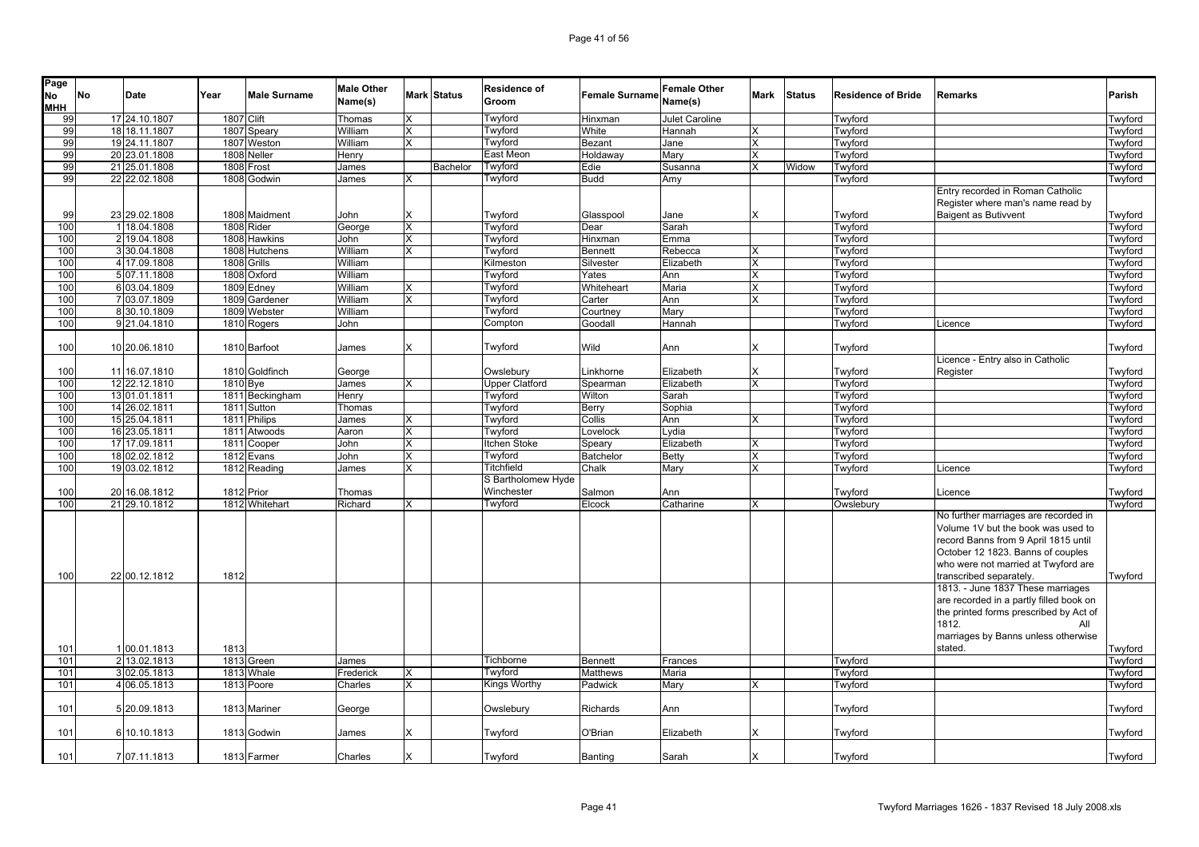| Page No MHH | No | Date | Year | Male Surname | Male Other Name(s) | Mark | Status | Residence of Groom | Female Surname | Female Other Name(s) | Mark | Status | Residence of Bride | Remarks | Parish |
|---|---|---|---|---|---|---|---|---|---|---|---|---|---|---|---|
| 99 | 17 | 24.10.1807 | 1807 | Clift | Thomas | X | | Twyford | Hinxman | Julet Caroline | | | Twyford | | Twyford |
| 99 | 18 | 18.11.1807 | 1807 | Speary | William | X | | Twyford | White | Hannah | X | | Twyford | | Twyford |
| 99 | 19 | 24.11.1807 | 1807 | Weston | William | X | | Twyford | Bezant | Jane | X | | Twyford | | Twyford |
| 99 | 20 | 23.01.1808 | 1808 | Neller | Henry | | | East Meon | Holdaway | Mary | X | | Twyford | | Twyford |
| 99 | 21 | 25.01.1808 | 1808 | Frost | James | | Bachelor | Twyford | Edie | Susanna | X | Widow | Twyford | | Twyford |
| 99 | 22 | 22.02.1808 | 1808 | Godwin | James | X | | Twyford | Budd | Amy | | | Twyford | | Twyford |
| 99 | 23 | 29.02.1808 | 1808 | Maidment | John | X | | Twyford | Glasspool | Jane | X | | Twyford | Entry recorded in Roman Catholic Register where man's name read by Baigent as Butivvent | Twyford |
| 100 | 1 | 18.04.1808 | 1808 | Rider | George | X | | Twyford | Dear | Sarah | | | Twyford | | Twyford |
| 100 | 2 | 19.04.1808 | 1808 | Hawkins | John | X | | Twyford | Hinxman | Emma | | | Twyford | | Twyford |
| 100 | 3 | 30.04.1808 | 1808 | Hutchens | William | X | | Twyford | Bennett | Rebecca | X | | Twyford | | Twyford |
| 100 | 4 | 17.09.1808 | 1808 | Grills | William | | | Kilmeston | Silvester | Elizabeth | X | | Twyford | | Twyford |
| 100 | 5 | 07.11.1808 | 1808 | Oxford | William | | | Twyford | Yates | Ann | X | | Twyford | | Twyford |
| 100 | 6 | 03.04.1809 | 1809 | Edney | William | X | | Twyford | Whiteheart | Maria | X | | Twyford | | Twyford |
| 100 | 7 | 03.07.1809 | 1809 | Gardener | William | X | | Twyford | Carter | Ann | X | | Twyford | | Twyford |
| 100 | 8 | 30.10.1809 | 1809 | Webster | William | | | Twyford | Courtney | Mary | | | Twyford | | Twyford |
| 100 | 9 | 21.04.1810 | 1810 | Rogers | John | | | Compton | Goodall | Hannah | | | Twyford | Licence | Twyford |
| 100 | 10 | 20.06.1810 | 1810 | Barfoot | James | X | | Twyford | Wild | Ann | X | | Twyford | | Twyford |
| 100 | 11 | 16.07.1810 | 1810 | Goldfinch | George | | | Owslebury | Linkhorne | Elizabeth | X | | Twyford | Licence - Entry also in Catholic Register | Twyford |
| 100 | 12 | 22.12.1810 | 1810 | Bye | James | X | | Upper Clatford | Spearman | Elizabeth | X | | Twyford | | Twyford |
| 100 | 13 | 01.01.1811 | 1811 | Beckingham | Henry | | | Twyford | Wilton | Sarah | | | Twyford | | Twyford |
| 100 | 14 | 26.02.1811 | 1811 | Sutton | Thomas | | | Twyford | Berry | Sophia | | | Twyford | | Twyford |
| 100 | 15 | 25.04.1811 | 1811 | Philips | James | X | | Twyford | Collis | Ann | X | | Twyford | | Twyford |
| 100 | 16 | 23.05.1811 | 1811 | Atwoods | Aaron | X | | Twyford | Lovelock | Lydia | | | Twyford | | Twyford |
| 100 | 17 | 17.09.1811 | 1811 | Cooper | John | X | | Itchen Stoke | Speary | Elizabeth | X | | Twyford | | Twyford |
| 100 | 18 | 02.02.1812 | 1812 | Evans | John | X | | Twyford | Batchelor | Betty | X | | Twyford | | Twyford |
| 100 | 19 | 03.02.1812 | 1812 | Reading | James | X | | Titchfield | Chalk | Mary | X | | Twyford | Licence | Twyford |
| 100 | 20 | 16.08.1812 | 1812 | Prior | Thomas | | | S Bartholomew Hyde Winchester | Salmon | Ann | | | Twyford | Licence | Twyford |
| 100 | 21 | 29.10.1812 | 1812 | Whitehart | Richard | X | | Twyford | Elcock | Catharine | X | | Owslebury | | Twyford |
| 100 | 22 | 00.12.1812 | 1812 | | | | | | | | | | | No further marriages are recorded in Volume 1V but the book was used to record Banns from 9 April 1815 until October 12 1823. Banns of couples who were not married at Twyford are transcribed separately. | Twyford |
| 101 | 1 | 00.01.1813 | 1813 | | | | | | | | | | | 1813. - June 1837 These marriages are recorded in a partly filled book on the printed forms prescribed by Act of 1812. All marriages by Banns unless otherwise stated. | Twyford |
| 101 | 2 | 13.02.1813 | 1813 | Green | James | | | Tichborne | Bennett | Frances | | | Twyford | | Twyford |
| 101 | 3 | 02.05.1813 | 1813 | Whale | Frederick | X | | Twyford | Matthews | Maria | | | Twyford | | Twyford |
| 101 | 4 | 06.05.1813 | 1813 | Poore | Charles | X | | Kings Worthy | Padwick | Mary | X | | Twyford | | Twyford |
| 101 | 5 | 20.09.1813 | 1813 | Mariner | George | | | Owslebury | Richards | Ann | | | Twyford | | Twyford |
| 101 | 6 | 10.10.1813 | 1813 | Godwin | James | X | | Twyford | O'Brian | Elizabeth | X | | Twyford | | Twyford |
| 101 | 7 | 07.11.1813 | 1813 | Farmer | Charles | X | | Twyford | Banting | Sarah | X | | Twyford | | Twyford |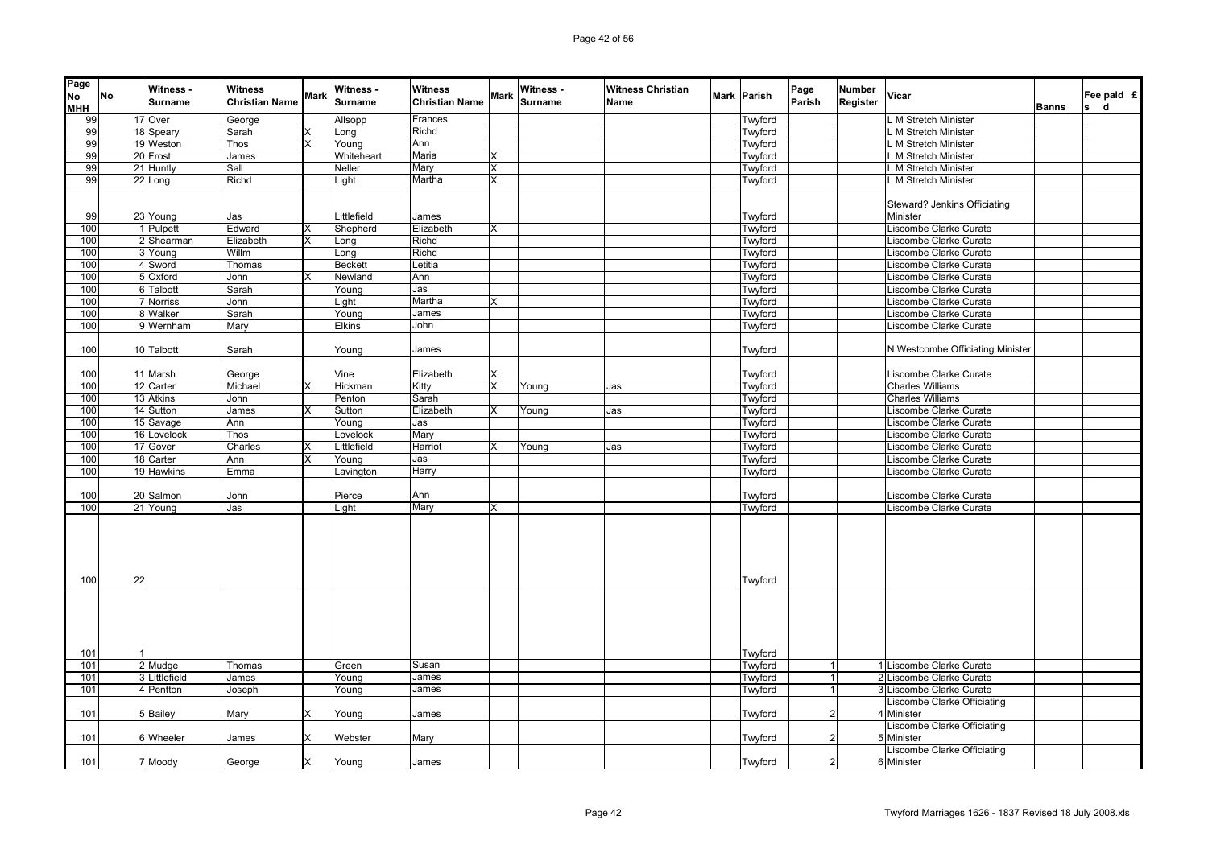| Page No MHH | No | Witness - Surname | Witness Christian Name | Mark | Witness - Surname | Witness Christian Name | Mark | Witness - Surname | Witness Christian Name | Mark | Parish | Page Parish | Number Register | Vicar | Banns | Fee paid £ s d |
|---|---|---|---|---|---|---|---|---|---|---|---|---|---|---|---|---|
| 99 | 17 | Over | George | | Allsopp | Frances | | | | | Twyford | | | L M Stretch Minister | | |
| 99 | 18 | Speary | Sarah | X | Long | Richd | | | | | Twyford | | | L M Stretch Minister | | |
| 99 | 19 | Weston | Thos | X | Young | Ann | | | | | Twyford | | | L M Stretch Minister | | |
| 99 | 20 | Frost | James | | Whiteheart | Maria | X | | | | Twyford | | | L M Stretch Minister | | |
| 99 | 21 | Huntly | Sall | | Neller | Mary | X | | | | Twyford | | | L M Stretch Minister | | |
| 99 | 22 | Long | Richd | | Light | Martha | X | | | | Twyford | | | L M Stretch Minister | | |
| 99 | 23 | Young | Jas | | Littlefield | James | | | | | Twyford | | | Steward? Jenkins Officiating Minister | | |
| 100 | 1 | Pulpett | Edward | X | Shepherd | Elizabeth | X | | | | Twyford | | | Liscombe Clarke Curate | | |
| 100 | 2 | Shearman | Elizabeth | X | Long | Richd | | | | | Twyford | | | Liscombe Clarke Curate | | |
| 100 | 3 | Young | Willm | | Long | Richd | | | | | Twyford | | | Liscombe Clarke Curate | | |
| 100 | 4 | Sword | Thomas | | Beckett | Letitia | | | | | Twyford | | | Liscombe Clarke Curate | | |
| 100 | 5 | Oxford | John | X | Newland | Ann | | | | | Twyford | | | Liscombe Clarke Curate | | |
| 100 | 6 | Talbott | Sarah | | Young | Jas | | | | | Twyford | | | Liscombe Clarke Curate | | |
| 100 | 7 | Norriss | John | | Light | Martha | X | | | | Twyford | | | Liscombe Clarke Curate | | |
| 100 | 8 | Walker | Sarah | | Young | James | | | | | Twyford | | | Liscombe Clarke Curate | | |
| 100 | 9 | Wernham | Mary | | Elkins | John | | | | | Twyford | | | Liscombe Clarke Curate | | |
| 100 | 10 | Talbott | Sarah | | Young | James | | | | | Twyford | | | N Westcombe Officiating Minister | | |
| 100 | 11 | Marsh | George | | Vine | Elizabeth | X | | | | Twyford | | | Liscombe Clarke Curate | | |
| 100 | 12 | Carter | Michael | X | Hickman | Kitty | X | Young | Jas | | Twyford | | | Charles Williams | | |
| 100 | 13 | Atkins | John | | Penton | Sarah | | | | | Twyford | | | Charles Williams | | |
| 100 | 14 | Sutton | James | X | Sutton | Elizabeth | X | Young | Jas | | Twyford | | | Liscombe Clarke Curate | | |
| 100 | 15 | Savage | Ann | | Young | Jas | | | | | Twyford | | | Liscombe Clarke Curate | | |
| 100 | 16 | Lovelock | Thos | | Lovelock | Mary | | | | | Twyford | | | Liscombe Clarke Curate | | |
| 100 | 17 | Gover | Charles | X | Littlefield | Harriot | X | Young | Jas | | Twyford | | | Liscombe Clarke Curate | | |
| 100 | 18 | Carter | Ann | X | Young | Jas | | | | | Twyford | | | Liscombe Clarke Curate | | |
| 100 | 19 | Hawkins | Emma | | Lavington | Harry | | | | | Twyford | | | Liscombe Clarke Curate | | |
| 100 | 20 | Salmon | John | | Pierce | Ann | | | | | Twyford | | | Liscombe Clarke Curate | | |
| 100 | 21 | Young | Jas | | Light | Mary | X | | | | Twyford | | | Liscombe Clarke Curate | | |
| 100 | 22 | | | | | | | | | | Twyford | | | | | |
| 101 | 1 | | | | | | | | | | Twyford | | | | | |
| 101 | 2 | Mudge | Thomas | | Green | Susan | | | | | Twyford | 1 | 1 | Liscombe Clarke Curate | | |
| 101 | 3 | Littlefield | James | | Young | James | | | | | Twyford | 1 | 2 | Liscombe Clarke Curate | | |
| 101 | 4 | Pentton | Joseph | | Young | James | | | | | Twyford | 1 | 3 | Liscombe Clarke Curate | | |
| 101 | 5 | Bailey | Mary | X | Young | James | | | | | Twyford | 2 | 4 | Liscombe Clarke Officiating Minister | | |
| 101 | 6 | Wheeler | James | X | Webster | Mary | | | | | Twyford | 2 | 5 | Liscombe Clarke Officiating Minister | | |
| 101 | 7 | Moody | George | X | Young | James | | | | | Twyford | 2 | 6 | Liscombe Clarke Officiating Minister | | |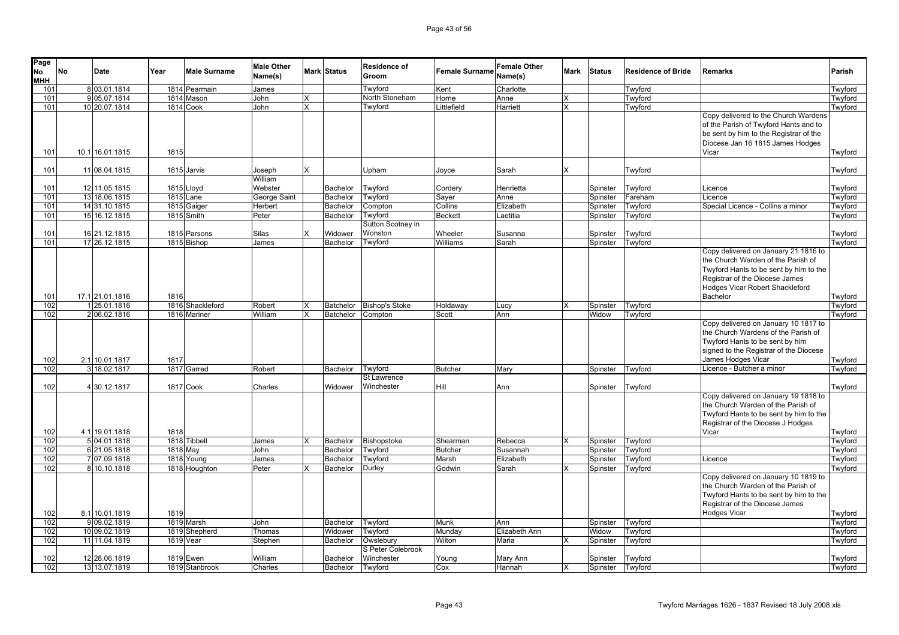| Page No MHH | No | Date | Year | Male Surname | Male Other Name(s) | Mark | Status | Residence of Groom | Female Surname | Female Other Name(s) | Mark | Status | Residence of Bride | Remarks | Parish |
|---|---|---|---|---|---|---|---|---|---|---|---|---|---|---|---|
| 101 | 8 | 03.01.1814 | 1814 | Pearmain | James | | | Twyford | Kent | Charlotte | | | Twyford | | Twyford |
| 101 | 9 | 05.07.1814 | 1814 | Mason | John | X | | North Stoneham | Horne | Anne | X | | Twyford | | Twyford |
| 101 | 10 | 20.07.1814 | 1814 | Cook | John | X | | Twyford | Littlefield | Harriett | X | | Twyford | | Twyford |
| 101 | 10.1 | 16.01.1815 | 1815 | | | | | | | | | | | Copy delivered to the Church Wardens of the Parish of Twyford Hants and to be sent by him to the Registrar of the Diocese Jan 16 1815 James Hodges Vicar | Twyford |
| 101 | 11 | 08.04.1815 | 1815 | Jarvis | Joseph | X | | Upham | Joyce | Sarah | X | | Twyford | | Twyford |
| 101 | 12 | 11.05.1815 | 1815 | Lloyd | William Webster | | Bachelor | Twyford | Cordery | Henrietta | | Spinster | Twyford | Licence | Twyford |
| 101 | 13 | 18.06.1815 | 1815 | Lane | George Saint | | Bachelor | Twyford | Sayer | Anne | | Spinster | Fareham | Licence | Twyford |
| 101 | 14 | 31.10.1815 | 1815 | Gaiger | Herbert | | Bachelor | Compton | Collins | Elizabeth | | Spinster | Twyford | Special Licence - Collins a minor | Twyford |
| 101 | 15 | 16.12.1815 | 1815 | Smith | Peter | | Bachelor | Twyford | Beckett | Laetitia | | Spinster | Twyford | | Twyford |
| 101 | 16 | 21.12.1815 | 1815 | Parsons | Silas | X | Widower | Sutton Scotney in Wonston | Wheeler | Susanna | | Spinster | Twyford | | Twyford |
| 101 | 17 | 26.12.1815 | 1815 | Bishop | James | | Bachelor | Twyford | Williams | Sarah | | Spinster | Twyford | | Twyford |
| 101 | 17.1 | 21.01.1816 | 1816 | | | | | | | | | | | Copy delivered on January 21 1816 to the Church Warden of the Parish of Twyford Hants to be sent by him to the Registrar of the Diocese James Hodges Vicar Robert Shackleford Bachelor | Twyford |
| 102 | 1 | 25.01.1816 | 1816 | Shackleford | Robert | X | Batchelor | Bishop's Stoke | Holdaway | Lucy | X | Spinster | Twyford | | Twyford |
| 102 | 2 | 06.02.1816 | 1816 | Mariner | William | X | Batchelor | Compton | Scott | Ann | | Widow | Twyford | | Twyford |
| 102 | 2.1 | 10.01.1817 | 1817 | | | | | | | | | | | Copy delivered on January 10 1817 to the Church Wardens of the Parish of Twyford Hants to be sent by him signed to the Registrar of the Diocese James Hodges Vicar | Twyford |
| 102 | 3 | 18.02.1817 | 1817 | Garred | Robert | | Bachelor | Twyford | Butcher | Mary | | Spinster | Twyford | Licence - Butcher a minor | Twyford |
| 102 | 4 | 30.12.1817 | 1817 | Cook | Charles | | Widower | St Lawrence Winchester | Hill | Ann | | Spinster | Twyford | | Twyford |
| 102 | 4.1 | 19.01.1818 | 1818 | | | | | | | | | | | Copy delivered on January 19 1818 to the Church Warden of the Parish of Twyford Hants to be sent by him to the Registrar of the Diocese J Hodges Vicar | Twyford |
| 102 | 5 | 04.01.1818 | 1818 | Tibbell | James | X | Bachelor | Bishopstoke | Shearman | Rebecca | X | Spinster | Twyford | | Twyford |
| 102 | 6 | 21.05.1818 | 1818 | May | John | | Bachelor | Twyford | Butcher | Susannah | | Spinster | Twyford | | Twyford |
| 102 | 7 | 07.09.1818 | 1818 | Young | James | | Bachelor | Twyford | Marsh | Elizabeth | | Spinster | Twyford | Licence | Twyford |
| 102 | 8 | 10.10.1818 | 1818 | Houghton | Peter | X | Bachelor | Durley | Godwin | Sarah | X | Spinster | Twyford | | Twyford |
| 102 | 8.1 | 10.01.1819 | 1819 | | | | | | | | | | | Copy delivered on January 10 1819 to the Church Warden of the Parish of Twyford Hants to be sent by him to the Registrar of the Diocese James Hodges Vicar | Twyford |
| 102 | 9 | 09.02.1819 | 1819 | Marsh | John | | Bachelor | Twyford | Munk | Ann | | Spinster | Twyford | | Twyford |
| 102 | 10 | 09.02.1819 | 1819 | Shepherd | Thomas | | Widower | Twyford | Munday | Elizabeth Ann | | Widow | Twyford | | Twyford |
| 102 | 11 | 11.04.1819 | 1819 | Vear | Stephen | | Bachelor | Owslebury | Wilton | Maria | X | Spinster | Twyford | | Twyford |
| 102 | 12 | 28.06.1819 | 1819 | Ewen | William | | Bachelor | S Peter Colebrook Winchester | Young | Mary Ann | | Spinster | Twyford | | Twyford |
| 102 | 13 | 13.07.1819 | 1819 | Stanbrook | Charles | | Bachelor | Twyford | Cox | Hannah | X | Spinster | Twyford | | Twyford |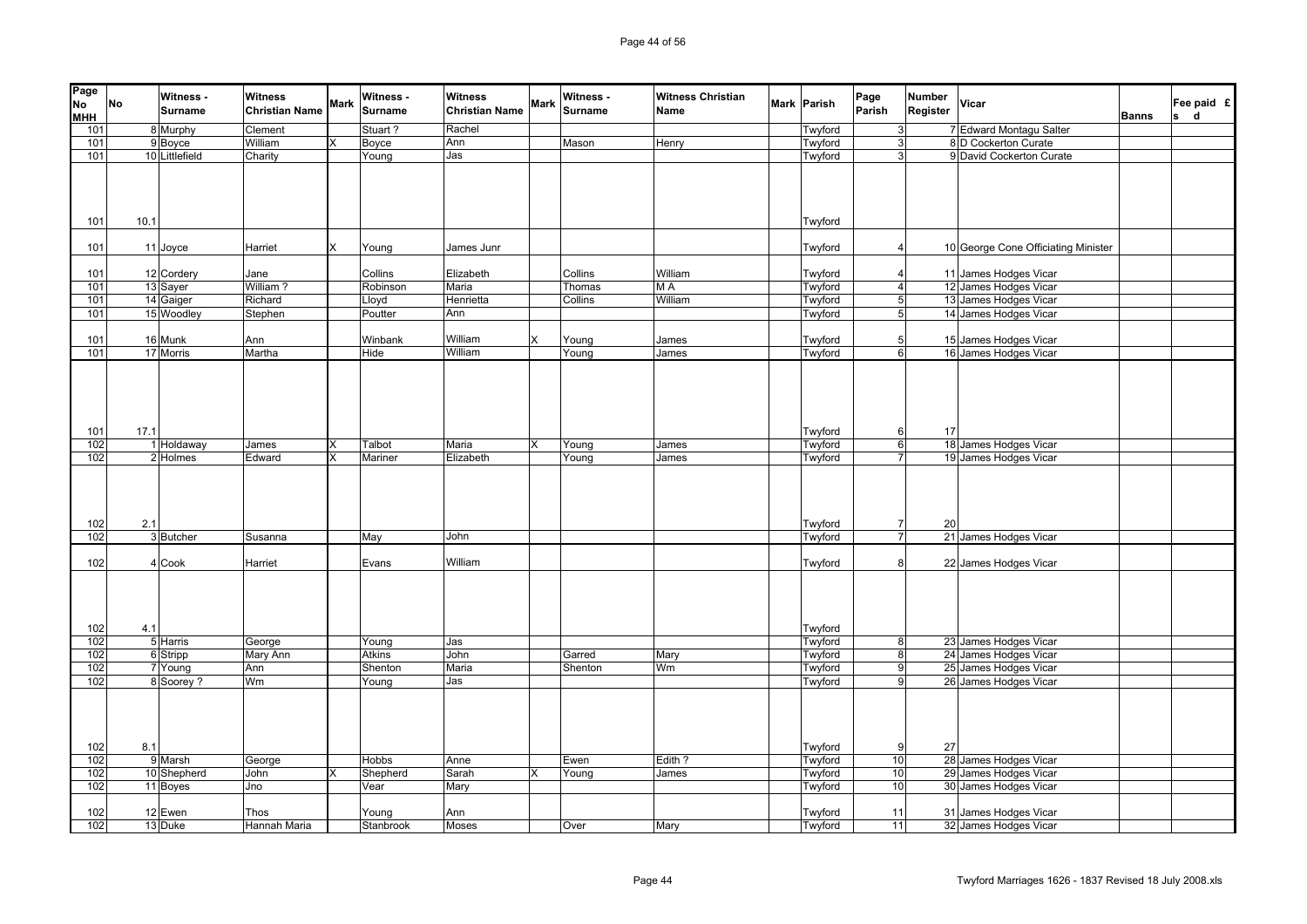| Page No MHH | No | Witness - Surname | Witness Christian Name | Mark | Witness - Surname | Witness Christian Name | Mark | Witness - Surname | Witness Christian Name | Mark | Parish | Page Parish | Number Register | Vicar | Banns | Fee paid £ s d |
|---|---|---|---|---|---|---|---|---|---|---|---|---|---|---|---|---|
| 101 | 8 | Murphy | Clement | | Stuart ? | Rachel | | | | | Twyford | 3 | 7 | Edward Montagu Salter | | |
| 101 | 9 | Boyce | William | X | Boyce | Ann | | Mason | Henry | | Twyford | 3 | 8 | D Cockerton Curate | | |
| 101 | 10 | Littlefield | Charity | | Young | Jas | | | | | Twyford | 3 | 9 | David Cockerton Curate | | |
| 101 | 10.1 | | | | | | | | | | Twyford | | | | | |
| 101 | 11 | Joyce | Harriet | X | Young | James Junr | | | | | Twyford | 4 | 10 | George Cone Officiating Minister | | |
| 101 | 12 | Cordery | Jane | | Collins | Elizabeth | | Collins | William | | Twyford | 4 | 11 | James Hodges Vicar | | |
| 101 | 13 | Sayer | William ? | | Robinson | Maria | | Thomas | M A | | Twyford | 4 | 12 | James Hodges Vicar | | |
| 101 | 14 | Gaiger | Richard | | Lloyd | Henrietta | | Collins | William | | Twyford | 5 | 13 | James Hodges Vicar | | |
| 101 | 15 | Woodley | Stephen | | Poutter | Ann | | | | | Twyford | 5 | 14 | James Hodges Vicar | | |
| 101 | 16 | Munk | Ann | | Winbank | William | X | Young | James | | Twyford | 5 | 15 | James Hodges Vicar | | |
| 101 | 17 | Morris | Martha | | Hide | William | | Young | James | | Twyford | 6 | 16 | James Hodges Vicar | | |
| 101 | 17.1 | | | | | | | | | | Twyford | 6 | 17 | | | |
| 102 | 1 | Holdaway | James | X | Talbot | Maria | X | Young | James | | Twyford | 6 | 18 | James Hodges Vicar | | |
| 102 | 2 | Holmes | Edward | X | Mariner | Elizabeth | | Young | James | | Twyford | 7 | 19 | James Hodges Vicar | | |
| 102 | 2.1 | | | | | | | | | | Twyford | 7 | 20 | | | |
| 102 | 3 | Butcher | Susanna | | May | John | | | | | Twyford | 7 | 21 | James Hodges Vicar | | |
| 102 | 4 | Cook | Harriet | | Evans | William | | | | | Twyford | 8 | 22 | James Hodges Vicar | | |
| 102 | 4.1 | | | | | | | | | | Twyford | | | | | |
| 102 | 5 | Harris | George | | Young | Jas | | | | | Twyford | 8 | 23 | James Hodges Vicar | | |
| 102 | 6 | Stripp | Mary Ann | | Atkins | John | | Garred | Mary | | Twyford | 8 | 24 | James Hodges Vicar | | |
| 102 | 7 | Young | Ann | | Shenton | Maria | | Shenton | Wm | | Twyford | 9 | 25 | James Hodges Vicar | | |
| 102 | 8 | Soorey ? | Wm | | Young | Jas | | | | | Twyford | 9 | 26 | James Hodges Vicar | | |
| 102 | 8.1 | | | | | | | | | | Twyford | 9 | 27 | | | |
| 102 | 9 | Marsh | George | | Hobbs | Anne | | Ewen | Edith ? | | Twyford | 10 | 28 | James Hodges Vicar | | |
| 102 | 10 | Shepherd | John | X | Shepherd | Sarah | X | Young | James | | Twyford | 10 | 29 | James Hodges Vicar | | |
| 102 | 11 | Boyes | Jno | | Vear | Mary | | | | | Twyford | 10 | 30 | James Hodges Vicar | | |
| 102 | 12 | Ewen | Thos | | Young | Ann | | | | | Twyford | 11 | 31 | James Hodges Vicar | | |
| 102 | 13 | Duke | Hannah Maria | | Stanbrook | Moses | | Over | Mary | | Twyford | 11 | 32 | James Hodges Vicar | | |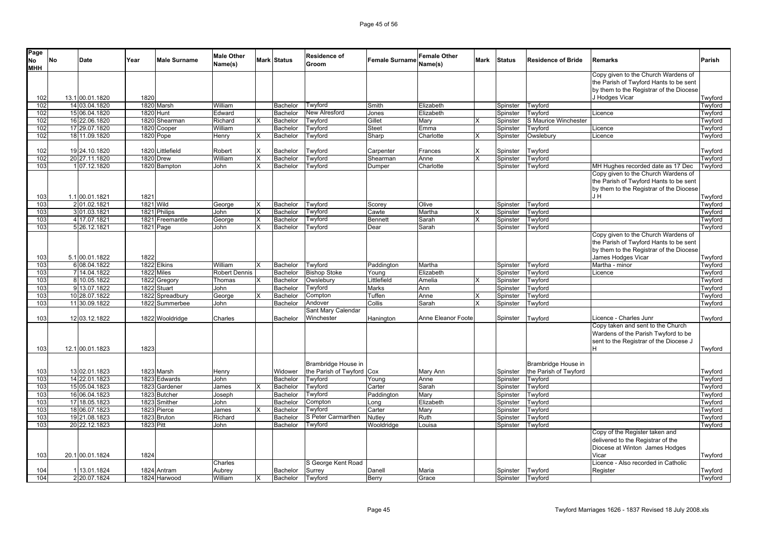| Page No MHH | No | Date | Year | Male Surname | Male Other Name(s) | Mark | Status | Residence of Groom | Female Surname | Female Other Name(s) | Mark | Status | Residence of Bride | Remarks | Parish |
|---|---|---|---|---|---|---|---|---|---|---|---|---|---|---|---|
| 102 | 13.1 | 00.01.1820 | 1820 | | | | | | | | | | | Copy given to the Church Wardens of the Parish of Twyford Hants to be sent by them to the Registrar of the Diocese J Hodges Vicar | Twyford |
| 102 | 14 | 03.04.1820 | 1820 | Marsh | William | | Bachelor | Twyford | Smith | Elizabeth | | Spinster | Twyford | | Twyford |
| 102 | 15 | 06.04.1820 | 1820 | Hunt | Edward | | Bachelor | New Alresford | Jones | Elizabeth | | Spinster | Twyford | Licence | Twyford |
| 102 | 16 | 22.06.1820 | 1820 | Shearman | Richard | X | Bachelor | Twyford | Gillet | Mary | X | Spinster | S Maurice Winchester | | Twyford |
| 102 | 17 | 29.07.1820 | 1820 | Cooper | William | | Bachelor | Twyford | Steet | Emma | | Spinster | Twyford | Licence | Twyford |
| 102 | 18 | 11.09.1820 | 1820 | Pope | Henry | X | Bachelor | Twyford | Sharp | Charlotte | X | Spinster | Owslebury | Licence | Twyford |
| 102 | 19 | 24.10.1820 | 1820 | Littlefield | Robert | X | Bachelor | Twyford | Carpenter | Frances | X | Spinster | Twyford | | Twyford |
| 102 | 20 | 27.11.1820 | 1820 | Drew | William | X | Bachelor | Twyford | Shearman | Anne | X | Spinster | Twyford | | Twyford |
| 103 | 1 | 07.12.1820 | 1820 | Bampton | John | X | Bachelor | Twyford | Dumper | Charlotte | | Spinster | Twyford | MH Hughes recorded date as 17 Dec | Twyford |
| 103 | 1.1 | 00.01.1821 | 1821 | | | | | | | | | | | Copy given to the Church Wardens of the Parish of Twyford Hants to be sent by them to the Registrar of the Diocese J H | Twyford |
| 103 | 2 | 01.02.1821 | 1821 | Wild | George | X | Bachelor | Twyford | Scorey | Olive | | Spinster | Twyford | | Twyford |
| 103 | 3 | 01.03.1821 | 1821 | Philips | John | X | Bachelor | Twyford | Cawte | Martha | X | Spinster | Twyford | | Twyford |
| 103 | 4 | 17.07.1821 | 1821 | Freemantle | George | X | Bachelor | Twyford | Bennett | Sarah | X | Spinster | Twyford | | Twyford |
| 103 | 5 | 26.12.1821 | 1821 | Page | John | X | Bachelor | Twyford | Dear | Sarah | | Spinster | Twyford | | Twyford |
| 103 | 5.1 | 00.01.1822 | 1822 | | | | | | | | | | | Copy given to the Church Wardens of the Parish of Twyford Hants to be sent by them to the Registrar of the Diocese James Hodges Vicar | Twyford |
| 103 | 6 | 08.04.1822 | 1822 | Elkins | William | X | Bachelor | Twyford | Paddington | Martha | | Spinster | Twyford | Martha - minor | Twyford |
| 103 | 7 | 14.04.1822 | 1822 | Miles | Robert Dennis | | Bachelor | Bishop Stoke | Young | Elizabeth | | Spinster | Twyford | Licence | Twyford |
| 103 | 8 | 10.05.1822 | 1822 | Gregory | Thomas | X | Bachelor | Owslebury | Littlefield | Amelia | X | Spinster | Twyford | | Twyford |
| 103 | 9 | 13.07.1822 | 1822 | Stuart | John | | Bachelor | Twyford | Marks | Ann | | Spinster | Twyford | | Twyford |
| 103 | 10 | 28.07.1822 | 1822 | Spreadbury | George | X | Bachelor | Compton | Tuffen | Anne | X | Spinster | Twyford | | Twyford |
| 103 | 11 | 30.09.1822 | 1822 | Summerbee | John | | Bachelor | Andover | Collis | Sarah | X | Spinster | Twyford | | Twyford |
| 103 | 12 | 03.12.1822 | 1822 | Wooldridge | Charles | | Bachelor | Sant Mary Calendar Winchester | Hanington | Anne Eleanor Foote | | Spinster | Twyford | Licence - Charles Junr | Twyford |
| 103 | 12.1 | 00.01.1823 | 1823 | | | | | | | | | | | Copy taken and sent to the Church Wardens of the Parish Twyford to be sent to the Registrar of the Diocese J H | Twyford |
| 103 | 13 | 02.01.1823 | 1823 | Marsh | Henry | | Widower | Brambridge House in the Parish of Twyford | Cox | Mary Ann | | Spinster | Brambridge House in the Parish of Twyford | | Twyford |
| 103 | 14 | 22.01.1823 | 1823 | Edwards | John | | Bachelor | Twyford | Young | Anne | | Spinster | Twyford | | Twyford |
| 103 | 15 | 05.04.1823 | 1823 | Gardener | James | X | Bachelor | Twyford | Carter | Sarah | | Spinster | Twyford | | Twyford |
| 103 | 16 | 06.04.1823 | 1823 | Butcher | Joseph | | Bachelor | Twyford | Paddington | Mary | | Spinster | Twyford | | Twyford |
| 103 | 17 | 18.05.1823 | 1823 | Smither | John | | Bachelor | Compton | Long | Elizabeth | | Spinster | Twyford | | Twyford |
| 103 | 18 | 06.07.1823 | 1823 | Pierce | James | X | Bachelor | Twyford | Carter | Mary | | Spinster | Twyford | | Twyford |
| 103 | 19 | 21.08.1823 | 1823 | Bruton | Richard | | Bachelor | S Peter Carmarthen | Nutley | Ruth | | Spinster | Twyford | | Twyford |
| 103 | 20 | 22.12.1823 | 1823 | Pitt | John | | Bachelor | Twyford | Wooldridge | Louisa | | Spinster | Twyford | | Twyford |
| 103 | 20.1 | 00.01.1824 | 1824 | | | | | | | | | | | Copy of the Register taken and delivered to the Registrar of the Diocese at Winton James Hodges Vicar | Twyford |
| 104 | 1 | 13.01.1824 | 1824 | Antram | Charles Aubrey | | Bachelor | S George Kent Road Surrey | Danell | Maria | | Spinster | Twyford | Licence - Also recorded in Catholic Register | Twyford |
| 104 | 2 | 20.07.1824 | 1824 | Harwood | William | X | Bachelor | Twyford | Berry | Grace | | Spinster | Twyford | | Twyford |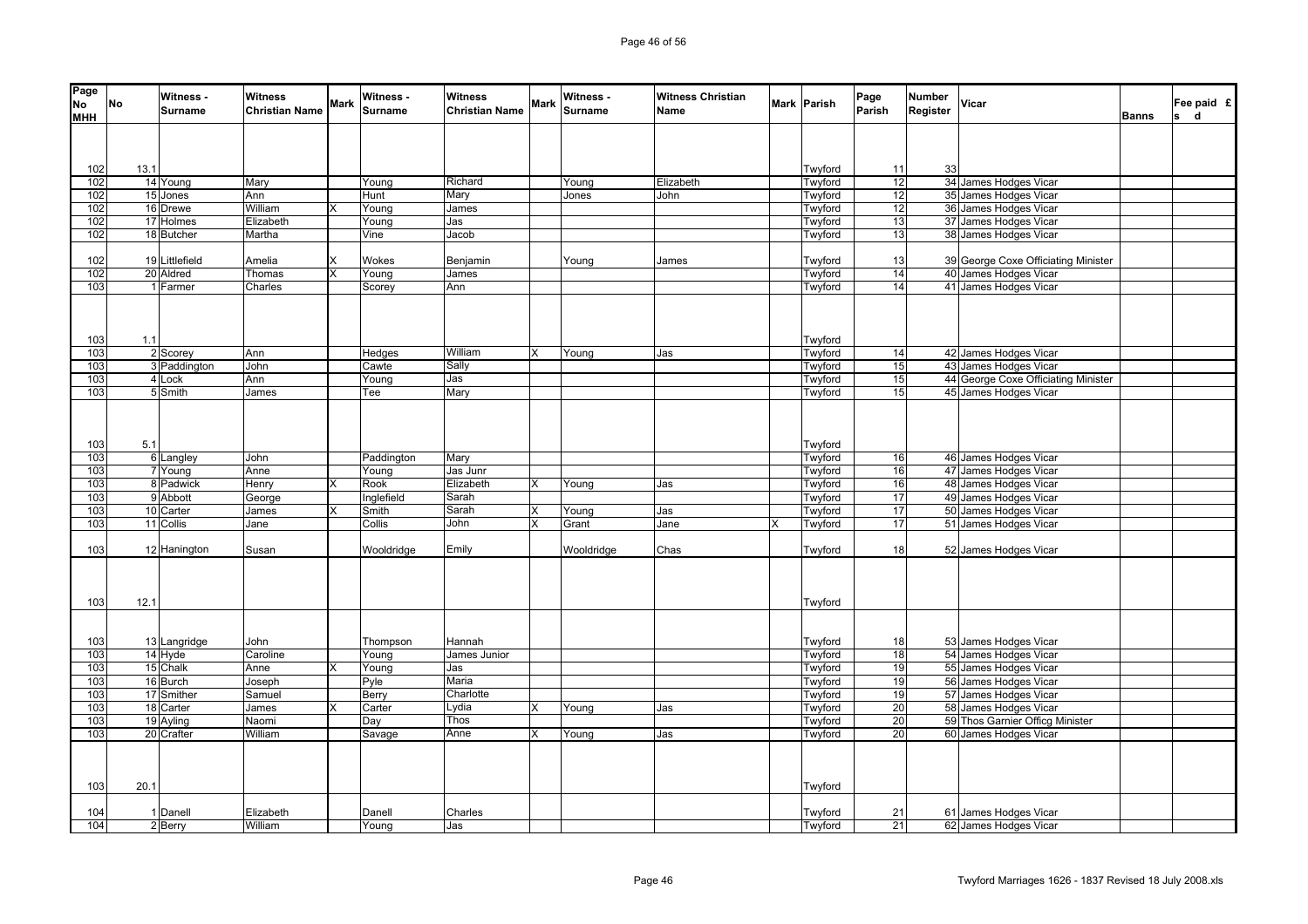| Page No MHH | No | Witness - Surname | Witness Christian Name | Mark | Witness - Surname | Witness Christian Name | Mark | Witness - Surname | Witness Christian Name | Mark | Parish | Page Parish | Number Register | Vicar | Banns | Fee paid £ s d |
|---|---|---|---|---|---|---|---|---|---|---|---|---|---|---|---|---|
| 102 | 13.1 | | | | | | | | | | Twyford | 11 | 33 | | | |
| 102 | 14 | Young | Mary | | Young | Richard | | Young | Elizabeth | | Twyford | 12 | 34 | James Hodges Vicar | | |
| 102 | 15 | Jones | Ann | | Hunt | Mary | | Jones | John | | Twyford | 12 | 35 | James Hodges Vicar | | |
| 102 | 16 | Drewe | William | X | Young | James | | | | | Twyford | 12 | 36 | James Hodges Vicar | | |
| 102 | 17 | Holmes | Elizabeth | | Young | Jas | | | | | Twyford | 13 | 37 | James Hodges Vicar | | |
| 102 | 18 | Butcher | Martha | | Vine | Jacob | | | | | Twyford | 13 | 38 | James Hodges Vicar | | |
| 102 | 19 | Littlefield | Amelia | X | Wokes | Benjamin | | Young | James | | Twyford | 13 | 39 | George Coxe Officiating Minister | | |
| 102 | 20 | Aldred | Thomas | X | Young | James | | | | | Twyford | 14 | 40 | James Hodges Vicar | | |
| 103 | 1 | Farmer | Charles | | Scorey | Ann | | | | | Twyford | 14 | 41 | James Hodges Vicar | | |
| 103 | 1.1 | | | | | | | | | | Twyford | | | | | |
| 103 | 2 | Scorey | Ann | | Hedges | William | X | Young | Jas | | Twyford | 14 | 42 | James Hodges Vicar | | |
| 103 | 3 | Paddington | John | | Cawte | Sally | | | | | Twyford | 15 | 43 | James Hodges Vicar | | |
| 103 | 4 | Lock | Ann | | Young | Jas | | | | | Twyford | 15 | 44 | George Coxe Officiating Minister | | |
| 103 | 5 | Smith | James | | Tee | Mary | | | | | Twyford | 15 | 45 | James Hodges Vicar | | |
| 103 | 5.1 | | | | | | | | | | Twyford | | | | | |
| 103 | 6 | Langley | John | | Paddington | Mary | | | | | Twyford | 16 | 46 | James Hodges Vicar | | |
| 103 | 7 | Young | Anne | | Young | Jas Junr | | | | | Twyford | 16 | 47 | James Hodges Vicar | | |
| 103 | 8 | Padwick | Henry | X | Rook | Elizabeth | X | Young | Jas | | Twyford | 16 | 48 | James Hodges Vicar | | |
| 103 | 9 | Abbott | George | | Inglefield | Sarah | | | | | Twyford | 17 | 49 | James Hodges Vicar | | |
| 103 | 10 | Carter | James | X | Smith | Sarah | X | Young | Jas | | Twyford | 17 | 50 | James Hodges Vicar | | |
| 103 | 11 | Collis | Jane | | Collis | John | X | Grant | Jane | X | Twyford | 17 | 51 | James Hodges Vicar | | |
| 103 | 12 | Hanington | Susan | | Wooldridge | Emily | | Wooldridge | Chas | | Twyford | 18 | 52 | James Hodges Vicar | | |
| 103 | 12.1 | | | | | | | | | | Twyford | | | | | |
| 103 | 13 | Langridge | John | | Thompson | Hannah | | | | | Twyford | 18 | 53 | James Hodges Vicar | | |
| 103 | 14 | Hyde | Caroline | | Young | James Junior | | | | | Twyford | 18 | 54 | James Hodges Vicar | | |
| 103 | 15 | Chalk | Anne | X | Young | Jas | | | | | Twyford | 19 | 55 | James Hodges Vicar | | |
| 103 | 16 | Burch | Joseph | | Pyle | Maria | | | | | Twyford | 19 | 56 | James Hodges Vicar | | |
| 103 | 17 | Smither | Samuel | | Berry | Charlotte | | | | | Twyford | 19 | 57 | James Hodges Vicar | | |
| 103 | 18 | Carter | James | X | Carter | Lydia | X | Young | Jas | | Twyford | 20 | 58 | James Hodges Vicar | | |
| 103 | 19 | Ayling | Naomi | | Day | Thos | | | | | Twyford | 20 | 59 | Thos Garnier Officg Minister | | |
| 103 | 20 | Crafter | William | | Savage | Anne | X | Young | Jas | | Twyford | 20 | 60 | James Hodges Vicar | | |
| 103 | 20.1 | | | | | | | | | | Twyford | | | | | |
| 104 | 1 | Danell | Elizabeth | | Danell | Charles | | | | | Twyford | 21 | 61 | James Hodges Vicar | | |
| 104 | 2 | Berry | William | | Young | Jas | | | | | Twyford | 21 | 62 | James Hodges Vicar | | |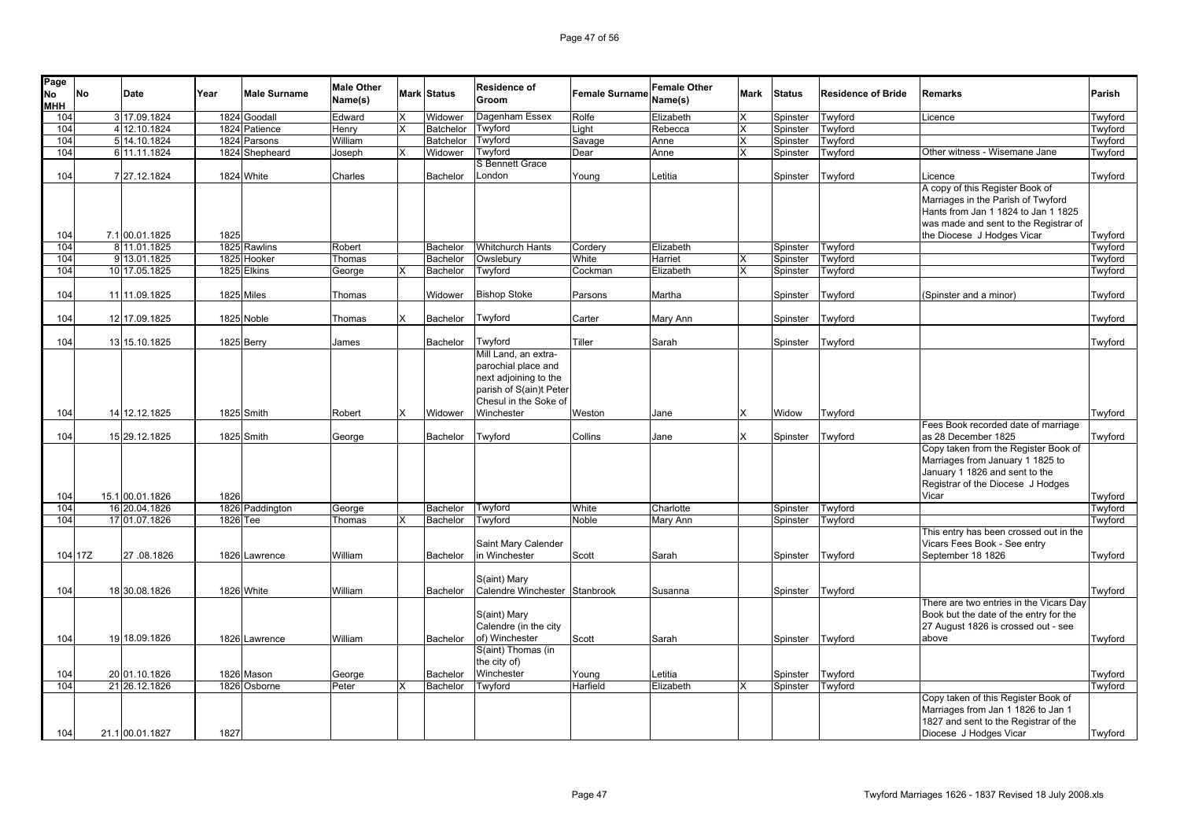| Page No MHH | No | Date | Year | Male Surname | Male Other Name(s) | Mark | Status | Residence of Groom | Female Surname | Female Other Name(s) | Mark | Status | Residence of Bride | Remarks | Parish |
|---|---|---|---|---|---|---|---|---|---|---|---|---|---|---|---|
| 104 | 3 | 17.09.1824 | 1824 | Goodall | Edward | X | Widower | Dagenham Essex | Rolfe | Elizabeth | X | Spinster | Twyford | Licence | Twyford |
| 104 | 4 | 12.10.1824 | 1824 | Patience | Henry | X | Batchelor | Twyford | Light | Rebecca | X | Spinster | Twyford | | Twyford |
| 104 | 5 | 14.10.1824 | 1824 | Parsons | William | | Batchelor | Twyford | Savage | Anne | X | Spinster | Twyford | | Twyford |
| 104 | 6 | 11.11.1824 | 1824 | Shepheard | Joseph | X | Widower | Twyford | Dear | Anne | X | Spinster | Twyford | Other witness - Wisemane Jane | Twyford |
| 104 | 7 | 27.12.1824 | 1824 | White | Charles | | Bachelor | S Bennett Grace London | Young | Letitia | | Spinster | Twyford | Licence | Twyford |
| 104 | 7.1 | 00.01.1825 | 1825 | | | | | | | | | | | A copy of this Register Book of Marriages in the Parish of Twyford Hants from Jan 1 1824 to Jan 1 1825 was made and sent to the Registrar of the Diocese J Hodges Vicar | Twyford |
| 104 | 8 | 11.01.1825 | 1825 | Rawlins | Robert | | Bachelor | Whitchurch Hants | Cordery | Elizabeth | | Spinster | Twyford | | Twyford |
| 104 | 9 | 13.01.1825 | 1825 | Hooker | Thomas | | Bachelor | Owslebury | White | Harriet | X | Spinster | Twyford | | Twyford |
| 104 | 10 | 17.05.1825 | 1825 | Elkins | George | X | Bachelor | Twyford | Cockman | Elizabeth | X | Spinster | Twyford | | Twyford |
| 104 | 11 | 11.09.1825 | 1825 | Miles | Thomas | | Widower | Bishop Stoke | Parsons | Martha | | Spinster | Twyford | (Spinster and a minor) | Twyford |
| 104 | 12 | 17.09.1825 | 1825 | Noble | Thomas | X | Bachelor | Twyford | Carter | Mary Ann | | Spinster | Twyford | | Twyford |
| 104 | 13 | 15.10.1825 | 1825 | Berry | James | | Bachelor | Twyford | Tiller | Sarah | | Spinster | Twyford | | Twyford |
| 104 | 14 | 12.12.1825 | 1825 | Smith | Robert | X | Widower | Mill Land, an extra-parochial place and next adjoining to the parish of S(ain)t Peter Chesul in the Soke of Winchester | Weston | Jane | X | Widow | Twyford | | Twyford |
| 104 | 15 | 29.12.1825 | 1825 | Smith | George | | Bachelor | Twyford | Collins | Jane | X | Spinster | Twyford | Fees Book recorded date of marriage as 28 December 1825 | Twyford |
| 104 | 15.1 | 00.01.1826 | 1826 | | | | | | | | | | | Copy taken from the Register Book of Marriages from January 1 1825 to January 1 1826 and sent to the Registrar of the Diocese J Hodges Vicar | Twyford |
| 104 | 16 | 20.04.1826 | 1826 | Paddington | George | | Bachelor | Twyford | White | Charlotte | | Spinster | Twyford | | Twyford |
| 104 | 17 | 01.07.1826 | 1826 | Tee | Thomas | X | Bachelor | Twyford | Noble | Mary Ann | | Spinster | Twyford | | Twyford |
| 104 | 17Z | 27 .08.1826 | 1826 | Lawrence | William | | Bachelor | Saint Mary Calender in Winchester | Scott | Sarah | | Spinster | Twyford | This entry has been crossed out in the Vicars Fees Book - See entry September 18 1826 | Twyford |
| 104 | 18 | 30.08.1826 | 1826 | White | William | | Bachelor | S(aint) Mary Calendre Winchester | Stanbrook | Susanna | | Spinster | Twyford | | Twyford |
| 104 | 19 | 18.09.1826 | 1826 | Lawrence | William | | Bachelor | S(aint) Mary Calendre (in the city of) Winchester | Scott | Sarah | | Spinster | Twyford | There are two entries in the Vicars Day Book but the date of the entry for the 27 August 1826 is crossed out - see above | Twyford |
| 104 | 20 | 01.10.1826 | 1826 | Mason | George | | Bachelor | S(aint) Thomas (in the city of) Winchester | Young | Letitia | | Spinster | Twyford | | Twyford |
| 104 | 21 | 26.12.1826 | 1826 | Osborne | Peter | X | Bachelor | Twyford | Harfield | Elizabeth | X | Spinster | Twyford | | Twyford |
| 104 | 21.1 | 00.01.1827 | 1827 | | | | | | | | | | | Copy taken of this Register Book of Marriages from Jan 1 1826 to Jan 1 1827 and sent to the Registrar of the Diocese J Hodges Vicar | Twyford |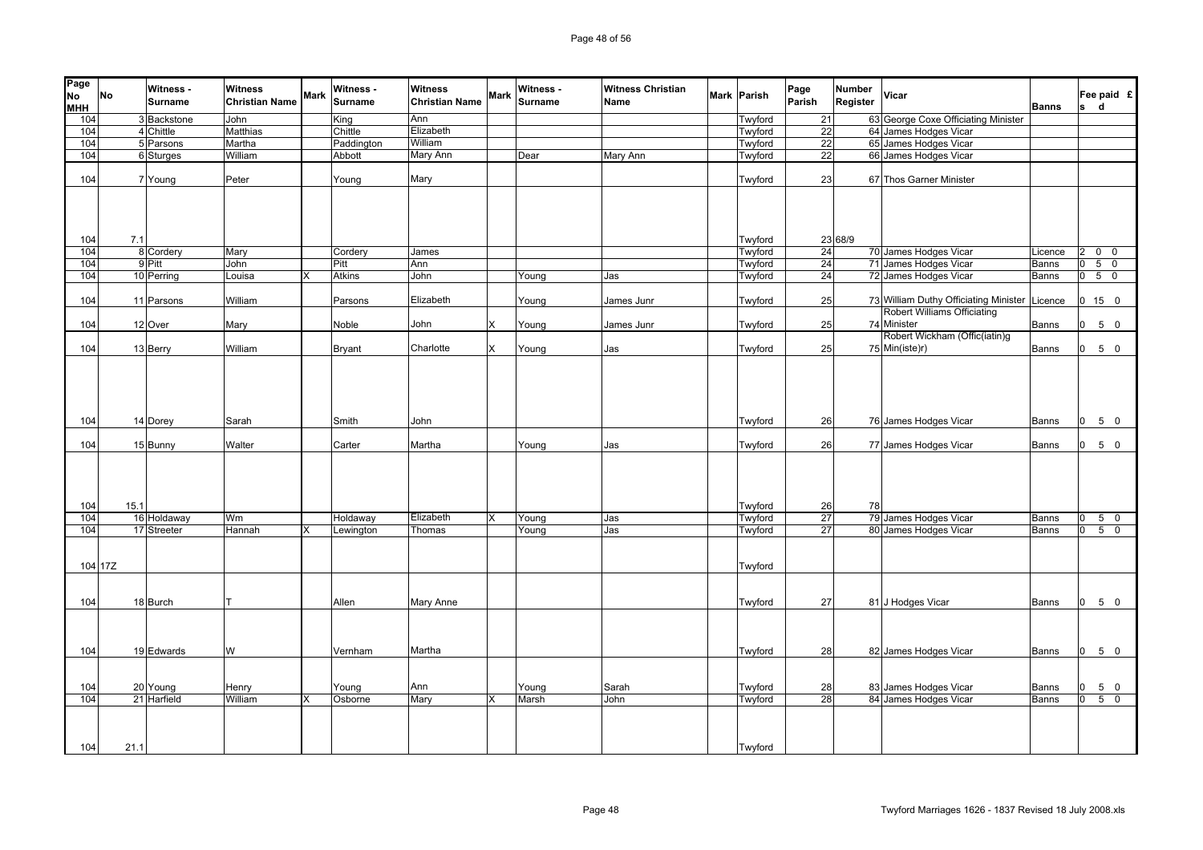| Page No MHH | No | Witness - Surname | Witness Christian Name | Mark | Witness - Surname | Witness Christian Name | Mark | Witness - Surname | Witness Christian Name | Mark | Parish | Page Parish | Number Register | Vicar | Banns | Fee paid £ s d |
|---|---|---|---|---|---|---|---|---|---|---|---|---|---|---|---|---|
| 104 | 3 | Backstone | John | | King | Ann | | | | | Twyford | 21 | 63 | George Coxe Officiating Minister | | |
| 104 | 4 | Chittle | Matthias | | Chittle | Elizabeth | | | | | Twyford | 22 | 64 | James Hodges Vicar | | |
| 104 | 5 | Parsons | Martha | | Paddington | William | | | | | Twyford | 22 | 65 | James Hodges Vicar | | |
| 104 | 6 | Sturges | William | | Abbott | Mary Ann | | Dear | Mary Ann | | Twyford | 22 | 66 | James Hodges Vicar | | |
| 104 | 7 | Young | Peter | | Young | Mary | | | | | Twyford | 23 | 67 | Thos Garner Minister | | |
| 104 | 7.1 | | | | | | | | | | Twyford | 23 | 68/9 | | | |
| 104 | 8 | Cordery | Mary | | Cordery | James | | | | | Twyford | 24 | 70 | James Hodges Vicar | Licence | 2 0 0 |
| 104 | 9 | Pitt | John | | Pitt | Ann | | | | | Twyford | 24 | 71 | James Hodges Vicar | Banns | 0 5 0 |
| 104 | 10 | Perring | Louisa | X | Atkins | John | | Young | Jas | | Twyford | 24 | 72 | James Hodges Vicar | Banns | 0 5 0 |
| 104 | 11 | Parsons | William | | Parsons | Elizabeth | | Young | James Junr | | Twyford | 25 | 73 | William Duthy Officiating Minister | Licence | 0 15 0 |
| 104 | 12 | Over | Mary | | Noble | John | X | Young | James Junr | | Twyford | 25 | 74 | Robert Williams Officiating Minister | Banns | 0 5 0 |
| 104 | 13 | Berry | William | | Bryant | Charlotte | X | Young | Jas | | Twyford | 25 | 75 | Robert Wickham (Offic(iatin)g Min(iste)r) | Banns | 0 5 0 |
| 104 | 14 | Dorey | Sarah | | Smith | John | | | | | Twyford | 26 | 76 | James Hodges Vicar | Banns | 0 5 0 |
| 104 | 15 | Bunny | Walter | | Carter | Martha | | Young | Jas | | Twyford | 26 | 77 | James Hodges Vicar | Banns | 0 5 0 |
| 104 | 15.1 | | | | | | | | | | Twyford | 26 | 78 | | | |
| 104 | 16 | Holdaway | Wm | | Holdaway | Elizabeth | X | Young | Jas | | Twyford | 27 | 79 | James Hodges Vicar | Banns | 0 5 0 |
| 104 | 17 | Streeter | Hannah | X | Lewington | Thomas | | Young | Jas | | Twyford | 27 | 80 | James Hodges Vicar | Banns | 0 5 0 |
| 104 | 17Z | | | | | | | | | | Twyford | | | | | |
| 104 | 18 | Burch | T | | Allen | Mary Anne | | | | | Twyford | 27 | 81 | J Hodges Vicar | Banns | 0 5 0 |
| 104 | 19 | Edwards | W | | Vernham | Martha | | | | | Twyford | 28 | 82 | James Hodges Vicar | Banns | 0 5 0 |
| 104 | 20 | Young | Henry | | Young | Ann | | Young | Sarah | | Twyford | 28 | 83 | James Hodges Vicar | Banns | 0 5 0 |
| 104 | 21 | Harfield | William | X | Osborne | Mary | X | Marsh | John | | Twyford | 28 | 84 | James Hodges Vicar | Banns | 0 5 0 |
| 104 | 21.1 | | | | | | | | | | Twyford | | | | | |

Twyford Marriages 1626 - 1837 Revised 18 July 2008.xls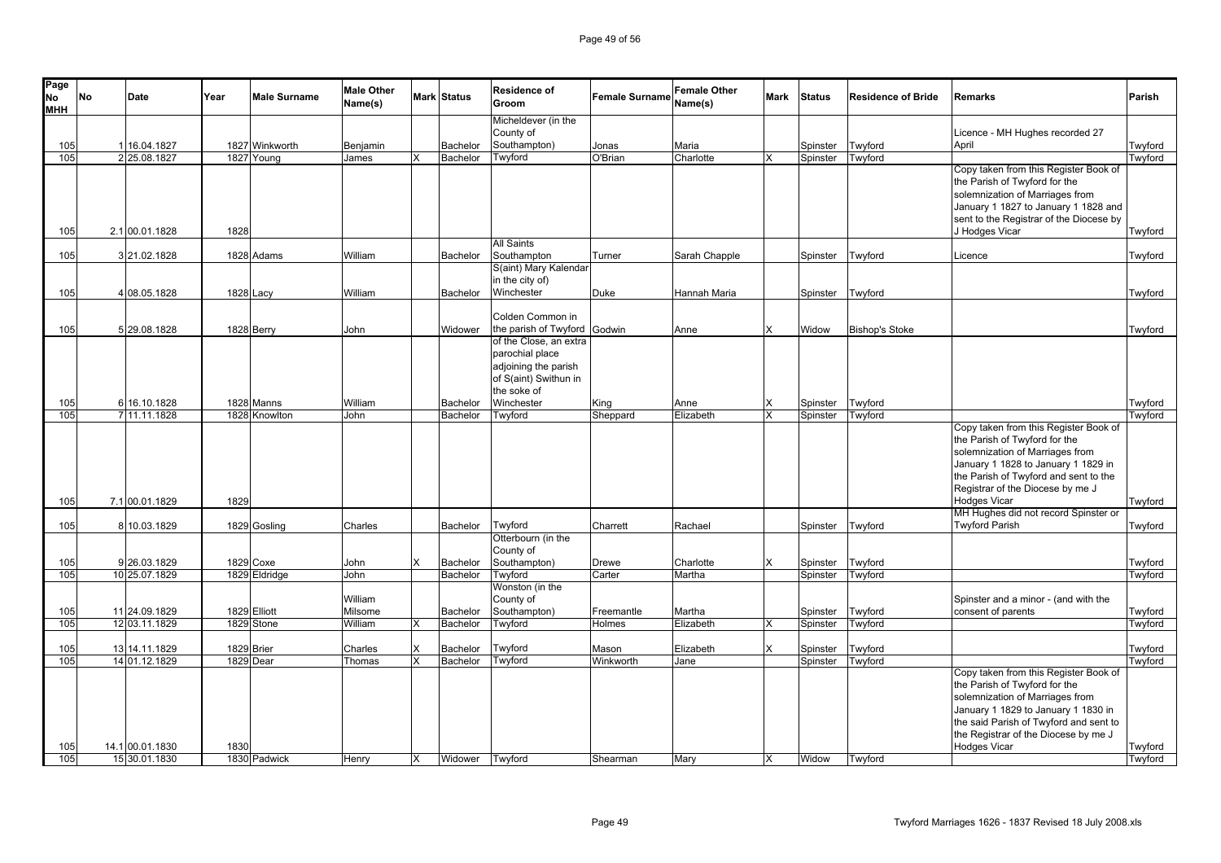| Page No MHH | No | Date | Year | Male Surname | Male Other Name(s) | Mark | Status | Residence of Groom | Female Surname | Female Other Name(s) | Mark | Status | Residence of Bride | Remarks | Parish |
|---|---|---|---|---|---|---|---|---|---|---|---|---|---|---|---|
| 105 | 1 | 16.04.1827 | 1827 | Winkworth | Benjamin | | Bachelor | Micheldever (in the County of Southampton) | Jonas | Maria | | Spinster | Twyford | Licence - MH Hughes recorded 27 April | Twyford |
| 105 | 2 | 25.08.1827 | 1827 | Young | James | X | Bachelor | Twyford | O'Brian | Charlotte | X | Spinster | Twyford | | Twyford |
| 105 | 2.1 | 00.01.1828 | 1828 | | | | | | | | | | | Copy taken from this Register Book of the Parish of Twyford for the solemnization of Marriages from January 1 1827 to January 1 1828 and sent to the Registrar of the Diocese by J Hodges Vicar | Twyford |
| 105 | 3 | 21.02.1828 | 1828 | Adams | William | | Bachelor | All Saints Southampton | Turner | Sarah Chapple | | Spinster | Twyford | Licence | Twyford |
| 105 | 4 | 08.05.1828 | 1828 | Lacy | William | | Bachelor | S(aint) Mary Kalendar in the city of) Winchester | Duke | Hannah Maria | | Spinster | Twyford | | Twyford |
| 105 | 5 | 29.08.1828 | 1828 | Berry | John | | Widower | Colden Common in the parish of Twyford | Godwin | Anne | X | Widow | Bishop's Stoke | | Twyford |
| 105 | 6 | 16.10.1828 | 1828 | Manns | William | | Bachelor | of the Close, an extra parochial place adjoining the parish of S(aint) Swithun in the soke of Winchester | King | Anne | X | Spinster | Twyford | | Twyford |
| 105 | 7 | 11.11.1828 | 1828 | Knowlton | John | | Bachelor | Twyford | Sheppard | Elizabeth | X | Spinster | Twyford | | Twyford |
| 105 | 7.1 | 00.01.1829 | 1829 | | | | | | | | | | | Copy taken from this Register Book of the Parish of Twyford for the solemnization of Marriages from January 1 1828 to January 1 1829 in the Parish of Twyford and sent to the Registrar of the Diocese by me J Hodges Vicar | Twyford |
| 105 | 8 | 10.03.1829 | 1829 | Gosling | Charles | | Bachelor | Twyford | Charrett | Rachael | | Spinster | Twyford | MH Hughes did not record Spinster or Twyford Parish | Twyford |
| 105 | 9 | 26.03.1829 | 1829 | Coxe | John | X | Bachelor | Otterbourn (in the County of Southampton) | Drewe | Charlotte | X | Spinster | Twyford | | Twyford |
| 105 | 10 | 25.07.1829 | 1829 | Eldridge | John | | Bachelor | Twyford | Carter | Martha | | Spinster | Twyford | | Twyford |
| 105 | 11 | 24.09.1829 | 1829 | Elliott | William Milsome | | Bachelor | Wonston (in the County of Southampton) | Freemantle | Martha | | Spinster | Twyford | Spinster and a minor - (and with the consent of parents | Twyford |
| 105 | 12 | 03.11.1829 | 1829 | Stone | William | X | Bachelor | Twyford | Holmes | Elizabeth | X | Spinster | Twyford | | Twyford |
| 105 | 13 | 14.11.1829 | 1829 | Brier | Charles | X | Bachelor | Twyford | Mason | Elizabeth | X | Spinster | Twyford | | Twyford |
| 105 | 14 | 01.12.1829 | 1829 | Dear | Thomas | X | Bachelor | Twyford | Winkworth | Jane | | Spinster | Twyford | | Twyford |
| 105 | 14.1 | 00.01.1830 | 1830 | | | | | | | | | | | Copy taken from this Register Book of the Parish of Twyford for the solemnization of Marriages from January 1 1829 to January 1 1830 in the said Parish of Twyford and sent to the Registrar of the Diocese by me J Hodges Vicar | Twyford |
| 105 | 15 | 30.01.1830 | 1830 | Padwick | Henry | X | Widower | Twyford | Shearman | Mary | X | Widow | Twyford | | Twyford |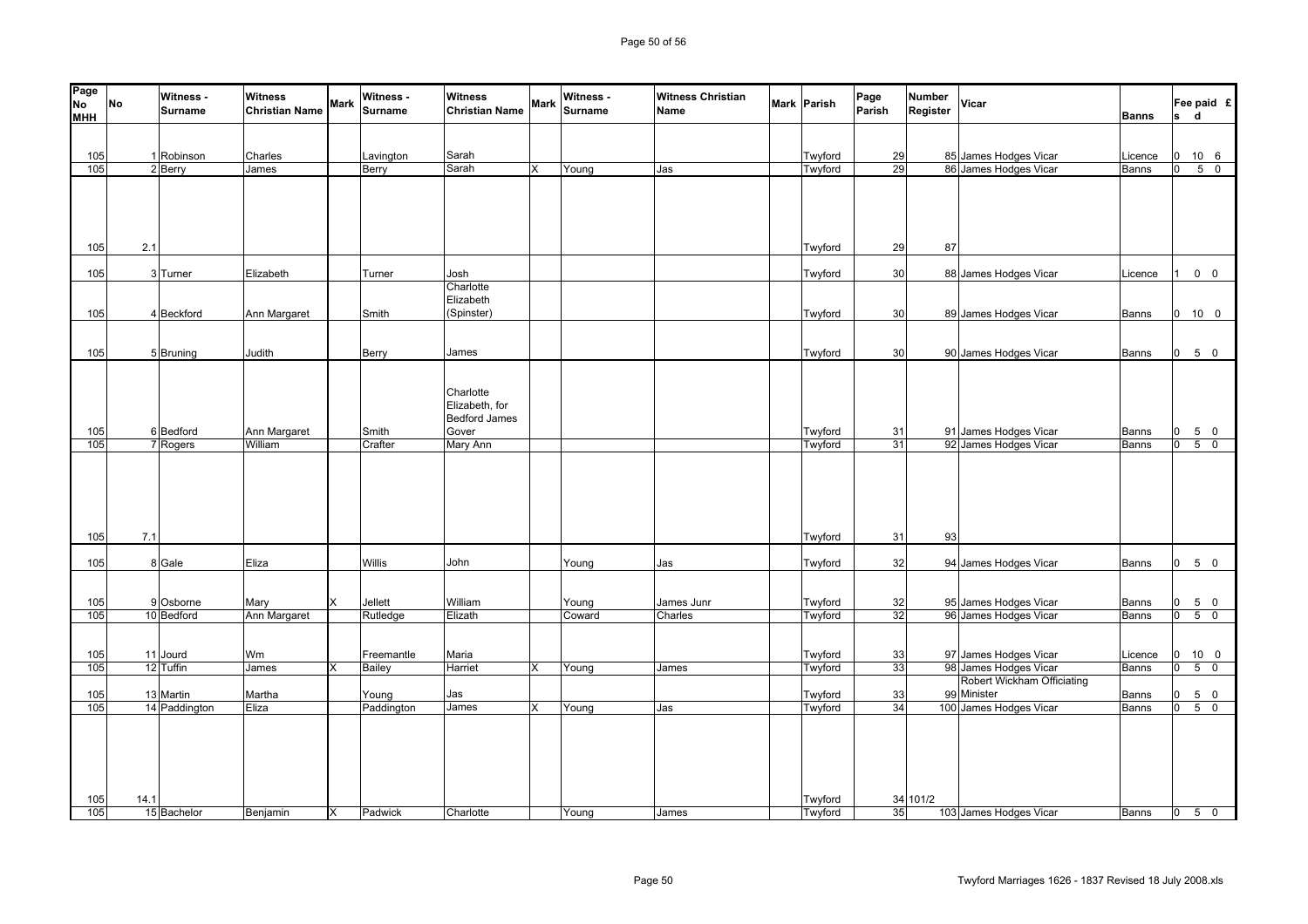| Page No MHH | No | Witness - Surname | Witness Christian Name | Mark | Witness - Surname | Witness Christian Name | Mark | Witness - Surname | Witness Christian Name | Mark | Parish | Page Parish | Number Register | Vicar | Banns | Fee paid £ s d |
|---|---|---|---|---|---|---|---|---|---|---|---|---|---|---|---|---|
| 105 | 1 | Robinson | Charles | | Lavington | Sarah | | | | | Twyford | 29 | 85 | James Hodges Vicar | Licence | 0 10 6 |
| 105 | 2 | Berry | James | | Berry | Sarah | X | Young | Jas | | Twyford | 29 | 86 | James Hodges Vicar | Banns | 0 5 0 |
| 105 | 2.1 | | | | | | | | | | Twyford | 29 | 87 | | | |
| 105 | 3 | Turner | Elizabeth | | Turner | Josh | | | | | Twyford | 30 | 88 | James Hodges Vicar | Licence | 1 0 0 |
| 105 | 4 | Beckford | Ann Margaret | | Smith | Charlotte Elizabeth (Spinster) | | | | | Twyford | 30 | 89 | James Hodges Vicar | Banns | 0 10 0 |
| 105 | 5 | Bruning | Judith | | Berry | James | | | | | Twyford | 30 | 90 | James Hodges Vicar | Banns | 0 5 0 |
| 105 | 6 | Bedford | Ann Margaret | | Smith | Charlotte Elizabeth, for Bedford James Gover | | | | | Twyford | 31 | 91 | James Hodges Vicar | Banns | 0 5 0 |
| 105 | 7 | Rogers | William | | Crafter | Mary Ann | | | | | Twyford | 31 | 92 | James Hodges Vicar | Banns | 0 5 0 |
| 105 | 7.1 | | | | | | | | | | Twyford | 31 | 93 | | | |
| 105 | 8 | Gale | Eliza | | Willis | John | | Young | Jas | | Twyford | 32 | 94 | James Hodges Vicar | Banns | 0 5 0 |
| 105 | 9 | Osborne | Mary | X | Jellett | William | | Young | James Junr | | Twyford | 32 | 95 | James Hodges Vicar | Banns | 0 5 0 |
| 105 | 10 | Bedford | Ann Margaret | | Rutledge | Elizath | | Coward | Charles | | Twyford | 32 | 96 | James Hodges Vicar | Banns | 0 5 0 |
| 105 | 11 | Jourd | Wm | | Freemantle | Maria | | | | | Twyford | 33 | 97 | James Hodges Vicar | Licence | 0 10 0 |
| 105 | 12 | Tuffin | James | X | Bailey | Harriet | X | Young | James | | Twyford | 33 | 98 | James Hodges Vicar | Banns | 0 5 0 |
| 105 | 13 | Martin | Martha | | Young | Jas | | | | | Twyford | 33 | 99 | Robert Wickham Officiating Minister | Banns | 0 5 0 |
| 105 | 14 | Paddington | Eliza | | Paddington | James | X | Young | Jas | | Twyford | 34 | 100 | James Hodges Vicar | Banns | 0 5 0 |
| 105 | 14.1 | | | | | | | | | | Twyford | 34 | 101/2 | | | |
| 105 | 15 | Bachelor | Benjamin | X | Padwick | Charlotte | | Young | James | | Twyford | 35 | 103 | James Hodges Vicar | Banns | 0 5 0 |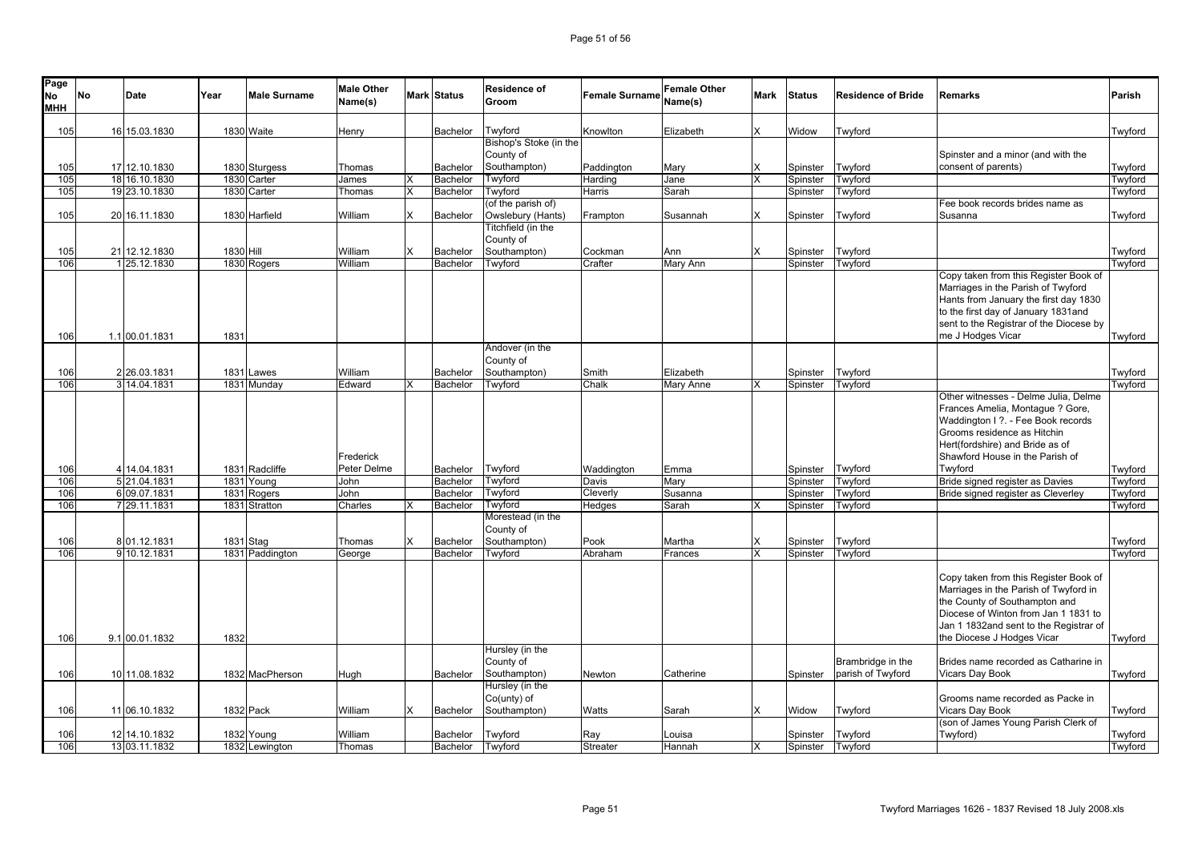| Page No MHH | No | Date | Year | Male Surname | Male Other Name(s) | Mark | Status | Residence of Groom | Female Surname | Female Other Name(s) | Mark | Status | Residence of Bride | Remarks | Parish |
|---|---|---|---|---|---|---|---|---|---|---|---|---|---|---|---|
| 105 | 16 | 15.03.1830 | 1830 | Waite | Henry | | Bachelor | Twyford | Knowlton | Elizabeth | X | Widow | Twyford | | Twyford |
| 105 | 17 | 12.10.1830 | 1830 | Sturgess | Thomas | | Bachelor | Bishop's Stoke (in the County of Southampton) | Paddington | Mary | X | Spinster | Twyford | Spinster and a minor (and with the consent of parents) | Twyford |
| 105 | 18 | 16.10.1830 | 1830 | Carter | James | X | Bachelor | Twyford | Harding | Jane | X | Spinster | Twyford | | Twyford |
| 105 | 19 | 23.10.1830 | 1830 | Carter | Thomas | X | Bachelor | Twyford | Harris | Sarah | | Spinster | Twyford | | Twyford |
| 105 | 20 | 16.11.1830 | 1830 | Harfield | William | X | Bachelor | (of the parish of) Owslebury (Hants) | Frampton | Susannah | X | Spinster | Twyford | Fee book records brides name as Susanna | Twyford |
| 105 | 21 | 12.12.1830 | 1830 | Hill | William | X | Bachelor | Titchfield (in the County of Southampton) | Cockman | Ann | X | Spinster | Twyford | | Twyford |
| 106 | 1 | 25.12.1830 | 1830 | Rogers | William | | Bachelor | Twyford | Crafter | Mary Ann | | Spinster | Twyford | | Twyford |
| 106 | 1.1 | 00.01.1831 | 1831 | | | | | | | | | | | Copy taken from this Register Book of Marriages in the Parish of Twyford Hants from January the first day 1830 to the first day of January 1831and sent to the Registrar of the Diocese by me J Hodges Vicar | Twyford |
| 106 | 2 | 26.03.1831 | 1831 | Lawes | William | | Bachelor | Andover (in the County of Southampton) | Smith | Elizabeth | | Spinster | Twyford | | Twyford |
| 106 | 3 | 14.04.1831 | 1831 | Munday | Edward | X | Bachelor | Twyford | Chalk | Mary Anne | X | Spinster | Twyford | | Twyford |
| 106 | 4 | 14.04.1831 | 1831 | Radcliffe | Frederick Peter Delme | | Bachelor | Twyford | Waddington | Emma | | Spinster | Twyford | Other witnesses - Delme Julia, Delme Frances Amelia, Montague ? Gore, Waddington I ?. - Fee Book records Grooms residence as Hitchin Hert(fordshire) and Bride as of Shawford House in the Parish of Twyford | Twyford |
| 106 | 5 | 21.04.1831 | 1831 | Young | John | | Bachelor | Twyford | Davis | Mary | | Spinster | Twyford | Bride signed register as Davies | Twyford |
| 106 | 6 | 09.07.1831 | 1831 | Rogers | John | | Bachelor | Twyford | Cleverly | Susanna | | Spinster | Twyford | Bride signed register as Cleverley | Twyford |
| 106 | 7 | 29.11.1831 | 1831 | Stratton | Charles | X | Bachelor | Twyford | Hedges | Sarah | X | Spinster | Twyford | | Twyford |
| 106 | 8 | 01.12.1831 | 1831 | Stag | Thomas | X | Bachelor | Morestead (in the County of Southampton) | Pook | Martha | X | Spinster | Twyford | | Twyford |
| 106 | 9 | 10.12.1831 | 1831 | Paddington | George | | Bachelor | Twyford | Abraham | Frances | X | Spinster | Twyford | | Twyford |
| 106 | 9.1 | 00.01.1832 | 1832 | | | | | | | | | | | Copy taken from this Register Book of Marriages in the Parish of Twyford in the County of Southampton and Diocese of Winton from Jan 1 1831 to Jan 1 1832and sent to the Registrar of the Diocese J Hodges Vicar | Twyford |
| 106 | 10 | 11.08.1832 | 1832 | MacPherson | Hugh | | Bachelor | Hursley (in the County of Southampton) | Newton | Catherine | | Spinster | Brambridge in the parish of Twyford | Brides name recorded as Catharine in Vicars Day Book | Twyford |
| 106 | 11 | 06.10.1832 | 1832 | Pack | William | X | Bachelor | Hursley (in the Co(unty) of Southampton) | Watts | Sarah | X | Widow | Twyford | Grooms name recorded as Packe in Vicars Day Book | Twyford |
| 106 | 12 | 14.10.1832 | 1832 | Young | William | | Bachelor | Twyford | Ray | Louisa | | Spinster | Twyford | (son of James Young Parish Clerk of Twyford) | Twyford |
| 106 | 13 | 03.11.1832 | 1832 | Lewington | Thomas | | Bachelor | Twyford | Streater | Hannah | X | Spinster | Twyford | | Twyford |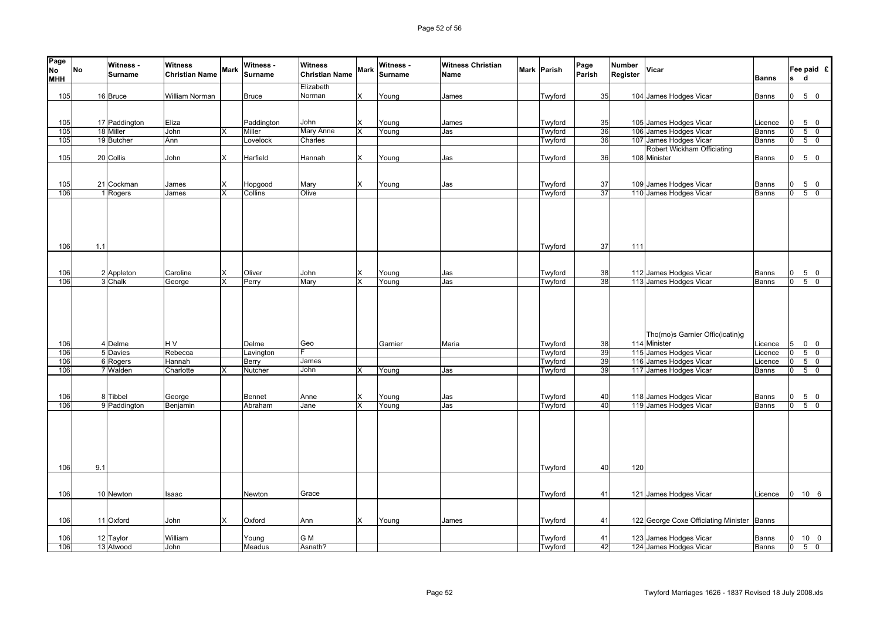| Page No MHH | No | Witness - Surname | Witness Christian Name | Mark | Witness - Surname | Witness Christian Name | Mark | Witness - Surname | Witness Christian Name | Mark | Parish | Page Parish | Number Register | Vicar | Banns | Fee paid £ s d |
|---|---|---|---|---|---|---|---|---|---|---|---|---|---|---|---|---|
| 105 | 16 | Bruce | William Norman | | Bruce | Elizabeth Norman | X | Young | James | | Twyford | 35 | 104 | James Hodges Vicar | Banns | 0 5 0 |
| 105 | 17 | Paddington | Eliza | | Paddington | John | X | Young | James | | Twyford | 35 | 105 | James Hodges Vicar | Licence | 0 5 0 |
| 105 | 18 | Miller | John | X | Miller | Mary Anne | X | Young | Jas | | Twyford | 36 | 106 | James Hodges Vicar | Banns | 0 5 0 |
| 105 | 19 | Butcher | Ann | | Lovelock | Charles | | | | | Twyford | 36 | 107 | James Hodges Vicar | Banns | 0 5 0 |
| 105 | 20 | Collis | John | X | Harfield | Hannah | X | Young | Jas | | Twyford | 36 | 108 | Robert Wickham Officiating Minister | Banns | 0 5 0 |
| 105 | 21 | Cockman | James | X | Hopgood | Mary | X | Young | Jas | | Twyford | 37 | 109 | James Hodges Vicar | Banns | 0 5 0 |
| 106 | 1 | Rogers | James | X | Collins | Olive | | | | | Twyford | 37 | 110 | James Hodges Vicar | Banns | 0 5 0 |
| 106 | 1.1 | | | | | | | | | | Twyford | 37 | 111 | | | |
| 106 | 2 | Appleton | Caroline | X | Oliver | John | X | Young | Jas | | Twyford | 38 | 112 | James Hodges Vicar | Banns | 0 5 0 |
| 106 | 3 | Chalk | George | X | Perry | Mary | X | Young | Jas | | Twyford | 38 | 113 | James Hodges Vicar | Banns | 0 5 0 |
| 106 | 4 | Delme | H V | | Delme | Geo | | Garnier | Maria | | Twyford | 38 | 114 | Tho(mo)s Garnier Offic(icatin)g Minister | Licence | 5 0 0 |
| 106 | 5 | Davies | Rebecca | | Lavington | F | | | | | Twyford | 39 | 115 | James Hodges Vicar | Licence | 0 5 0 |
| 106 | 6 | Rogers | Hannah | | Berry | James | | | | | Twyford | 39 | 116 | James Hodges Vicar | Licence | 0 5 0 |
| 106 | 7 | Walden | Charlotte | X | Nutcher | John | X | Young | Jas | | Twyford | 39 | 117 | James Hodges Vicar | Banns | 0 5 0 |
| 106 | 8 | Tibbel | George | | Bennet | Anne | X | Young | Jas | | Twyford | 40 | 118 | James Hodges Vicar | Banns | 0 5 0 |
| 106 | 9 | Paddington | Benjamin | | Abraham | Jane | X | Young | Jas | | Twyford | 40 | 119 | James Hodges Vicar | Banns | 0 5 0 |
| 106 | 9.1 | | | | | | | | | | Twyford | 40 | 120 | | | |
| 106 | 10 | Newton | Isaac | | Newton | Grace | | | | | Twyford | 41 | 121 | James Hodges Vicar | Licence | 0 10 6 |
| 106 | 11 | Oxford | John | X | Oxford | Ann | X | Young | James | | Twyford | 41 | 122 | George Coxe Officiating Minister | Banns | |
| 106 | 12 | Taylor | William | | Young | G M | | | | | Twyford | 41 | 123 | James Hodges Vicar | Banns | 0 10 0 |
| 106 | 13 | Atwood | John | | Meadus | Asnath? | | | | | Twyford | 42 | 124 | James Hodges Vicar | Banns | 0 5 0 |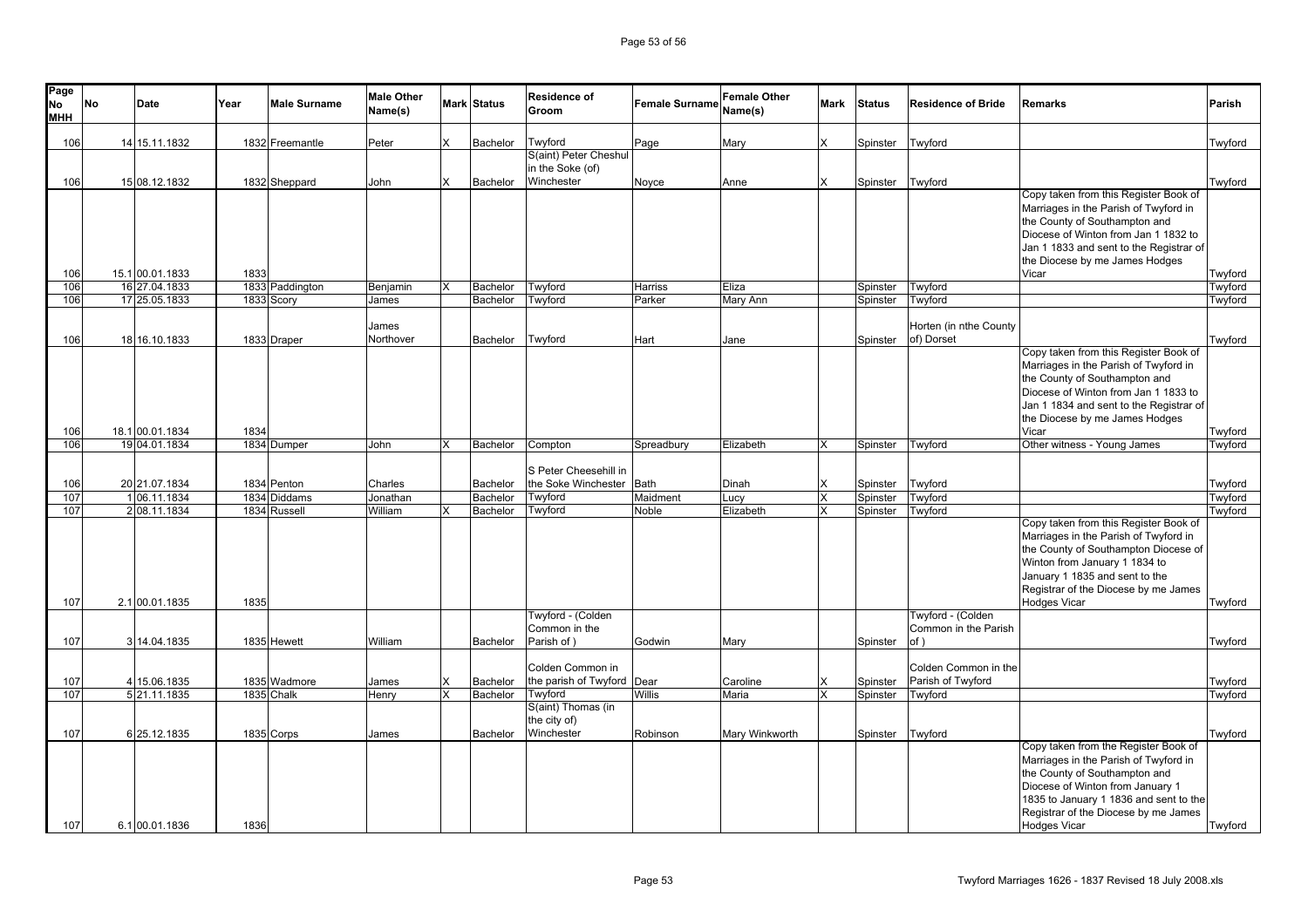| Page No MHH | No | Date | Year | Male Surname | Male Other Name(s) | Mark | Status | Residence of Groom | Female Surname | Female Other Name(s) | Mark | Status | Residence of Bride | Remarks | Parish |
|---|---|---|---|---|---|---|---|---|---|---|---|---|---|---|---|
| 106 | 14 | 15.11.1832 | 1832 | Freemantle | Peter | X | Bachelor | Twyford | Page | Mary | X | Spinster | Twyford | | Twyford |
| 106 | 15 | 08.12.1832 | 1832 | Sheppard | John | X | Bachelor | S(aint) Peter Cheshul in the Soke (of) Winchester | Noyce | Anne | X | Spinster | Twyford | | Twyford |
| 106 | 15.1 | 00.01.1833 | 1833 | | | | | | | | | | | Copy taken from this Register Book of Marriages in the Parish of Twyford in the County of Southampton and Diocese of Winton from Jan 1 1832 to Jan 1 1833 and sent to the Registrar of the Diocese by me James Hodges Vicar | Twyford |
| 106 | 16 | 27.04.1833 | 1833 | Paddington | Benjamin | X | Bachelor | Twyford | Harriss | Eliza | | Spinster | Twyford | | Twyford |
| 106 | 17 | 25.05.1833 | 1833 | Scory | James | | Bachelor | Twyford | Parker | Mary Ann | | Spinster | Twyford | | Twyford |
| 106 | 18 | 16.10.1833 | 1833 | Draper | James Northover | | Bachelor | Twyford | Hart | Jane | | Spinster | Horten (in nthe County of) Dorset | | Twyford |
| 106 | 18.1 | 00.01.1834 | 1834 | | | | | | | | | | | Copy taken from this Register Book of Marriages in the Parish of Twyford in the County of Southampton and Diocese of Winton from Jan 1 1833 to Jan 1 1834 and sent to the Registrar of the Diocese by me James Hodges Vicar | Twyford |
| 106 | 19 | 04.01.1834 | 1834 | Dumper | John | X | Bachelor | Compton | Spreadbury | Elizabeth | X | Spinster | Twyford | Other witness - Young James | Twyford |
| 106 | 20 | 21.07.1834 | 1834 | Penton | Charles | | Bachelor | S Peter Cheesehill in the Soke Winchester | Bath | Dinah | X | Spinster | Twyford | | Twyford |
| 107 | 1 | 06.11.1834 | 1834 | Diddams | Jonathan | | Bachelor | Twyford | Maidment | Lucy | X | Spinster | Twyford | | Twyford |
| 107 | 2 | 08.11.1834 | 1834 | Russell | William | X | Bachelor | Twyford | Noble | Elizabeth | X | Spinster | Twyford | | Twyford |
| 107 | 2.1 | 00.01.1835 | 1835 | | | | | | | | | | | Copy taken from this Register Book of Marriages in the Parish of Twyford in the County of Southampton Diocese of Winton from January 1 1834 to January 1 1835 and sent to the Registrar of the Diocese by me James Hodges Vicar | Twyford |
| 107 | 3 | 14.04.1835 | 1835 | Hewett | William | | Bachelor | Twyford - (Colden Common in the Parish of ) | Godwin | Mary | | Spinster | Twyford - (Colden Common in the Parish of ) | | Twyford |
| 107 | 4 | 15.06.1835 | 1835 | Wadmore | James | X | Bachelor | Colden Common in the parish of Twyford | Dear | Caroline | X | Spinster | Colden Common in the Parish of Twyford | | Twyford |
| 107 | 5 | 21.11.1835 | 1835 | Chalk | Henry | X | Bachelor | Twyford | Willis | Maria | X | Spinster | Twyford | | Twyford |
| 107 | 6 | 25.12.1835 | 1835 | Corps | James | | Bachelor | S(aint) Thomas (in the city of) Winchester | Robinson | Mary Winkworth | | Spinster | Twyford | | Twyford |
| 107 | 6.1 | 00.01.1836 | 1836 | | | | | | | | | | | Copy taken from the Register Book of Marriages in the Parish of Twyford in the County of Southampton and Diocese of Winton from January 1 1835 to January 1 1836 and sent to the Registrar of the Diocese by me James Hodges Vicar | Twyford |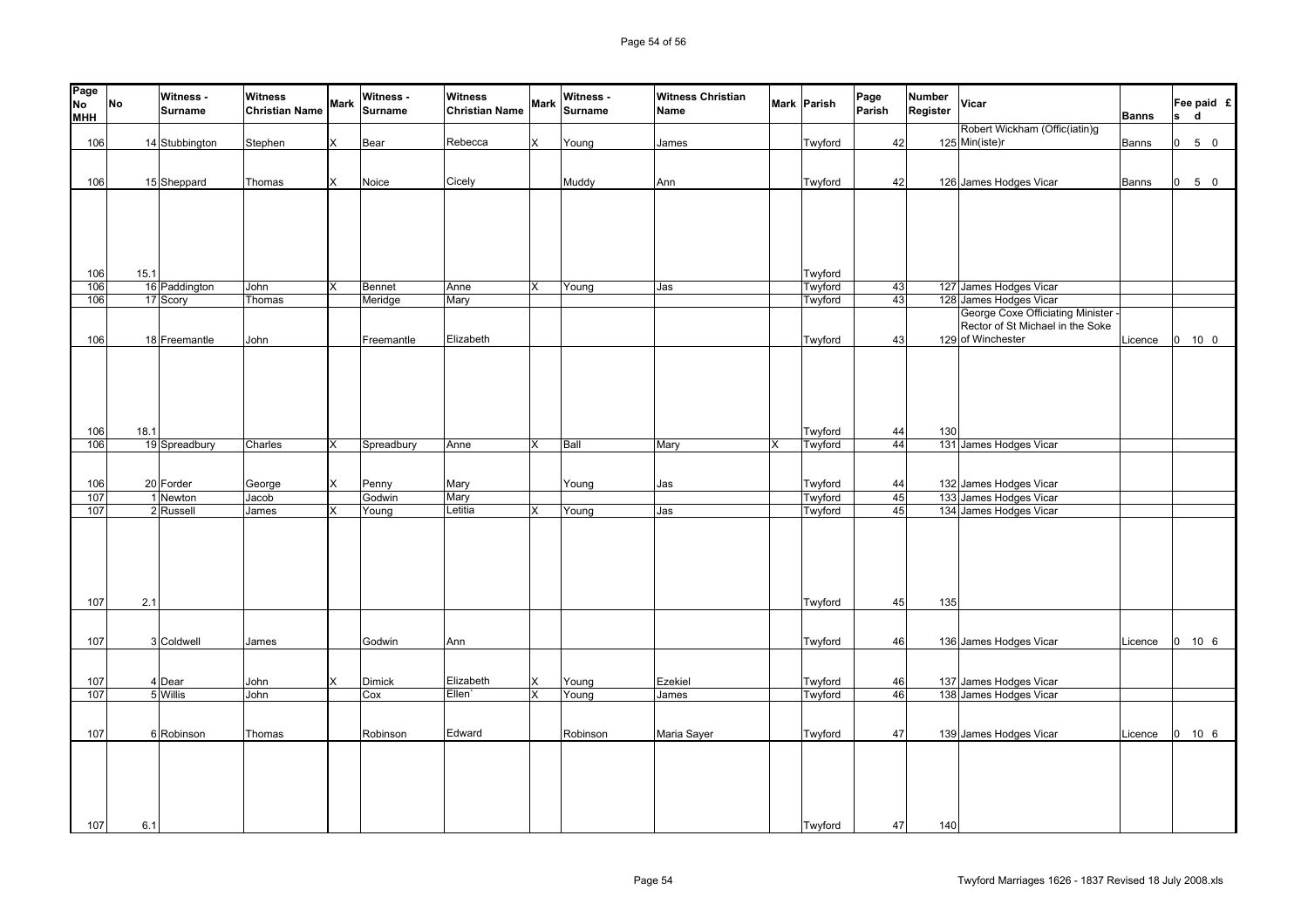| Page No MHH | No | Witness - Surname | Witness Christian Name | Mark | Witness - Surname | Witness Christian Name | Mark | Witness - Surname | Witness Christian Name | Mark | Parish | Page Parish | Number Register | Vicar | Banns | Fee paid £ s d |
|---|---|---|---|---|---|---|---|---|---|---|---|---|---|---|---|---|
| 106 | 14 | Stubbington | Stephen | X | Bear | Rebecca | X | Young | James | | Twyford | 42 | 125 | Robert Wickham (Offic(iatin)g Min(iste)r | Banns | 0 5 0 |
| 106 | 15 | Sheppard | Thomas | X | Noice | Cicely | | Muddy | Ann | | Twyford | 42 | 126 | James Hodges Vicar | Banns | 0 5 0 |
| 106 | 15.1 | | | | | | | | | | Twyford | | | | | |
| 106 | 16 | Paddington | John | X | Bennet | Anne | X | Young | Jas | | Twyford | 43 | 127 | James Hodges Vicar | | |
| 106 | 17 | Scory | Thomas | | Meridge | Mary | | | | | Twyford | 43 | 128 | James Hodges Vicar | | |
| 106 | 18 | Freemantle | John | | Freemantle | Elizabeth | | | | | Twyford | 43 | 129 | George Coxe Officiating Minister - Rector of St Michael in the Soke of Winchester | Licence | 0 10 0 |
| 106 | 18.1 | | | | | | | | | | Twyford | 44 | 130 | | | |
| 106 | 19 | Spreadbury | Charles | X | Spreadbury | Anne | X | Ball | Mary | X | Twyford | 44 | 131 | James Hodges Vicar | | |
| 106 | 20 | Forder | George | X | Penny | Mary | | Young | Jas | | Twyford | 44 | 132 | James Hodges Vicar | | |
| 107 | 1 | Newton | Jacob | | Godwin | Mary | | | | | Twyford | 45 | 133 | James Hodges Vicar | | |
| 107 | 2 | Russell | James | X | Young | Letitia | X | Young | Jas | | Twyford | 45 | 134 | James Hodges Vicar | | |
| 107 | 2.1 | | | | | | | | | | Twyford | 45 | 135 | | | |
| 107 | 3 | Coldwell | James | | Godwin | Ann | | | | | Twyford | 46 | 136 | James Hodges Vicar | Licence | 0 10 6 |
| 107 | 4 | Dear | John | X | Dimick | Elizabeth | X | Young | Ezekiel | | Twyford | 46 | 137 | James Hodges Vicar | | |
| 107 | 5 | Willis | John | | Cox | Ellen` | X | Young | James | | Twyford | 46 | 138 | James Hodges Vicar | | |
| 107 | 6 | Robinson | Thomas | | Robinson | Edward | | Robinson | Maria Sayer | | Twyford | 47 | 139 | James Hodges Vicar | Licence | 0 10 6 |
| 107 | 6.1 | | | | | | | | | | Twyford | 47 | 140 | | | |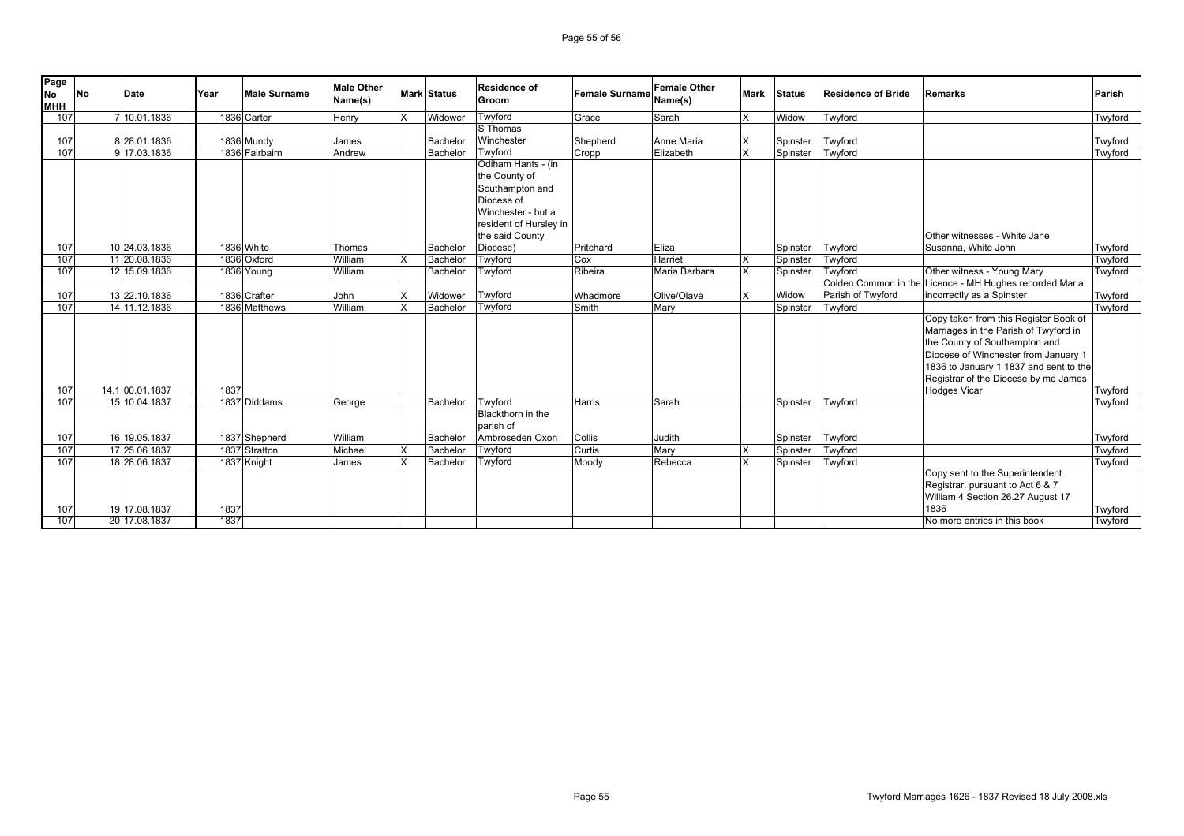| Page No MHH | No | Date | Year | Male Surname | Male Other Name(s) | Mark | Status | Residence of Groom | Female Surname | Female Other Name(s) | Mark | Status | Residence of Bride | Remarks | Parish |
|---|---|---|---|---|---|---|---|---|---|---|---|---|---|---|---|
| 107 | 7 | 10.01.1836 | 1836 | Carter | Henry | X | Widower | Twyford | Grace | Sarah | X | Widow | Twyford | | Twyford |
| 107 | 8 | 28.01.1836 | 1836 | Mundy | James | | Bachelor | S Thomas Winchester | Shepherd | Anne Maria | X | Spinster | Twyford | | Twyford |
| 107 | 9 | 17.03.1836 | 1836 | Fairbairn | Andrew | | Bachelor | Twyford | Cropp | Elizabeth | X | Spinster | Twyford | | Twyford |
| 107 | 10 | 24.03.1836 | 1836 | White | Thomas | | Bachelor | Odiham Hants - (in the County of Southampton and Diocese of Winchester - but a resident of Hursley in the said County Diocese) | Pritchard | Eliza | | Spinster | Twyford | Other witnesses - White Jane Susanna, White John | Twyford |
| 107 | 11 | 20.08.1836 | 1836 | Oxford | William | X | Bachelor | Twyford | Cox | Harriet | X | Spinster | Twyford | | Twyford |
| 107 | 12 | 15.09.1836 | 1836 | Young | William | | Bachelor | Twyford | Ribeira | Maria Barbara | X | Spinster | Twyford | Other witness - Young Mary | Twyford |
| 107 | 13 | 22.10.1836 | 1836 | Crafter | John | X | Widower | Twyford | Whadmore | Olive/Olave | X | Widow | Colden Common in the Parish of Twyford | Licence - MH Hughes recorded Maria incorrectly as a Spinster | Twyford |
| 107 | 14 | 11.12.1836 | 1836 | Matthews | William | X | Bachelor | Twyford | Smith | Mary | | Spinster | Twyford | | Twyford |
| 107 | 14.1 | 00.01.1837 | 1837 | | | | | | | | | | | Copy taken from this Register Book of Marriages in the Parish of Twyford in the County of Southampton and Diocese of Winchester from January 1 1836 to January 1 1837 and sent to the Registrar of the Diocese by me James Hodges Vicar | Twyford |
| 107 | 15 | 10.04.1837 | 1837 | Diddams | George | | Bachelor | Twyford | Harris | Sarah | | Spinster | Twyford | | Twyford |
| 107 | 16 | 19.05.1837 | 1837 | Shepherd | William | | Bachelor | Blackthorn in the parish of Ambroseden Oxon | Collis | Judith | | Spinster | Twyford | | Twyford |
| 107 | 17 | 25.06.1837 | 1837 | Stratton | Michael | X | Bachelor | Twyford | Curtis | Mary | X | Spinster | Twyford | | Twyford |
| 107 | 18 | 28.06.1837 | 1837 | Knight | James | X | Bachelor | Twyford | Moody | Rebecca | X | Spinster | Twyford | | Twyford |
| 107 | 19 | 17.08.1837 | 1837 | | | | | | | | | | | Copy sent to the Superintendent Registrar, pursuant to Act 6 & 7 William 4 Section 26.27 August 17 1836 | Twyford |
| 107 | 20 | 17.08.1837 | 1837 | | | | | | | | | | | No more entries in this book | Twyford |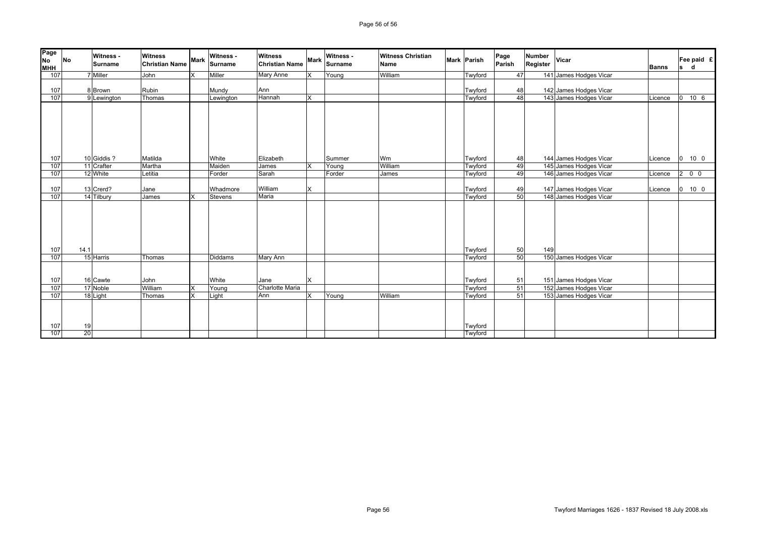| Page No MHH | No | Witness - Surname | Witness Christian Name | Mark | Witness - Surname | Witness Christian Name | Mark | Witness - Surname | Witness Christian Name | Mark | Parish | Page Parish | Number Register | Vicar | Banns | Fee paid £ s d |
|---|---|---|---|---|---|---|---|---|---|---|---|---|---|---|---|---|
| 107 | 7 | Miller | John | X | Miller | Mary Anne | X | Young | William | | Twyford | 47 | 141 | James Hodges Vicar | | |
| 107 | 8 | Brown | Rubin | | Mundy | Ann | | | | | Twyford | 48 | 142 | James Hodges Vicar | | |
| 107 | 9 | Lewington | Thomas | | Lewington | Hannah | X | | | | Twyford | 48 | 143 | James Hodges Vicar | Licence | 0 10 6 |
| 107 | 10 | Giddis ? | Matilda | | White | Elizabeth | | Summer | Wm | | Twyford | 48 | 144 | James Hodges Vicar | Licence | 0 10 0 |
| 107 | 11 | Crafter | Martha | | Maiden | James | X | Young | William | | Twyford | 49 | 145 | James Hodges Vicar | | |
| 107 | 12 | White | Letitia | | Forder | Sarah | | Forder | James | | Twyford | 49 | 146 | James Hodges Vicar | Licence | 2 0 0 |
| 107 | 13 | Crerd? | Jane | | Whadmore | William | X | | | | Twyford | 49 | 147 | James Hodges Vicar | Licence | 0 10 0 |
| 107 | 14 | Tilbury | James | X | Stevens | Maria | | | | | Twyford | 50 | 148 | James Hodges Vicar | | |
| 107 | 14.1 | | | | | | | | | | Twyford | 50 | 149 | | | |
| 107 | 15 | Harris | Thomas | | Diddams | Mary Ann | | | | | Twyford | 50 | 150 | James Hodges Vicar | | |
| 107 | 16 | Cawte | John | | White | Jane | X | | | | Twyford | 51 | 151 | James Hodges Vicar | | |
| 107 | 17 | Noble | William | X | Young | Charlotte Maria | | | | | Twyford | 51 | 152 | James Hodges Vicar | | |
| 107 | 18 | Light | Thomas | X | Light | Ann | X | Young | William | | Twyford | 51 | 153 | James Hodges Vicar | | |
| 107 | 19 | | | | | | | | | | Twyford | | | | | |
| 107 | 20 | | | | | | | | | | Twyford | | | | | |